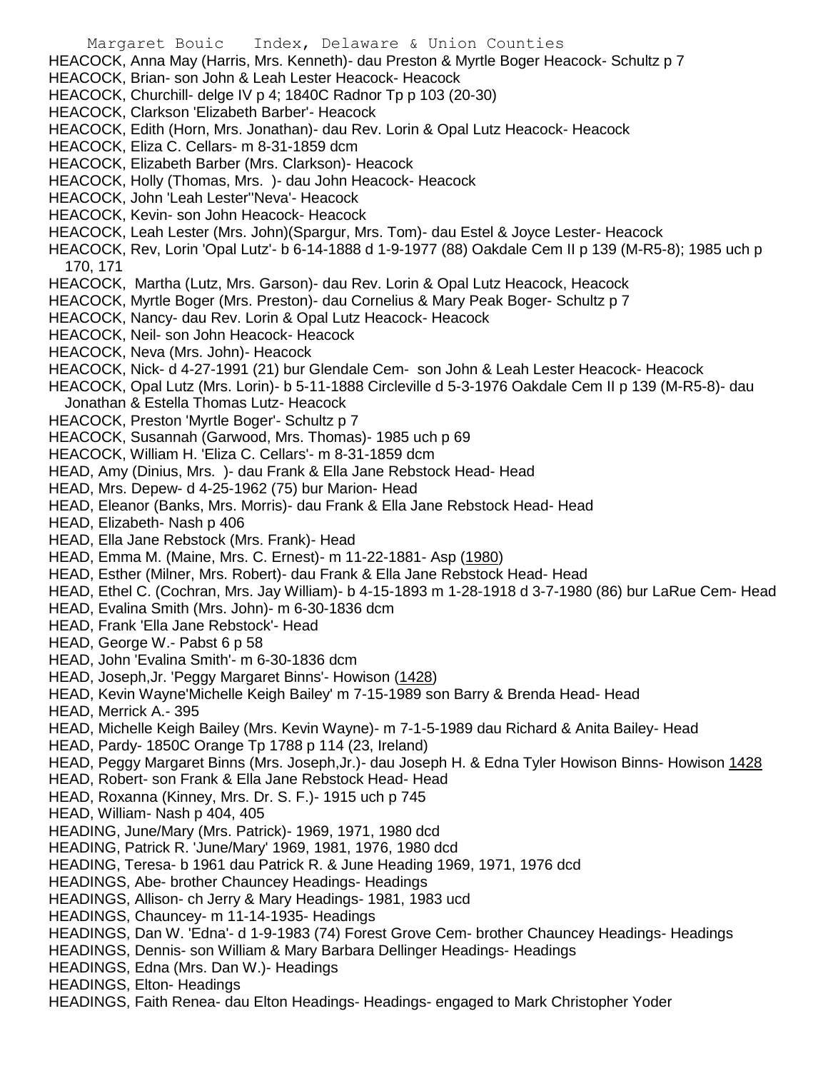HEACOCK, Anna May (Harris, Mrs. Kenneth)- dau Preston & Myrtle Boger Heacock- Schultz p 7
HEACOCK, Brian- son John & Leah Lester Heacock- Heacock
HEACOCK, Churchill- delge IV p 4; 1840C Radnor Tp p 103 (20-30)
HEACOCK, Clarkson 'Elizabeth Barber'- Heacock
HEACOCK, Edith (Horn, Mrs. Jonathan)- dau Rev. Lorin & Opal Lutz Heacock- Heacock
HEACOCK, Eliza C. Cellars- m 8-31-1859 dcm
HEACOCK, Elizabeth Barber (Mrs. Clarkson)- Heacock
HEACOCK, Holly (Thomas, Mrs. )- dau John Heacock- Heacock
HEACOCK, John 'Leah Lester''Neva'- Heacock
HEACOCK, Kevin- son John Heacock- Heacock
HEACOCK, Leah Lester (Mrs. John)(Spargur, Mrs. Tom)- dau Estel & Joyce Lester- Heacock
HEACOCK, Rev, Lorin 'Opal Lutz'- b 6-14-1888 d 1-9-1977 (88) Oakdale Cem II p 139 (M-R5-8); 1985 uch p 170, 171
HEACOCK, Martha (Lutz, Mrs. Garson)- dau Rev. Lorin & Opal Lutz Heacock, Heacock
HEACOCK, Myrtle Boger (Mrs. Preston)- dau Cornelius & Mary Peak Boger- Schultz p 7
HEACOCK, Nancy- dau Rev. Lorin & Opal Lutz Heacock- Heacock
HEACOCK, Neil- son John Heacock- Heacock
HEACOCK, Neva (Mrs. John)- Heacock
HEACOCK, Nick- d 4-27-1991 (21) bur Glendale Cem- son John & Leah Lester Heacock- Heacock
HEACOCK, Opal Lutz (Mrs. Lorin)- b 5-11-1888 Circleville d 5-3-1976 Oakdale Cem II p 139 (M-R5-8)- dau Jonathan & Estella Thomas Lutz- Heacock
HEACOCK, Preston 'Myrtle Boger'- Schultz p 7
HEACOCK, Susannah (Garwood, Mrs. Thomas)- 1985 uch p 69
HEACOCK, William H. 'Eliza C. Cellars'- m 8-31-1859 dcm
HEAD, Amy (Dinius, Mrs. )- dau Frank & Ella Jane Rebstock Head- Head
HEAD, Mrs. Depew- d 4-25-1962 (75) bur Marion- Head
HEAD, Eleanor (Banks, Mrs. Morris)- dau Frank & Ella Jane Rebstock Head- Head
HEAD, Elizabeth- Nash p 406
HEAD, Ella Jane Rebstock (Mrs. Frank)- Head
HEAD, Emma M. (Maine, Mrs. C. Ernest)- m 11-22-1881- Asp (1980)
HEAD, Esther (Milner, Mrs. Robert)- dau Frank & Ella Jane Rebstock Head- Head
HEAD, Ethel C. (Cochran, Mrs. Jay William)- b 4-15-1893 m 1-28-1918 d 3-7-1980 (86) bur LaRue Cem- Head
HEAD, Evalina Smith (Mrs. John)- m 6-30-1836 dcm
HEAD, Frank 'Ella Jane Rebstock'- Head
HEAD, George W.- Pabst 6 p 58
HEAD, John 'Evalina Smith'- m 6-30-1836 dcm
HEAD, Joseph,Jr. 'Peggy Margaret Binns'- Howison (1428)
HEAD, Kevin Wayne'Michelle Keigh Bailey' m 7-15-1989 son Barry & Brenda Head- Head
HEAD, Merrick A.- 395
HEAD, Michelle Keigh Bailey (Mrs. Kevin Wayne)- m 7-1-5-1989 dau Richard & Anita Bailey- Head
HEAD, Pardy- 1850C Orange Tp 1788 p 114 (23, Ireland)
HEAD, Peggy Margaret Binns (Mrs. Joseph,Jr.)- dau Joseph H. & Edna Tyler Howison Binns- Howison 1428
HEAD, Robert- son Frank & Ella Jane Rebstock Head- Head
HEAD, Roxanna (Kinney, Mrs. Dr. S. F.)- 1915 uch p 745
HEAD, William- Nash p 404, 405
HEADING, June/Mary (Mrs. Patrick)- 1969, 1971, 1980 dcd
HEADING, Patrick R. 'June/Mary' 1969, 1981, 1976, 1980 dcd
HEADING, Teresa- b 1961 dau Patrick R. & June Heading 1969, 1971, 1976 dcd
HEADINGS, Abe- brother Chauncey Headings- Headings
HEADINGS, Allison- ch Jerry & Mary Headings- 1981, 1983 ucd
HEADINGS, Chauncey- m 11-14-1935- Headings
HEADINGS, Dan W. 'Edna'- d 1-9-1983 (74) Forest Grove Cem- brother Chauncey Headings- Headings
HEADINGS, Dennis- son William & Mary Barbara Dellinger Headings- Headings
HEADINGS, Edna (Mrs. Dan W.)- Headings
HEADINGS, Elton- Headings
HEADINGS, Faith Renea- dau Elton Headings- Headings- engaged to Mark Christopher Yoder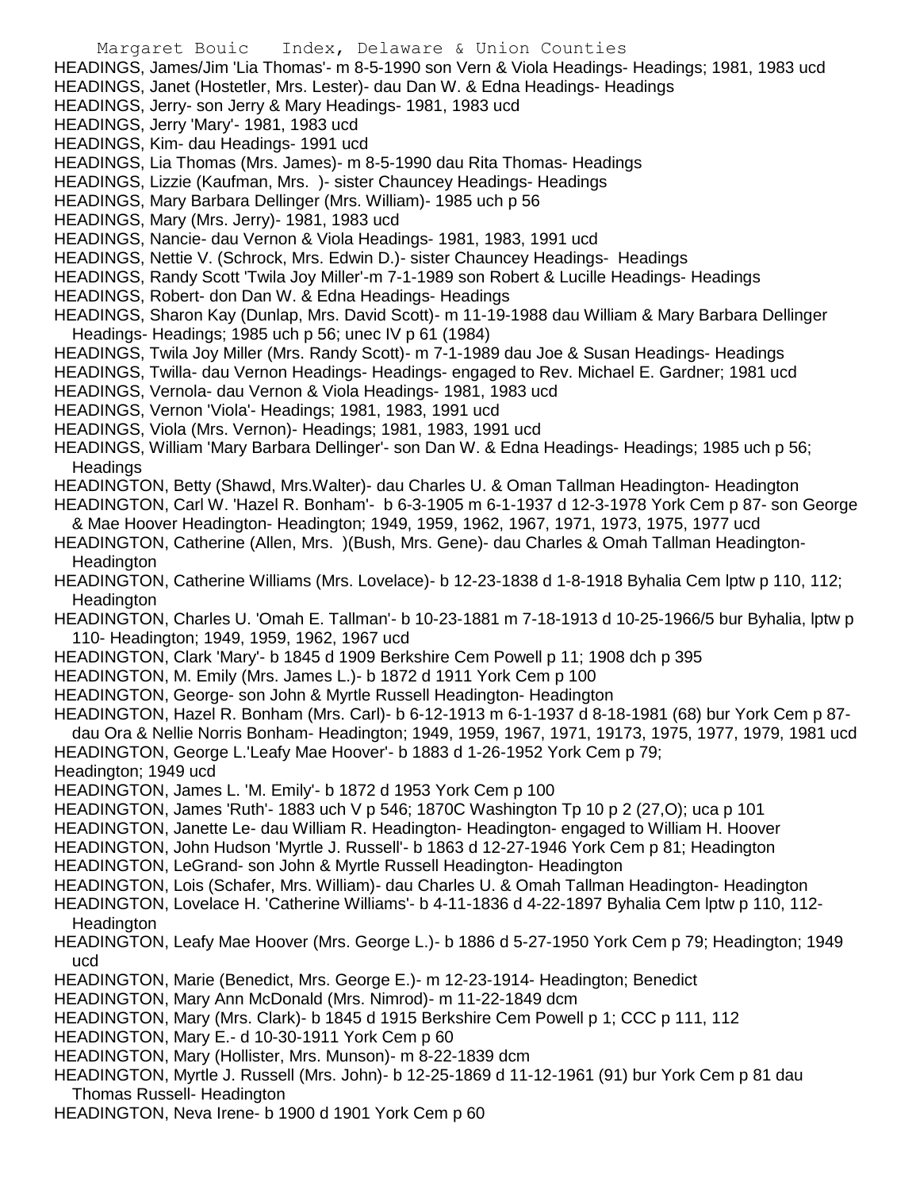HEADINGS, James/Jim 'Lia Thomas'- m 8-5-1990 son Vern & Viola Headings- Headings; 1981, 1983 ucd
HEADINGS, Janet (Hostetler, Mrs. Lester)- dau Dan W. & Edna Headings- Headings
HEADINGS, Jerry- son Jerry & Mary Headings- 1981, 1983 ucd
HEADINGS, Jerry 'Mary'- 1981, 1983 ucd
HEADINGS, Kim- dau Headings- 1991 ucd
HEADINGS, Lia Thomas (Mrs. James)- m 8-5-1990 dau Rita Thomas- Headings
HEADINGS, Lizzie (Kaufman, Mrs. )- sister Chauncey Headings- Headings
HEADINGS, Mary Barbara Dellinger (Mrs. William)- 1985 uch p 56
HEADINGS, Mary (Mrs. Jerry)- 1981, 1983 ucd
HEADINGS, Nancie- dau Vernon & Viola Headings- 1981, 1983, 1991 ucd
HEADINGS, Nettie V. (Schrock, Mrs. Edwin D.)- sister Chauncey Headings- Headings
HEADINGS, Randy Scott 'Twila Joy Miller'-m 7-1-1989 son Robert & Lucille Headings- Headings
HEADINGS, Robert- don Dan W. & Edna Headings- Headings
HEADINGS, Sharon Kay (Dunlap, Mrs. David Scott)- m 11-19-1988 dau William & Mary Barbara Dellinger Headings- Headings; 1985 uch p 56; unec IV p 61 (1984)
HEADINGS, Twila Joy Miller (Mrs. Randy Scott)- m 7-1-1989 dau Joe & Susan Headings- Headings
HEADINGS, Twilla- dau Vernon Headings- Headings- engaged to Rev. Michael E. Gardner; 1981 ucd
HEADINGS, Vernola- dau Vernon & Viola Headings- 1981, 1983 ucd
HEADINGS, Vernon 'Viola'- Headings; 1981, 1983, 1991 ucd
HEADINGS, Viola (Mrs. Vernon)- Headings; 1981, 1983, 1991 ucd
HEADINGS, William 'Mary Barbara Dellinger'- son Dan W. & Edna Headings- Headings; 1985 uch p 56; Headings
HEADINGTON, Betty (Shawd, Mrs.Walter)- dau Charles U. & Oman Tallman Headington- Headington
HEADINGTON, Carl W. 'Hazel R. Bonham'- b 6-3-1905 m 6-1-1937 d 12-3-1978 York Cem p 87- son George & Mae Hoover Headington- Headington; 1949, 1959, 1962, 1967, 1971, 1973, 1975, 1977 ucd
HEADINGTON, Catherine (Allen, Mrs. )(Bush, Mrs. Gene)- dau Charles & Omah Tallman Headington- Headington
HEADINGTON, Catherine Williams (Mrs. Lovelace)- b 12-23-1838 d 1-8-1918 Byhalia Cem lptw p 110, 112; Headington
HEADINGTON, Charles U. 'Omah E. Tallman'- b 10-23-1881 m 7-18-1913 d 10-25-1966/5 bur Byhalia, lptw p 110- Headington; 1949, 1959, 1962, 1967 ucd
HEADINGTON, Clark 'Mary'- b 1845 d 1909 Berkshire Cem Powell p 11; 1908 dch p 395
HEADINGTON, M. Emily (Mrs. James L.)- b 1872 d 1911 York Cem p 100
HEADINGTON, George- son John & Myrtle Russell Headington- Headington
HEADINGTON, Hazel R. Bonham (Mrs. Carl)- b 6-12-1913 m 6-1-1937 d 8-18-1981 (68) bur York Cem p 87- dau Ora & Nellie Norris Bonham- Headington; 1949, 1959, 1967, 1971, 19173, 1975, 1977, 1979, 1981 ucd
HEADINGTON, George L.'Leafy Mae Hoover'- b 1883 d 1-26-1952 York Cem p 79;
Headington; 1949 ucd
HEADINGTON, James L. 'M. Emily'- b 1872 d 1953 York Cem p 100
HEADINGTON, James 'Ruth'- 1883 uch V p 546; 1870C Washington Tp 10 p 2 (27,O); uca p 101
HEADINGTON, Janette Le- dau William R. Headington- Headington- engaged to William H. Hoover
HEADINGTON, John Hudson 'Myrtle J. Russell'- b 1863 d 12-27-1946 York Cem p 81; Headington
HEADINGTON, LeGrand- son John & Myrtle Russell Headington- Headington
HEADINGTON, Lois (Schafer, Mrs. William)- dau Charles U. & Omah Tallman Headington- Headington
HEADINGTON, Lovelace H. 'Catherine Williams'- b 4-11-1836 d 4-22-1897 Byhalia Cem lptw p 110, 112- Headington
HEADINGTON, Leafy Mae Hoover (Mrs. George L.)- b 1886 d 5-27-1950 York Cem p 79; Headington; 1949 ucd
HEADINGTON, Marie (Benedict, Mrs. George E.)- m 12-23-1914- Headington; Benedict
HEADINGTON, Mary Ann McDonald (Mrs. Nimrod)- m 11-22-1849 dcm
HEADINGTON, Mary (Mrs. Clark)- b 1845 d 1915 Berkshire Cem Powell p 1; CCC p 111, 112
HEADINGTON, Mary E.- d 10-30-1911 York Cem p 60
HEADINGTON, Mary (Hollister, Mrs. Munson)- m 8-22-1839 dcm
HEADINGTON, Myrtle J. Russell (Mrs. John)- b 12-25-1869 d 11-12-1961 (91) bur York Cem p 81 dau Thomas Russell- Headington
HEADINGTON, Neva Irene- b 1900 d 1901 York Cem p 60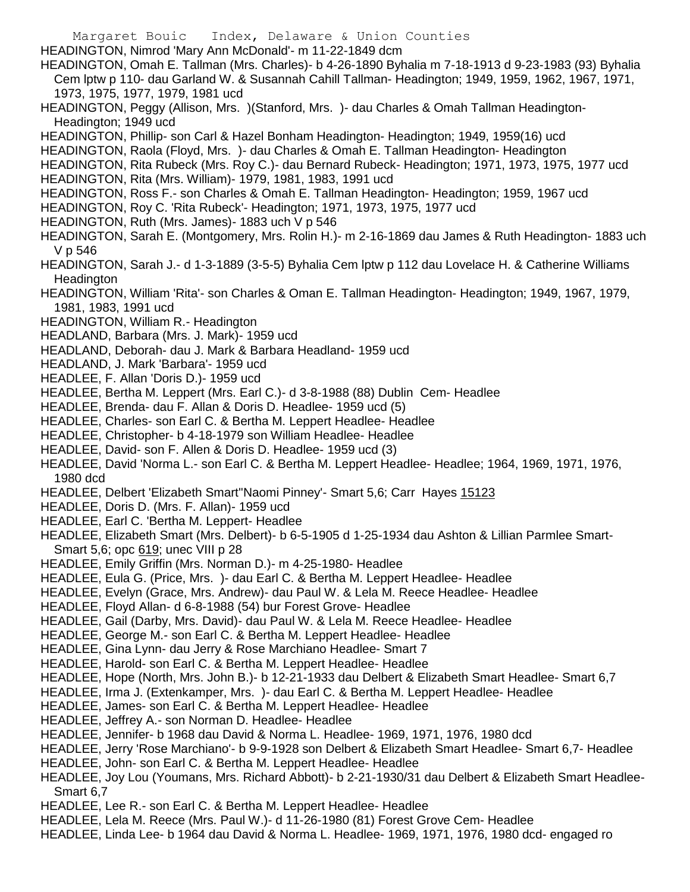HEADINGTON, Nimrod 'Mary Ann McDonald'- m 11-22-1849 dcm

HEADINGTON, Omah E. Tallman (Mrs. Charles)- b 4-26-1890 Byhalia m 7-18-1913 d 9-23-1983 (93) Byhalia Cem lptw p 110- dau Garland W. & Susannah Cahill Tallman- Headington; 1949, 1959, 1962, 1967, 1971, 1973, 1975, 1977, 1979, 1981 ucd

HEADINGTON, Peggy (Allison, Mrs. )(Stanford, Mrs. )- dau Charles & Omah Tallman Headington- Headington; 1949 ucd

HEADINGTON, Phillip- son Carl & Hazel Bonham Headington- Headington; 1949, 1959(16) ucd

HEADINGTON, Raola (Floyd, Mrs. )- dau Charles & Omah E. Tallman Headington- Headington

HEADINGTON, Rita Rubeck (Mrs. Roy C.)- dau Bernard Rubeck- Headington; 1971, 1973, 1975, 1977 ucd

HEADINGTON, Rita (Mrs. William)- 1979, 1981, 1983, 1991 ucd

HEADINGTON, Ross F.- son Charles & Omah E. Tallman Headington- Headington; 1959, 1967 ucd

HEADINGTON, Roy C. 'Rita Rubeck'- Headington; 1971, 1973, 1975, 1977 ucd

HEADINGTON, Ruth (Mrs. James)- 1883 uch V p 546

HEADINGTON, Sarah E. (Montgomery, Mrs. Rolin H.)- m 2-16-1869 dau James & Ruth Headington- 1883 uch V p 546

HEADINGTON, Sarah J.- d 1-3-1889 (3-5-5) Byhalia Cem lptw p 112 dau Lovelace H. & Catherine Williams Headington

HEADINGTON, William 'Rita'- son Charles & Oman E. Tallman Headington- Headington; 1949, 1967, 1979, 1981, 1983, 1991 ucd

HEADINGTON, William R.- Headington

HEADLAND, Barbara (Mrs. J. Mark)- 1959 ucd

HEADLAND, Deborah- dau J. Mark & Barbara Headland- 1959 ucd

HEADLAND, J. Mark 'Barbara'- 1959 ucd

HEADLEE, F. Allan 'Doris D.)- 1959 ucd

HEADLEE, Bertha M. Leppert (Mrs. Earl C.)- d 3-8-1988 (88) Dublin Cem- Headlee

HEADLEE, Brenda- dau F. Allan & Doris D. Headlee- 1959 ucd (5)

HEADLEE, Charles- son Earl C. & Bertha M. Leppert Headlee- Headlee

HEADLEE, Christopher- b 4-18-1979 son William Headlee- Headlee

HEADLEE, David- son F. Allen & Doris D. Headlee- 1959 ucd (3)

HEADLEE, David 'Norma L.- son Earl C. & Bertha M. Leppert Headlee- Headlee; 1964, 1969, 1971, 1976, 1980 dcd

HEADLEE, Delbert 'Elizabeth Smart''Naomi Pinney'- Smart 5,6; Carr Hayes 15123

HEADLEE, Doris D. (Mrs. F. Allan)- 1959 ucd

HEADLEE, Earl C. 'Bertha M. Leppert- Headlee

HEADLEE, Elizabeth Smart (Mrs. Delbert)- b 6-5-1905 d 1-25-1934 dau Ashton & Lillian Parmlee Smart- Smart 5,6; opc 619; unec VIII p 28

HEADLEE, Emily Griffin (Mrs. Norman D.)- m 4-25-1980- Headlee

HEADLEE, Eula G. (Price, Mrs. )- dau Earl C. & Bertha M. Leppert Headlee- Headlee

HEADLEE, Evelyn (Grace, Mrs. Andrew)- dau Paul W. & Lela M. Reece Headlee- Headlee

HEADLEE, Floyd Allan- d 6-8-1988 (54) bur Forest Grove- Headlee

HEADLEE, Gail (Darby, Mrs. David)- dau Paul W. & Lela M. Reece Headlee- Headlee

HEADLEE, George M.- son Earl C. & Bertha M. Leppert Headlee- Headlee

HEADLEE, Gina Lynn- dau Jerry & Rose Marchiano Headlee- Smart 7

HEADLEE, Harold- son Earl C. & Bertha M. Leppert Headlee- Headlee

HEADLEE, Hope (North, Mrs. John B.)- b 12-21-1933 dau Delbert & Elizabeth Smart Headlee- Smart 6,7

HEADLEE, Irma J. (Extenkamper, Mrs. )- dau Earl C. & Bertha M. Leppert Headlee- Headlee

HEADLEE, James- son Earl C. & Bertha M. Leppert Headlee- Headlee

HEADLEE, Jeffrey A.- son Norman D. Headlee- Headlee

HEADLEE, Jennifer- b 1968 dau David & Norma L. Headlee- 1969, 1971, 1976, 1980 dcd

HEADLEE, Jerry 'Rose Marchiano'- b 9-9-1928 son Delbert & Elizabeth Smart Headlee- Smart 6,7- Headlee

HEADLEE, John- son Earl C. & Bertha M. Leppert Headlee- Headlee

HEADLEE, Joy Lou (Youmans, Mrs. Richard Abbott)- b 2-21-1930/31 dau Delbert & Elizabeth Smart Headlee- Smart 6,7

HEADLEE, Lee R.- son Earl C. & Bertha M. Leppert Headlee- Headlee

HEADLEE, Lela M. Reece (Mrs. Paul W.)- d 11-26-1980 (81) Forest Grove Cem- Headlee

HEADLEE, Linda Lee- b 1964 dau David & Norma L. Headlee- 1969, 1971, 1976, 1980 dcd- engaged ro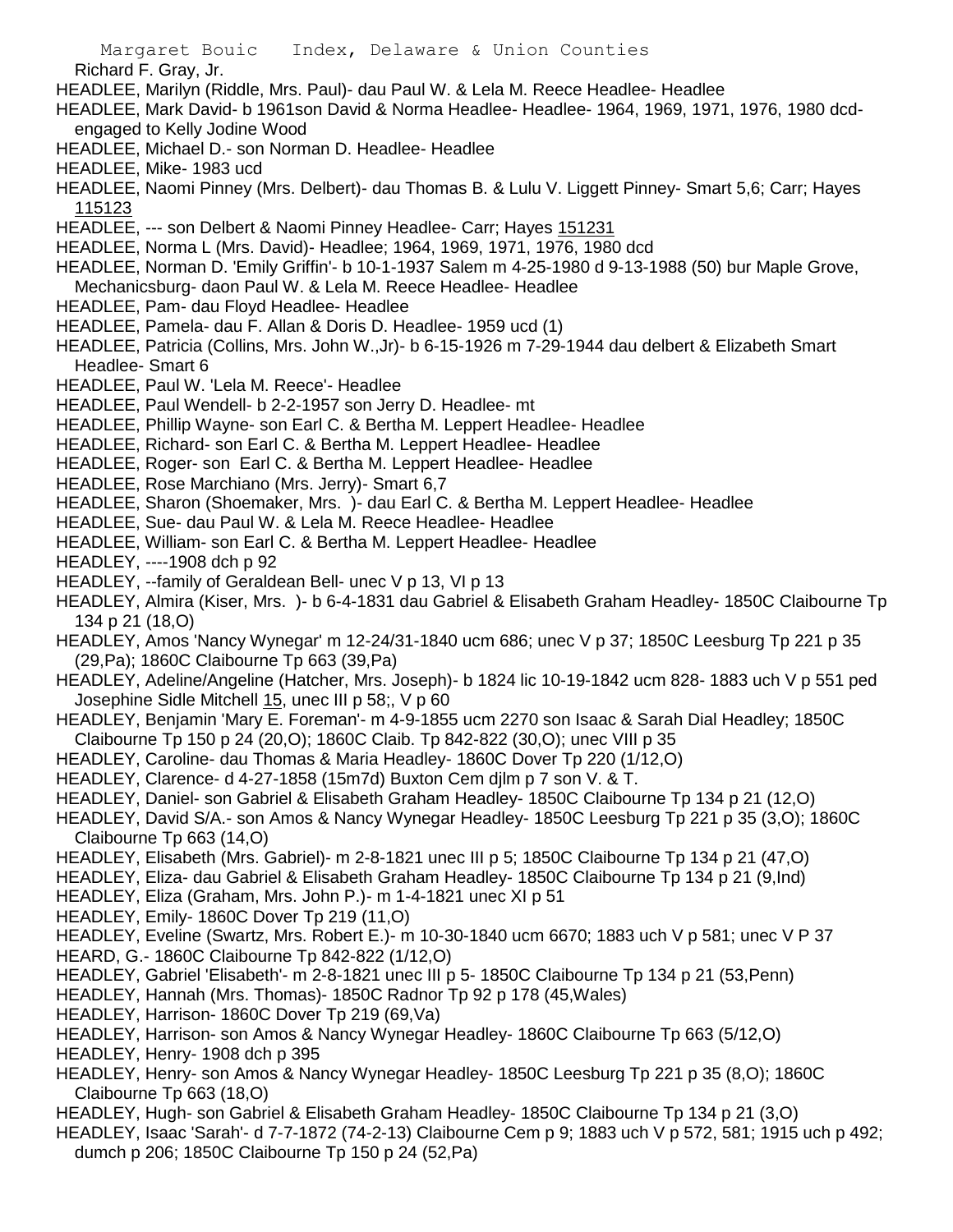Richard F. Gray, Jr.

HEADLEE, Marilyn (Riddle, Mrs. Paul)- dau Paul W. & Lela M. Reece Headlee- Headlee

HEADLEE, Mark David- b 1961son David & Norma Headlee- Headlee- 1964, 1969, 1971, 1976, 1980 dcd- engaged to Kelly Jodine Wood

HEADLEE, Michael D.- son Norman D. Headlee- Headlee

HEADLEE, Mike- 1983 ucd

HEADLEE, Naomi Pinney (Mrs. Delbert)- dau Thomas B. & Lulu V. Liggett Pinney- Smart 5,6; Carr; Hayes 115123

HEADLEE, --- son Delbert & Naomi Pinney Headlee- Carr; Hayes 151231

HEADLEE, Norma L (Mrs. David)- Headlee; 1964, 1969, 1971, 1976, 1980 dcd

HEADLEE, Norman D. 'Emily Griffin'- b 10-1-1937 Salem m 4-25-1980 d 9-13-1988 (50) bur Maple Grove, Mechanicsburg- daon Paul W. & Lela M. Reece Headlee- Headlee

HEADLEE, Pam- dau Floyd Headlee- Headlee

HEADLEE, Pamela- dau F. Allan & Doris D. Headlee- 1959 ucd (1)

HEADLEE, Patricia (Collins, Mrs. John W.,Jr)- b 6-15-1926 m 7-29-1944 dau delbert & Elizabeth Smart Headlee- Smart 6

HEADLEE, Paul W. 'Lela M. Reece'- Headlee

HEADLEE, Paul Wendell- b 2-2-1957 son Jerry D. Headlee- mt

HEADLEE, Phillip Wayne- son Earl C. & Bertha M. Leppert Headlee- Headlee

HEADLEE, Richard- son Earl C. & Bertha M. Leppert Headlee- Headlee

HEADLEE, Roger- son Earl C. & Bertha M. Leppert Headlee- Headlee

HEADLEE, Rose Marchiano (Mrs. Jerry)- Smart 6,7

HEADLEE, Sharon (Shoemaker, Mrs. )- dau Earl C. & Bertha M. Leppert Headlee- Headlee

HEADLEE, Sue- dau Paul W. & Lela M. Reece Headlee- Headlee

HEADLEE, William- son Earl C. & Bertha M. Leppert Headlee- Headlee

HEADLEY, ----1908 dch p 92

HEADLEY, --family of Geraldean Bell- unec V p 13, VI p 13

HEADLEY, Almira (Kiser, Mrs. )- b 6-4-1831 dau Gabriel & Elisabeth Graham Headley- 1850C Claibourne Tp 134 p 21 (18,O)

HEADLEY, Amos 'Nancy Wynegar' m 12-24/31-1840 ucm 686; unec V p 37; 1850C Leesburg Tp 221 p 35 (29,Pa); 1860C Claibourne Tp 663 (39,Pa)

HEADLEY, Adeline/Angeline (Hatcher, Mrs. Joseph)- b 1824 lic 10-19-1842 ucm 828- 1883 uch V p 551 ped Josephine Sidle Mitchell 15, unec III p 58;, V p 60

HEADLEY, Benjamin 'Mary E. Foreman'- m 4-9-1855 ucm 2270 son Isaac & Sarah Dial Headley; 1850C Claibourne Tp 150 p 24 (20,O); 1860C Claib. Tp 842-822 (30,O); unec VIII p 35

HEADLEY, Caroline- dau Thomas & Maria Headley- 1860C Dover Tp 220 (1/12,O)

HEADLEY, Clarence- d 4-27-1858 (15m7d) Buxton Cem djlm p 7 son V. & T.

HEADLEY, Daniel- son Gabriel & Elisabeth Graham Headley- 1850C Claibourne Tp 134 p 21 (12,O)

HEADLEY, David S/A.- son Amos & Nancy Wynegar Headley- 1850C Leesburg Tp 221 p 35 (3,O); 1860C Claibourne Tp 663 (14,O)

HEADLEY, Elisabeth (Mrs. Gabriel)- m 2-8-1821 unec III p 5; 1850C Claibourne Tp 134 p 21 (47,O)

HEADLEY, Eliza- dau Gabriel & Elisabeth Graham Headley- 1850C Claibourne Tp 134 p 21 (9,Ind)

HEADLEY, Eliza (Graham, Mrs. John P.)- m 1-4-1821 unec XI p 51

HEADLEY, Emily- 1860C Dover Tp 219 (11,O)

HEADLEY, Eveline (Swartz, Mrs. Robert E.)- m 10-30-1840 ucm 6670; 1883 uch V p 581; unec V P 37

HEARD, G.- 1860C Claibourne Tp 842-822 (1/12,O)

HEADLEY, Gabriel 'Elisabeth'- m 2-8-1821 unec III p 5- 1850C Claibourne Tp 134 p 21 (53,Penn)

HEADLEY, Hannah (Mrs. Thomas)- 1850C Radnor Tp 92 p 178 (45,Wales)

HEADLEY, Harrison- 1860C Dover Tp 219 (69,Va)

HEADLEY, Harrison- son Amos & Nancy Wynegar Headley- 1860C Claibourne Tp 663 (5/12,O)

HEADLEY, Henry- 1908 dch p 395

HEADLEY, Henry- son Amos & Nancy Wynegar Headley- 1850C Leesburg Tp 221 p 35 (8,O); 1860C Claibourne Tp 663 (18,O)

HEADLEY, Hugh- son Gabriel & Elisabeth Graham Headley- 1850C Claibourne Tp 134 p 21 (3,O)

HEADLEY, Isaac 'Sarah'- d 7-7-1872 (74-2-13) Claibourne Cem p 9; 1883 uch V p 572, 581; 1915 uch p 492; dumch p 206; 1850C Claibourne Tp 150 p 24 (52,Pa)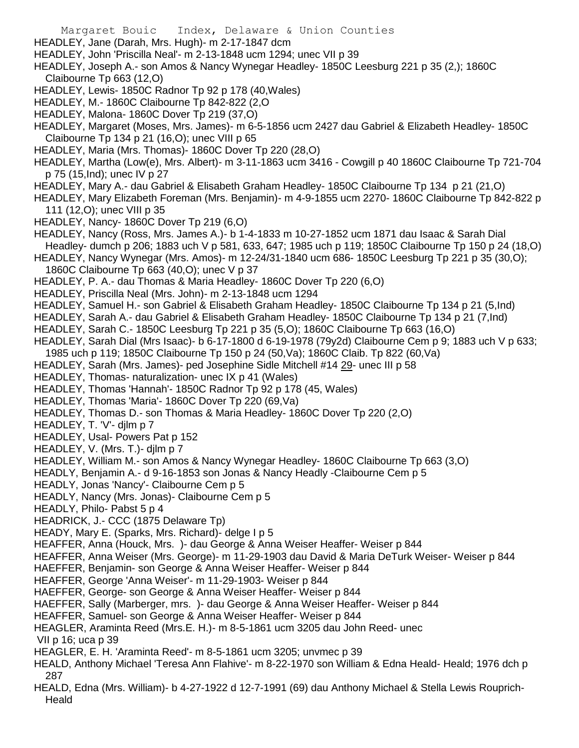HEADLEY, Jane (Darah, Mrs. Hugh)- m 2-17-1847 dcm
HEADLEY, John 'Priscilla Neal'- m 2-13-1848 ucm 1294; unec VII p 39
HEADLEY, Joseph A.- son Amos & Nancy Wynegar Headley- 1850C Leesburg 221 p 35 (2,); 1860C Claibourne Tp 663 (12,O)
HEADLEY, Lewis- 1850C Radnor Tp 92 p 178 (40,Wales)
HEADLEY, M.- 1860C Claibourne Tp 842-822 (2,O
HEADLEY, Malona- 1860C Dover Tp 219 (37,O)
HEADLEY, Margaret (Moses, Mrs. James)- m 6-5-1856 ucm 2427 dau Gabriel & Elizabeth Headley- 1850C Claibourne Tp 134 p 21 (16,O); unec VIII p 65
HEADLEY, Maria (Mrs. Thomas)- 1860C Dover Tp 220 (28,O)
HEADLEY, Martha (Low(e), Mrs. Albert)- m 3-11-1863 ucm 3416 - Cowgill p 40 1860C Claibourne Tp 721-704 p 75 (15,Ind); unec IV p 27
HEADLEY, Mary A.- dau Gabriel & Elisabeth Graham Headley- 1850C Claibourne Tp 134 p 21 (21,O)
HEADLEY, Mary Elizabeth Foreman (Mrs. Benjamin)- m 4-9-1855 ucm 2270- 1860C Claibourne Tp 842-822 p 111 (12,O); unec VIII p 35
HEADLEY, Nancy- 1860C Dover Tp 219 (6,O)
HEADLEY, Nancy (Ross, Mrs. James A.)- b 1-4-1833 m 10-27-1852 ucm 1871 dau Isaac & Sarah Dial Headley- dumch p 206; 1883 uch V p 581, 633, 647; 1985 uch p 119; 1850C Claibourne Tp 150 p 24 (18,O)
HEADLEY, Nancy Wynegar (Mrs. Amos)- m 12-24/31-1840 ucm 686- 1850C Leesburg Tp 221 p 35 (30,O); 1860C Claibourne Tp 663 (40,O); unec V p 37
HEADLEY, P. A.- dau Thomas & Maria Headley- 1860C Dover Tp 220 (6,O)
HEADLEY, Priscilla Neal (Mrs. John)- m 2-13-1848 ucm 1294
HEADLEY, Samuel H.- son Gabriel & Elisabeth Graham Headley- 1850C Claibourne Tp 134 p 21 (5,Ind)
HEADLEY, Sarah A.- dau Gabriel & Elisabeth Graham Headley- 1850C Claibourne Tp 134 p 21 (7,Ind)
HEADLEY, Sarah C.- 1850C Leesburg Tp 221 p 35 (5,O); 1860C Claibourne Tp 663 (16,O)
HEADLEY, Sarah Dial (Mrs Isaac)- b 6-17-1800 d 6-19-1978 (79y2d) Claibourne Cem p 9; 1883 uch V p 633; 1985 uch p 119; 1850C Claibourne Tp 150 p 24 (50,Va); 1860C Claib. Tp 822 (60,Va)
HEADLEY, Sarah (Mrs. James)- ped Josephine Sidle Mitchell #14 29- unec III p 58
HEADLEY, Thomas- naturalization- unec IX p 41 (Wales)
HEADLEY, Thomas 'Hannah'- 1850C Radnor Tp 92 p 178 (45, Wales)
HEADLEY, Thomas 'Maria'- 1860C Dover Tp 220 (69,Va)
HEADLEY, Thomas D.- son Thomas & Maria Headley- 1860C Dover Tp 220 (2,O)
HEADLEY, T. 'V'- djlm p 7
HEADLEY, Usal- Powers Pat p 152
HEADLEY, V. (Mrs. T.)- djlm p 7
HEADLEY, William M.- son Amos & Nancy Wynegar Headley- 1860C Claibourne Tp 663 (3,O)
HEADLY, Benjamin A.- d 9-16-1853 son Jonas & Nancy Headly -Claibourne Cem p 5
HEADLY, Jonas 'Nancy'- Claibourne Cem p 5
HEADLY, Nancy (Mrs. Jonas)- Claibourne Cem p 5
HEADLY, Philo- Pabst 5 p 4
HEADRICK, J.- CCC (1875 Delaware Tp)
HEADY, Mary E. (Sparks, Mrs. Richard)- delge I p 5
HEAFFER, Anna (Houck, Mrs. )- dau George & Anna Weiser Heaffer- Weiser p 844
HEAFFER, Anna Weiser (Mrs. George)- m 11-29-1903 dau David & Maria DeTurk Weiser- Weiser p 844
HAEFFER, Benjamin- son George & Anna Weiser Heaffer- Weiser p 844
HEAFFER, George 'Anna Weiser'- m 11-29-1903- Weiser p 844
HAEFFER, George- son George & Anna Weiser Heaffer- Weiser p 844
HAEFFER, Sally (Marberger, mrs. )- dau George & Anna Weiser Heaffer- Weiser p 844
HEAFFER, Samuel- son George & Anna Weiser Heaffer- Weiser p 844
HEAGLER, Araminta Reed (Mrs.E. H.)- m 8-5-1861 ucm 3205 dau John Reed- unec VII p 16; uca p 39
HEAGLER, E. H. 'Araminta Reed'- m 8-5-1861 ucm 3205; unvmec p 39
HEALD, Anthony Michael 'Teresa Ann Flahive'- m 8-22-1970 son William & Edna Heald- Heald; 1976 dch p 287
HEALD, Edna (Mrs. William)- b 4-27-1922 d 12-7-1991 (69) dau Anthony Michael & Stella Lewis Rouprich-Heald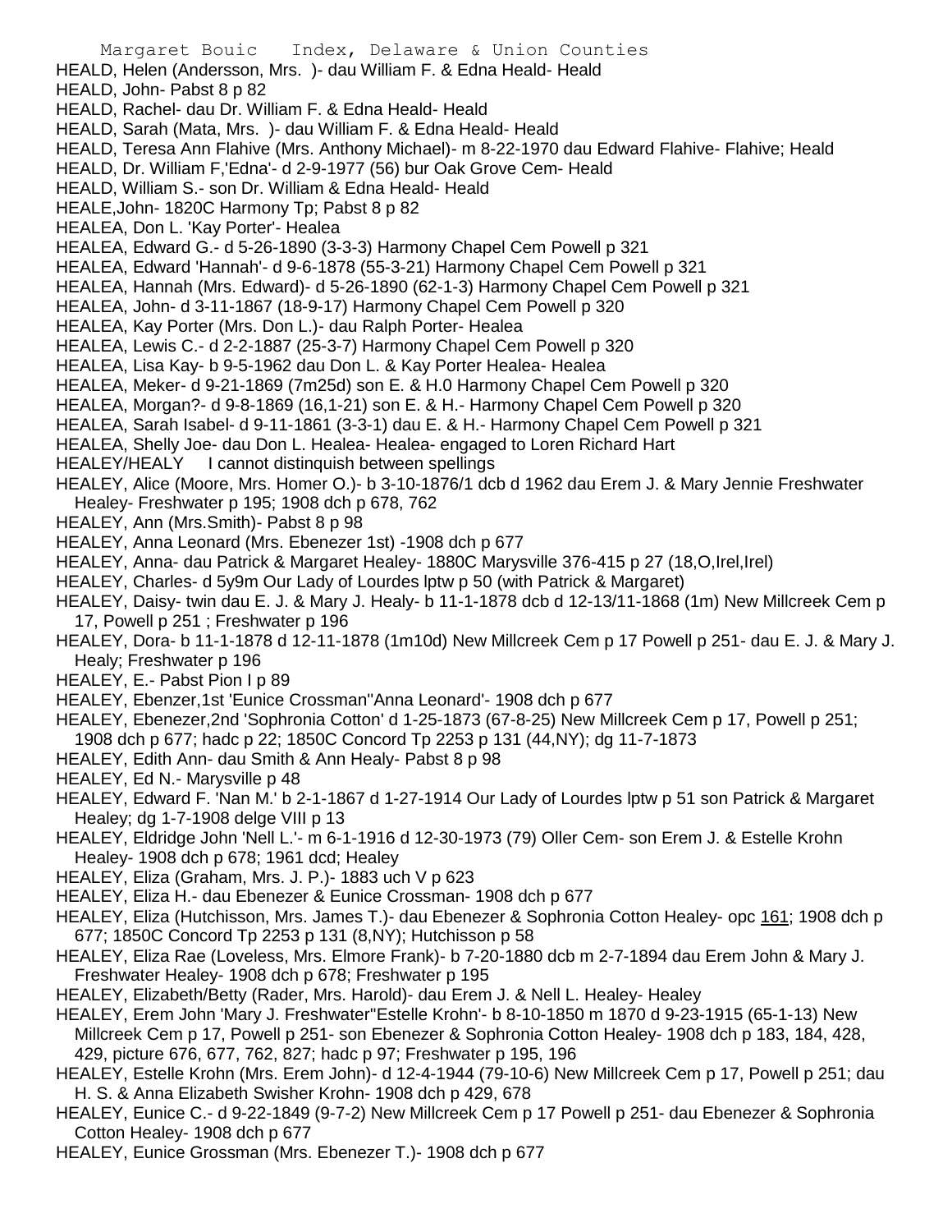HEALD, Helen (Andersson, Mrs. )- dau William F. & Edna Heald- Heald
HEALD, John- Pabst 8 p 82
HEALD, Rachel- dau Dr. William F. & Edna Heald- Heald
HEALD, Sarah (Mata, Mrs. )- dau William F. & Edna Heald- Heald
HEALD, Teresa Ann Flahive (Mrs. Anthony Michael)- m 8-22-1970 dau Edward Flahive- Flahive; Heald
HEALD, Dr. William F,'Edna'- d 2-9-1977 (56) bur Oak Grove Cem- Heald
HEALD, William S.- son Dr. William & Edna Heald- Heald
HEALE,John- 1820C Harmony Tp; Pabst 8 p 82
HEALEA, Don L. 'Kay Porter'- Healea
HEALEA, Edward G.- d 5-26-1890 (3-3-3) Harmony Chapel Cem Powell p 321
HEALEA, Edward 'Hannah'- d 9-6-1878 (55-3-21) Harmony Chapel Cem Powell p 321
HEALEA, Hannah (Mrs. Edward)- d 5-26-1890 (62-1-3) Harmony Chapel Cem Powell p 321
HEALEA, John- d 3-11-1867 (18-9-17) Harmony Chapel Cem Powell p 320
HEALEA, Kay Porter (Mrs. Don L.)- dau Ralph Porter- Healea
HEALEA, Lewis C.- d 2-2-1887 (25-3-7) Harmony Chapel Cem Powell p 320
HEALEA, Lisa Kay- b 9-5-1962 dau Don L. & Kay Porter Healea- Healea
HEALEA, Meker- d 9-21-1869 (7m25d) son E. & H.0 Harmony Chapel Cem Powell p 320
HEALEA, Morgan?- d 9-8-1869 (16,1-21) son E. & H.- Harmony Chapel Cem Powell p 320
HEALEA, Sarah Isabel- d 9-11-1861 (3-3-1) dau E. & H.- Harmony Chapel Cem Powell p 321
HEALEA, Shelly Joe- dau Don L. Healea- Healea- engaged to Loren Richard Hart
HEALEY/HEALY I cannot distinquish between spellings
HEALEY, Alice (Moore, Mrs. Homer O.)- b 3-10-1876/1 dcb d 1962 dau Erem J. & Mary Jennie Freshwater Healey- Freshwater p 195; 1908 dch p 678, 762
HEALEY, Ann (Mrs.Smith)- Pabst 8 p 98
HEALEY, Anna Leonard (Mrs. Ebenezer 1st) -1908 dch p 677
HEALEY, Anna- dau Patrick & Margaret Healey- 1880C Marysville 376-415 p 27 (18,O,Irel,Irel)
HEALEY, Charles- d 5y9m Our Lady of Lourdes lptw p 50 (with Patrick & Margaret)
HEALEY, Daisy- twin dau E. J. & Mary J. Healy- b 11-1-1878 dcb d 12-13/11-1868 (1m) New Millcreek Cem p 17, Powell p 251 ; Freshwater p 196
HEALEY, Dora- b 11-1-1878 d 12-11-1878 (1m10d) New Millcreek Cem p 17 Powell p 251- dau E. J. & Mary J. Healy; Freshwater p 196
HEALEY, E.- Pabst Pion I p 89
HEALEY, Ebenzer,1st 'Eunice Crossman''Anna Leonard'- 1908 dch p 677
HEALEY, Ebenezer,2nd 'Sophronia Cotton' d 1-25-1873 (67-8-25) New Millcreek Cem p 17, Powell p 251; 1908 dch p 677; hadc p 22; 1850C Concord Tp 2253 p 131 (44,NY); dg 11-7-1873
HEALEY, Edith Ann- dau Smith & Ann Healy- Pabst 8 p 98
HEALEY, Ed N.- Marysville p 48
HEALEY, Edward F. 'Nan M.' b 2-1-1867 d 1-27-1914 Our Lady of Lourdes lptw p 51 son Patrick & Margaret Healey; dg 1-7-1908 delge VIII p 13
HEALEY, Eldridge John 'Nell L.'- m 6-1-1916 d 12-30-1973 (79) Oller Cem- son Erem J. & Estelle Krohn Healey- 1908 dch p 678; 1961 dcd; Healey
HEALEY, Eliza (Graham, Mrs. J. P.)- 1883 uch V p 623
HEALEY, Eliza H.- dau Ebenezer & Eunice Crossman- 1908 dch p 677
HEALEY, Eliza (Hutchisson, Mrs. James T.)- dau Ebenezer & Sophronia Cotton Healey- opc 161; 1908 dch p 677; 1850C Concord Tp 2253 p 131 (8,NY); Hutchisson p 58
HEALEY, Eliza Rae (Loveless, Mrs. Elmore Frank)- b 7-20-1880 dcb m 2-7-1894 dau Erem John & Mary J. Freshwater Healey- 1908 dch p 678; Freshwater p 195
HEALEY, Elizabeth/Betty (Rader, Mrs. Harold)- dau Erem J. & Nell L. Healey- Healey
HEALEY, Erem John 'Mary J. Freshwater''Estelle Krohn'- b 8-10-1850 m 1870 d 9-23-1915 (65-1-13) New Millcreek Cem p 17, Powell p 251- son Ebenezer & Sophronia Cotton Healey- 1908 dch p 183, 184, 428, 429, picture 676, 677, 762, 827; hadc p 97; Freshwater p 195, 196
HEALEY, Estelle Krohn (Mrs. Erem John)- d 12-4-1944 (79-10-6) New Millcreek Cem p 17, Powell p 251; dau H. S. & Anna Elizabeth Swisher Krohn- 1908 dch p 429, 678
HEALEY, Eunice C.- d 9-22-1849 (9-7-2) New Millcreek Cem p 17 Powell p 251- dau Ebenezer & Sophronia Cotton Healey- 1908 dch p 677
HEALEY, Eunice Grossman (Mrs. Ebenezer T.)- 1908 dch p 677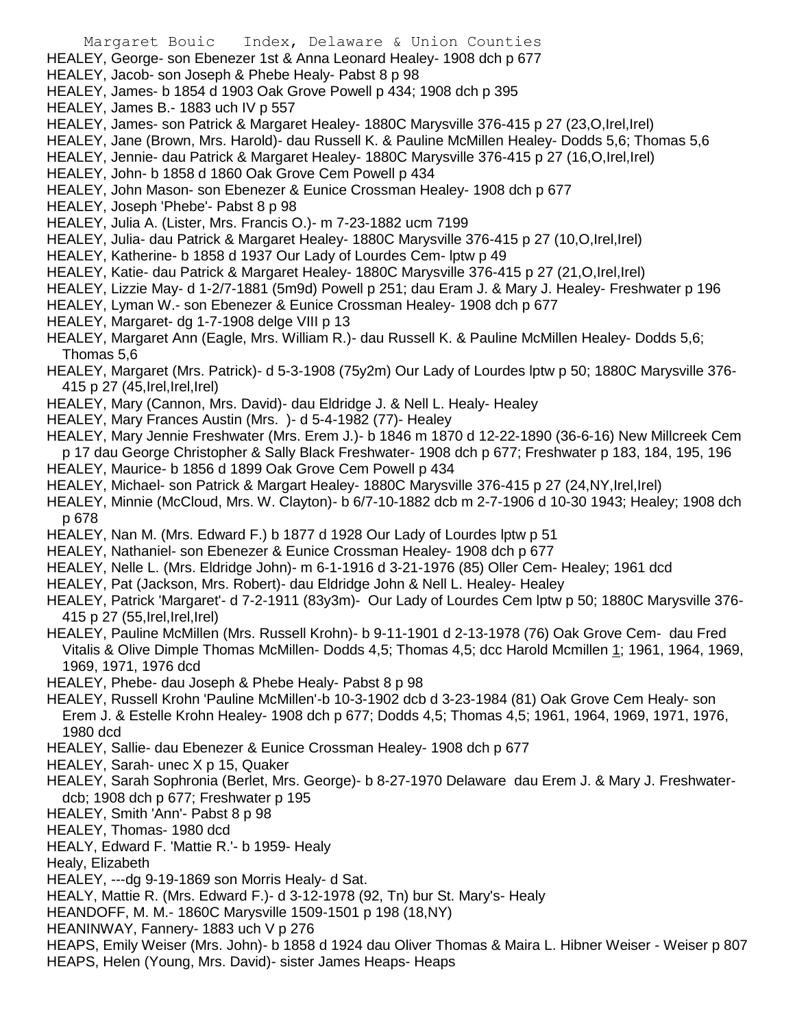HEALEY, George- son Ebenezer 1st & Anna Leonard Healey- 1908 dch p 677
HEALEY, Jacob- son Joseph & Phebe Healy- Pabst 8 p 98
HEALEY, James- b 1854 d 1903 Oak Grove Powell p 434; 1908 dch p 395
HEALEY, James B.- 1883 uch IV p 557
HEALEY, James- son Patrick & Margaret Healey- 1880C Marysville 376-415 p 27 (23,O,Irel,Irel)
HEALEY, Jane (Brown, Mrs. Harold)- dau Russell K. & Pauline McMillen Healey- Dodds 5,6; Thomas 5,6
HEALEY, Jennie- dau Patrick & Margaret Healey- 1880C Marysville 376-415 p 27 (16,O,Irel,Irel)
HEALEY, John- b 1858 d 1860 Oak Grove Cem Powell p 434
HEALEY, John Mason- son Ebenezer & Eunice Crossman Healey- 1908 dch p 677
HEALEY, Joseph 'Phebe'- Pabst 8 p 98
HEALEY, Julia A. (Lister, Mrs. Francis O.)- m 7-23-1882 ucm 7199
HEALEY, Julia- dau Patrick & Margaret Healey- 1880C Marysville 376-415 p 27 (10,O,Irel,Irel)
HEALEY, Katherine- b 1858 d 1937 Our Lady of Lourdes Cem- lptw p 49
HEALEY, Katie- dau Patrick & Margaret Healey- 1880C Marysville 376-415 p 27 (21,O,Irel,Irel)
HEALEY, Lizzie May- d 1-2/7-1881 (5m9d) Powell p 251; dau Eram J. & Mary J. Healey- Freshwater p 196
HEALEY, Lyman W.- son Ebenezer & Eunice Crossman Healey- 1908 dch p 677
HEALEY, Margaret- dg 1-7-1908 delge VIII p 13
HEALEY, Margaret Ann (Eagle, Mrs. William R.)- dau Russell K. & Pauline McMillen Healey- Dodds 5,6; Thomas 5,6
HEALEY, Margaret (Mrs. Patrick)- d 5-3-1908 (75y2m) Our Lady of Lourdes lptw p 50; 1880C Marysville 376-415 p 27 (45,Irel,Irel,Irel)
HEALEY, Mary (Cannon, Mrs. David)- dau Eldridge J. & Nell L. Healy- Healey
HEALEY, Mary Frances Austin (Mrs. )- d 5-4-1982 (77)- Healey
HEALEY, Mary Jennie Freshwater (Mrs. Erem J.)- b 1846 m 1870 d 12-22-1890 (36-6-16) New Millcreek Cem p 17 dau George Christopher & Sally Black Freshwater- 1908 dch p 677; Freshwater p 183, 184, 195, 196
HEALEY, Maurice- b 1856 d 1899 Oak Grove Cem Powell p 434
HEALEY, Michael- son Patrick & Margart Healey- 1880C Marysville 376-415 p 27 (24,NY,Irel,Irel)
HEALEY, Minnie (McCloud, Mrs. W. Clayton)- b 6/7-10-1882 dcb m 2-7-1906 d 10-30 1943; Healey; 1908 dch p 678
HEALEY, Nan M. (Mrs. Edward F.) b 1877 d 1928 Our Lady of Lourdes lptw p 51
HEALEY, Nathaniel- son Ebenezer & Eunice Crossman Healey- 1908 dch p 677
HEALEY, Nelle L. (Mrs. Eldridge John)- m 6-1-1916 d 3-21-1976 (85) Oller Cem- Healey; 1961 dcd
HEALEY, Pat (Jackson, Mrs. Robert)- dau Eldridge John & Nell L. Healey- Healey
HEALEY, Patrick 'Margaret'- d 7-2-1911 (83y3m)- Our Lady of Lourdes Cem lptw p 50; 1880C Marysville 376-415 p 27 (55,Irel,Irel,Irel)
HEALEY, Pauline McMillen (Mrs. Russell Krohn)- b 9-11-1901 d 2-13-1978 (76) Oak Grove Cem- dau Fred Vitalis & Olive Dimple Thomas McMillen- Dodds 4,5; Thomas 4,5; dcc Harold Mcmillen 1; 1961, 1964, 1969, 1969, 1971, 1976 dcd
HEALEY, Phebe- dau Joseph & Phebe Healy- Pabst 8 p 98
HEALEY, Russell Krohn 'Pauline McMillen'-b 10-3-1902 dcb d 3-23-1984 (81) Oak Grove Cem Healy- son Erem J. & Estelle Krohn Healey- 1908 dch p 677; Dodds 4,5; Thomas 4,5; 1961, 1964, 1969, 1971, 1976, 1980 dcd
HEALEY, Sallie- dau Ebenezer & Eunice Crossman Healey- 1908 dch p 677
HEALEY, Sarah- unec X p 15, Quaker
HEALEY, Sarah Sophronia (Berlet, Mrs. George)- b 8-27-1970 Delaware dau Erem J. & Mary J. Freshwater- dcb; 1908 dch p 677; Freshwater p 195
HEALEY, Smith 'Ann'- Pabst 8 p 98
HEALEY, Thomas- 1980 dcd
HEALY, Edward F. 'Mattie R.'- b 1959- Healy
Healy, Elizabeth
HEALEY, ---dg 9-19-1869 son Morris Healy- d Sat.
HEALY, Mattie R. (Mrs. Edward F.)- d 3-12-1978 (92, Tn) bur St. Mary's- Healy
HEANDOFF, M. M.- 1860C Marysville 1509-1501 p 198 (18,NY)
HEANINWAY, Fannery- 1883 uch V p 276
HEAPS, Emily Weiser (Mrs. John)- b 1858 d 1924 dau Oliver Thomas & Maira L. Hibner Weiser - Weiser p 807
HEAPS, Helen (Young, Mrs. David)- sister James Heaps- Heaps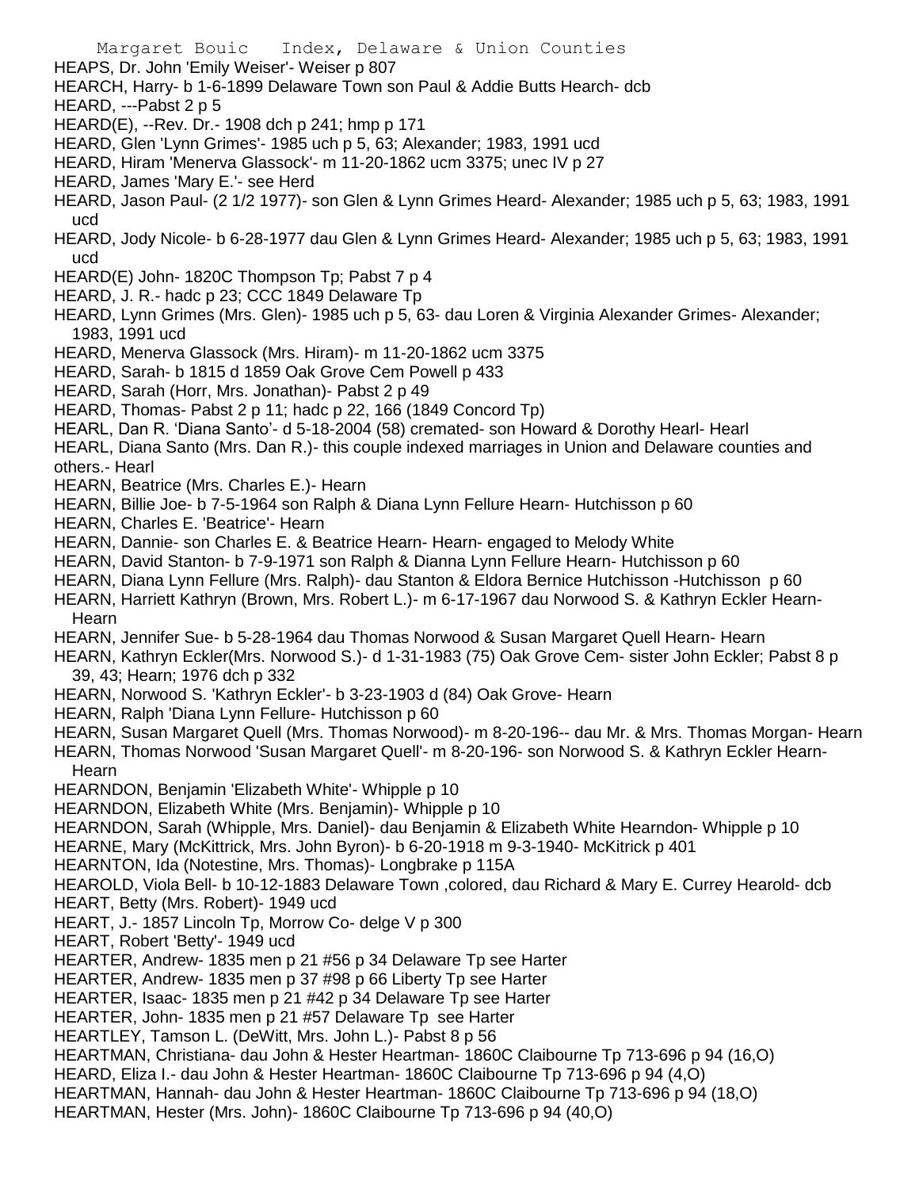HEAPS, Dr. John 'Emily Weiser'- Weiser p 807

HEARCH, Harry- b 1-6-1899 Delaware Town son Paul & Addie Butts Hearch- dcb

HEARD, ---Pabst 2 p 5

HEARD(E), --Rev. Dr.- 1908 dch p 241; hmp p 171

HEARD, Glen 'Lynn Grimes'- 1985 uch p 5, 63; Alexander; 1983, 1991 ucd

HEARD, Hiram 'Menerva Glassock'- m 11-20-1862 ucm 3375; unec IV p 27

HEARD, James 'Mary E.'- see Herd

HEARD, Jason Paul- (2 1/2 1977)- son Glen & Lynn Grimes Heard- Alexander; 1985 uch p 5, 63; 1983, 1991 ucd

HEARD, Jody Nicole- b 6-28-1977 dau Glen & Lynn Grimes Heard- Alexander; 1985 uch p 5, 63; 1983, 1991 ucd

HEARD(E) John- 1820C Thompson Tp; Pabst 7 p 4

HEARD, J. R.- hadc p 23; CCC 1849 Delaware Tp

HEARD, Lynn Grimes (Mrs. Glen)- 1985 uch p 5, 63- dau Loren & Virginia Alexander Grimes- Alexander; 1983, 1991 ucd

HEARD, Menerva Glassock (Mrs. Hiram)- m 11-20-1862 ucm 3375

HEARD, Sarah- b 1815 d 1859 Oak Grove Cem Powell p 433

HEARD, Sarah (Horr, Mrs. Jonathan)- Pabst 2 p 49

HEARD, Thomas- Pabst 2 p 11; hadc p 22, 166 (1849 Concord Tp)

HEARL, Dan R. 'Diana Santo'- d 5-18-2004 (58) cremated- son Howard & Dorothy Hearl- Hearl

HEARL, Diana Santo (Mrs. Dan R.)- this couple indexed marriages in Union and Delaware counties and others.- Hearl

HEARN, Beatrice (Mrs. Charles E.)- Hearn

HEARN, Billie Joe- b 7-5-1964 son Ralph & Diana Lynn Fellure Hearn- Hutchisson p 60

HEARN, Charles E. 'Beatrice'- Hearn

HEARN, Dannie- son Charles E. & Beatrice Hearn- Hearn- engaged to Melody White

HEARN, David Stanton- b 7-9-1971 son Ralph & Dianna Lynn Fellure Hearn- Hutchisson p 60

HEARN, Diana Lynn Fellure (Mrs. Ralph)- dau Stanton & Eldora Bernice Hutchisson -Hutchisson p 60

HEARN, Harriett Kathryn (Brown, Mrs. Robert L.)- m 6-17-1967 dau Norwood S. & Kathryn Eckler Hearn- Hearn

HEARN, Jennifer Sue- b 5-28-1964 dau Thomas Norwood & Susan Margaret Quell Hearn- Hearn

HEARN, Kathryn Eckler(Mrs. Norwood S.)- d 1-31-1983 (75) Oak Grove Cem- sister John Eckler; Pabst 8 p 39, 43; Hearn; 1976 dch p 332

HEARN, Norwood S. 'Kathryn Eckler'- b 3-23-1903 d (84) Oak Grove- Hearn

HEARN, Ralph 'Diana Lynn Fellure- Hutchisson p 60

HEARN, Susan Margaret Quell (Mrs. Thomas Norwood)- m 8-20-196-- dau Mr. & Mrs. Thomas Morgan- Hearn

HEARN, Thomas Norwood 'Susan Margaret Quell'- m 8-20-196- son Norwood S. & Kathryn Eckler Hearn- Hearn

HEARNDON, Benjamin 'Elizabeth White'- Whipple p 10

HEARNDON, Elizabeth White (Mrs. Benjamin)- Whipple p 10

HEARNDON, Sarah (Whipple, Mrs. Daniel)- dau Benjamin & Elizabeth White Hearndon- Whipple p 10

HEARNE, Mary (McKittrick, Mrs. John Byron)- b 6-20-1918 m 9-3-1940- McKitrick p 401

HEARNTON, Ida (Notestine, Mrs. Thomas)- Longbrake p 115A

HEAROLD, Viola Bell- b 10-12-1883 Delaware Town ,colored, dau Richard & Mary E. Currey Hearold- dcb

HEART, Betty (Mrs. Robert)- 1949 ucd

HEART, J.- 1857 Lincoln Tp, Morrow Co- delge V p 300

HEART, Robert 'Betty'- 1949 ucd

HEARTER, Andrew- 1835 men p 21 #56 p 34 Delaware Tp see Harter

HEARTER, Andrew- 1835 men p 37 #98 p 66 Liberty Tp see Harter

HEARTER, Isaac- 1835 men p 21 #42 p 34 Delaware Tp see Harter

HEARTER, John- 1835 men p 21 #57 Delaware Tp see Harter

HEARTLEY, Tamson L. (DeWitt, Mrs. John L.)- Pabst 8 p 56

HEARTMAN, Christiana- dau John & Hester Heartman- 1860C Claibourne Tp 713-696 p 94 (16,O)

HEARD, Eliza I.- dau John & Hester Heartman- 1860C Claibourne Tp 713-696 p 94 (4,O)

HEARTMAN, Hannah- dau John & Hester Heartman- 1860C Claibourne Tp 713-696 p 94 (18,O)

HEARTMAN, Hester (Mrs. John)- 1860C Claibourne Tp 713-696 p 94 (40,O)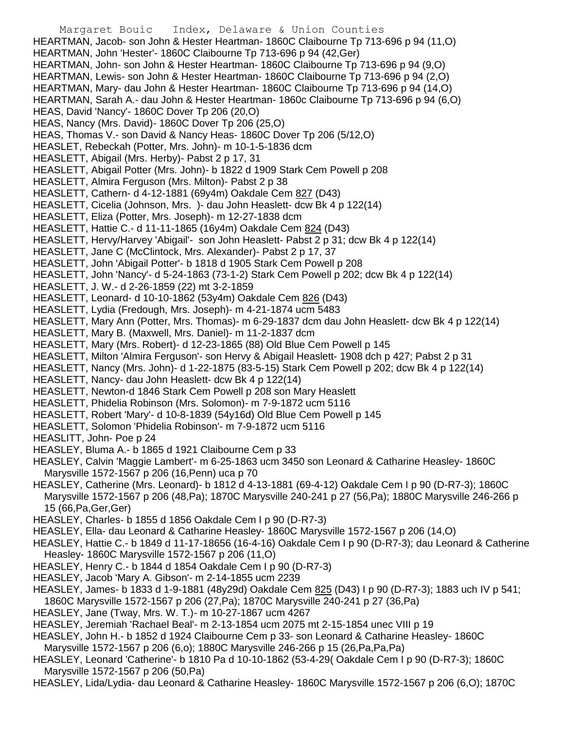HEARTMAN, Jacob- son John & Hester Heartman- 1860C Claibourne Tp 713-696 p 94 (11,O)
HEARTMAN, John 'Hester'- 1860C Claibourne Tp 713-696 p 94 (42,Ger)
HEARTMAN, John- son John & Hester Heartman- 1860C Claibourne Tp 713-696 p 94 (9,O)
HEARTMAN, Lewis- son John & Hester Heartman- 1860C Claibourne Tp 713-696 p 94 (2,O)
HEARTMAN, Mary- dau John & Hester Heartman- 1860C Claibourne Tp 713-696 p 94 (14,O)
HEARTMAN, Sarah A.- dau John & Hester Heartman- 1860c Claibourne Tp 713-696 p 94 (6,O)
HEAS, David 'Nancy'- 1860C Dover Tp 206 (20,O)
HEAS, Nancy (Mrs. David)- 1860C Dover Tp 206 (25,O)
HEAS, Thomas V.- son David & Nancy Heas- 1860C Dover Tp 206 (5/12,O)
HEASLET, Rebeckah (Potter, Mrs. John)- m 10-1-5-1836 dcm
HEASLETT, Abigail (Mrs. Herby)- Pabst 2 p 17, 31
HEASLETT, Abigail Potter (Mrs. John)- b 1822 d 1909 Stark Cem Powell p 208
HEASLETT, Almira Ferguson (Mrs. Milton)- Pabst 2 p 38
HEASLETT, Cathern- d 4-12-1881 (69y4m) Oakdale Cem 827 (D43)
HEASLETT, Cicelia (Johnson, Mrs. )- dau John Heaslett- dcw Bk 4 p 122(14)
HEASLETT, Eliza (Potter, Mrs. Joseph)- m 12-27-1838 dcm
HEASLETT, Hattie C.- d 11-11-1865 (16y4m) Oakdale Cem 824 (D43)
HEASLETT, Hervy/Harvey 'Abigail'- son John Heaslett- Pabst 2 p 31; dcw Bk 4 p 122(14)
HEASLETT, Jane C (McClintock, Mrs. Alexander)- Pabst 2 p 17, 37
HEASLETT, John 'Abigail Potter'- b 1818 d 1905 Stark Cem Powell p 208
HEASLETT, John 'Nancy'- d 5-24-1863 (73-1-2) Stark Cem Powell p 202; dcw Bk 4 p 122(14)
HEASLETT, J. W.- d 2-26-1859 (22) mt 3-2-1859
HEASLETT, Leonard- d 10-10-1862 (53y4m) Oakdale Cem 826 (D43)
HEASLETT, Lydia (Fredough, Mrs. Joseph)- m 4-21-1874 ucm 5483
HEASLETT, Mary Ann (Potter, Mrs. Thomas)- m 6-29-1837 dcm dau John Heaslett- dcw Bk 4 p 122(14)
HEASLETT, Mary B. (Maxwell, Mrs. Daniel)- m 11-2-1837 dcm
HEASLETT, Mary (Mrs. Robert)- d 12-23-1865 (88) Old Blue Cem Powell p 145
HEASLETT, Milton 'Almira Ferguson'- son Hervy & Abigail Heaslett- 1908 dch p 427; Pabst 2 p 31
HEASLETT, Nancy (Mrs. John)- d 1-22-1875 (83-5-15) Stark Cem Powell p 202; dcw Bk 4 p 122(14)
HEASLETT, Nancy- dau John Heaslett- dcw Bk 4 p 122(14)
HEASLETT, Newton-d 1846 Stark Cem Powell p 208 son Mary Heaslett
HEASLETT, Phidelia Robinson (Mrs. Solomon)- m 7-9-1872 ucm 5116
HEASLETT, Robert 'Mary'- d 10-8-1839 (54y16d) Old Blue Cem Powell p 145
HEASLETT, Solomon 'Phidelia Robinson'- m 7-9-1872 ucm 5116
HEASLITT, John- Poe p 24
HEASLEY, Bluma A.- b 1865 d 1921 Claibourne Cem p 33
HEASLEY, Calvin 'Maggie Lambert'- m 6-25-1863 ucm 3450 son Leonard & Catharine Heasley- 1860C Marysville 1572-1567 p 206 (16,Penn) uca p 70
HEASLEY, Catherine (Mrs. Leonard)- b 1812 d 4-13-1881 (69-4-12) Oakdale Cem I p 90 (D-R7-3); 1860C Marysville 1572-1567 p 206 (48,Pa); 1870C Marysville 240-241 p 27 (56,Pa); 1880C Marysville 246-266 p 15 (66,Pa,Ger,Ger)
HEASLEY, Charles- b 1855 d 1856 Oakdale Cem I p 90 (D-R7-3)
HEASLEY, Ella- dau Leonard & Catharine Heasley- 1860C Marysville 1572-1567 p 206 (14,O)
HEASLEY, Hattie C.- b 1849 d 11-17-18656 (16-4-16) Oakdale Cem I p 90 (D-R7-3); dau Leonard & Catherine Heasley- 1860C Marysville 1572-1567 p 206 (11,O)
HEASLEY, Henry C.- b 1844 d 1854 Oakdale Cem I p 90 (D-R7-3)
HEASLEY, Jacob 'Mary A. Gibson'- m 2-14-1855 ucm 2239
HEASLEY, James- b 1833 d 1-9-1881 (48y29d) Oakdale Cem 825 (D43) I p 90 (D-R7-3); 1883 uch IV p 541; 1860C Marysville 1572-1567 p 206 (27,Pa); 1870C Marysville 240-241 p 27 (36,Pa)
HEASLEY, Jane (Tway, Mrs. W. T.)- m 10-27-1867 ucm 4267
HEASLEY, Jeremiah 'Rachael Beal'- m 2-13-1854 ucm 2075 mt 2-15-1854 unec VIII p 19
HEASLEY, John H.- b 1852 d 1924 Claibourne Cem p 33- son Leonard & Catharine Heasley- 1860C Marysville 1572-1567 p 206 (6,o); 1880C Marysville 246-266 p 15 (26,Pa,Pa,Pa)
HEASLEY, Leonard 'Catherine'- b 1810 Pa d 10-10-1862 (53-4-29( Oakdale Cem I p 90 (D-R7-3); 1860C Marysville 1572-1567 p 206 (50,Pa)
HEASLEY, Lida/Lydia- dau Leonard & Catharine Heasley- 1860C Marysville 1572-1567 p 206 (6,O); 1870C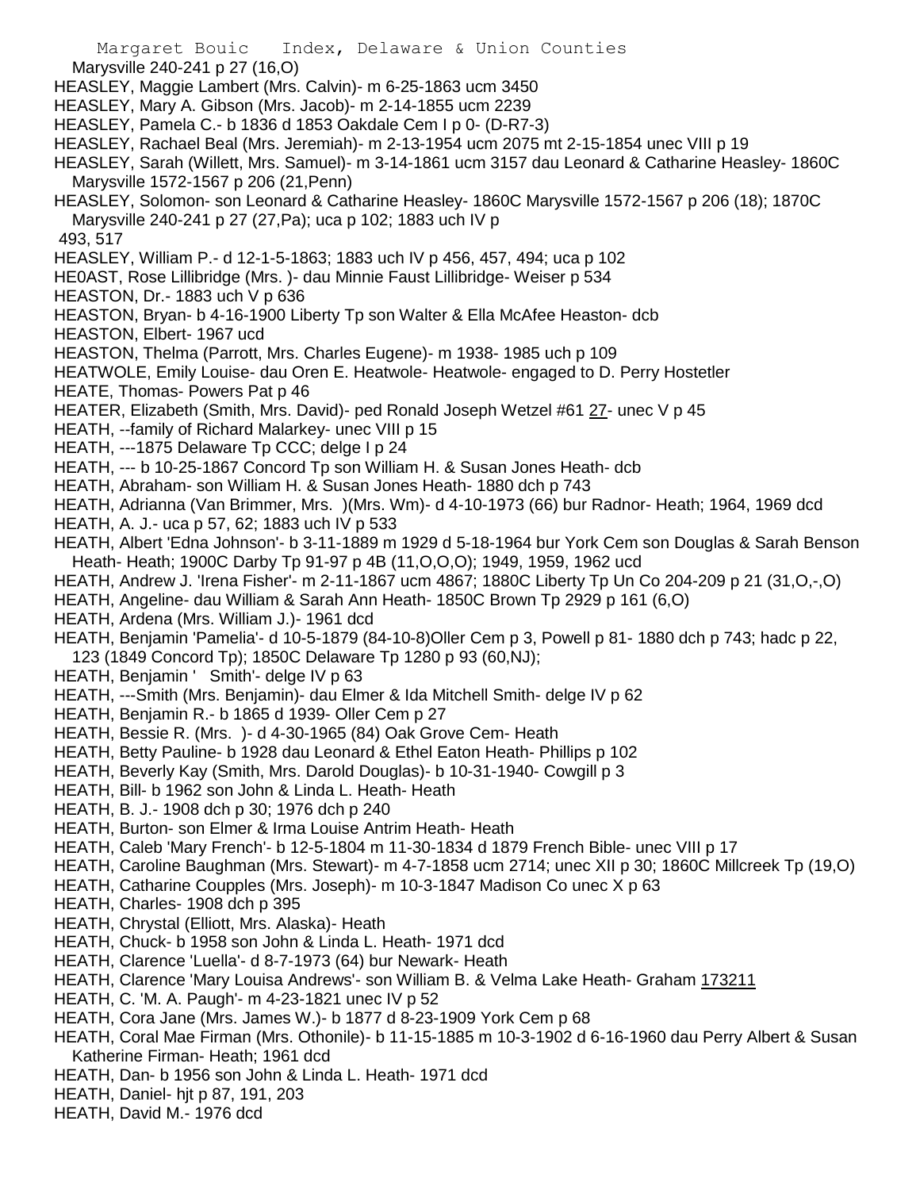Marysville 240-241 p 27 (16,O)

HEASLEY, Maggie Lambert (Mrs. Calvin)- m 6-25-1863 ucm 3450

HEASLEY, Mary A. Gibson (Mrs. Jacob)- m 2-14-1855 ucm 2239

HEASLEY, Pamela C.- b 1836 d 1853 Oakdale Cem I p 0- (D-R7-3)

HEASLEY, Rachael Beal (Mrs. Jeremiah)- m 2-13-1954 ucm 2075 mt 2-15-1854 unec VIII p 19

HEASLEY, Sarah (Willett, Mrs. Samuel)- m 3-14-1861 ucm 3157 dau Leonard & Catharine Heasley- 1860C Marysville 1572-1567 p 206 (21,Penn)

HEASLEY, Solomon- son Leonard & Catharine Heasley- 1860C Marysville 1572-1567 p 206 (18); 1870C Marysville 240-241 p 27 (27,Pa); uca p 102; 1883 uch IV p 493, 517

HEASLEY, William P.- d 12-1-5-1863; 1883 uch IV p 456, 457, 494; uca p 102

HE0AST, Rose Lillibridge (Mrs. )- dau Minnie Faust Lillibridge- Weiser p 534

HEASTON, Dr.- 1883 uch V p 636

HEASTON, Bryan- b 4-16-1900 Liberty Tp son Walter & Ella McAfee Heaston- dcb

HEASTON, Elbert- 1967 ucd

HEASTON, Thelma (Parrott, Mrs. Charles Eugene)- m 1938- 1985 uch p 109

HEATWOLE, Emily Louise- dau Oren E. Heatwole- Heatwole- engaged to D. Perry Hostetler

HEATE, Thomas- Powers Pat p 46

HEATER, Elizabeth (Smith, Mrs. David)- ped Ronald Joseph Wetzel #61 27- unec V p 45

HEATH, --family of Richard Malarkey- unec VIII p 15

HEATH, ---1875 Delaware Tp CCC; delge I p 24

HEATH, --- b 10-25-1867 Concord Tp son William H. & Susan Jones Heath- dcb

HEATH, Abraham- son William H. & Susan Jones Heath- 1880 dch p 743

HEATH, Adrianna (Van Brimmer, Mrs. )(Mrs. Wm)- d 4-10-1973 (66) bur Radnor- Heath; 1964, 1969 dcd

HEATH, A. J.- uca p 57, 62; 1883 uch IV p 533

HEATH, Albert 'Edna Johnson'- b 3-11-1889 m 1929 d 5-18-1964 bur York Cem son Douglas & Sarah Benson Heath- Heath; 1900C Darby Tp 91-97 p 4B (11,O,O,O); 1949, 1959, 1962 ucd

HEATH, Andrew J. 'Irena Fisher'- m 2-11-1867 ucm 4867; 1880C Liberty Tp Un Co 204-209 p 21 (31,O,-,O)

HEATH, Angeline- dau William & Sarah Ann Heath- 1850C Brown Tp 2929 p 161 (6,O)

HEATH, Ardena (Mrs. William J.)- 1961 dcd

HEATH, Benjamin 'Pamelia'- d 10-5-1879 (84-10-8)Oller Cem p 3, Powell p 81- 1880 dch p 743; hadc p 22, 123 (1849 Concord Tp); 1850C Delaware Tp 1280 p 93 (60,NJ);

HEATH, Benjamin ' Smith'- delge IV p 63

HEATH, ---Smith (Mrs. Benjamin)- dau Elmer & Ida Mitchell Smith- delge IV p 62

HEATH, Benjamin R.- b 1865 d 1939- Oller Cem p 27

HEATH, Bessie R. (Mrs. )- d 4-30-1965 (84) Oak Grove Cem- Heath

HEATH, Betty Pauline- b 1928 dau Leonard & Ethel Eaton Heath- Phillips p 102

HEATH, Beverly Kay (Smith, Mrs. Darold Douglas)- b 10-31-1940- Cowgill p 3

HEATH, Bill- b 1962 son John & Linda L. Heath- Heath

HEATH, B. J.- 1908 dch p 30; 1976 dch p 240

HEATH, Burton- son Elmer & Irma Louise Antrim Heath- Heath

HEATH, Caleb 'Mary French'- b 12-5-1804 m 11-30-1834 d 1879 French Bible- unec VIII p 17

HEATH, Caroline Baughman (Mrs. Stewart)- m 4-7-1858 ucm 2714; unec XII p 30; 1860C Millcreek Tp (19,O)

HEATH, Catharine Coupples (Mrs. Joseph)- m 10-3-1847 Madison Co unec X p 63

HEATH, Charles- 1908 dch p 395

HEATH, Chrystal (Elliott, Mrs. Alaska)- Heath

HEATH, Chuck- b 1958 son John & Linda L. Heath- 1971 dcd

HEATH, Clarence 'Luella'- d 8-7-1973 (64) bur Newark- Heath

HEATH, Clarence 'Mary Louisa Andrews'- son William B. & Velma Lake Heath- Graham 173211

HEATH, C. 'M. A. Paugh'- m 4-23-1821 unec IV p 52

HEATH, Cora Jane (Mrs. James W.)- b 1877 d 8-23-1909 York Cem p 68

HEATH, Coral Mae Firman (Mrs. Othonile)- b 11-15-1885 m 10-3-1902 d 6-16-1960 dau Perry Albert & Susan Katherine Firman- Heath; 1961 dcd

HEATH, Dan- b 1956 son John & Linda L. Heath- 1971 dcd

HEATH, Daniel- hjt p 87, 191, 203

HEATH, David M.- 1976 dcd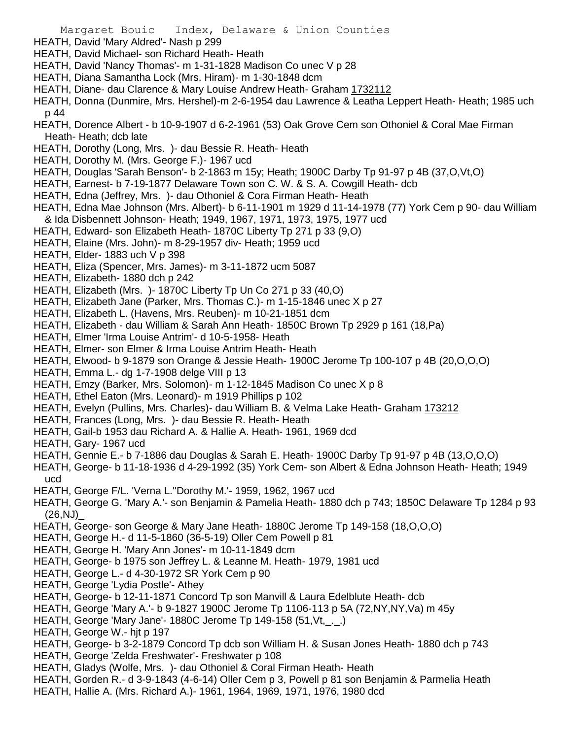HEATH, David 'Mary Aldred'- Nash p 299
HEATH, David Michael- son Richard Heath- Heath
HEATH, David 'Nancy Thomas'- m 1-31-1828 Madison Co unec V p 28
HEATH, Diana Samantha Lock (Mrs. Hiram)- m 1-30-1848 dcm
HEATH, Diane- dau Clarence & Mary Louise Andrew Heath- Graham 1732112
HEATH, Donna (Dunmire, Mrs. Hershel)-m 2-6-1954 dau Lawrence & Leatha Leppert Heath- Heath; 1985 uch p 44
HEATH, Dorence Albert - b 10-9-1907 d 6-2-1961 (53) Oak Grove Cem son Othoniel & Coral Mae Firman Heath- Heath; dcb late
HEATH, Dorothy (Long, Mrs. )- dau Bessie R. Heath- Heath
HEATH, Dorothy M. (Mrs. George F.)- 1967 ucd
HEATH, Douglas 'Sarah Benson'- b 2-1863 m 15y; Heath; 1900C Darby Tp 91-97 p 4B (37,O,Vt,O)
HEATH, Earnest- b 7-19-1877 Delaware Town son C. W. & S. A. Cowgill Heath- dcb
HEATH, Edna (Jeffrey, Mrs. )- dau Othoniel & Cora Firman Heath- Heath
HEATH, Edna Mae Johnson (Mrs. Albert)- b 6-11-1901 m 1929 d 11-14-1978 (77) York Cem p 90- dau William & Ida Disbennett Johnson- Heath; 1949, 1967, 1971, 1973, 1975, 1977 ucd
HEATH, Edward- son Elizabeth Heath- 1870C Liberty Tp 271 p 33 (9,O)
HEATH, Elaine (Mrs. John)- m 8-29-1957 div- Heath; 1959 ucd
HEATH, Elder- 1883 uch V p 398
HEATH, Eliza (Spencer, Mrs. James)- m 3-11-1872 ucm 5087
HEATH, Elizabeth- 1880 dch p 242
HEATH, Elizabeth (Mrs. )- 1870C Liberty Tp Un Co 271 p 33 (40,O)
HEATH, Elizabeth Jane (Parker, Mrs. Thomas C.)- m 1-15-1846 unec X p 27
HEATH, Elizabeth L. (Havens, Mrs. Reuben)- m 10-21-1851 dcm
HEATH, Elizabeth - dau William & Sarah Ann Heath- 1850C Brown Tp 2929 p 161 (18,Pa)
HEATH, Elmer 'Irma Louise Antrim'- d 10-5-1958- Heath
HEATH, Elmer- son Elmer & Irma Louise Antrim Heath- Heath
HEATH, Elwood- b 9-1879 son Orange & Jessie Heath- 1900C Jerome Tp 100-107 p 4B (20,O,O,O)
HEATH, Emma L.- dg 1-7-1908 delge VIII p 13
HEATH, Emzy (Barker, Mrs. Solomon)- m 1-12-1845 Madison Co unec X p 8
HEATH, Ethel Eaton (Mrs. Leonard)- m 1919 Phillips p 102
HEATH, Evelyn (Pullins, Mrs. Charles)- dau William B. & Velma Lake Heath- Graham 173212
HEATH, Frances (Long, Mrs. )- dau Bessie R. Heath- Heath
HEATH, Gail-b 1953 dau Richard A. & Hallie A. Heath- 1961, 1969 dcd
HEATH, Gary- 1967 ucd
HEATH, Gennie E.- b 7-1886 dau Douglas & Sarah E. Heath- 1900C Darby Tp 91-97 p 4B (13,O,O,O)
HEATH, George- b 11-18-1936 d 4-29-1992 (35) York Cem- son Albert & Edna Johnson Heath- Heath; 1949 ucd
HEATH, George F/L. 'Verna L.''Dorothy M.'- 1959, 1962, 1967 ucd
HEATH, George G. 'Mary A.'- son Benjamin & Pamelia Heath- 1880 dch p 743; 1850C Delaware Tp 1284 p 93 (26,NJ)_
HEATH, George- son George & Mary Jane Heath- 1880C Jerome Tp 149-158 (18,O,O,O)
HEATH, George H.- d 11-5-1860 (36-5-19) Oller Cem Powell p 81
HEATH, George H. 'Mary Ann Jones'- m 10-11-1849 dcm
HEATH, George- b 1975 son Jeffrey L. & Leanne M. Heath- 1979, 1981 ucd
HEATH, George L.- d 4-30-1972 SR York Cem p 90
HEATH, George 'Lydia Postle'- Athey
HEATH, George- b 12-11-1871 Concord Tp son Manvill & Laura Edelblute Heath- dcb
HEATH, George 'Mary A.'- b 9-1827 1900C Jerome Tp 1106-113 p 5A (72,NY,NY,Va) m 45y
HEATH, George 'Mary Jane'- 1880C Jerome Tp 149-158 (51,Vt,_._.)
HEATH, George W.- hjt p 197
HEATH, George- b 3-2-1879 Concord Tp dcb son William H. & Susan Jones Heath- 1880 dch p 743
HEATH, George 'Zelda Freshwater'- Freshwater p 108
HEATH, Gladys (Wolfe, Mrs. )- dau Othoniel & Coral Firman Heath- Heath
HEATH, Gorden R.- d 3-9-1843 (4-6-14) Oller Cem p 3, Powell p 81 son Benjamin & Parmelia Heath
HEATH, Hallie A. (Mrs. Richard A.)- 1961, 1964, 1969, 1971, 1976, 1980 dcd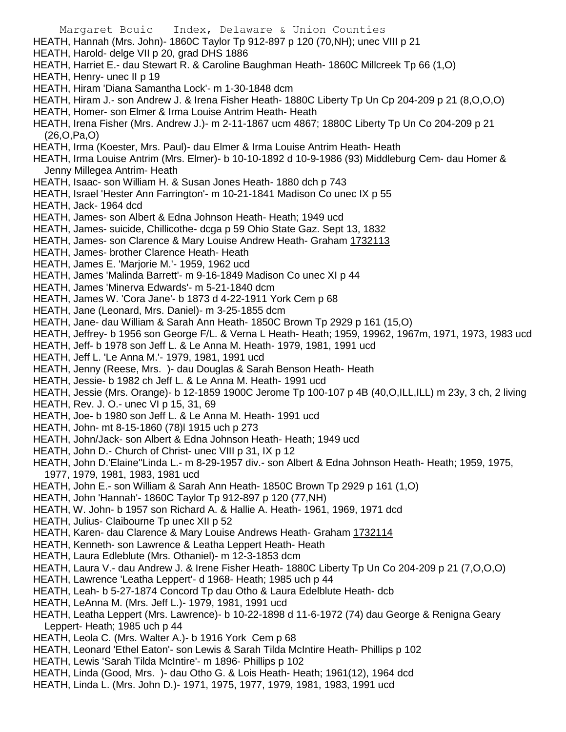HEATH, Hannah (Mrs. John)- 1860C Taylor Tp 912-897 p 120 (70,NH); unec VIII p 21
HEATH, Harold- delge VII p 20, grad DHS 1886
HEATH, Harriet E.- dau Stewart R. & Caroline Baughman Heath- 1860C Millcreek Tp 66 (1,O)
HEATH, Henry- unec II p 19
HEATH, Hiram 'Diana Samantha Lock'- m 1-30-1848 dcm
HEATH, Hiram J.- son Andrew J. & Irena Fisher Heath- 1880C Liberty Tp Un Cp 204-209 p 21 (8,O,O,O)
HEATH, Homer- son Elmer & Irma Louise Antrim Heath- Heath
HEATH, Irena Fisher (Mrs. Andrew J.)- m 2-11-1867 ucm 4867; 1880C Liberty Tp Un Co 204-209 p 21 (26,O,Pa,O)
HEATH, Irma (Koester, Mrs. Paul)- dau Elmer & Irma Louise Antrim Heath- Heath
HEATH, Irma Louise Antrim (Mrs. Elmer)- b 10-10-1892 d 10-9-1986 (93) Middleburg Cem- dau Homer & Jenny Millegea Antrim- Heath
HEATH, Isaac- son William H. & Susan Jones Heath- 1880 dch p 743
HEATH, Israel 'Hester Ann Farrington'- m 10-21-1841 Madison Co unec IX p 55
HEATH, Jack- 1964 dcd
HEATH, James- son Albert & Edna Johnson Heath- Heath; 1949 ucd
HEATH, James- suicide, Chillicothe- dcga p 59 Ohio State Gaz. Sept 13, 1832
HEATH, James- son Clarence & Mary Louise Andrew Heath- Graham 1732113
HEATH, James- brother Clarence Heath- Heath
HEATH, James E. 'Marjorie M.'- 1959, 1962 ucd
HEATH, James 'Malinda Barrett'- m 9-16-1849 Madison Co unec XI p 44
HEATH, James 'Minerva Edwards'- m 5-21-1840 dcm
HEATH, James W. 'Cora Jane'- b 1873 d 4-22-1911 York Cem p 68
HEATH, Jane (Leonard, Mrs. Daniel)- m 3-25-1855 dcm
HEATH, Jane- dau William & Sarah Ann Heath- 1850C Brown Tp 2929 p 161 (15,O)
HEATH, Jeffrey- b 1956 son George F/L. & Verna L Heath- Heath; 1959, 19962, 1967m, 1971, 1973, 1983 ucd
HEATH, Jeff- b 1978 son Jeff L. & Le Anna M. Heath- 1979, 1981, 1991 ucd
HEATH, Jeff L. 'Le Anna M.'- 1979, 1981, 1991 ucd
HEATH, Jenny (Reese, Mrs. )- dau Douglas & Sarah Benson Heath- Heath
HEATH, Jessie- b 1982 ch Jeff L. & Le Anna M. Heath- 1991 ucd
HEATH, Jessie (Mrs. Orange)- b 12-1859 1900C Jerome Tp 100-107 p 4B (40,O,ILL,ILL) m 23y, 3 ch, 2 living
HEATH, Rev. J. O.- unec VI p 15, 31, 69
HEATH, Joe- b 1980 son Jeff L. & Le Anna M. Heath- 1991 ucd
HEATH, John- mt 8-15-1860 (78)l 1915 uch p 273
HEATH, John/Jack- son Albert & Edna Johnson Heath- Heath; 1949 ucd
HEATH, John D.- Church of Christ- unec VIII p 31, IX p 12
HEATH, John D.'Elaine''Linda L.- m 8-29-1957 div.- son Albert & Edna Johnson Heath- Heath; 1959, 1975, 1977, 1979, 1981, 1983, 1981 ucd
HEATH, John E.- son William & Sarah Ann Heath- 1850C Brown Tp 2929 p 161 (1,O)
HEATH, John 'Hannah'- 1860C Taylor Tp 912-897 p 120 (77,NH)
HEATH, W. John- b 1957 son Richard A. & Hallie A. Heath- 1961, 1969, 1971 dcd
HEATH, Julius- Claibourne Tp unec XII p 52
HEATH, Karen- dau Clarence & Mary Louise Andrews Heath- Graham 1732114
HEATH, Kenneth- son Lawrence & Leatha Leppert Heath- Heath
HEATH, Laura Edleblute (Mrs. Othaniel)- m 12-3-1853 dcm
HEATH, Laura V.- dau Andrew J. & Irene Fisher Heath- 1880C Liberty Tp Un Co 204-209 p 21 (7,O,O,O)
HEATH, Lawrence 'Leatha Leppert'- d 1968- Heath; 1985 uch p 44
HEATH, Leah- b 5-27-1874 Concord Tp dau Otho & Laura Edelblute Heath- dcb
HEATH, LeAnna M. (Mrs. Jeff L.)- 1979, 1981, 1991 ucd
HEATH, Leatha Leppert (Mrs. Lawrence)- b 10-22-1898 d 11-6-1972 (74) dau George & Renigna Geary Leppert- Heath; 1985 uch p 44
HEATH, Leola C. (Mrs. Walter A.)- b 1916 York Cem p 68
HEATH, Leonard 'Ethel Eaton'- son Lewis & Sarah Tilda McIntire Heath- Phillips p 102
HEATH, Lewis 'Sarah Tilda McIntire'- m 1896- Phillips p 102
HEATH, Linda (Good, Mrs. )- dau Otho G. & Lois Heath- Heath; 1961(12), 1964 dcd
HEATH, Linda L. (Mrs. John D.)- 1971, 1975, 1977, 1979, 1981, 1983, 1991 ucd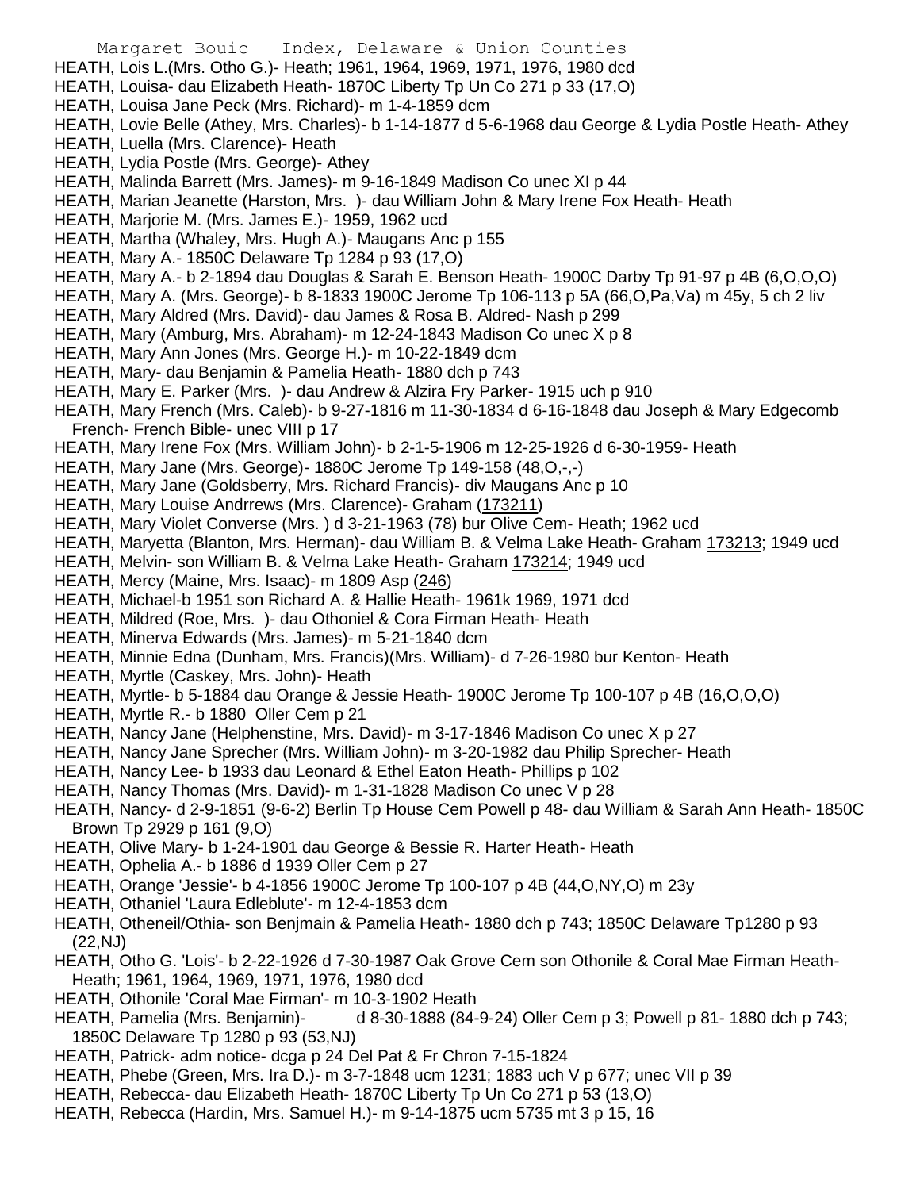HEATH, Lois L.(Mrs. Otho G.)- Heath; 1961, 1964, 1969, 1971, 1976, 1980 dcd
HEATH, Louisa- dau Elizabeth Heath- 1870C Liberty Tp Un Co 271 p 33 (17,O)
HEATH, Louisa Jane Peck (Mrs. Richard)- m 1-4-1859 dcm
HEATH, Lovie Belle (Athey, Mrs. Charles)- b 1-14-1877 d 5-6-1968 dau George & Lydia Postle Heath- Athey
HEATH, Luella (Mrs. Clarence)- Heath
HEATH, Lydia Postle (Mrs. George)- Athey
HEATH, Malinda Barrett (Mrs. James)- m 9-16-1849 Madison Co unec XI p 44
HEATH, Marian Jeanette (Harston, Mrs. )- dau William John & Mary Irene Fox Heath- Heath
HEATH, Marjorie M. (Mrs. James E.)- 1959, 1962 ucd
HEATH, Martha (Whaley, Mrs. Hugh A.)- Maugans Anc p 155
HEATH, Mary A.- 1850C Delaware Tp 1284 p 93 (17,O)
HEATH, Mary A.- b 2-1894 dau Douglas & Sarah E. Benson Heath- 1900C Darby Tp 91-97 p 4B (6,O,O,O)
HEATH, Mary A. (Mrs. George)- b 8-1833 1900C Jerome Tp 106-113 p 5A (66,O,Pa,Va) m 45y, 5 ch 2 liv
HEATH, Mary Aldred (Mrs. David)- dau James & Rosa B. Aldred- Nash p 299
HEATH, Mary (Amburg, Mrs. Abraham)- m 12-24-1843 Madison Co unec X p 8
HEATH, Mary Ann Jones (Mrs. George H.)- m 10-22-1849 dcm
HEATH, Mary- dau Benjamin & Pamelia Heath- 1880 dch p 743
HEATH, Mary E. Parker (Mrs. )- dau Andrew & Alzira Fry Parker- 1915 uch p 910
HEATH, Mary French (Mrs. Caleb)- b 9-27-1816 m 11-30-1834 d 6-16-1848 dau Joseph & Mary Edgecomb French- French Bible- unec VIII p 17
HEATH, Mary Irene Fox (Mrs. William John)- b 2-1-5-1906 m 12-25-1926 d 6-30-1959- Heath
HEATH, Mary Jane (Mrs. George)- 1880C Jerome Tp 149-158 (48,O,-,-)
HEATH, Mary Jane (Goldsberry, Mrs. Richard Francis)- div Maugans Anc p 10
HEATH, Mary Louise Andrrews (Mrs. Clarence)- Graham (173211)
HEATH, Mary Violet Converse (Mrs. ) d 3-21-1963 (78) bur Olive Cem- Heath; 1962 ucd
HEATH, Maryetta (Blanton, Mrs. Herman)- dau William B. & Velma Lake Heath- Graham 173213; 1949 ucd
HEATH, Melvin- son William B. & Velma Lake Heath- Graham 173214; 1949 ucd
HEATH, Mercy (Maine, Mrs. Isaac)- m 1809 Asp (246)
HEATH, Michael-b 1951 son Richard A. & Hallie Heath- 1961k 1969, 1971 dcd
HEATH, Mildred (Roe, Mrs. )- dau Othoniel & Cora Firman Heath- Heath
HEATH, Minerva Edwards (Mrs. James)- m 5-21-1840 dcm
HEATH, Minnie Edna (Dunham, Mrs. Francis)(Mrs. William)- d 7-26-1980 bur Kenton- Heath
HEATH, Myrtle (Caskey, Mrs. John)- Heath
HEATH, Myrtle- b 5-1884 dau Orange & Jessie Heath- 1900C Jerome Tp 100-107 p 4B (16,O,O,O)
HEATH, Myrtle R.- b 1880 Oller Cem p 21
HEATH, Nancy Jane (Helphenstine, Mrs. David)- m 3-17-1846 Madison Co unec X p 27
HEATH, Nancy Jane Sprecher (Mrs. William John)- m 3-20-1982 dau Philip Sprecher- Heath
HEATH, Nancy Lee- b 1933 dau Leonard & Ethel Eaton Heath- Phillips p 102
HEATH, Nancy Thomas (Mrs. David)- m 1-31-1828 Madison Co unec V p 28
HEATH, Nancy- d 2-9-1851 (9-6-2) Berlin Tp House Cem Powell p 48- dau William & Sarah Ann Heath- 1850C Brown Tp 2929 p 161 (9,O)
HEATH, Olive Mary- b 1-24-1901 dau George & Bessie R. Harter Heath- Heath
HEATH, Ophelia A.- b 1886 d 1939 Oller Cem p 27
HEATH, Orange 'Jessie'- b 4-1856 1900C Jerome Tp 100-107 p 4B (44,O,NY,O) m 23y
HEATH, Othaniel 'Laura Edleblute'- m 12-4-1853 dcm
HEATH, Otheneil/Othia- son Benjmain & Pamelia Heath- 1880 dch p 743; 1850C Delaware Tp1280 p 93 (22,NJ)
HEATH, Otho G. 'Lois'- b 2-22-1926 d 7-30-1987 Oak Grove Cem son Othonile & Coral Mae Firman Heath- Heath; 1961, 1964, 1969, 1971, 1976, 1980 dcd
HEATH, Othonile 'Coral Mae Firman'- m 10-3-1902 Heath
HEATH, Pamelia (Mrs. Benjamin)- d 8-30-1888 (84-9-24) Oller Cem p 3; Powell p 81- 1880 dch p 743; 1850C Delaware Tp 1280 p 93 (53,NJ)
HEATH, Patrick- adm notice- dcga p 24 Del Pat & Fr Chron 7-15-1824
HEATH, Phebe (Green, Mrs. Ira D.)- m 3-7-1848 ucm 1231; 1883 uch V p 677; unec VII p 39
HEATH, Rebecca- dau Elizabeth Heath- 1870C Liberty Tp Un Co 271 p 53 (13,O)
HEATH, Rebecca (Hardin, Mrs. Samuel H.)- m 9-14-1875 ucm 5735 mt 3 p 15, 16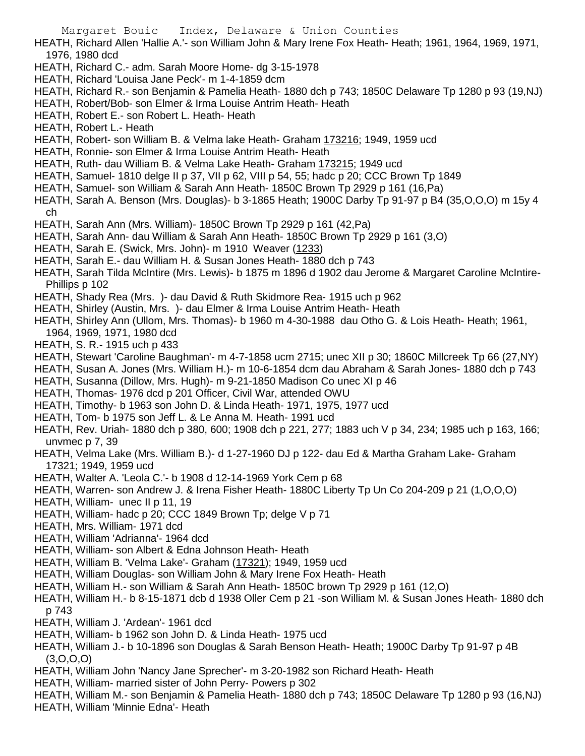HEATH, Richard Allen 'Hallie A.'- son William John & Mary Irene Fox Heath- Heath; 1961, 1964, 1969, 1971, 1976, 1980 dcd

HEATH, Richard C.- adm. Sarah Moore Home- dg 3-15-1978

HEATH, Richard 'Louisa Jane Peck'- m 1-4-1859 dcm

HEATH, Richard R.- son Benjamin & Pamelia Heath- 1880 dch p 743; 1850C Delaware Tp 1280 p 93 (19,NJ)

HEATH, Robert/Bob- son Elmer & Irma Louise Antrim Heath- Heath

HEATH, Robert E.- son Robert L. Heath- Heath

HEATH, Robert L.- Heath

HEATH, Robert- son William B. & Velma lake Heath- Graham 173216; 1949, 1959 ucd

HEATH, Ronnie- son Elmer & Irma Louise Antrim Heath- Heath

HEATH, Ruth- dau William B. & Velma Lake Heath- Graham 173215; 1949 ucd

HEATH, Samuel- 1810 delge II p 37, VII p 62, VIII p 54, 55; hadc p 20; CCC Brown Tp 1849

HEATH, Samuel- son William & Sarah Ann Heath- 1850C Brown Tp 2929 p 161 (16,Pa)

HEATH, Sarah A. Benson (Mrs. Douglas)- b 3-1865 Heath; 1900C Darby Tp 91-97 p B4 (35,O,O,O) m 15y 4 ch

HEATH, Sarah Ann (Mrs. William)- 1850C Brown Tp 2929 p 161 (42,Pa)

HEATH, Sarah Ann- dau William & Sarah Ann Heath- 1850C Brown Tp 2929 p 161 (3,O)

HEATH, Sarah E. (Swick, Mrs. John)- m 1910 Weaver (1233)

HEATH, Sarah E.- dau William H. & Susan Jones Heath- 1880 dch p 743

HEATH, Sarah Tilda McIntire (Mrs. Lewis)- b 1875 m 1896 d 1902 dau Jerome & Margaret Caroline McIntire- Phillips p 102

HEATH, Shady Rea (Mrs. )- dau David & Ruth Skidmore Rea- 1915 uch p 962

HEATH, Shirley (Austin, Mrs. )- dau Elmer & Irma Louise Antrim Heath- Heath

HEATH, Shirley Ann (Ullom, Mrs. Thomas)- b 1960 m 4-30-1988 dau Otho G. & Lois Heath- Heath; 1961, 1964, 1969, 1971, 1980 dcd

HEATH, S. R.- 1915 uch p 433

HEATH, Stewart 'Caroline Baughman'- m 4-7-1858 ucm 2715; unec XII p 30; 1860C Millcreek Tp 66 (27,NY)

HEATH, Susan A. Jones (Mrs. William H.)- m 10-6-1854 dcm dau Abraham & Sarah Jones- 1880 dch p 743

HEATH, Susanna (Dillow, Mrs. Hugh)- m 9-21-1850 Madison Co unec XI p 46

HEATH, Thomas- 1976 dcd p 201 Officer, Civil War, attended OWU

HEATH, Timothy- b 1963 son John D. & Linda Heath- 1971, 1975, 1977 ucd

HEATH, Tom- b 1975 son Jeff L. & Le Anna M. Heath- 1991 ucd

HEATH, Rev. Uriah- 1880 dch p 380, 600; 1908 dch p 221, 277; 1883 uch V p 34, 234; 1985 uch p 163, 166; unvmec p 7, 39

HEATH, Velma Lake (Mrs. William B.)- d 1-27-1960 DJ p 122- dau Ed & Martha Graham Lake- Graham 17321; 1949, 1959 ucd

HEATH, Walter A. 'Leola C.'- b 1908 d 12-14-1969 York Cem p 68

HEATH, Warren- son Andrew J. & Irena Fisher Heath- 1880C Liberty Tp Un Co 204-209 p 21 (1,O,O,O)

HEATH, William- unec II p 11, 19

HEATH, William- hadc p 20; CCC 1849 Brown Tp; delge V p 71

HEATH, Mrs. William- 1971 dcd

HEATH, William 'Adrianna'- 1964 dcd

HEATH, William- son Albert & Edna Johnson Heath- Heath

HEATH, William B. 'Velma Lake'- Graham (17321); 1949, 1959 ucd

HEATH, William Douglas- son William John & Mary Irene Fox Heath- Heath

HEATH, William H.- son William & Sarah Ann Heath- 1850C brown Tp 2929 p 161 (12,O)

HEATH, William H.- b 8-15-1871 dcb d 1938 Oller Cem p 21 -son William M. & Susan Jones Heath- 1880 dch p 743

HEATH, William J. 'Ardean'- 1961 dcd

HEATH, William- b 1962 son John D. & Linda Heath- 1975 ucd

HEATH, William J.- b 10-1896 son Douglas & Sarah Benson Heath- Heath; 1900C Darby Tp 91-97 p 4B (3,O,O,O)

HEATH, William John 'Nancy Jane Sprecher'- m 3-20-1982 son Richard Heath- Heath

HEATH, William- married sister of John Perry- Powers p 302

HEATH, William M.- son Benjamin & Pamelia Heath- 1880 dch p 743; 1850C Delaware Tp 1280 p 93 (16,NJ)

HEATH, William 'Minnie Edna'- Heath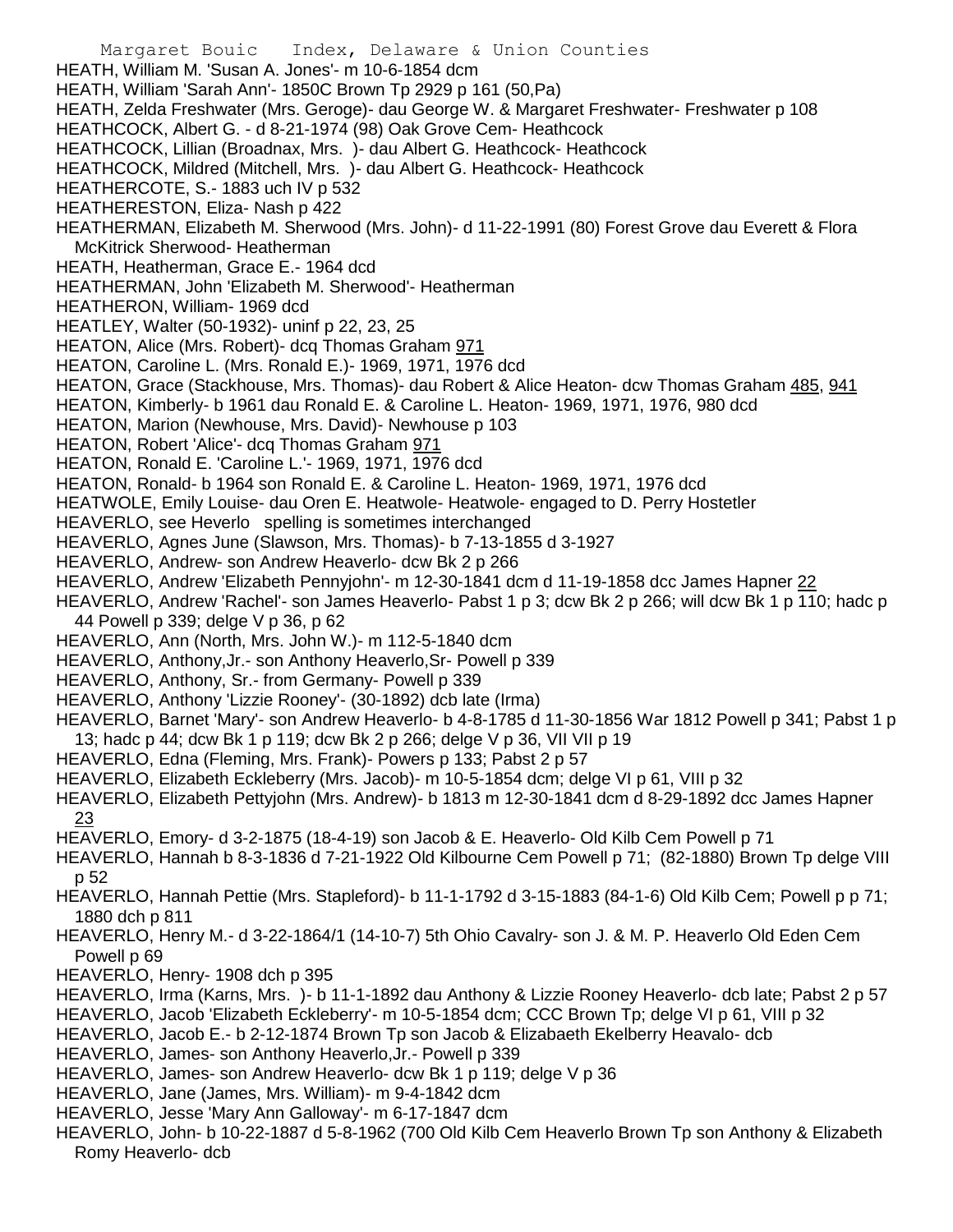HEATH, William M. 'Susan A. Jones'- m 10-6-1854 dcm

HEATH, William 'Sarah Ann'- 1850C Brown Tp 2929 p 161 (50,Pa)

HEATH, Zelda Freshwater (Mrs. Geroge)- dau George W. & Margaret Freshwater- Freshwater p 108

HEATHCOCK, Albert G. - d 8-21-1974 (98) Oak Grove Cem- Heathcock

HEATHCOCK, Lillian (Broadnax, Mrs. )- dau Albert G. Heathcock- Heathcock

HEATHCOCK, Mildred (Mitchell, Mrs. )- dau Albert G. Heathcock- Heathcock

HEATHERCOTE, S.- 1883 uch IV p 532

HEATHERESTON, Eliza- Nash p 422

HEATHERMAN, Elizabeth M. Sherwood (Mrs. John)- d 11-22-1991 (80) Forest Grove dau Everett & Flora McKitrick Sherwood- Heatherman

HEATH, Heatherman, Grace E.- 1964 dcd

HEATHERMAN, John 'Elizabeth M. Sherwood'- Heatherman

HEATHERON, William- 1969 dcd

HEATLEY, Walter (50-1932)- uninf p 22, 23, 25

HEATON, Alice (Mrs. Robert)- dcq Thomas Graham 971

HEATON, Caroline L. (Mrs. Ronald E.)- 1969, 1971, 1976 dcd

HEATON, Grace (Stackhouse, Mrs. Thomas)- dau Robert & Alice Heaton- dcw Thomas Graham 485, 941

HEATON, Kimberly- b 1961 dau Ronald E. & Caroline L. Heaton- 1969, 1971, 1976, 980 dcd

HEATON, Marion (Newhouse, Mrs. David)- Newhouse p 103

HEATON, Robert 'Alice'- dcq Thomas Graham 971

HEATON, Ronald E. 'Caroline L.'- 1969, 1971, 1976 dcd

HEATON, Ronald- b 1964 son Ronald E. & Caroline L. Heaton- 1969, 1971, 1976 dcd

HEATWOLE, Emily Louise- dau Oren E. Heatwole- Heatwole- engaged to D. Perry Hostetler

HEAVERLO, see Heverlo spelling is sometimes interchanged

HEAVERLO, Agnes June (Slawson, Mrs. Thomas)- b 7-13-1855 d 3-1927

HEAVERLO, Andrew- son Andrew Heaverlo- dcw Bk 2 p 266

HEAVERLO, Andrew 'Elizabeth Pennyjohn'- m 12-30-1841 dcm d 11-19-1858 dcc James Hapner 22

HEAVERLO, Andrew 'Rachel'- son James Heaverlo- Pabst 1 p 3; dcw Bk 2 p 266; will dcw Bk 1 p 110; hadc p 44 Powell p 339; delge V p 36, p 62

HEAVERLO, Ann (North, Mrs. John W.)- m 112-5-1840 dcm

HEAVERLO, Anthony,Jr.- son Anthony Heaverlo,Sr- Powell p 339

HEAVERLO, Anthony, Sr.- from Germany- Powell p 339

HEAVERLO, Anthony 'Lizzie Rooney'- (30-1892) dcb late (Irma)

HEAVERLO, Barnet 'Mary'- son Andrew Heaverlo- b 4-8-1785 d 11-30-1856 War 1812 Powell p 341; Pabst 1 p 13; hadc p 44; dcw Bk 1 p 119; dcw Bk 2 p 266; delge V p 36, VII VII p 19

HEAVERLO, Edna (Fleming, Mrs. Frank)- Powers p 133; Pabst 2 p 57

HEAVERLO, Elizabeth Eckleberry (Mrs. Jacob)- m 10-5-1854 dcm; delge VI p 61, VIII p 32

HEAVERLO, Elizabeth Pettyjohn (Mrs. Andrew)- b 1813 m 12-30-1841 dcm d 8-29-1892 dcc James Hapner 23

HEAVERLO, Emory- d 3-2-1875 (18-4-19) son Jacob & E. Heaverlo- Old Kilb Cem Powell p 71

HEAVERLO, Hannah b 8-3-1836 d 7-21-1922 Old Kilbourne Cem Powell p 71; (82-1880) Brown Tp delge VIII p 52

HEAVERLO, Hannah Pettie (Mrs. Stapleford)- b 11-1-1792 d 3-15-1883 (84-1-6) Old Kilb Cem; Powell p p 71; 1880 dch p 811

HEAVERLO, Henry M.- d 3-22-1864/1 (14-10-7) 5th Ohio Cavalry- son J. & M. P. Heaverlo Old Eden Cem Powell p 69

HEAVERLO, Henry- 1908 dch p 395

HEAVERLO, Irma (Karns, Mrs. )- b 11-1-1892 dau Anthony & Lizzie Rooney Heaverlo- dcb late; Pabst 2 p 57

HEAVERLO, Jacob 'Elizabeth Eckleberry'- m 10-5-1854 dcm; CCC Brown Tp; delge VI p 61, VIII p 32

HEAVERLO, Jacob E.- b 2-12-1874 Brown Tp son Jacob & Elizabaeth Ekelberry Heavalo- dcb

HEAVERLO, James- son Anthony Heaverlo,Jr.- Powell p 339

HEAVERLO, James- son Andrew Heaverlo- dcw Bk 1 p 119; delge V p 36

HEAVERLO, Jane (James, Mrs. William)- m 9-4-1842 dcm

HEAVERLO, Jesse 'Mary Ann Galloway'- m 6-17-1847 dcm

HEAVERLO, John- b 10-22-1887 d 5-8-1962 (700 Old Kilb Cem Heaverlo Brown Tp son Anthony & Elizabeth Romy Heaverlo- dcb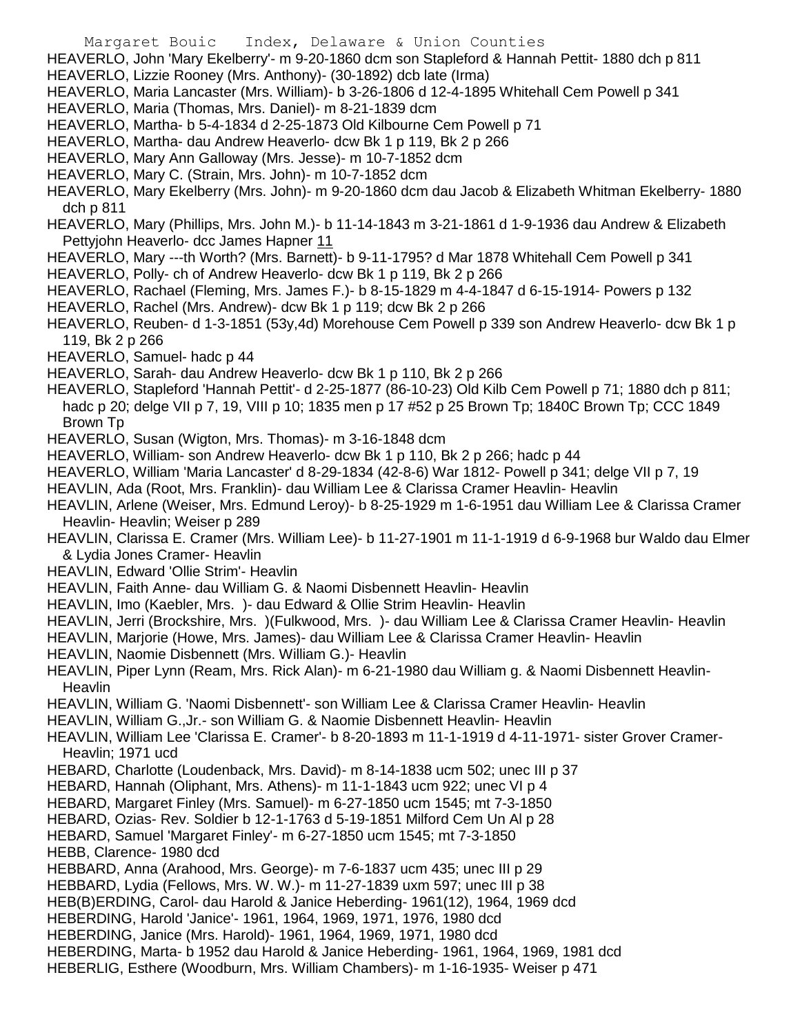HEAVERLO, John 'Mary Ekelberry'- m 9-20-1860 dcm son Stapleford & Hannah Pettit- 1880 dch p 811

HEAVERLO, Lizzie Rooney (Mrs. Anthony)- (30-1892) dcb late (Irma)

HEAVERLO, Maria Lancaster (Mrs. William)- b 3-26-1806 d 12-4-1895 Whitehall Cem Powell p 341

HEAVERLO, Maria (Thomas, Mrs. Daniel)- m 8-21-1839 dcm

HEAVERLO, Martha- b 5-4-1834 d 2-25-1873 Old Kilbourne Cem Powell p 71

HEAVERLO, Martha- dau Andrew Heaverlo- dcw Bk 1 p 119, Bk 2 p 266

HEAVERLO, Mary Ann Galloway (Mrs. Jesse)- m 10-7-1852 dcm

HEAVERLO, Mary C. (Strain, Mrs. John)- m 10-7-1852 dcm

HEAVERLO, Mary Ekelberry (Mrs. John)- m 9-20-1860 dcm dau Jacob & Elizabeth Whitman Ekelberry- 1880 dch p 811

HEAVERLO, Mary (Phillips, Mrs. John M.)- b 11-14-1843 m 3-21-1861 d 1-9-1936 dau Andrew & Elizabeth Pettyjohn Heaverlo- dcc James Hapner 11

HEAVERLO, Mary ---th Worth? (Mrs. Barnett)- b 9-11-1795? d Mar 1878 Whitehall Cem Powell p 341

HEAVERLO, Polly- ch of Andrew Heaverlo- dcw Bk 1 p 119, Bk 2 p 266

HEAVERLO, Rachael (Fleming, Mrs. James F.)- b 8-15-1829 m 4-4-1847 d 6-15-1914- Powers p 132

HEAVERLO, Rachel (Mrs. Andrew)- dcw Bk 1 p 119; dcw Bk 2 p 266

HEAVERLO, Reuben- d 1-3-1851 (53y,4d) Morehouse Cem Powell p 339 son Andrew Heaverlo- dcw Bk 1 p 119, Bk 2 p 266

HEAVERLO, Samuel- hadc p 44

HEAVERLO, Sarah- dau Andrew Heaverlo- dcw Bk 1 p 110, Bk 2 p 266

HEAVERLO, Stapleford 'Hannah Pettit'- d 2-25-1877 (86-10-23) Old Kilb Cem Powell p 71; 1880 dch p 811; hadc p 20; delge VII p 7, 19, VIII p 10; 1835 men p 17 #52 p 25 Brown Tp; 1840C Brown Tp; CCC 1849 Brown Tp

HEAVERLO, Susan (Wigton, Mrs. Thomas)- m 3-16-1848 dcm

HEAVERLO, William- son Andrew Heaverlo- dcw Bk 1 p 110, Bk 2 p 266; hadc p 44

HEAVERLO, William 'Maria Lancaster' d 8-29-1834 (42-8-6) War 1812- Powell p 341; delge VII p 7, 19

HEAVLIN, Ada (Root, Mrs. Franklin)- dau William Lee & Clarissa Cramer Heavlin- Heavlin

HEAVLIN, Arlene (Weiser, Mrs. Edmund Leroy)- b 8-25-1929 m 1-6-1951 dau William Lee & Clarissa Cramer Heavlin- Heavlin; Weiser p 289

HEAVLIN, Clarissa E. Cramer (Mrs. William Lee)- b 11-27-1901 m 11-1-1919 d 6-9-1968 bur Waldo dau Elmer & Lydia Jones Cramer- Heavlin

HEAVLIN, Edward 'Ollie Strim'- Heavlin

HEAVLIN, Faith Anne- dau William G. & Naomi Disbennett Heavlin- Heavlin

HEAVLIN, Imo (Kaebler, Mrs. )- dau Edward & Ollie Strim Heavlin- Heavlin

HEAVLIN, Jerri (Brockshire, Mrs. )(Fulkwood, Mrs. )- dau William Lee & Clarissa Cramer Heavlin- Heavlin

HEAVLIN, Marjorie (Howe, Mrs. James)- dau William Lee & Clarissa Cramer Heavlin- Heavlin

HEAVLIN, Naomie Disbennett (Mrs. William G.)- Heavlin

HEAVLIN, Piper Lynn (Ream, Mrs. Rick Alan)- m 6-21-1980 dau William g. & Naomi Disbennett Heavlin- Heavlin

HEAVLIN, William G. 'Naomi Disbennett'- son William Lee & Clarissa Cramer Heavlin- Heavlin

HEAVLIN, William G.,Jr.- son William G. & Naomie Disbennett Heavlin- Heavlin

HEAVLIN, William Lee 'Clarissa E. Cramer'- b 8-20-1893 m 11-1-1919 d 4-11-1971- sister Grover Cramer- Heavlin; 1971 ucd

HEBARD, Charlotte (Loudenback, Mrs. David)- m 8-14-1838 ucm 502; unec III p 37

HEBARD, Hannah (Oliphant, Mrs. Athens)- m 11-1-1843 ucm 922; unec VI p 4

HEBARD, Margaret Finley (Mrs. Samuel)- m 6-27-1850 ucm 1545; mt 7-3-1850

HEBARD, Ozias- Rev. Soldier b 12-1-1763 d 5-19-1851 Milford Cem Un Al p 28

HEBARD, Samuel 'Margaret Finley'- m 6-27-1850 ucm 1545; mt 7-3-1850

HEBB, Clarence- 1980 dcd

HEBBARD, Anna (Arahood, Mrs. George)- m 7-6-1837 ucm 435; unec III p 29

HEBBARD, Lydia (Fellows, Mrs. W. W.)- m 11-27-1839 uxm 597; unec III p 38

HEB(B)ERDING, Carol- dau Harold & Janice Heberding- 1961(12), 1964, 1969 dcd

HEBERDING, Harold 'Janice'- 1961, 1964, 1969, 1971, 1976, 1980 dcd

HEBERDING, Janice (Mrs. Harold)- 1961, 1964, 1969, 1971, 1980 dcd

HEBERDING, Marta- b 1952 dau Harold & Janice Heberding- 1961, 1964, 1969, 1981 dcd

HEBERLIG, Esthere (Woodburn, Mrs. William Chambers)- m 1-16-1935- Weiser p 471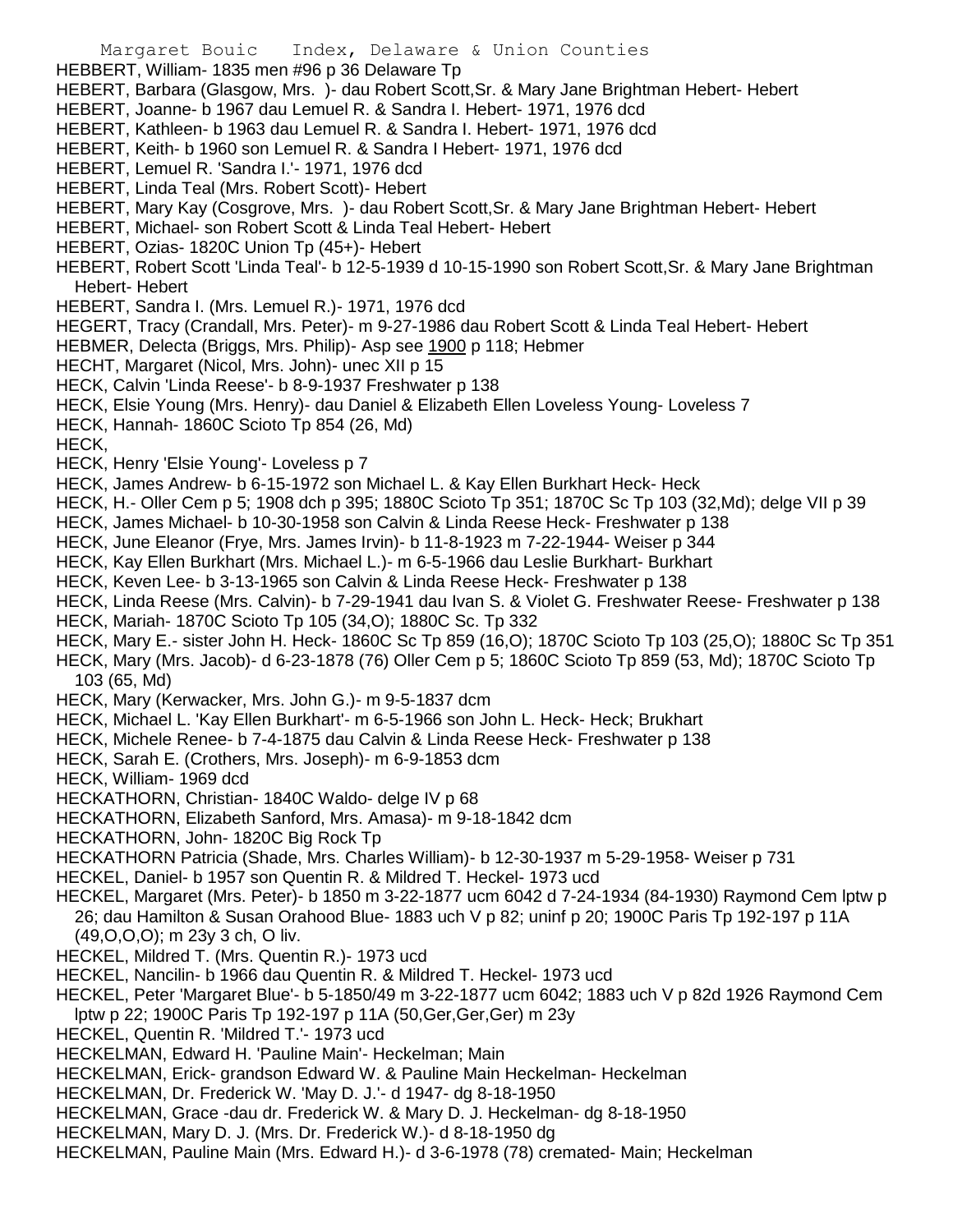HEBBERT, William- 1835 men #96 p 36 Delaware Tp
HEBERT, Barbara (Glasgow, Mrs. )- dau Robert Scott,Sr. & Mary Jane Brightman Hebert- Hebert
HEBERT, Joanne- b 1967 dau Lemuel R. & Sandra I. Hebert- 1971, 1976 dcd
HEBERT, Kathleen- b 1963 dau Lemuel R. & Sandra I. Hebert- 1971, 1976 dcd
HEBERT, Keith- b 1960 son Lemuel R. & Sandra I Hebert- 1971, 1976 dcd
HEBERT, Lemuel R. 'Sandra I.'- 1971, 1976 dcd
HEBERT, Linda Teal (Mrs. Robert Scott)- Hebert
HEBERT, Mary Kay (Cosgrove, Mrs. )- dau Robert Scott,Sr. & Mary Jane Brightman Hebert- Hebert
HEBERT, Michael- son Robert Scott & Linda Teal Hebert- Hebert
HEBERT, Ozias- 1820C Union Tp (45+)- Hebert
HEBERT, Robert Scott 'Linda Teal'- b 12-5-1939 d 10-15-1990 son Robert Scott,Sr. & Mary Jane Brightman Hebert- Hebert
HEBERT, Sandra I. (Mrs. Lemuel R.)- 1971, 1976 dcd
HEGERT, Tracy (Crandall, Mrs. Peter)- m 9-27-1986 dau Robert Scott & Linda Teal Hebert- Hebert
HEBMER, Delecta (Briggs, Mrs. Philip)- Asp see 1900 p 118; Hebmer
HECHT, Margaret (Nicol, Mrs. John)- unec XII p 15
HECK, Calvin 'Linda Reese'- b 8-9-1937 Freshwater p 138
HECK, Elsie Young (Mrs. Henry)- dau Daniel & Elizabeth Ellen Loveless Young- Loveless 7
HECK, Hannah- 1860C Scioto Tp 854 (26, Md)
HECK,
HECK, Henry 'Elsie Young'- Loveless p 7
HECK, James Andrew- b 6-15-1972 son Michael L. & Kay Ellen Burkhart Heck- Heck
HECK, H.- Oller Cem p 5; 1908 dch p 395; 1880C Scioto Tp 351; 1870C Sc Tp 103 (32,Md); delge VII p 39
HECK, James Michael- b 10-30-1958 son Calvin & Linda Reese Heck- Freshwater p 138
HECK, June Eleanor (Frye, Mrs. James Irvin)- b 11-8-1923 m 7-22-1944- Weiser p 344
HECK, Kay Ellen Burkhart (Mrs. Michael L.)- m 6-5-1966 dau Leslie Burkhart- Burkhart
HECK, Keven Lee- b 3-13-1965 son Calvin & Linda Reese Heck- Freshwater p 138
HECK, Linda Reese (Mrs. Calvin)- b 7-29-1941 dau Ivan S. & Violet G. Freshwater Reese- Freshwater p 138
HECK, Mariah- 1870C Scioto Tp 105 (34,O); 1880C Sc. Tp 332
HECK, Mary E.- sister John H. Heck- 1860C Sc Tp 859 (16,O); 1870C Scioto Tp 103 (25,O); 1880C Sc Tp 351
HECK, Mary (Mrs. Jacob)- d 6-23-1878 (76) Oller Cem p 5; 1860C Scioto Tp 859 (53, Md); 1870C Scioto Tp 103 (65, Md)
HECK, Mary (Kerwacker, Mrs. John G.)- m 9-5-1837 dcm
HECK, Michael L. 'Kay Ellen Burkhart'- m 6-5-1966 son John L. Heck- Heck; Brukhart
HECK, Michele Renee- b 7-4-1875 dau Calvin & Linda Reese Heck- Freshwater p 138
HECK, Sarah E. (Crothers, Mrs. Joseph)- m 6-9-1853 dcm
HECK, William- 1969 dcd
HECKATHORN, Christian- 1840C Waldo- delge IV p 68
HECKATHORN, Elizabeth Sanford, Mrs. Amasa)- m 9-18-1842 dcm
HECKATHORN, John- 1820C Big Rock Tp
HECKATHORN Patricia (Shade, Mrs. Charles William)- b 12-30-1937 m 5-29-1958- Weiser p 731
HECKEL, Daniel- b 1957 son Quentin R. & Mildred T. Heckel- 1973 ucd
HECKEL, Margaret (Mrs. Peter)- b 1850 m 3-22-1877 ucm 6042 d 7-24-1934 (84-1930) Raymond Cem lptw p 26; dau Hamilton & Susan Orahood Blue- 1883 uch V p 82; uninf p 20; 1900C Paris Tp 192-197 p 11A (49,O,O,O); m 23y 3 ch, O liv.
HECKEL, Mildred T. (Mrs. Quentin R.)- 1973 ucd
HECKEL, Nancilin- b 1966 dau Quentin R. & Mildred T. Heckel- 1973 ucd
HECKEL, Peter 'Margaret Blue'- b 5-1850/49 m 3-22-1877 ucm 6042; 1883 uch V p 82d 1926 Raymond Cem lptw p 22; 1900C Paris Tp 192-197 p 11A (50,Ger,Ger,Ger) m 23y
HECKEL, Quentin R. 'Mildred T.'- 1973 ucd
HECKELMAN, Edward H. 'Pauline Main'- Heckelman; Main
HECKELMAN, Erick- grandson Edward W. & Pauline Main Heckelman- Heckelman
HECKELMAN, Dr. Frederick W. 'May D. J.'- d 1947- dg 8-18-1950
HECKELMAN, Grace -dau dr. Frederick W. & Mary D. J. Heckelman- dg 8-18-1950
HECKELMAN, Mary D. J. (Mrs. Dr. Frederick W.)- d 8-18-1950 dg
HECKELMAN, Pauline Main (Mrs. Edward H.)- d 3-6-1978 (78) cremated- Main; Heckelman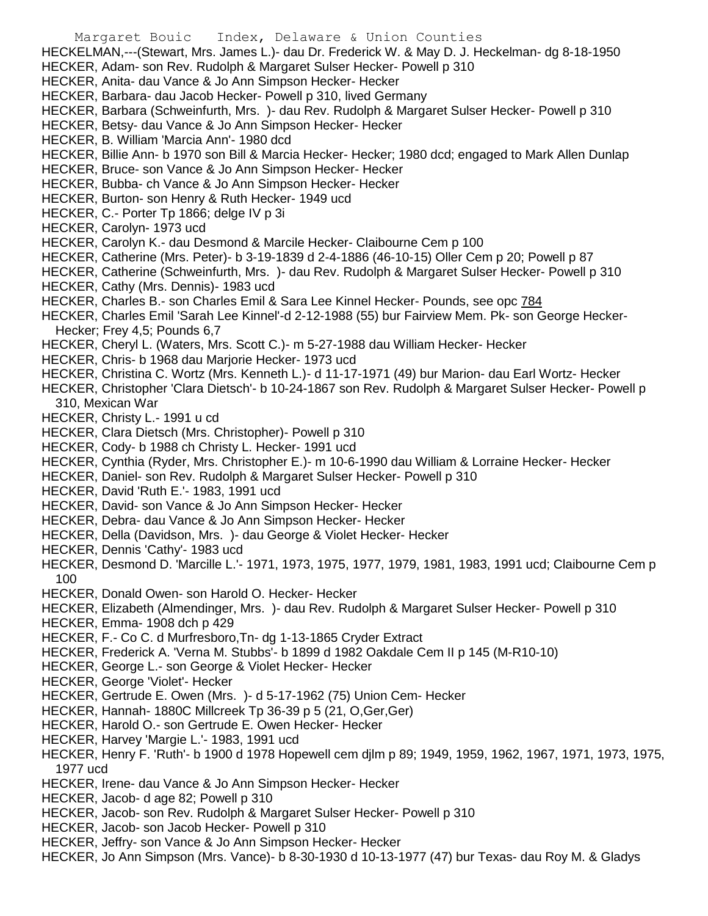HECKELMAN,---(Stewart, Mrs. James L.)- dau Dr. Frederick W. & May D. J. Heckelman- dg 8-18-1950

HECKER, Adam- son Rev. Rudolph & Margaret Sulser Hecker- Powell p 310

HECKER, Anita- dau Vance & Jo Ann Simpson Hecker- Hecker

HECKER, Barbara- dau Jacob Hecker- Powell p 310, lived Germany

HECKER, Barbara (Schweinfurth, Mrs. )- dau Rev. Rudolph & Margaret Sulser Hecker- Powell p 310

HECKER, Betsy- dau Vance & Jo Ann Simpson Hecker- Hecker

HECKER, B. William 'Marcia Ann'- 1980 dcd

HECKER, Billie Ann- b 1970 son Bill & Marcia Hecker- Hecker; 1980 dcd; engaged to Mark Allen Dunlap

HECKER, Bruce- son Vance & Jo Ann Simpson Hecker- Hecker

HECKER, Bubba- ch Vance & Jo Ann Simpson Hecker- Hecker

HECKER, Burton- son Henry & Ruth Hecker- 1949 ucd

HECKER, C.- Porter Tp 1866; delge IV p 3i

HECKER, Carolyn- 1973 ucd

HECKER, Carolyn K.- dau Desmond & Marcile Hecker- Claibourne Cem p 100

HECKER, Catherine (Mrs. Peter)- b 3-19-1839 d 2-4-1886 (46-10-15) Oller Cem p 20; Powell p 87

HECKER, Catherine (Schweinfurth, Mrs. )- dau Rev. Rudolph & Margaret Sulser Hecker- Powell p 310

HECKER, Cathy (Mrs. Dennis)- 1983 ucd

HECKER, Charles B.- son Charles Emil & Sara Lee Kinnel Hecker- Pounds, see opc 784

HECKER, Charles Emil 'Sarah Lee Kinnel'-d 2-12-1988 (55) bur Fairview Mem. Pk- son George Hecker- Hecker; Frey 4,5; Pounds 6,7

HECKER, Cheryl L. (Waters, Mrs. Scott C.)- m 5-27-1988 dau William Hecker- Hecker

HECKER, Chris- b 1968 dau Marjorie Hecker- 1973 ucd

HECKER, Christina C. Wortz (Mrs. Kenneth L.)- d 11-17-1971 (49) bur Marion- dau Earl Wortz- Hecker

HECKER, Christopher 'Clara Dietsch'- b 10-24-1867 son Rev. Rudolph & Margaret Sulser Hecker- Powell p 310, Mexican War

HECKER, Christy L.- 1991 u cd

HECKER, Clara Dietsch (Mrs. Christopher)- Powell p 310

HECKER, Cody- b 1988 ch Christy L. Hecker- 1991 ucd

HECKER, Cynthia (Ryder, Mrs. Christopher E.)- m 10-6-1990 dau William & Lorraine Hecker- Hecker

HECKER, Daniel- son Rev. Rudolph & Margaret Sulser Hecker- Powell p 310

HECKER, David 'Ruth E.'- 1983, 1991 ucd

HECKER, David- son Vance & Jo Ann Simpson Hecker- Hecker

HECKER, Debra- dau Vance & Jo Ann Simpson Hecker- Hecker

HECKER, Della (Davidson, Mrs. )- dau George & Violet Hecker- Hecker

HECKER, Dennis 'Cathy'- 1983 ucd

HECKER, Desmond D. 'Marcille L.'- 1971, 1973, 1975, 1977, 1979, 1981, 1983, 1991 ucd; Claibourne Cem p 100

HECKER, Donald Owen- son Harold O. Hecker- Hecker

HECKER, Elizabeth (Almendinger, Mrs. )- dau Rev. Rudolph & Margaret Sulser Hecker- Powell p 310

HECKER, Emma- 1908 dch p 429

HECKER, F.- Co C. d Murfresboro,Tn- dg 1-13-1865 Cryder Extract

HECKER, Frederick A. 'Verna M. Stubbs'- b 1899 d 1982 Oakdale Cem II p 145 (M-R10-10)

HECKER, George L.- son George & Violet Hecker- Hecker

HECKER, George 'Violet'- Hecker

HECKER, Gertrude E. Owen (Mrs. )- d 5-17-1962 (75) Union Cem- Hecker

HECKER, Hannah- 1880C Millcreek Tp 36-39 p 5 (21, O,Ger,Ger)

HECKER, Harold O.- son Gertrude E. Owen Hecker- Hecker

HECKER, Harvey 'Margie L.'- 1983, 1991 ucd

HECKER, Henry F. 'Ruth'- b 1900 d 1978 Hopewell cem djlm p 89; 1949, 1959, 1962, 1967, 1971, 1973, 1975, 1977 ucd

HECKER, Irene- dau Vance & Jo Ann Simpson Hecker- Hecker

HECKER, Jacob- d age 82; Powell p 310

HECKER, Jacob- son Rev. Rudolph & Margaret Sulser Hecker- Powell p 310

HECKER, Jacob- son Jacob Hecker- Powell p 310

HECKER, Jeffry- son Vance & Jo Ann Simpson Hecker- Hecker

HECKER, Jo Ann Simpson (Mrs. Vance)- b 8-30-1930 d 10-13-1977 (47) bur Texas- dau Roy M. & Gladys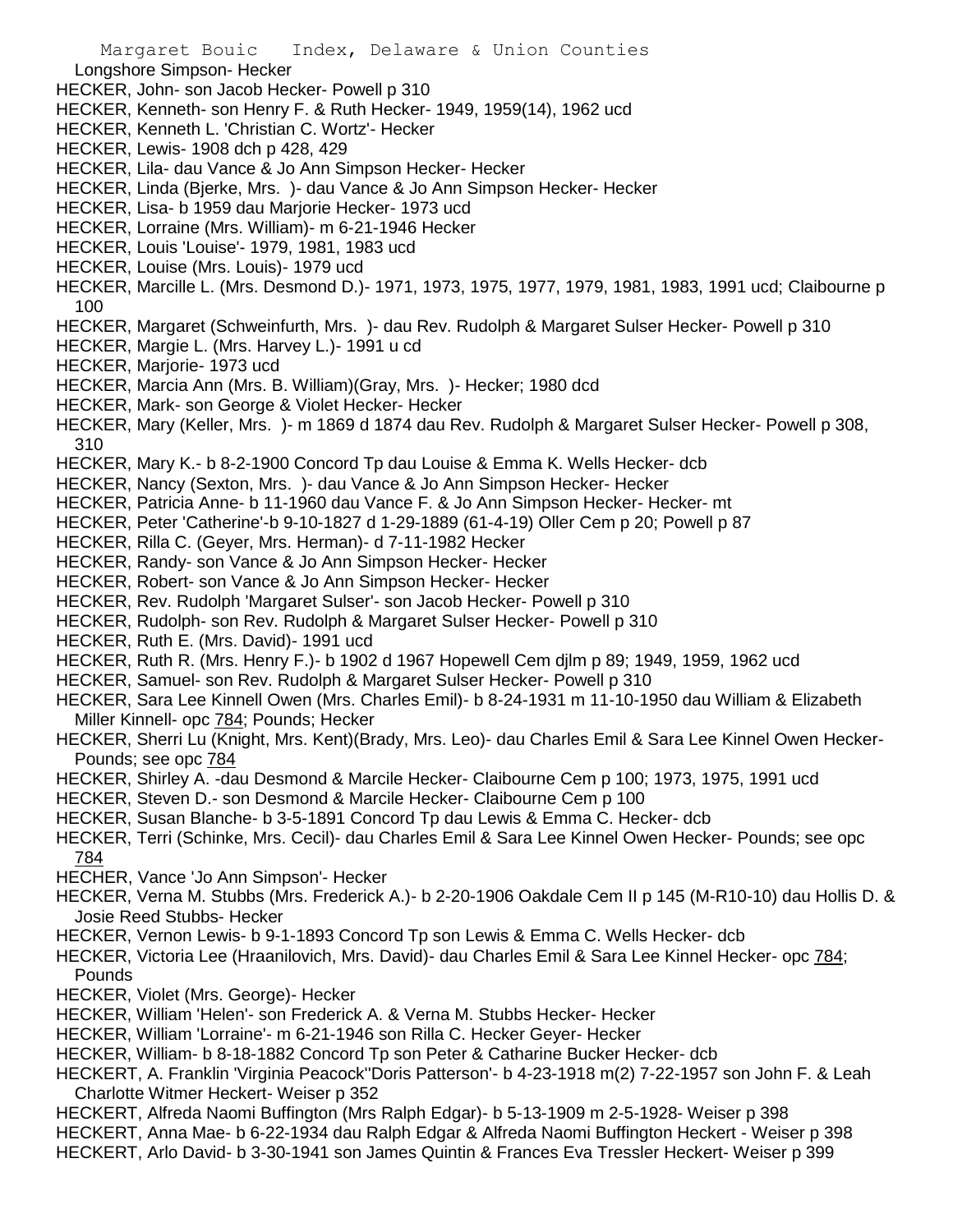Longshore Simpson- Hecker

HECKER, John- son Jacob Hecker- Powell p 310

HECKER, Kenneth- son Henry F. & Ruth Hecker- 1949, 1959(14), 1962 ucd

HECKER, Kenneth L. 'Christian C. Wortz'- Hecker

HECKER, Lewis- 1908 dch p 428, 429

HECKER, Lila- dau Vance & Jo Ann Simpson Hecker- Hecker

HECKER, Linda (Bjerke, Mrs. )- dau Vance & Jo Ann Simpson Hecker- Hecker

HECKER, Lisa- b 1959 dau Marjorie Hecker- 1973 ucd

HECKER, Lorraine (Mrs. William)- m 6-21-1946 Hecker

HECKER, Louis 'Louise'- 1979, 1981, 1983 ucd

HECKER, Louise (Mrs. Louis)- 1979 ucd

HECKER, Marcille L. (Mrs. Desmond D.)- 1971, 1973, 1975, 1977, 1979, 1981, 1983, 1991 ucd; Claibourne p 100

HECKER, Margaret (Schweinfurth, Mrs. )- dau Rev. Rudolph & Margaret Sulser Hecker- Powell p 310

HECKER, Margie L. (Mrs. Harvey L.)- 1991 u cd

HECKER, Marjorie- 1973 ucd

HECKER, Marcia Ann (Mrs. B. William)(Gray, Mrs. )- Hecker; 1980 dcd

HECKER, Mark- son George & Violet Hecker- Hecker

HECKER, Mary (Keller, Mrs. )- m 1869 d 1874 dau Rev. Rudolph & Margaret Sulser Hecker- Powell p 308, 310

HECKER, Mary K.- b 8-2-1900 Concord Tp dau Louise & Emma K. Wells Hecker- dcb

HECKER, Nancy (Sexton, Mrs. )- dau Vance & Jo Ann Simpson Hecker- Hecker

HECKER, Patricia Anne- b 11-1960 dau Vance F. & Jo Ann Simpson Hecker- Hecker- mt

HECKER, Peter 'Catherine'-b 9-10-1827 d 1-29-1889 (61-4-19) Oller Cem p 20; Powell p 87

HECKER, Rilla C. (Geyer, Mrs. Herman)- d 7-11-1982 Hecker

HECKER, Randy- son Vance & Jo Ann Simpson Hecker- Hecker

HECKER, Robert- son Vance & Jo Ann Simpson Hecker- Hecker

HECKER, Rev. Rudolph 'Margaret Sulser'- son Jacob Hecker- Powell p 310

HECKER, Rudolph- son Rev. Rudolph & Margaret Sulser Hecker- Powell p 310

HECKER, Ruth E. (Mrs. David)- 1991 ucd

HECKER, Ruth R. (Mrs. Henry F.)- b 1902 d 1967 Hopewell Cem djlm p 89; 1949, 1959, 1962 ucd

HECKER, Samuel- son Rev. Rudolph & Margaret Sulser Hecker- Powell p 310

HECKER, Sara Lee Kinnell Owen (Mrs. Charles Emil)- b 8-24-1931 m 11-10-1950 dau William & Elizabeth Miller Kinnell- opc 784; Pounds; Hecker

HECKER, Sherri Lu (Knight, Mrs. Kent)(Brady, Mrs. Leo)- dau Charles Emil & Sara Lee Kinnel Owen Hecker- Pounds; see opc 784

HECKER, Shirley A. -dau Desmond & Marcile Hecker- Claibourne Cem p 100; 1973, 1975, 1991 ucd

HECKER, Steven D.- son Desmond & Marcile Hecker- Claibourne Cem p 100

HECKER, Susan Blanche- b 3-5-1891 Concord Tp dau Lewis & Emma C. Hecker- dcb

HECKER, Terri (Schinke, Mrs. Cecil)- dau Charles Emil & Sara Lee Kinnel Owen Hecker- Pounds; see opc 784

HECHER, Vance 'Jo Ann Simpson'- Hecker

HECKER, Verna M. Stubbs (Mrs. Frederick A.)- b 2-20-1906 Oakdale Cem II p 145 (M-R10-10) dau Hollis D. & Josie Reed Stubbs- Hecker

HECKER, Vernon Lewis- b 9-1-1893 Concord Tp son Lewis & Emma C. Wells Hecker- dcb

HECKER, Victoria Lee (Hraanilovich, Mrs. David)- dau Charles Emil & Sara Lee Kinnel Hecker- opc 784; Pounds

HECKER, Violet (Mrs. George)- Hecker

HECKER, William 'Helen'- son Frederick A. & Verna M. Stubbs Hecker- Hecker

HECKER, William 'Lorraine'- m 6-21-1946 son Rilla C. Hecker Geyer- Hecker

HECKER, William- b 8-18-1882 Concord Tp son Peter & Catharine Bucker Hecker- dcb

HECKERT, A. Franklin 'Virginia Peacock''Doris Patterson'- b 4-23-1918 m(2) 7-22-1957 son John F. & Leah Charlotte Witmer Heckert- Weiser p 352

HECKERT, Alfreda Naomi Buffington (Mrs Ralph Edgar)- b 5-13-1909 m 2-5-1928- Weiser p 398

HECKERT, Anna Mae- b 6-22-1934 dau Ralph Edgar & Alfreda Naomi Buffington Heckert - Weiser p 398

HECKERT, Arlo David- b 3-30-1941 son James Quintin & Frances Eva Tressler Heckert- Weiser p 399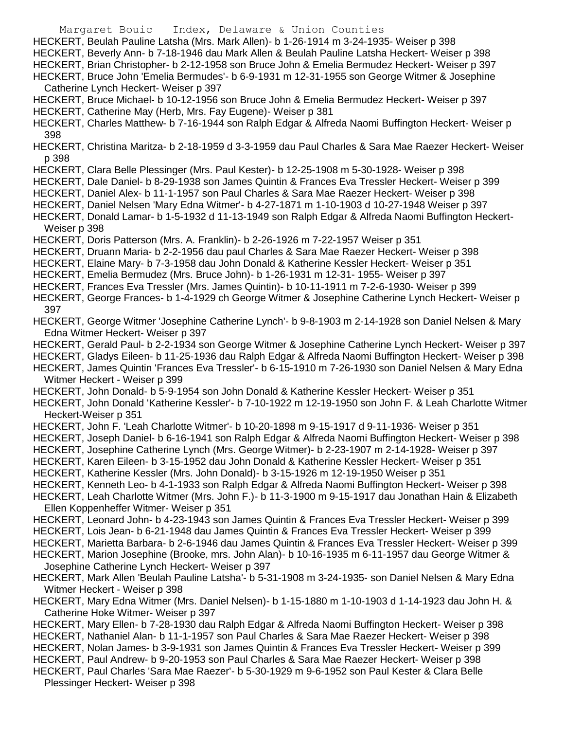HECKERT, Beulah Pauline Latsha (Mrs. Mark Allen)- b 1-26-1914 m 3-24-1935- Weiser p 398

HECKERT, Beverly Ann- b 7-18-1946 dau Mark Allen & Beulah Pauline Latsha Heckert- Weiser p 398

HECKERT, Brian Christopher- b 2-12-1958 son Bruce John & Emelia Bermudez Heckert- Weiser p 397

HECKERT, Bruce John 'Emelia Bermudes'- b 6-9-1931 m 12-31-1955 son George Witmer & Josephine Catherine Lynch Heckert- Weiser p 397

HECKERT, Bruce Michael- b 10-12-1956 son Bruce John & Emelia Bermudez Heckert- Weiser p 397

HECKERT, Catherine May (Herb, Mrs. Fay Eugene)- Weiser p 381

HECKERT, Charles Matthew- b 7-16-1944 son Ralph Edgar & Alfreda Naomi Buffington Heckert- Weiser p 398

HECKERT, Christina Maritza- b 2-18-1959 d 3-3-1959 dau Paul Charles & Sara Mae Raezer Heckert- Weiser p 398

HECKERT, Clara Belle Plessinger (Mrs. Paul Kester)- b 12-25-1908 m 5-30-1928- Weiser p 398

HECKERT, Dale Daniel- b 8-29-1938 son James Quintin & Frances Eva Tressler Heckert- Weiser p 399

HECKERT, Daniel Alex- b 11-1-1957 son Paul Charles & Sara Mae Raezer Heckert- Weiser p 398

HECKERT, Daniel Nelsen 'Mary Edna Witmer'- b 4-27-1871 m 1-10-1903 d 10-27-1948 Weiser p 397

HECKERT, Donald Lamar- b 1-5-1932 d 11-13-1949 son Ralph Edgar & Alfreda Naomi Buffington Heckert- Weiser p 398

HECKERT, Doris Patterson (Mrs. A. Franklin)- b 2-26-1926 m 7-22-1957 Weiser p 351

HECKERT, Druann Maria- b 2-2-1956 dau paul Charles & Sara Mae Raezer Heckert- Weiser p 398

HECKERT, Elaine Mary- b 7-3-1958 dau John Donald & Katherine Kessler Heckert- Weiser p 351

HECKERT, Emelia Bermudez (Mrs. Bruce John)- b 1-26-1931 m 12-31- 1955- Weiser p 397

HECKERT, Frances Eva Tressler (Mrs. James Quintin)- b 10-11-1911 m 7-2-6-1930- Weiser p 399

HECKERT, George Frances- b 1-4-1929 ch George Witmer & Josephine Catherine Lynch Heckert- Weiser p 397

HECKERT, George Witmer 'Josephine Catherine Lynch'- b 9-8-1903 m 2-14-1928 son Daniel Nelsen & Mary Edna Witmer Heckert- Weiser p 397

HECKERT, Gerald Paul- b 2-2-1934 son George Witmer & Josephine Catherine Lynch Heckert- Weiser p 397

HECKERT, Gladys Eileen- b 11-25-1936 dau Ralph Edgar & Alfreda Naomi Buffington Heckert- Weiser p 398

HECKERT, James Quintin 'Frances Eva Tressler'- b 6-15-1910 m 7-26-1930 son Daniel Nelsen & Mary Edna Witmer Heckert - Weiser p 399

HECKERT, John Donald- b 5-9-1954 son John Donald & Katherine Kessler Heckert- Weiser p 351

HECKERT, John Donald 'Katherine Kessler'- b 7-10-1922 m 12-19-1950 son John F. & Leah Charlotte Witmer Heckert-Weiser p 351

HECKERT, John F. 'Leah Charlotte Witmer'- b 10-20-1898 m 9-15-1917 d 9-11-1936- Weiser p 351

HECKERT, Joseph Daniel- b 6-16-1941 son Ralph Edgar & Alfreda Naomi Buffington Heckert- Weiser p 398

HECKERT, Josephine Catherine Lynch (Mrs. George Witmer)- b 2-23-1907 m 2-14-1928- Weiser p 397

HECKERT, Karen Eileen- b 3-15-1952 dau John Donald & Katherine Kessler Heckert- Weiser p 351

HECKERT, Katherine Kessler (Mrs. John Donald)- b 3-15-1926 m 12-19-1950 Weiser p 351

HECKERT, Kenneth Leo- b 4-1-1933 son Ralph Edgar & Alfreda Naomi Buffington Heckert- Weiser p 398

HECKERT, Leah Charlotte Witmer (Mrs. John F.)- b 11-3-1900 m 9-15-1917 dau Jonathan Hain & Elizabeth Ellen Koppenheffer Witmer- Weiser p 351

HECKERT, Leonard John- b 4-23-1943 son James Quintin & Frances Eva Tressler Heckert- Weiser p 399

HECKERT, Lois Jean- b 6-21-1948 dau James Quintin & Frances Eva Tressler Heckert- Weiser p 399

HECKERT, Marietta Barbara- b 2-6-1946 dau James Quintin & Frances Eva Tressler Heckert- Weiser p 399

HECKERT, Marion Josephine (Brooke, mrs. John Alan)- b 10-16-1935 m 6-11-1957 dau George Witmer & Josephine Catherine Lynch Heckert- Weiser p 397

HECKERT, Mark Allen 'Beulah Pauline Latsha'- b 5-31-1908 m 3-24-1935- son Daniel Nelsen & Mary Edna Witmer Heckert - Weiser p 398

HECKERT, Mary Edna Witmer (Mrs. Daniel Nelsen)- b 1-15-1880 m 1-10-1903 d 1-14-1923 dau John H. & Catherine Hoke Witmer- Weiser p 397

HECKERT, Mary Ellen- b 7-28-1930 dau Ralph Edgar & Alfreda Naomi Buffington Heckert- Weiser p 398

HECKERT, Nathaniel Alan- b 11-1-1957 son Paul Charles & Sara Mae Raezer Heckert- Weiser p 398

HECKERT, Nolan James- b 3-9-1931 son James Quintin & Frances Eva Tressler Heckert- Weiser p 399

HECKERT, Paul Andrew- b 9-20-1953 son Paul Charles & Sara Mae Raezer Heckert- Weiser p 398

HECKERT, Paul Charles 'Sara Mae Raezer'- b 5-30-1929 m 9-6-1952 son Paul Kester & Clara Belle Plessinger Heckert- Weiser p 398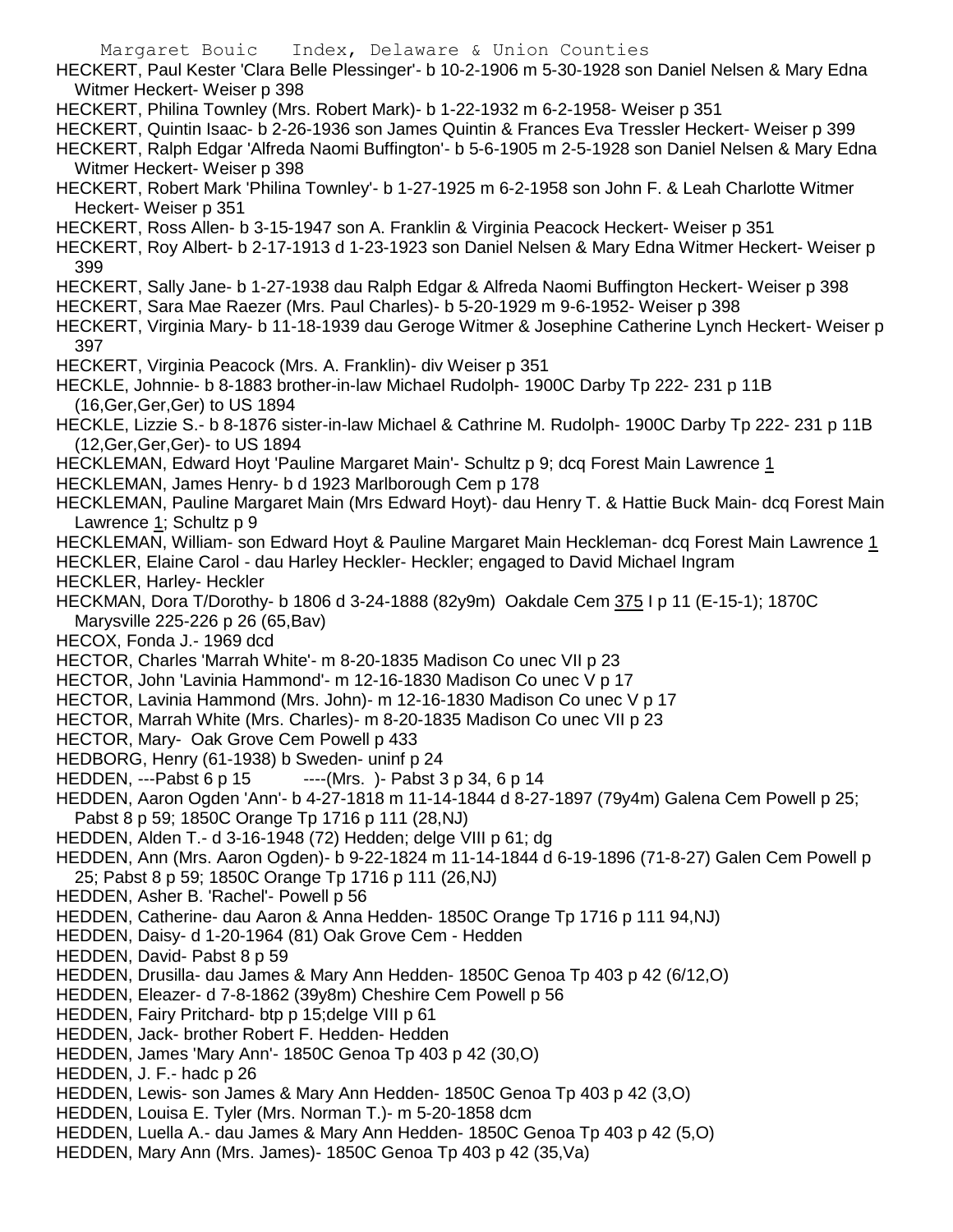HECKERT, Paul Kester 'Clara Belle Plessinger'- b 10-2-1906 m 5-30-1928 son Daniel Nelsen & Mary Edna Witmer Heckert- Weiser p 398

HECKERT, Philina Townley (Mrs. Robert Mark)- b 1-22-1932 m 6-2-1958- Weiser p 351

HECKERT, Quintin Isaac- b 2-26-1936 son James Quintin & Frances Eva Tressler Heckert- Weiser p 399

HECKERT, Ralph Edgar 'Alfreda Naomi Buffington'- b 5-6-1905 m 2-5-1928 son Daniel Nelsen & Mary Edna Witmer Heckert- Weiser p 398

HECKERT, Robert Mark 'Philina Townley'- b 1-27-1925 m 6-2-1958 son John F. & Leah Charlotte Witmer Heckert- Weiser p 351

HECKERT, Ross Allen- b 3-15-1947 son A. Franklin & Virginia Peacock Heckert- Weiser p 351

HECKERT, Roy Albert- b 2-17-1913 d 1-23-1923 son Daniel Nelsen & Mary Edna Witmer Heckert- Weiser p 399

HECKERT, Sally Jane- b 1-27-1938 dau Ralph Edgar & Alfreda Naomi Buffington Heckert- Weiser p 398

HECKERT, Sara Mae Raezer (Mrs. Paul Charles)- b 5-20-1929 m 9-6-1952- Weiser p 398

HECKERT, Virginia Mary- b 11-18-1939 dau Geroge Witmer & Josephine Catherine Lynch Heckert- Weiser p 397

HECKERT, Virginia Peacock (Mrs. A. Franklin)- div Weiser p 351

HECKLE, Johnnie- b 8-1883 brother-in-law Michael Rudolph- 1900C Darby Tp 222- 231 p 11B (16,Ger,Ger,Ger) to US 1894

HECKLE, Lizzie S.- b 8-1876 sister-in-law Michael & Cathrine M. Rudolph- 1900C Darby Tp 222- 231 p 11B (12,Ger,Ger,Ger)- to US 1894

HECKLEMAN, Edward Hoyt 'Pauline Margaret Main'- Schultz p 9; dcq Forest Main Lawrence 1

HECKLEMAN, James Henry- b d 1923 Marlborough Cem p 178

HECKLEMAN, Pauline Margaret Main (Mrs Edward Hoyt)- dau Henry T. & Hattie Buck Main- dcq Forest Main Lawrence 1; Schultz p 9

HECKLEMAN, William- son Edward Hoyt & Pauline Margaret Main Heckleman- dcq Forest Main Lawrence 1

HECKLER, Elaine Carol - dau Harley Heckler- Heckler; engaged to David Michael Ingram

HECKLER, Harley- Heckler

HECKMAN, Dora T/Dorothy- b 1806 d 3-24-1888 (82y9m) Oakdale Cem 375 I p 11 (E-15-1); 1870C Marysville 225-226 p 26 (65,Bav)

HECOX, Fonda J.- 1969 dcd

HECTOR, Charles 'Marrah White'- m 8-20-1835 Madison Co unec VII p 23

HECTOR, John 'Lavinia Hammond'- m 12-16-1830 Madison Co unec V p 17

HECTOR, Lavinia Hammond (Mrs. John)- m 12-16-1830 Madison Co unec V p 17

HECTOR, Marrah White (Mrs. Charles)- m 8-20-1835 Madison Co unec VII p 23

HECTOR, Mary- Oak Grove Cem Powell p 433

HEDBORG, Henry (61-1938) b Sweden- uninf p 24

HEDDEN, ---Pabst 6 p 15 ----(Mrs. )- Pabst 3 p 34, 6 p 14

HEDDEN, Aaron Ogden 'Ann'- b 4-27-1818 m 11-14-1844 d 8-27-1897 (79y4m) Galena Cem Powell p 25; Pabst 8 p 59; 1850C Orange Tp 1716 p 111 (28,NJ)

HEDDEN, Alden T.- d 3-16-1948 (72) Hedden; delge VIII p 61; dg

HEDDEN, Ann (Mrs. Aaron Ogden)- b 9-22-1824 m 11-14-1844 d 6-19-1896 (71-8-27) Galen Cem Powell p 25; Pabst 8 p 59; 1850C Orange Tp 1716 p 111 (26,NJ)

HEDDEN, Asher B. 'Rachel'- Powell p 56

HEDDEN, Catherine- dau Aaron & Anna Hedden- 1850C Orange Tp 1716 p 111 94,NJ)

HEDDEN, Daisy- d 1-20-1964 (81) Oak Grove Cem - Hedden

HEDDEN, David- Pabst 8 p 59

HEDDEN, Drusilla- dau James & Mary Ann Hedden- 1850C Genoa Tp 403 p 42 (6/12,O)

HEDDEN, Eleazer- d 7-8-1862 (39y8m) Cheshire Cem Powell p 56

HEDDEN, Fairy Pritchard- btp p 15;delge VIII p 61

HEDDEN, Jack- brother Robert F. Hedden- Hedden

HEDDEN, James 'Mary Ann'- 1850C Genoa Tp 403 p 42 (30,O)

HEDDEN, J. F.- hadc p 26

HEDDEN, Lewis- son James & Mary Ann Hedden- 1850C Genoa Tp 403 p 42 (3,O)

HEDDEN, Louisa E. Tyler (Mrs. Norman T.)- m 5-20-1858 dcm

HEDDEN, Luella A.- dau James & Mary Ann Hedden- 1850C Genoa Tp 403 p 42 (5,O)

HEDDEN, Mary Ann (Mrs. James)- 1850C Genoa Tp 403 p 42 (35,Va)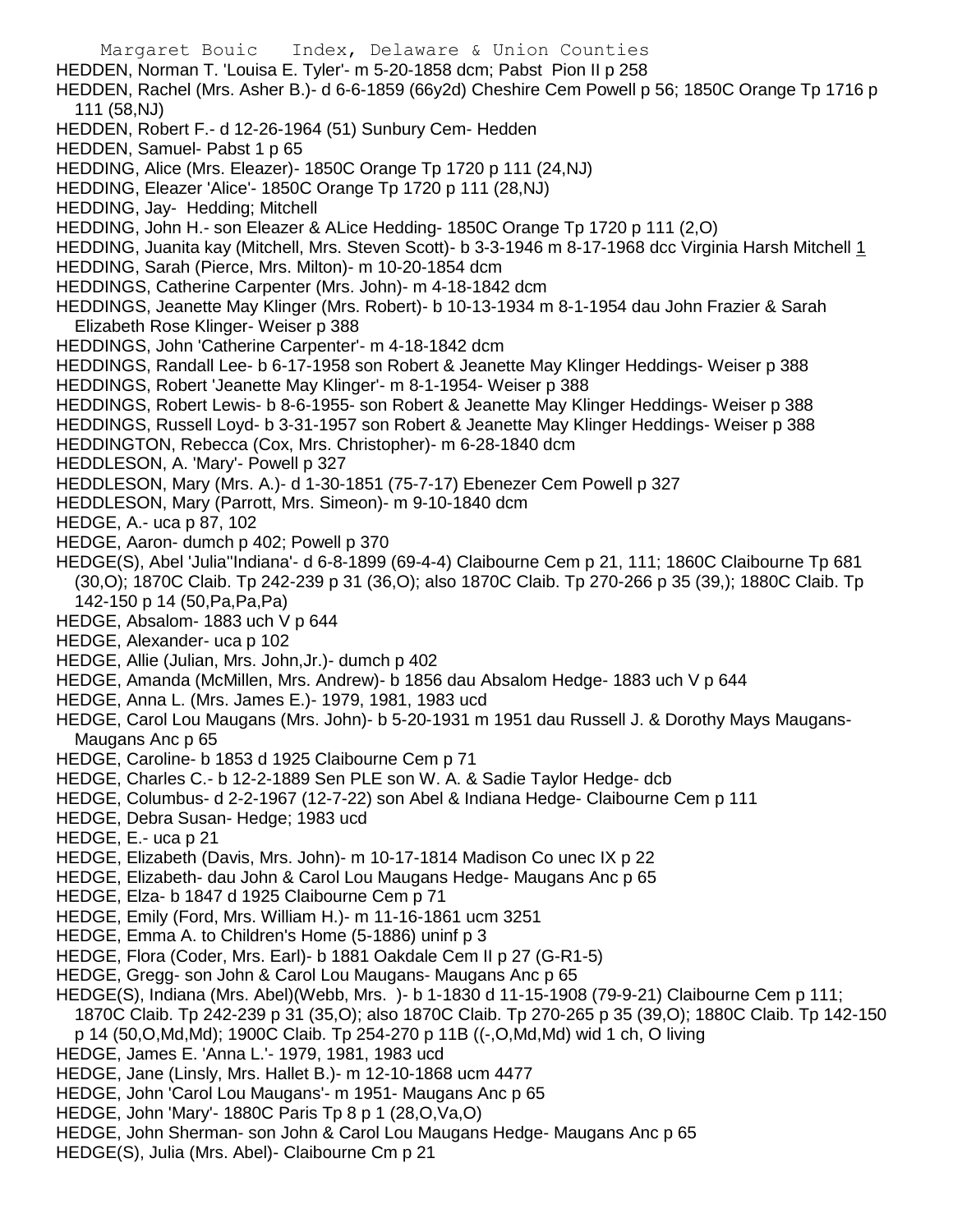HEDDEN, Norman T. 'Louisa E. Tyler'- m 5-20-1858 dcm; Pabst Pion II p 258

HEDDEN, Rachel (Mrs. Asher B.)- d 6-6-1859 (66y2d) Cheshire Cem Powell p 56; 1850C Orange Tp 1716 p 111 (58,NJ)

HEDDEN, Robert F.- d 12-26-1964 (51) Sunbury Cem- Hedden

HEDDEN, Samuel- Pabst 1 p 65

HEDDING, Alice (Mrs. Eleazer)- 1850C Orange Tp 1720 p 111 (24,NJ)

HEDDING, Eleazer 'Alice'- 1850C Orange Tp 1720 p 111 (28,NJ)

HEDDING, Jay- Hedding; Mitchell

HEDDING, John H.- son Eleazer & ALice Hedding- 1850C Orange Tp 1720 p 111 (2,O)

HEDDING, Juanita kay (Mitchell, Mrs. Steven Scott)- b 3-3-1946 m 8-17-1968 dcc Virginia Harsh Mitchell 1

HEDDING, Sarah (Pierce, Mrs. Milton)- m 10-20-1854 dcm

HEDDINGS, Catherine Carpenter (Mrs. John)- m 4-18-1842 dcm

HEDDINGS, Jeanette May Klinger (Mrs. Robert)- b 10-13-1934 m 8-1-1954 dau John Frazier & Sarah Elizabeth Rose Klinger- Weiser p 388

HEDDINGS, John 'Catherine Carpenter'- m 4-18-1842 dcm

HEDDINGS, Randall Lee- b 6-17-1958 son Robert & Jeanette May Klinger Heddings- Weiser p 388

HEDDINGS, Robert 'Jeanette May Klinger'- m 8-1-1954- Weiser p 388

HEDDINGS, Robert Lewis- b 8-6-1955- son Robert & Jeanette May Klinger Heddings- Weiser p 388

HEDDINGS, Russell Loyd- b 3-31-1957 son Robert & Jeanette May Klinger Heddings- Weiser p 388

HEDDINGTON, Rebecca (Cox, Mrs. Christopher)- m 6-28-1840 dcm

HEDDLESON, A. 'Mary'- Powell p 327

HEDDLESON, Mary (Mrs. A.)- d 1-30-1851 (75-7-17) Ebenezer Cem Powell p 327

HEDDLESON, Mary (Parrott, Mrs. Simeon)- m 9-10-1840 dcm

HEDGE, A.- uca p 87, 102

HEDGE, Aaron- dumch p 402; Powell p 370

HEDGE(S), Abel 'Julia''Indiana'- d 6-8-1899 (69-4-4) Claibourne Cem p 21, 111; 1860C Claibourne Tp 681 (30,O); 1870C Claib. Tp 242-239 p 31 (36,O); also 1870C Claib. Tp 270-266 p 35 (39,); 1880C Claib. Tp 142-150 p 14 (50,Pa,Pa,Pa)

HEDGE, Absalom- 1883 uch V p 644

HEDGE, Alexander- uca p 102

HEDGE, Allie (Julian, Mrs. John,Jr.)- dumch p 402

HEDGE, Amanda (McMillen, Mrs. Andrew)- b 1856 dau Absalom Hedge- 1883 uch V p 644

HEDGE, Anna L. (Mrs. James E.)- 1979, 1981, 1983 ucd

HEDGE, Carol Lou Maugans (Mrs. John)- b 5-20-1931 m 1951 dau Russell J. & Dorothy Mays Maugans- Maugans Anc p 65

HEDGE, Caroline- b 1853 d 1925 Claibourne Cem p 71

HEDGE, Charles C.- b 12-2-1889 Sen PLE son W. A. & Sadie Taylor Hedge- dcb

HEDGE, Columbus- d 2-2-1967 (12-7-22) son Abel & Indiana Hedge- Claibourne Cem p 111

HEDGE, Debra Susan- Hedge; 1983 ucd

HEDGE, E.- uca p 21

HEDGE, Elizabeth (Davis, Mrs. John)- m 10-17-1814 Madison Co unec IX p 22

HEDGE, Elizabeth- dau John & Carol Lou Maugans Hedge- Maugans Anc p 65

HEDGE, Elza- b 1847 d 1925 Claibourne Cem p 71

HEDGE, Emily (Ford, Mrs. William H.)- m 11-16-1861 ucm 3251

HEDGE, Emma A. to Children's Home (5-1886) uninf p 3

HEDGE, Flora (Coder, Mrs. Earl)- b 1881 Oakdale Cem II p 27 (G-R1-5)

HEDGE, Gregg- son John & Carol Lou Maugans- Maugans Anc p 65

HEDGE(S), Indiana (Mrs. Abel)(Webb, Mrs. )- b 1-1830 d 11-15-1908 (79-9-21) Claibourne Cem p 111; 1870C Claib. Tp 242-239 p 31 (35,O); also 1870C Claib. Tp 270-265 p 35 (39,O); 1880C Claib. Tp 142-150 p 14 (50,O,Md,Md); 1900C Claib. Tp 254-270 p 11B ((-,O,Md,Md) wid 1 ch, O living

HEDGE, James E. 'Anna L.'- 1979, 1981, 1983 ucd

HEDGE, Jane (Linsly, Mrs. Hallet B.)- m 12-10-1868 ucm 4477

HEDGE, John 'Carol Lou Maugans'- m 1951- Maugans Anc p 65

HEDGE, John 'Mary'- 1880C Paris Tp 8 p 1 (28,O,Va,O)

HEDGE, John Sherman- son John & Carol Lou Maugans Hedge- Maugans Anc p 65

HEDGE(S), Julia (Mrs. Abel)- Claibourne Cm p 21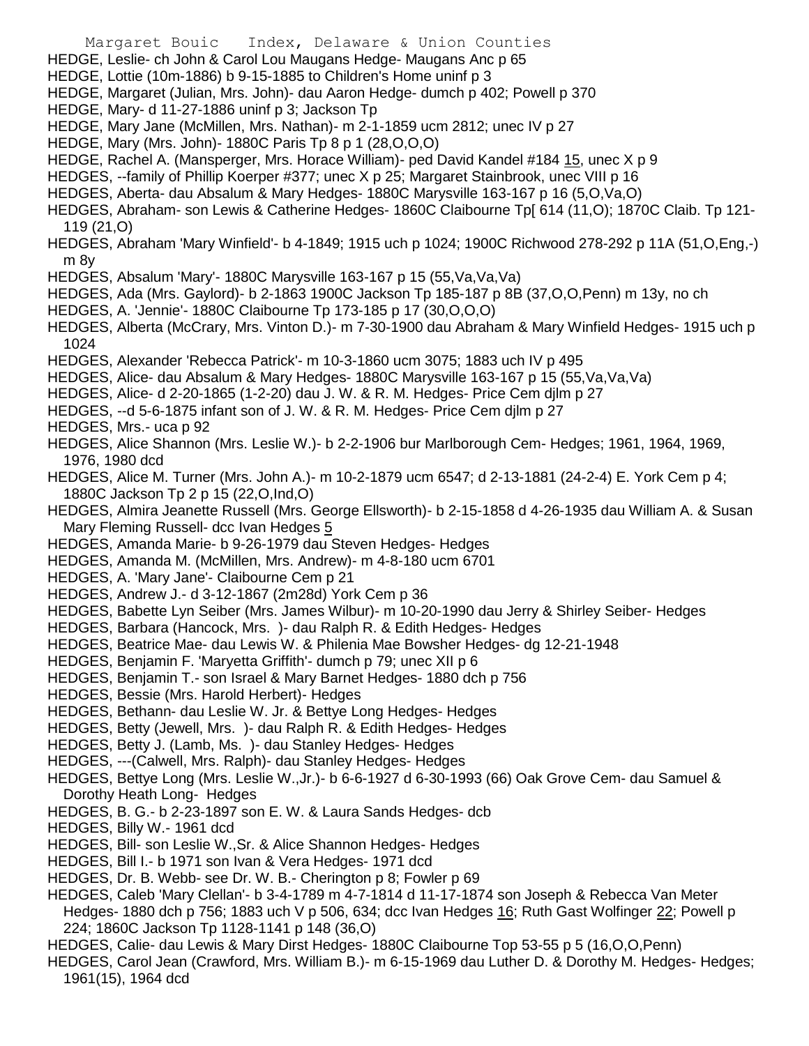HEDGE, Leslie- ch John & Carol Lou Maugans Hedge- Maugans Anc p 65

HEDGE, Lottie (10m-1886) b 9-15-1885 to Children's Home uninf p 3

HEDGE, Margaret (Julian, Mrs. John)- dau Aaron Hedge- dumch p 402; Powell p 370

HEDGE, Mary- d 11-27-1886 uninf p 3; Jackson Tp

HEDGE, Mary Jane (McMillen, Mrs. Nathan)- m 2-1-1859 ucm 2812; unec IV p 27

HEDGE, Mary (Mrs. John)- 1880C Paris Tp 8 p 1 (28,O,O,O)

HEDGE, Rachel A. (Mansperger, Mrs. Horace William)- ped David Kandel #184 15, unec X p 9

HEDGES, --family of Phillip Koerper #377; unec X p 25; Margaret Stainbrook, unec VIII p 16

HEDGES, Aberta- dau Absalum & Mary Hedges- 1880C Marysville 163-167 p 16 (5,O,Va,O)

HEDGES, Abraham- son Lewis & Catherine Hedges- 1860C Claibourne Tp[ 614 (11,O); 1870C Claib. Tp 121-119 (21,O)

HEDGES, Abraham 'Mary Winfield'- b 4-1849; 1915 uch p 1024; 1900C Richwood 278-292 p 11A (51,O,Eng,-) m 8y

HEDGES, Absalum 'Mary'- 1880C Marysville 163-167 p 15 (55,Va,Va,Va)

HEDGES, Ada (Mrs. Gaylord)- b 2-1863 1900C Jackson Tp 185-187 p 8B (37,O,O,Penn) m 13y, no ch

HEDGES, A. 'Jennie'- 1880C Claibourne Tp 173-185 p 17 (30,O,O,O)

HEDGES, Alberta (McCrary, Mrs. Vinton D.)- m 7-30-1900 dau Abraham & Mary Winfield Hedges- 1915 uch p 1024

HEDGES, Alexander 'Rebecca Patrick'- m 10-3-1860 ucm 3075; 1883 uch IV p 495

HEDGES, Alice- dau Absalum & Mary Hedges- 1880C Marysville 163-167 p 15 (55,Va,Va,Va)

HEDGES, Alice- d 2-20-1865 (1-2-20) dau J. W. & R. M. Hedges- Price Cem djlm p 27

HEDGES, --d 5-6-1875 infant son of J. W. & R. M. Hedges- Price Cem djlm p 27

HEDGES, Mrs.- uca p 92

HEDGES, Alice Shannon (Mrs. Leslie W.)- b 2-2-1906 bur Marlborough Cem- Hedges; 1961, 1964, 1969, 1976, 1980 dcd

HEDGES, Alice M. Turner (Mrs. John A.)- m 10-2-1879 ucm 6547; d 2-13-1881 (24-2-4) E. York Cem p 4; 1880C Jackson Tp 2 p 15 (22,O,Ind,O)

HEDGES, Almira Jeanette Russell (Mrs. George Ellsworth)- b 2-15-1858 d 4-26-1935 dau William A. & Susan Mary Fleming Russell- dcc Ivan Hedges 5

HEDGES, Amanda Marie- b 9-26-1979 dau Steven Hedges- Hedges

HEDGES, Amanda M. (McMillen, Mrs. Andrew)- m 4-8-180 ucm 6701

HEDGES, A. 'Mary Jane'- Claibourne Cem p 21

HEDGES, Andrew J.- d 3-12-1867 (2m28d) York Cem p 36

HEDGES, Babette Lyn Seiber (Mrs. James Wilbur)- m 10-20-1990 dau Jerry & Shirley Seiber- Hedges

HEDGES, Barbara (Hancock, Mrs. )- dau Ralph R. & Edith Hedges- Hedges

HEDGES, Beatrice Mae- dau Lewis W. & Philenia Mae Bowsher Hedges- dg 12-21-1948

HEDGES, Benjamin F. 'Maryetta Griffith'- dumch p 79; unec XII p 6

HEDGES, Benjamin T.- son Israel & Mary Barnet Hedges- 1880 dch p 756

HEDGES, Bessie (Mrs. Harold Herbert)- Hedges

HEDGES, Bethann- dau Leslie W. Jr. & Bettye Long Hedges- Hedges

HEDGES, Betty (Jewell, Mrs. )- dau Ralph R. & Edith Hedges- Hedges

HEDGES, Betty J. (Lamb, Ms. )- dau Stanley Hedges- Hedges

HEDGES, ---(Calwell, Mrs. Ralph)- dau Stanley Hedges- Hedges

HEDGES, Bettye Long (Mrs. Leslie W.,Jr.)- b 6-6-1927 d 6-30-1993 (66) Oak Grove Cem- dau Samuel & Dorothy Heath Long- Hedges

HEDGES, B. G.- b 2-23-1897 son E. W. & Laura Sands Hedges- dcb

HEDGES, Billy W.- 1961 dcd

HEDGES, Bill- son Leslie W.,Sr. & Alice Shannon Hedges- Hedges

HEDGES, Bill I.- b 1971 son Ivan & Vera Hedges- 1971 dcd

HEDGES, Dr. B. Webb- see Dr. W. B.- Cherington p 8; Fowler p 69

HEDGES, Caleb 'Mary Clellan'- b 3-4-1789 m 4-7-1814 d 11-17-1874 son Joseph & Rebecca Van Meter Hedges- 1880 dch p 756; 1883 uch V p 506, 634; dcc Ivan Hedges 16; Ruth Gast Wolfinger 22; Powell p 224; 1860C Jackson Tp 1128-1141 p 148 (36,O)

HEDGES, Calie- dau Lewis & Mary Dirst Hedges- 1880C Claibourne Top 53-55 p 5 (16,O,O,Penn)

HEDGES, Carol Jean (Crawford, Mrs. William B.)- m 6-15-1969 dau Luther D. & Dorothy M. Hedges- Hedges; 1961(15), 1964 dcd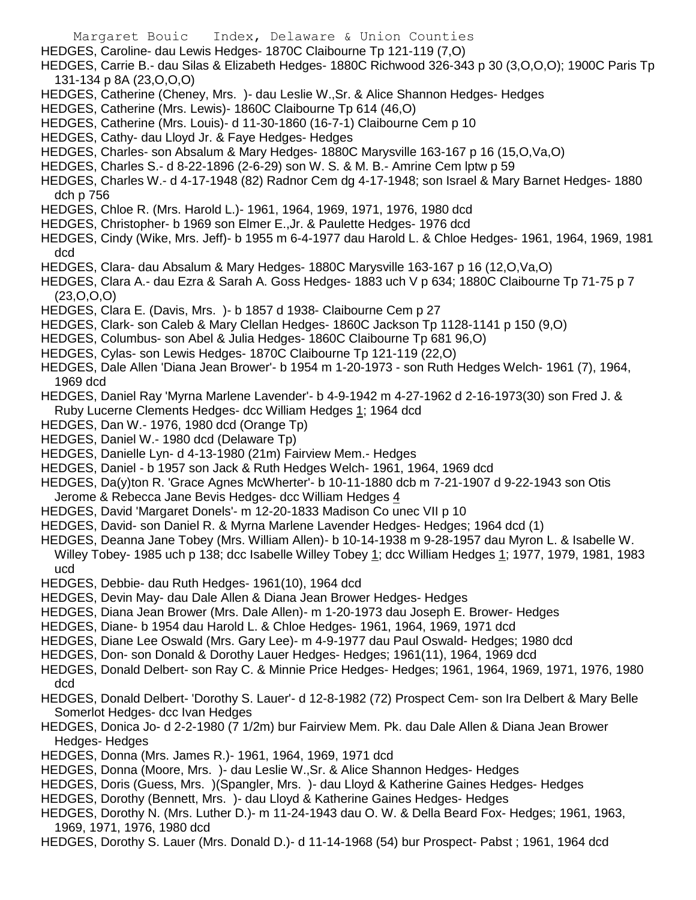HEDGES, Caroline- dau Lewis Hedges- 1870C Claibourne Tp 121-119 (7,O)

HEDGES, Carrie B.- dau Silas & Elizabeth Hedges- 1880C Richwood 326-343 p 30 (3,O,O,O); 1900C Paris Tp 131-134 p 8A (23,O,O,O)

HEDGES, Catherine (Cheney, Mrs. )- dau Leslie W.,Sr. & Alice Shannon Hedges- Hedges

HEDGES, Catherine (Mrs. Lewis)- 1860C Claibourne Tp 614 (46,O)

HEDGES, Catherine (Mrs. Louis)- d 11-30-1860 (16-7-1) Claibourne Cem p 10

HEDGES, Cathy- dau Lloyd Jr. & Faye Hedges- Hedges

HEDGES, Charles- son Absalum & Mary Hedges- 1880C Marysville 163-167 p 16 (15,O,Va,O)

HEDGES, Charles S.- d 8-22-1896 (2-6-29) son W. S. & M. B.- Amrine Cem lptw p 59

HEDGES, Charles W.- d 4-17-1948 (82) Radnor Cem dg 4-17-1948; son Israel & Mary Barnet Hedges- 1880 dch p 756

HEDGES, Chloe R. (Mrs. Harold L.)- 1961, 1964, 1969, 1971, 1976, 1980 dcd

HEDGES, Christopher- b 1969 son Elmer E.,Jr. & Paulette Hedges- 1976 dcd

HEDGES, Cindy (Wike, Mrs. Jeff)- b 1955 m 6-4-1977 dau Harold L. & Chloe Hedges- 1961, 1964, 1969, 1981 dcd

HEDGES, Clara- dau Absalum & Mary Hedges- 1880C Marysville 163-167 p 16 (12,O,Va,O)

HEDGES, Clara A.- dau Ezra & Sarah A. Goss Hedges- 1883 uch V p 634; 1880C Claibourne Tp 71-75 p 7 (23,O,O,O)

HEDGES, Clara E. (Davis, Mrs. )- b 1857 d 1938- Claibourne Cem p 27

HEDGES, Clark- son Caleb & Mary Clellan Hedges- 1860C Jackson Tp 1128-1141 p 150 (9,O)

HEDGES, Columbus- son Abel & Julia Hedges- 1860C Claibourne Tp 681 96,O)

HEDGES, Cylas- son Lewis Hedges- 1870C Claibourne Tp 121-119 (22,O)

HEDGES, Dale Allen 'Diana Jean Brower'- b 1954 m 1-20-1973 - son Ruth Hedges Welch- 1961 (7), 1964, 1969 dcd

HEDGES, Daniel Ray 'Myrna Marlene Lavender'- b 4-9-1942 m 4-27-1962 d 2-16-1973(30) son Fred J. & Ruby Lucerne Clements Hedges- dcc William Hedges 1; 1964 dcd

HEDGES, Dan W.- 1976, 1980 dcd (Orange Tp)

HEDGES, Daniel W.- 1980 dcd (Delaware Tp)

HEDGES, Danielle Lyn- d 4-13-1980 (21m) Fairview Mem.- Hedges

HEDGES, Daniel - b 1957 son Jack & Ruth Hedges Welch- 1961, 1964, 1969 dcd

HEDGES, Da(y)ton R. 'Grace Agnes McWherter'- b 10-11-1880 dcb m 7-21-1907 d 9-22-1943 son Otis Jerome & Rebecca Jane Bevis Hedges- dcc William Hedges 4

HEDGES, David 'Margaret Donels'- m 12-20-1833 Madison Co unec VII p 10

HEDGES, David- son Daniel R. & Myrna Marlene Lavender Hedges- Hedges; 1964 dcd (1)

HEDGES, Deanna Jane Tobey (Mrs. William Allen)- b 10-14-1938 m 9-28-1957 dau Myron L. & Isabelle W. Willey Tobey- 1985 uch p 138; dcc Isabelle Willey Tobey 1; dcc William Hedges 1; 1977, 1979, 1981, 1983 ucd

HEDGES, Debbie- dau Ruth Hedges- 1961(10), 1964 dcd

HEDGES, Devin May- dau Dale Allen & Diana Jean Brower Hedges- Hedges

HEDGES, Diana Jean Brower (Mrs. Dale Allen)- m 1-20-1973 dau Joseph E. Brower- Hedges

HEDGES, Diane- b 1954 dau Harold L. & Chloe Hedges- 1961, 1964, 1969, 1971 dcd

HEDGES, Diane Lee Oswald (Mrs. Gary Lee)- m 4-9-1977 dau Paul Oswald- Hedges; 1980 dcd

HEDGES, Don- son Donald & Dorothy Lauer Hedges- Hedges; 1961(11), 1964, 1969 dcd

HEDGES, Donald Delbert- son Ray C. & Minnie Price Hedges- Hedges; 1961, 1964, 1969, 1971, 1976, 1980 dcd

HEDGES, Donald Delbert- 'Dorothy S. Lauer'- d 12-8-1982 (72) Prospect Cem- son Ira Delbert & Mary Belle Somerlot Hedges- dcc Ivan Hedges

HEDGES, Donica Jo- d 2-2-1980 (7 1/2m) bur Fairview Mem. Pk. dau Dale Allen & Diana Jean Brower Hedges- Hedges

HEDGES, Donna (Mrs. James R.)- 1961, 1964, 1969, 1971 dcd

HEDGES, Donna (Moore, Mrs. )- dau Leslie W.,Sr. & Alice Shannon Hedges- Hedges

HEDGES, Doris (Guess, Mrs. )(Spangler, Mrs. )- dau Lloyd & Katherine Gaines Hedges- Hedges

HEDGES, Dorothy (Bennett, Mrs. )- dau Lloyd & Katherine Gaines Hedges- Hedges

HEDGES, Dorothy N. (Mrs. Luther D.)- m 11-24-1943 dau O. W. & Della Beard Fox- Hedges; 1961, 1963, 1969, 1971, 1976, 1980 dcd

HEDGES, Dorothy S. Lauer (Mrs. Donald D.)- d 11-14-1968 (54) bur Prospect- Pabst ; 1961, 1964 dcd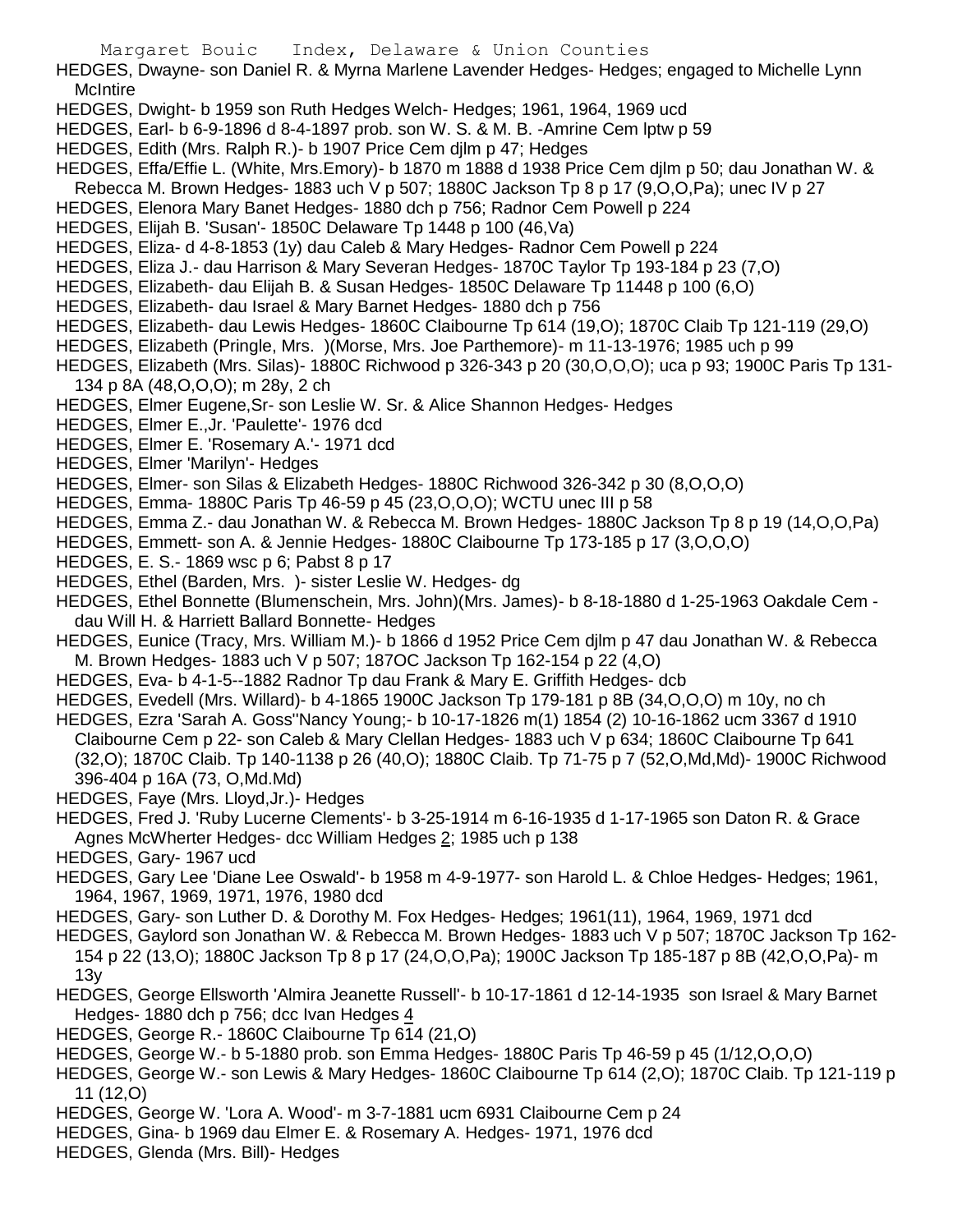HEDGES, Dwayne- son Daniel R. & Myrna Marlene Lavender Hedges- Hedges; engaged to Michelle Lynn McIntire

HEDGES, Dwight- b 1959 son Ruth Hedges Welch- Hedges; 1961, 1964, 1969 ucd

HEDGES, Earl- b 6-9-1896 d 8-4-1897 prob. son W. S. & M. B. -Amrine Cem lptw p 59

HEDGES, Edith (Mrs. Ralph R.)- b 1907 Price Cem djlm p 47; Hedges

HEDGES, Effa/Effie L. (White, Mrs.Emory)- b 1870 m 1888 d 1938 Price Cem djlm p 50; dau Jonathan W. & Rebecca M. Brown Hedges- 1883 uch V p 507; 1880C Jackson Tp 8 p 17 (9,O,O,Pa); unec IV p 27

HEDGES, Elenora Mary Banet Hedges- 1880 dch p 756; Radnor Cem Powell p 224

HEDGES, Elijah B. 'Susan'- 1850C Delaware Tp 1448 p 100 (46,Va)

HEDGES, Eliza- d 4-8-1853 (1y) dau Caleb & Mary Hedges- Radnor Cem Powell p 224

HEDGES, Eliza J.- dau Harrison & Mary Severan Hedges- 1870C Taylor Tp 193-184 p 23 (7,O)

HEDGES, Elizabeth- dau Elijah B. & Susan Hedges- 1850C Delaware Tp 11448 p 100 (6,O)

HEDGES, Elizabeth- dau Israel & Mary Barnet Hedges- 1880 dch p 756

HEDGES, Elizabeth- dau Lewis Hedges- 1860C Claibourne Tp 614 (19,O); 1870C Claib Tp 121-119 (29,O)

HEDGES, Elizabeth (Pringle, Mrs. )(Morse, Mrs. Joe Parthemore)- m 11-13-1976; 1985 uch p 99

HEDGES, Elizabeth (Mrs. Silas)- 1880C Richwood p 326-343 p 20 (30,O,O,O); uca p 93; 1900C Paris Tp 131-134 p 8A (48,O,O,O); m 28y, 2 ch

HEDGES, Elmer Eugene,Sr- son Leslie W. Sr. & Alice Shannon Hedges- Hedges

HEDGES, Elmer E.,Jr. 'Paulette'- 1976 dcd

HEDGES, Elmer E. 'Rosemary A.'- 1971 dcd

HEDGES, Elmer 'Marilyn'- Hedges

HEDGES, Elmer- son Silas & Elizabeth Hedges- 1880C Richwood 326-342 p 30 (8,O,O,O)

HEDGES, Emma- 1880C Paris Tp 46-59 p 45 (23,O,O,O); WCTU unec III p 58

HEDGES, Emma Z.- dau Jonathan W. & Rebecca M. Brown Hedges- 1880C Jackson Tp 8 p 19 (14,O,O,Pa)

HEDGES, Emmett- son A. & Jennie Hedges- 1880C Claibourne Tp 173-185 p 17 (3,O,O,O)

HEDGES, E. S.- 1869 wsc p 6; Pabst 8 p 17

HEDGES, Ethel (Barden, Mrs. )- sister Leslie W. Hedges- dg

HEDGES, Ethel Bonnette (Blumenschein, Mrs. John)(Mrs. James)- b 8-18-1880 d 1-25-1963 Oakdale Cem - dau Will H. & Harriett Ballard Bonnette- Hedges

HEDGES, Eunice (Tracy, Mrs. William M.)- b 1866 d 1952 Price Cem djlm p 47 dau Jonathan W. & Rebecca M. Brown Hedges- 1883 uch V p 507; 187OC Jackson Tp 162-154 p 22 (4,O)

HEDGES, Eva- b 4-1-5--1882 Radnor Tp dau Frank & Mary E. Griffith Hedges- dcb

HEDGES, Evedell (Mrs. Willard)- b 4-1865 1900C Jackson Tp 179-181 p 8B (34,O,O,O) m 10y, no ch

HEDGES, Ezra 'Sarah A. Goss''Nancy Young;- b 10-17-1826 m(1) 1854 (2) 10-16-1862 ucm 3367 d 1910 Claibourne Cem p 22- son Caleb & Mary Clellan Hedges- 1883 uch V p 634; 1860C Claibourne Tp 641 (32,O); 1870C Claib. Tp 140-1138 p 26 (40,O); 1880C Claib. Tp 71-75 p 7 (52,O,Md,Md)- 1900C Richwood 396-404 p 16A (73, O,Md.Md)

HEDGES, Faye (Mrs. Lloyd,Jr.)- Hedges

HEDGES, Fred J. 'Ruby Lucerne Clements'- b 3-25-1914 m 6-16-1935 d 1-17-1965 son Daton R. & Grace Agnes McWherter Hedges- dcc William Hedges 2; 1985 uch p 138

HEDGES, Gary- 1967 ucd

HEDGES, Gary Lee 'Diane Lee Oswald'- b 1958 m 4-9-1977- son Harold L. & Chloe Hedges- Hedges; 1961, 1964, 1967, 1969, 1971, 1976, 1980 dcd

HEDGES, Gary- son Luther D. & Dorothy M. Fox Hedges- Hedges; 1961(11), 1964, 1969, 1971 dcd

HEDGES, Gaylord son Jonathan W. & Rebecca M. Brown Hedges- 1883 uch V p 507; 1870C Jackson Tp 162-154 p 22 (13,O); 1880C Jackson Tp 8 p 17 (24,O,O,Pa); 1900C Jackson Tp 185-187 p 8B (42,O,O,Pa)- m 13y

HEDGES, George Ellsworth 'Almira Jeanette Russell'- b 10-17-1861 d 12-14-1935 son Israel & Mary Barnet Hedges- 1880 dch p 756; dcc Ivan Hedges 4

HEDGES, George R.- 1860C Claibourne Tp 614 (21,O)

HEDGES, George W.- b 5-1880 prob. son Emma Hedges- 1880C Paris Tp 46-59 p 45 (1/12,O,O,O)

HEDGES, George W.- son Lewis & Mary Hedges- 1860C Claibourne Tp 614 (2,O); 1870C Claib. Tp 121-119 p 11 (12,O)

HEDGES, George W. 'Lora A. Wood'- m 3-7-1881 ucm 6931 Claibourne Cem p 24

HEDGES, Gina- b 1969 dau Elmer E. & Rosemary A. Hedges- 1971, 1976 dcd

HEDGES, Glenda (Mrs. Bill)- Hedges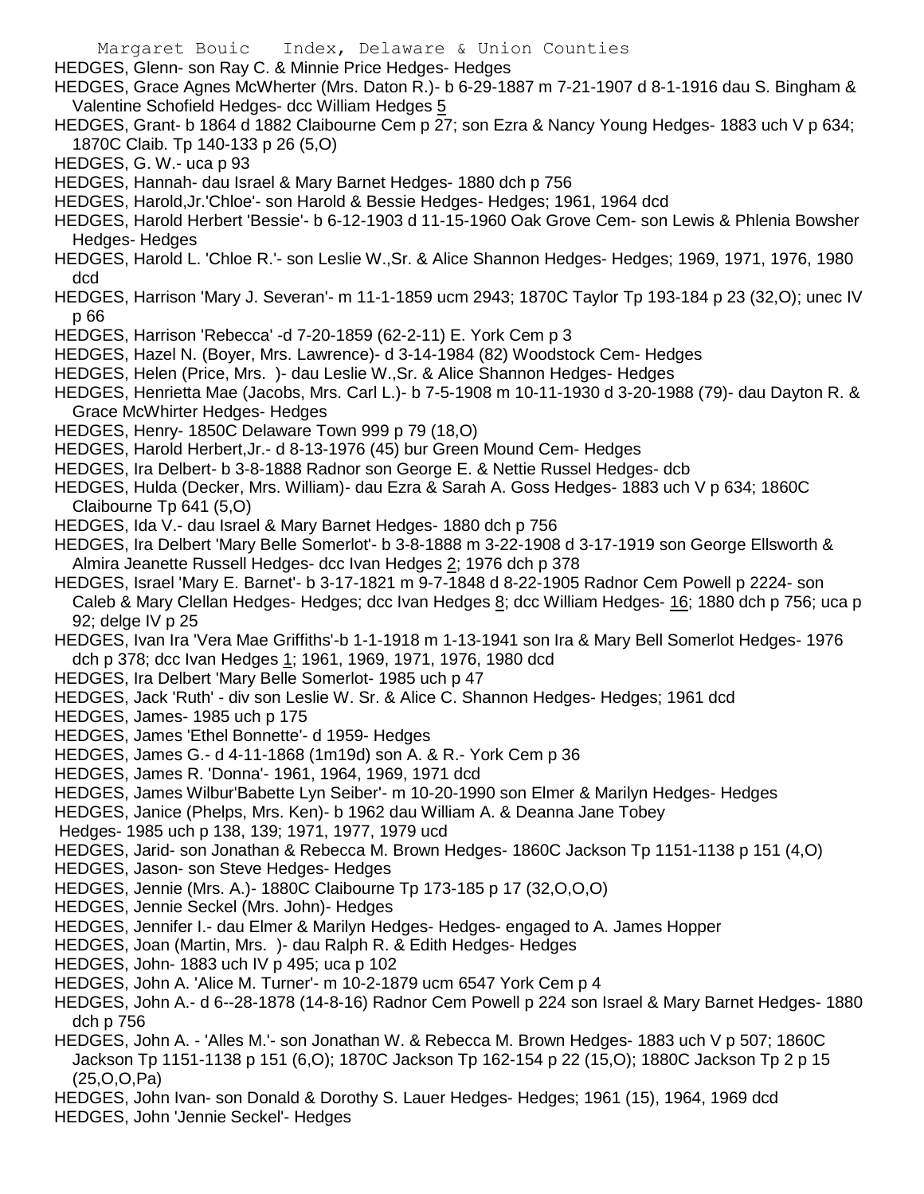HEDGES, Glenn- son Ray C. & Minnie Price Hedges- Hedges

HEDGES, Grace Agnes McWherter (Mrs. Daton R.)- b 6-29-1887 m 7-21-1907 d 8-1-1916 dau S. Bingham & Valentine Schofield Hedges- dcc William Hedges 5

HEDGES, Grant- b 1864 d 1882 Claibourne Cem p 27; son Ezra & Nancy Young Hedges- 1883 uch V p 634; 1870C Claib. Tp 140-133 p 26 (5,O)

HEDGES, G. W.- uca p 93

HEDGES, Hannah- dau Israel & Mary Barnet Hedges- 1880 dch p 756

HEDGES, Harold,Jr.'Chloe'- son Harold & Bessie Hedges- Hedges; 1961, 1964 dcd

HEDGES, Harold Herbert 'Bessie'- b 6-12-1903 d 11-15-1960 Oak Grove Cem- son Lewis & Phlenia Bowsher Hedges- Hedges

HEDGES, Harold L. 'Chloe R.'- son Leslie W.,Sr. & Alice Shannon Hedges- Hedges; 1969, 1971, 1976, 1980 dcd

HEDGES, Harrison 'Mary J. Severan'- m 11-1-1859 ucm 2943; 1870C Taylor Tp 193-184 p 23 (32,O); unec IV p 66

HEDGES, Harrison 'Rebecca' -d 7-20-1859 (62-2-11) E. York Cem p 3

HEDGES, Hazel N. (Boyer, Mrs. Lawrence)- d 3-14-1984 (82) Woodstock Cem- Hedges

HEDGES, Helen (Price, Mrs. )- dau Leslie W.,Sr. & Alice Shannon Hedges- Hedges

HEDGES, Henrietta Mae (Jacobs, Mrs. Carl L.)- b 7-5-1908 m 10-11-1930 d 3-20-1988 (79)- dau Dayton R. & Grace McWhirter Hedges- Hedges

HEDGES, Henry- 1850C Delaware Town 999 p 79 (18,O)

HEDGES, Harold Herbert,Jr.- d 8-13-1976 (45) bur Green Mound Cem- Hedges

HEDGES, Ira Delbert- b 3-8-1888 Radnor son George E. & Nettie Russel Hedges- dcb

HEDGES, Hulda (Decker, Mrs. William)- dau Ezra & Sarah A. Goss Hedges- 1883 uch V p 634; 1860C Claibourne Tp 641 (5,O)

HEDGES, Ida V.- dau Israel & Mary Barnet Hedges- 1880 dch p 756

HEDGES, Ira Delbert 'Mary Belle Somerlot'- b 3-8-1888 m 3-22-1908 d 3-17-1919 son George Ellsworth & Almira Jeanette Russell Hedges- dcc Ivan Hedges 2; 1976 dch p 378

HEDGES, Israel 'Mary E. Barnet'- b 3-17-1821 m 9-7-1848 d 8-22-1905 Radnor Cem Powell p 2224- son Caleb & Mary Clellan Hedges- Hedges; dcc Ivan Hedges 8; dcc William Hedges- 16; 1880 dch p 756; uca p 92; delge IV p 25

HEDGES, Ivan Ira 'Vera Mae Griffiths'-b 1-1-1918 m 1-13-1941 son Ira & Mary Bell Somerlot Hedges- 1976 dch p 378; dcc Ivan Hedges 1; 1961, 1969, 1971, 1976, 1980 dcd

HEDGES, Ira Delbert 'Mary Belle Somerlot- 1985 uch p 47

HEDGES, Jack 'Ruth' - div son Leslie W. Sr. & Alice C. Shannon Hedges- Hedges; 1961 dcd

HEDGES, James- 1985 uch p 175

HEDGES, James 'Ethel Bonnette'- d 1959- Hedges

HEDGES, James G.- d 4-11-1868 (1m19d) son A. & R.- York Cem p 36

HEDGES, James R. 'Donna'- 1961, 1964, 1969, 1971 dcd

HEDGES, James Wilbur'Babette Lyn Seiber'- m 10-20-1990 son Elmer & Marilyn Hedges- Hedges

HEDGES, Janice (Phelps, Mrs. Ken)- b 1962 dau William A. & Deanna Jane Tobey Hedges- 1985 uch p 138, 139; 1971, 1977, 1979 ucd

HEDGES, Jarid- son Jonathan & Rebecca M. Brown Hedges- 1860C Jackson Tp 1151-1138 p 151 (4,O)

HEDGES, Jason- son Steve Hedges- Hedges

HEDGES, Jennie (Mrs. A.)- 1880C Claibourne Tp 173-185 p 17 (32,O,O,O)

HEDGES, Jennie Seckel (Mrs. John)- Hedges

HEDGES, Jennifer I.- dau Elmer & Marilyn Hedges- Hedges- engaged to A. James Hopper

HEDGES, Joan (Martin, Mrs. )- dau Ralph R. & Edith Hedges- Hedges

HEDGES, John- 1883 uch IV p 495; uca p 102

HEDGES, John A. 'Alice M. Turner'- m 10-2-1879 ucm 6547 York Cem p 4

HEDGES, John A.- d 6--28-1878 (14-8-16) Radnor Cem Powell p 224 son Israel & Mary Barnet Hedges- 1880 dch p 756

HEDGES, John A. - 'Alles M.'- son Jonathan W. & Rebecca M. Brown Hedges- 1883 uch V p 507; 1860C Jackson Tp 1151-1138 p 151 (6,O); 1870C Jackson Tp 162-154 p 22 (15,O); 1880C Jackson Tp 2 p 15 (25,O,O,Pa)

HEDGES, John Ivan- son Donald & Dorothy S. Lauer Hedges- Hedges; 1961 (15), 1964, 1969 dcd

HEDGES, John 'Jennie Seckel'- Hedges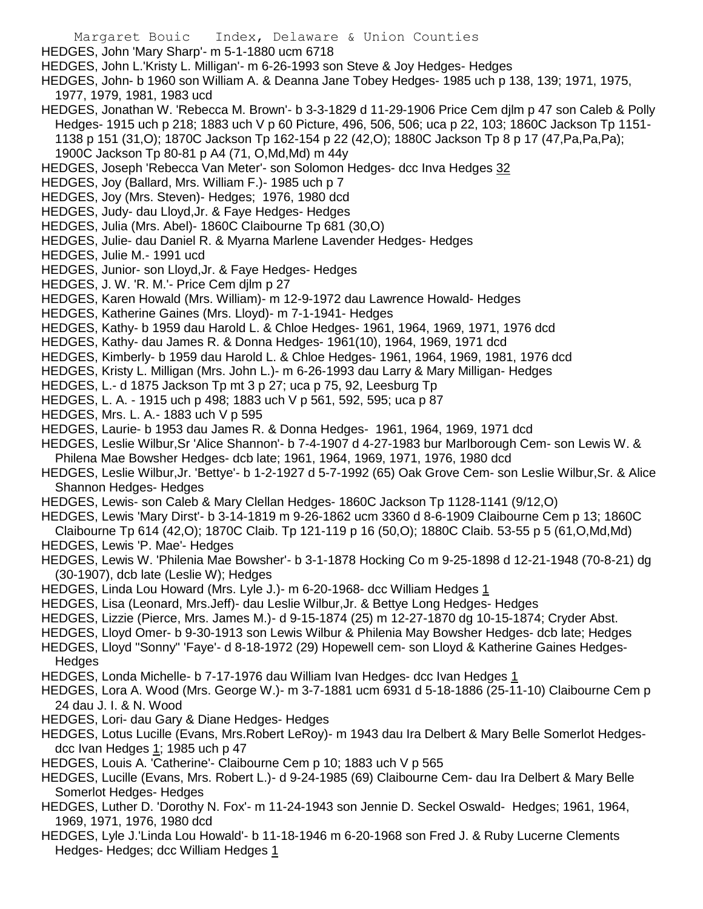HEDGES, John 'Mary Sharp'- m 5-1-1880 ucm 6718

HEDGES, John L.'Kristy L. Milligan'- m 6-26-1993 son Steve & Joy Hedges- Hedges

HEDGES, John- b 1960 son William A. & Deanna Jane Tobey Hedges- 1985 uch p 138, 139; 1971, 1975, 1977, 1979, 1981, 1983 ucd

HEDGES, Jonathan W. 'Rebecca M. Brown'- b 3-3-1829 d 11-29-1906 Price Cem djlm p 47 son Caleb & Polly Hedges- 1915 uch p 218; 1883 uch V p 60 Picture, 496, 506, 506; uca p 22, 103; 1860C Jackson Tp 1151-1138 p 151 (31,O); 1870C Jackson Tp 162-154 p 22 (42,O); 1880C Jackson Tp 8 p 17 (47,Pa,Pa,Pa); 1900C Jackson Tp 80-81 p A4 (71, O,Md,Md) m 44y

HEDGES, Joseph 'Rebecca Van Meter'- son Solomon Hedges- dcc Inva Hedges 32

HEDGES, Joy (Ballard, Mrs. William F.)- 1985 uch p 7

HEDGES, Joy (Mrs. Steven)- Hedges; 1976, 1980 dcd

HEDGES, Judy- dau Lloyd,Jr. & Faye Hedges- Hedges

HEDGES, Julia (Mrs. Abel)- 1860C Claibourne Tp 681 (30,O)

HEDGES, Julie- dau Daniel R. & Myarna Marlene Lavender Hedges- Hedges

HEDGES, Julie M.- 1991 ucd

HEDGES, Junior- son Lloyd,Jr. & Faye Hedges- Hedges

HEDGES, J. W. 'R. M.'- Price Cem djlm p 27

HEDGES, Karen Howald (Mrs. William)- m 12-9-1972 dau Lawrence Howald- Hedges

HEDGES, Katherine Gaines (Mrs. Lloyd)- m 7-1-1941- Hedges

HEDGES, Kathy- b 1959 dau Harold L. & Chloe Hedges- 1961, 1964, 1969, 1971, 1976 dcd

HEDGES, Kathy- dau James R. & Donna Hedges- 1961(10), 1964, 1969, 1971 dcd

HEDGES, Kimberly- b 1959 dau Harold L. & Chloe Hedges- 1961, 1964, 1969, 1981, 1976 dcd

HEDGES, Kristy L. Milligan (Mrs. John L.)- m 6-26-1993 dau Larry & Mary Milligan- Hedges

HEDGES, L.- d 1875 Jackson Tp mt 3 p 27; uca p 75, 92, Leesburg Tp

HEDGES, L. A. - 1915 uch p 498; 1883 uch V p 561, 592, 595; uca p 87

HEDGES, Mrs. L. A.- 1883 uch V p 595

HEDGES, Laurie- b 1953 dau James R. & Donna Hedges- 1961, 1964, 1969, 1971 dcd

HEDGES, Leslie Wilbur,Sr 'Alice Shannon'- b 7-4-1907 d 4-27-1983 bur Marlborough Cem- son Lewis W. & Philena Mae Bowsher Hedges- dcb late; 1961, 1964, 1969, 1971, 1976, 1980 dcd

HEDGES, Leslie Wilbur,Jr. 'Bettye'- b 1-2-1927 d 5-7-1992 (65) Oak Grove Cem- son Leslie Wilbur,Sr. & Alice Shannon Hedges- Hedges

HEDGES, Lewis- son Caleb & Mary Clellan Hedges- 1860C Jackson Tp 1128-1141 (9/12,O)

HEDGES, Lewis 'Mary Dirst'- b 3-14-1819 m 9-26-1862 ucm 3360 d 8-6-1909 Claibourne Cem p 13; 1860C Claibourne Tp 614 (42,O); 1870C Claib. Tp 121-119 p 16 (50,O); 1880C Claib. 53-55 p 5 (61,O,Md,Md)

HEDGES, Lewis 'P. Mae'- Hedges

HEDGES, Lewis W. 'Philenia Mae Bowsher'- b 3-1-1878 Hocking Co m 9-25-1898 d 12-21-1948 (70-8-21) dg (30-1907), dcb late (Leslie W); Hedges

HEDGES, Linda Lou Howard (Mrs. Lyle J.)- m 6-20-1968- dcc William Hedges 1

HEDGES, Lisa (Leonard, Mrs.Jeff)- dau Leslie Wilbur,Jr. & Bettye Long Hedges- Hedges

HEDGES, Lizzie (Pierce, Mrs. James M.)- d 9-15-1874 (25) m 12-27-1870 dg 10-15-1874; Cryder Abst.

HEDGES, Lloyd Omer- b 9-30-1913 son Lewis Wilbur & Philenia May Bowsher Hedges- dcb late; Hedges

HEDGES, Lloyd "Sonny" 'Faye'- d 8-18-1972 (29) Hopewell cem- son Lloyd & Katherine Gaines Hedges- Hedges

HEDGES, Londa Michelle- b 7-17-1976 dau William Ivan Hedges- dcc Ivan Hedges 1

HEDGES, Lora A. Wood (Mrs. George W.)- m 3-7-1881 ucm 6931 d 5-18-1886 (25-11-10) Claibourne Cem p 24 dau J. I. & N. Wood

HEDGES, Lori- dau Gary & Diane Hedges- Hedges

HEDGES, Lotus Lucille (Evans, Mrs.Robert LeRoy)- m 1943 dau Ira Delbert & Mary Belle Somerlot Hedges- dcc Ivan Hedges 1; 1985 uch p 47

HEDGES, Louis A. 'Catherine'- Claibourne Cem p 10; 1883 uch V p 565

HEDGES, Lucille (Evans, Mrs. Robert L.)- d 9-24-1985 (69) Claibourne Cem- dau Ira Delbert & Mary Belle Somerlot Hedges- Hedges

HEDGES, Luther D. 'Dorothy N. Fox'- m 11-24-1943 son Jennie D. Seckel Oswald- Hedges; 1961, 1964, 1969, 1971, 1976, 1980 dcd

HEDGES, Lyle J.'Linda Lou Howald'- b 11-18-1946 m 6-20-1968 son Fred J. & Ruby Lucerne Clements Hedges- Hedges; dcc William Hedges 1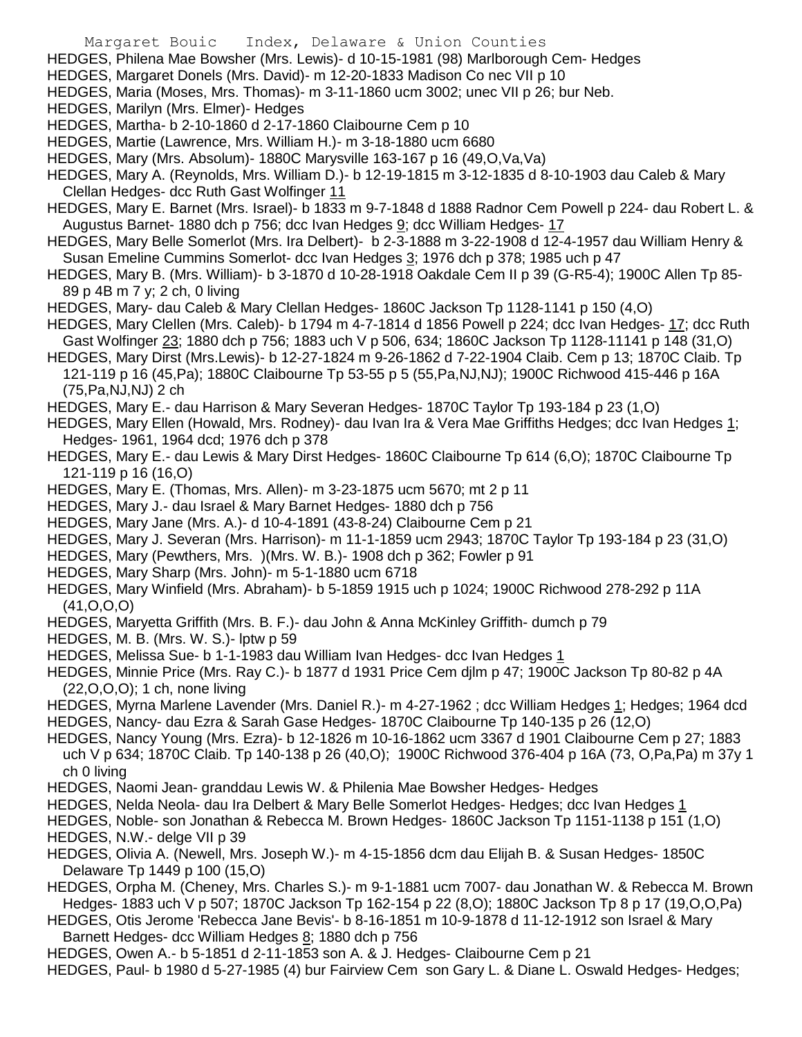HEDGES, Philena Mae Bowsher (Mrs. Lewis)- d 10-15-1981 (98) Marlborough Cem- Hedges
HEDGES, Margaret Donels (Mrs. David)- m 12-20-1833 Madison Co nec VII p 10
HEDGES, Maria (Moses, Mrs. Thomas)- m 3-11-1860 ucm 3002; unec VII p 26; bur Neb.
HEDGES, Marilyn (Mrs. Elmer)- Hedges
HEDGES, Martha- b 2-10-1860 d 2-17-1860 Claibourne Cem p 10
HEDGES, Martie (Lawrence, Mrs. William H.)- m 3-18-1880 ucm 6680
HEDGES, Mary (Mrs. Absolum)- 1880C Marysville 163-167 p 16 (49,O,Va,Va)
HEDGES, Mary A. (Reynolds, Mrs. William D.)- b 12-19-1815 m 3-12-1835 d 8-10-1903 dau Caleb & Mary Clellan Hedges- dcc Ruth Gast Wolfinger 11
HEDGES, Mary E. Barnet (Mrs. Israel)- b 1833 m 9-7-1848 d 1888 Radnor Cem Powell p 224- dau Robert L. & Augustus Barnet- 1880 dch p 756; dcc Ivan Hedges 9; dcc William Hedges- 17
HEDGES, Mary Belle Somerlot (Mrs. Ira Delbert)- b 2-3-1888 m 3-22-1908 d 12-4-1957 dau William Henry & Susan Emeline Cummins Somerlot- dcc Ivan Hedges 3; 1976 dch p 378; 1985 uch p 47
HEDGES, Mary B. (Mrs. William)- b 3-1870 d 10-28-1918 Oakdale Cem II p 39 (G-R5-4); 1900C Allen Tp 85-89 p 4B m 7 y; 2 ch, 0 living
HEDGES, Mary- dau Caleb & Mary Clellan Hedges- 1860C Jackson Tp 1128-1141 p 150 (4,O)
HEDGES, Mary Clellen (Mrs. Caleb)- b 1794 m 4-7-1814 d 1856 Powell p 224; dcc Ivan Hedges- 17; dcc Ruth Gast Wolfinger 23; 1880 dch p 756; 1883 uch V p 506, 634; 1860C Jackson Tp 1128-11141 p 148 (31,O)
HEDGES, Mary Dirst (Mrs.Lewis)- b 12-27-1824 m 9-26-1862 d 7-22-1904 Claib. Cem p 13; 1870C Claib. Tp 121-119 p 16 (45,Pa); 1880C Claibourne Tp 53-55 p 5 (55,Pa,NJ,NJ); 1900C Richwood 415-446 p 16A (75,Pa,NJ,NJ) 2 ch
HEDGES, Mary E.- dau Harrison & Mary Severan Hedges- 1870C Taylor Tp 193-184 p 23 (1,O)
HEDGES, Mary Ellen (Howald, Mrs. Rodney)- dau Ivan Ira & Vera Mae Griffiths Hedges; dcc Ivan Hedges 1; Hedges- 1961, 1964 dcd; 1976 dch p 378
HEDGES, Mary E.- dau Lewis & Mary Dirst Hedges- 1860C Claibourne Tp 614 (6,O); 1870C Claibourne Tp 121-119 p 16 (16,O)
HEDGES, Mary E. (Thomas, Mrs. Allen)- m 3-23-1875 ucm 5670; mt 2 p 11
HEDGES, Mary J.- dau Israel & Mary Barnet Hedges- 1880 dch p 756
HEDGES, Mary Jane (Mrs. A.)- d 10-4-1891 (43-8-24) Claibourne Cem p 21
HEDGES, Mary J. Severan (Mrs. Harrison)- m 11-1-1859 ucm 2943; 1870C Taylor Tp 193-184 p 23 (31,O)
HEDGES, Mary (Pewthers, Mrs. )(Mrs. W. B.)- 1908 dch p 362; Fowler p 91
HEDGES, Mary Sharp (Mrs. John)- m 5-1-1880 ucm 6718
HEDGES, Mary Winfield (Mrs. Abraham)- b 5-1859 1915 uch p 1024; 1900C Richwood 278-292 p 11A (41,O,O,O)
HEDGES, Maryetta Griffith (Mrs. B. F.)- dau John & Anna McKinley Griffith- dumch p 79
HEDGES, M. B. (Mrs. W. S.)- lptw p 59
HEDGES, Melissa Sue- b 1-1-1983 dau William Ivan Hedges- dcc Ivan Hedges 1
HEDGES, Minnie Price (Mrs. Ray C.)- b 1877 d 1931 Price Cem djlm p 47; 1900C Jackson Tp 80-82 p 4A (22,O,O,O); 1 ch, none living
HEDGES, Myrna Marlene Lavender (Mrs. Daniel R.)- m 4-27-1962 ; dcc William Hedges 1; Hedges; 1964 dcd
HEDGES, Nancy- dau Ezra & Sarah Gase Hedges- 1870C Claibourne Tp 140-135 p 26 (12,O)
HEDGES, Nancy Young (Mrs. Ezra)- b 12-1826 m 10-16-1862 ucm 3367 d 1901 Claibourne Cem p 27; 1883 uch V p 634; 1870C Claib. Tp 140-138 p 26 (40,O); 1900C Richwood 376-404 p 16A (73, O,Pa,Pa) m 37y 1 ch 0 living
HEDGES, Naomi Jean- granddau Lewis W. & Philenia Mae Bowsher Hedges- Hedges
HEDGES, Nelda Neola- dau Ira Delbert & Mary Belle Somerlot Hedges- Hedges; dcc Ivan Hedges 1
HEDGES, Noble- son Jonathan & Rebecca M. Brown Hedges- 1860C Jackson Tp 1151-1138 p 151 (1,O)
HEDGES, N.W.- delge VII p 39
HEDGES, Olivia A. (Newell, Mrs. Joseph W.)- m 4-15-1856 dcm dau Elijah B. & Susan Hedges- 1850C Delaware Tp 1449 p 100 (15,O)
HEDGES, Orpha M. (Cheney, Mrs. Charles S.)- m 9-1-1881 ucm 7007- dau Jonathan W. & Rebecca M. Brown Hedges- 1883 uch V p 507; 1870C Jackson Tp 162-154 p 22 (8,O); 1880C Jackson Tp 8 p 17 (19,O,O,Pa)
HEDGES, Otis Jerome 'Rebecca Jane Bevis'- b 8-16-1851 m 10-9-1878 d 11-12-1912 son Israel & Mary Barnett Hedges- dcc William Hedges 8; 1880 dch p 756
HEDGES, Owen A.- b 5-1851 d 2-11-1853 son A. & J. Hedges- Claibourne Cem p 21
HEDGES, Paul- b 1980 d 5-27-1985 (4) bur Fairview Cem son Gary L. & Diane L. Oswald Hedges- Hedges;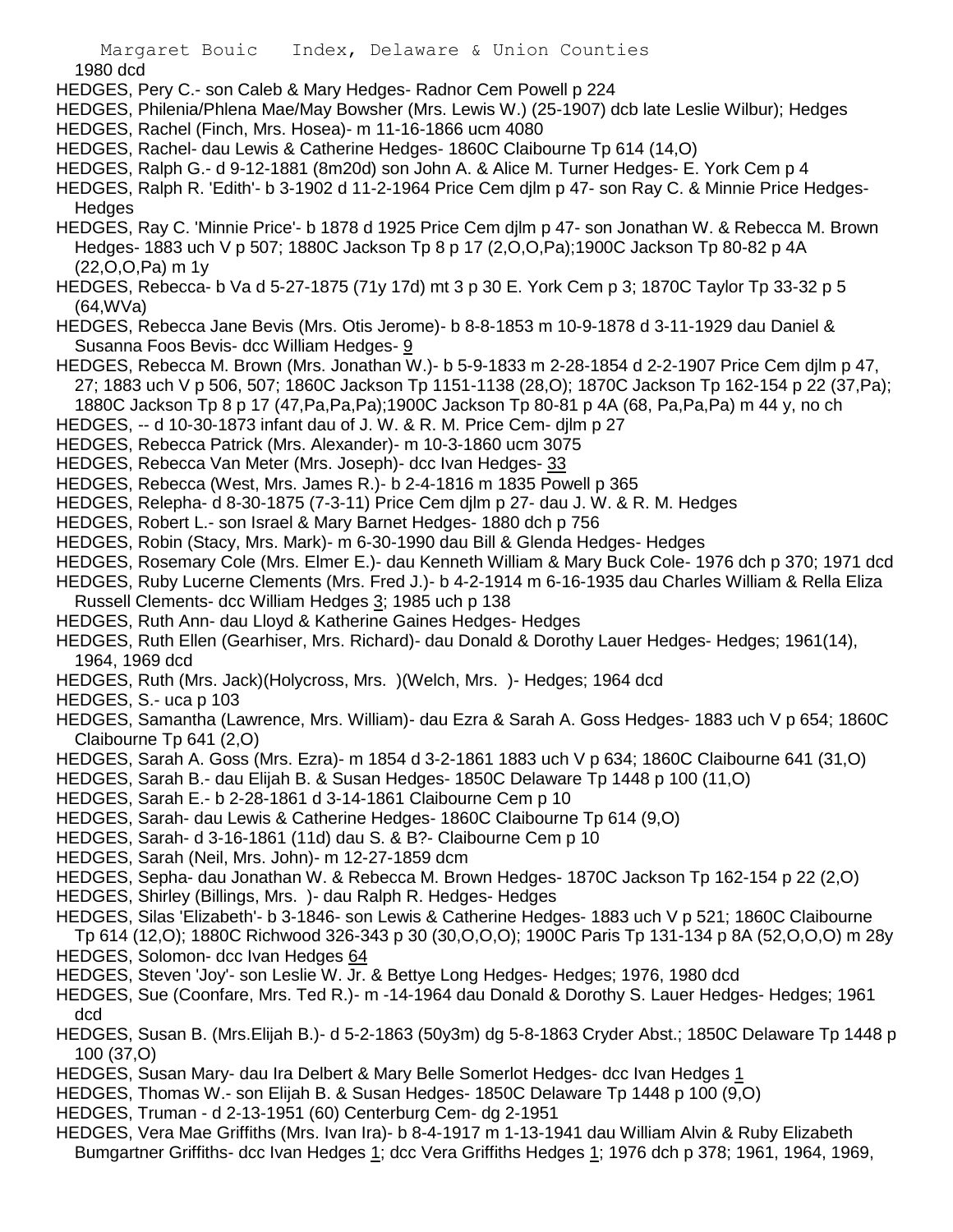1980 dcd

HEDGES, Pery C.- son Caleb & Mary Hedges- Radnor Cem Powell p 224

HEDGES, Philenia/Phlena Mae/May Bowsher (Mrs. Lewis W.) (25-1907) dcb late Leslie Wilbur); Hedges

HEDGES, Rachel (Finch, Mrs. Hosea)- m 11-16-1866 ucm 4080

HEDGES, Rachel- dau Lewis & Catherine Hedges- 1860C Claibourne Tp 614 (14,O)

HEDGES, Ralph G.- d 9-12-1881 (8m20d) son John A. & Alice M. Turner Hedges- E. York Cem p 4

HEDGES, Ralph R. 'Edith'- b 3-1902 d 11-2-1964 Price Cem djlm p 47- son Ray C. & Minnie Price Hedges- Hedges

HEDGES, Ray C. 'Minnie Price'- b 1878 d 1925 Price Cem djlm p 47- son Jonathan W. & Rebecca M. Brown Hedges- 1883 uch V p 507; 1880C Jackson Tp 8 p 17 (2,O,O,Pa);1900C Jackson Tp 80-82 p 4A (22,O,O,Pa) m 1y

HEDGES, Rebecca- b Va d 5-27-1875 (71y 17d) mt 3 p 30 E. York Cem p 3; 1870C Taylor Tp 33-32 p 5 (64,WVa)

HEDGES, Rebecca Jane Bevis (Mrs. Otis Jerome)- b 8-8-1853 m 10-9-1878 d 3-11-1929 dau Daniel & Susanna Foos Bevis- dcc William Hedges- 9

HEDGES, Rebecca M. Brown (Mrs. Jonathan W.)- b 5-9-1833 m 2-28-1854 d 2-2-1907 Price Cem djlm p 47, 27; 1883 uch V p 506, 507; 1860C Jackson Tp 1151-1138 (28,O); 1870C Jackson Tp 162-154 p 22 (37,Pa); 1880C Jackson Tp 8 p 17 (47,Pa,Pa,Pa);1900C Jackson Tp 80-81 p 4A (68, Pa,Pa,Pa) m 44 y, no ch

HEDGES, -- d 10-30-1873 infant dau of J. W. & R. M. Price Cem- djlm p 27

HEDGES, Rebecca Patrick (Mrs. Alexander)- m 10-3-1860 ucm 3075

HEDGES, Rebecca Van Meter (Mrs. Joseph)- dcc Ivan Hedges- 33

HEDGES, Rebecca (West, Mrs. James R.)- b 2-4-1816 m 1835 Powell p 365

HEDGES, Relepha- d 8-30-1875 (7-3-11) Price Cem djlm p 27- dau J. W. & R. M. Hedges

HEDGES, Robert L.- son Israel & Mary Barnet Hedges- 1880 dch p 756

HEDGES, Robin (Stacy, Mrs. Mark)- m 6-30-1990 dau Bill & Glenda Hedges- Hedges

HEDGES, Rosemary Cole (Mrs. Elmer E.)- dau Kenneth William & Mary Buck Cole- 1976 dch p 370; 1971 dcd

HEDGES, Ruby Lucerne Clements (Mrs. Fred J.)- b 4-2-1914 m 6-16-1935 dau Charles William & Rella Eliza Russell Clements- dcc William Hedges 3; 1985 uch p 138

HEDGES, Ruth Ann- dau Lloyd & Katherine Gaines Hedges- Hedges

HEDGES, Ruth Ellen (Gearhiser, Mrs. Richard)- dau Donald & Dorothy Lauer Hedges- Hedges; 1961(14), 1964, 1969 dcd

HEDGES, Ruth (Mrs. Jack)(Holycross, Mrs. )(Welch, Mrs. )- Hedges; 1964 dcd

HEDGES, S.- uca p 103

HEDGES, Samantha (Lawrence, Mrs. William)- dau Ezra & Sarah A. Goss Hedges- 1883 uch V p 654; 1860C Claibourne Tp 641 (2,O)

HEDGES, Sarah A. Goss (Mrs. Ezra)- m 1854 d 3-2-1861 1883 uch V p 634; 1860C Claibourne 641 (31,O)

HEDGES, Sarah B.- dau Elijah B. & Susan Hedges- 1850C Delaware Tp 1448 p 100 (11,O)

HEDGES, Sarah E.- b 2-28-1861 d 3-14-1861 Claibourne Cem p 10

HEDGES, Sarah- dau Lewis & Catherine Hedges- 1860C Claibourne Tp 614 (9,O)

HEDGES, Sarah- d 3-16-1861 (11d) dau S. & B?- Claibourne Cem p 10

HEDGES, Sarah (Neil, Mrs. John)- m 12-27-1859 dcm

HEDGES, Sepha- dau Jonathan W. & Rebecca M. Brown Hedges- 1870C Jackson Tp 162-154 p 22 (2,O)

HEDGES, Shirley (Billings, Mrs. )- dau Ralph R. Hedges- Hedges

HEDGES, Silas 'Elizabeth'- b 3-1846- son Lewis & Catherine Hedges- 1883 uch V p 521; 1860C Claibourne Tp 614 (12,O); 1880C Richwood 326-343 p 30 (30,O,O,O); 1900C Paris Tp 131-134 p 8A (52,O,O,O) m 28y

HEDGES, Solomon- dcc Ivan Hedges 64

HEDGES, Steven 'Joy'- son Leslie W. Jr. & Bettye Long Hedges- Hedges; 1976, 1980 dcd

HEDGES, Sue (Coonfare, Mrs. Ted R.)- m -14-1964 dau Donald & Dorothy S. Lauer Hedges- Hedges; 1961 dcd

HEDGES, Susan B. (Mrs.Elijah B.)- d 5-2-1863 (50y3m) dg 5-8-1863 Cryder Abst.; 1850C Delaware Tp 1448 p 100 (37,O)

HEDGES, Susan Mary- dau Ira Delbert & Mary Belle Somerlot Hedges- dcc Ivan Hedges 1

HEDGES, Thomas W.- son Elijah B. & Susan Hedges- 1850C Delaware Tp 1448 p 100 (9,O)

HEDGES, Truman - d 2-13-1951 (60) Centerburg Cem- dg 2-1951

HEDGES, Vera Mae Griffiths (Mrs. Ivan Ira)- b 8-4-1917 m 1-13-1941 dau William Alvin & Ruby Elizabeth Bumgartner Griffiths- dcc Ivan Hedges 1; dcc Vera Griffiths Hedges 1; 1976 dch p 378; 1961, 1964, 1969,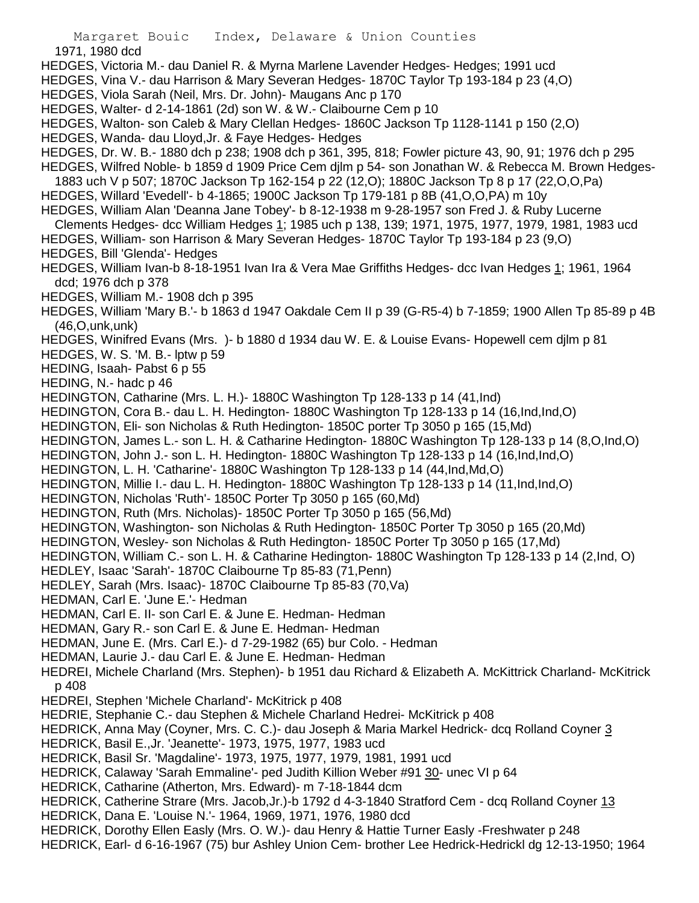1971, 1980 dcd

HEDGES, Victoria M.- dau Daniel R. & Myrna Marlene Lavender Hedges- Hedges; 1991 ucd

HEDGES, Vina V.- dau Harrison & Mary Severan Hedges- 1870C Taylor Tp 193-184 p 23 (4,O)

HEDGES, Viola Sarah (Neil, Mrs. Dr. John)- Maugans Anc p 170

HEDGES, Walter- d 2-14-1861 (2d) son W. & W.- Claibourne Cem p 10

HEDGES, Walton- son Caleb & Mary Clellan Hedges- 1860C Jackson Tp 1128-1141 p 150 (2,O)

HEDGES, Wanda- dau Lloyd,Jr. & Faye Hedges- Hedges

HEDGES, Dr. W. B.- 1880 dch p 238; 1908 dch p 361, 395, 818; Fowler picture 43, 90, 91; 1976 dch p 295

HEDGES, Wilfred Noble- b 1859 d 1909 Price Cem djlm p 54- son Jonathan W. & Rebecca M. Brown Hedges- 1883 uch V p 507; 1870C Jackson Tp 162-154 p 22 (12,O); 1880C Jackson Tp 8 p 17 (22,O,O,Pa)

HEDGES, Willard 'Evedell'- b 4-1865; 1900C Jackson Tp 179-181 p 8B (41,O,O,PA) m 10y

HEDGES, William Alan 'Deanna Jane Tobey'- b 8-12-1938 m 9-28-1957 son Fred J. & Ruby Lucerne Clements Hedges- dcc William Hedges 1; 1985 uch p 138, 139; 1971, 1975, 1977, 1979, 1981, 1983 ucd

HEDGES, William- son Harrison & Mary Severan Hedges- 1870C Taylor Tp 193-184 p 23 (9,O)

HEDGES, Bill 'Glenda'- Hedges

HEDGES, William Ivan-b 8-18-1951 Ivan Ira & Vera Mae Griffiths Hedges- dcc Ivan Hedges 1; 1961, 1964 dcd; 1976 dch p 378

HEDGES, William M.- 1908 dch p 395

HEDGES, William 'Mary B.'- b 1863 d 1947 Oakdale Cem II p 39 (G-R5-4) b 7-1859; 1900 Allen Tp 85-89 p 4B (46,O,unk,unk)

HEDGES, Winifred Evans (Mrs. )- b 1880 d 1934 dau W. E. & Louise Evans- Hopewell cem djlm p 81

HEDGES, W. S. 'M. B.- lptw p 59

HEDING, Isaah- Pabst 6 p 55

HEDING, N.- hadc p 46

HEDINGTON, Catharine (Mrs. L. H.)- 1880C Washington Tp 128-133 p 14 (41,Ind)

HEDINGTON, Cora B.- dau L. H. Hedington- 1880C Washington Tp 128-133 p 14 (16,Ind,Ind,O)

HEDINGTON, Eli- son Nicholas & Ruth Hedington- 1850C porter Tp 3050 p 165 (15,Md)

HEDINGTON, James L.- son L. H. & Catharine Hedington- 1880C Washington Tp 128-133 p 14 (8,O,Ind,O)

HEDINGTON, John J.- son L. H. Hedington- 1880C Washington Tp 128-133 p 14 (16,Ind,Ind,O)

HEDINGTON, L. H. 'Catharine'- 1880C Washington Tp 128-133 p 14 (44,Ind,Md,O)

HEDINGTON, Millie I.- dau L. H. Hedington- 1880C Washington Tp 128-133 p 14 (11,Ind,Ind,O)

HEDINGTON, Nicholas 'Ruth'- 1850C Porter Tp 3050 p 165 (60,Md)

HEDINGTON, Ruth (Mrs. Nicholas)- 1850C Porter Tp 3050 p 165 (56,Md)

HEDINGTON, Washington- son Nicholas & Ruth Hedington- 1850C Porter Tp 3050 p 165 (20,Md)

HEDINGTON, Wesley- son Nicholas & Ruth Hedington- 1850C Porter Tp 3050 p 165 (17,Md)

HEDINGTON, William C.- son L. H. & Catharine Hedington- 1880C Washington Tp 128-133 p 14 (2,Ind, O)

HEDLEY, Isaac 'Sarah'- 1870C Claibourne Tp 85-83 (71,Penn)

HEDLEY, Sarah (Mrs. Isaac)- 1870C Claibourne Tp 85-83 (70,Va)

HEDMAN, Carl E. 'June E.'- Hedman

HEDMAN, Carl E. II- son Carl E. & June E. Hedman- Hedman

HEDMAN, Gary R.- son Carl E. & June E. Hedman- Hedman

HEDMAN, June E. (Mrs. Carl E.)- d 7-29-1982 (65) bur Colo. - Hedman

HEDMAN, Laurie J.- dau Carl E. & June E. Hedman- Hedman

HEDREI, Michele Charland (Mrs. Stephen)- b 1951 dau Richard & Elizabeth A. McKittrick Charland- McKitrick p 408

HEDREI, Stephen 'Michele Charland'- McKitrick p 408

HEDRIE, Stephanie C.- dau Stephen & Michele Charland Hedrei- McKitrick p 408

HEDRICK, Anna May (Coyner, Mrs. C. C.)- dau Joseph & Maria Markel Hedrick- dcq Rolland Coyner 3

HEDRICK, Basil E.,Jr. 'Jeanette'- 1973, 1975, 1977, 1983 ucd

HEDRICK, Basil Sr. 'Magdaline'- 1973, 1975, 1977, 1979, 1981, 1991 ucd

HEDRICK, Calaway 'Sarah Emmaline'- ped Judith Killion Weber #91 30- unec VI p 64

HEDRICK, Catharine (Atherton, Mrs. Edward)- m 7-18-1844 dcm

HEDRICK, Catherine Strare (Mrs. Jacob,Jr.)-b 1792 d 4-3-1840 Stratford Cem - dcq Rolland Coyner 13

HEDRICK, Dana E. 'Louise N.'- 1964, 1969, 1971, 1976, 1980 dcd

HEDRICK, Dorothy Ellen Easly (Mrs. O. W.)- dau Henry & Hattie Turner Easly -Freshwater p 248

HEDRICK, Earl- d 6-16-1967 (75) bur Ashley Union Cem- brother Lee Hedrick-Hedrickl dg 12-13-1950; 1964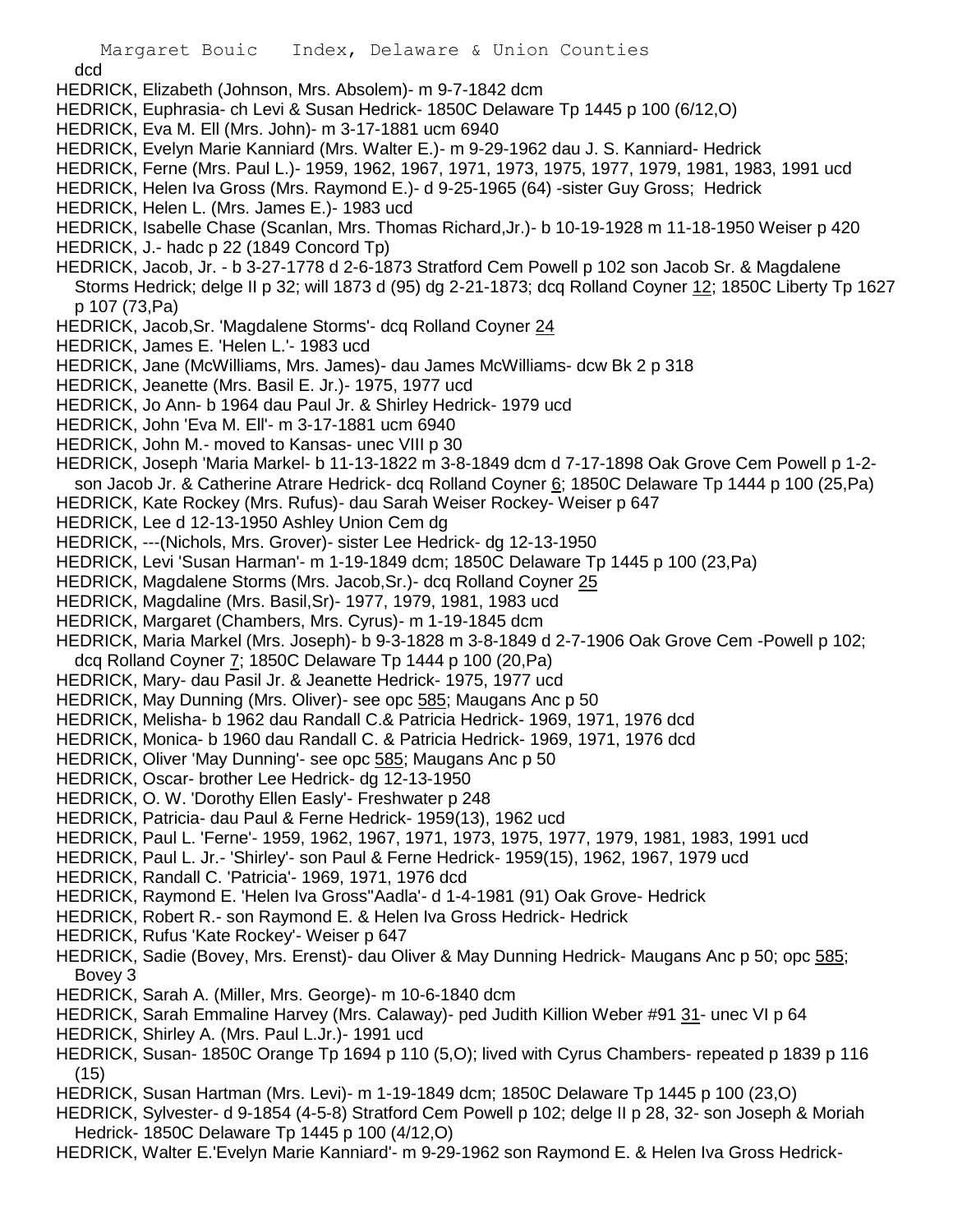dcd

HEDRICK, Elizabeth (Johnson, Mrs. Absolem)- m 9-7-1842 dcm

HEDRICK, Euphrasia- ch Levi & Susan Hedrick- 1850C Delaware Tp 1445 p 100 (6/12,O)

HEDRICK, Eva M. Ell (Mrs. John)- m 3-17-1881 ucm 6940

HEDRICK, Evelyn Marie Kanniard (Mrs. Walter E.)- m 9-29-1962 dau J. S. Kanniard- Hedrick

HEDRICK, Ferne (Mrs. Paul L.)- 1959, 1962, 1967, 1971, 1973, 1975, 1977, 1979, 1981, 1983, 1991 ucd

HEDRICK, Helen Iva Gross (Mrs. Raymond E.)- d 9-25-1965 (64) -sister Guy Gross; Hedrick

HEDRICK, Helen L. (Mrs. James E.)- 1983 ucd

HEDRICK, Isabelle Chase (Scanlan, Mrs. Thomas Richard,Jr.)- b 10-19-1928 m 11-18-1950 Weiser p 420

HEDRICK, J.- hadc p 22 (1849 Concord Tp)

HEDRICK, Jacob, Jr. - b 3-27-1778 d 2-6-1873 Stratford Cem Powell p 102 son Jacob Sr. & Magdalene Storms Hedrick; delge II p 32; will 1873 d (95) dg 2-21-1873; dcq Rolland Coyner 12; 1850C Liberty Tp 1627 p 107 (73,Pa)

HEDRICK, Jacob,Sr. 'Magdalene Storms'- dcq Rolland Coyner 24

HEDRICK, James E. 'Helen L.'- 1983 ucd

HEDRICK, Jane (McWilliams, Mrs. James)- dau James McWilliams- dcw Bk 2 p 318

HEDRICK, Jeanette (Mrs. Basil E. Jr.)- 1975, 1977 ucd

HEDRICK, Jo Ann- b 1964 dau Paul Jr. & Shirley Hedrick- 1979 ucd

HEDRICK, John 'Eva M. Ell'- m 3-17-1881 ucm 6940

HEDRICK, John M.- moved to Kansas- unec VIII p 30

HEDRICK, Joseph 'Maria Markel- b 11-13-1822 m 3-8-1849 dcm d 7-17-1898 Oak Grove Cem Powell p 1-2- son Jacob Jr. & Catherine Atrare Hedrick- dcq Rolland Coyner 6; 1850C Delaware Tp 1444 p 100 (25,Pa)

HEDRICK, Kate Rockey (Mrs. Rufus)- dau Sarah Weiser Rockey- Weiser p 647

HEDRICK, Lee d 12-13-1950 Ashley Union Cem dg

HEDRICK, ---(Nichols, Mrs. Grover)- sister Lee Hedrick- dg 12-13-1950

HEDRICK, Levi 'Susan Harman'- m 1-19-1849 dcm; 1850C Delaware Tp 1445 p 100 (23,Pa)

HEDRICK, Magdalene Storms (Mrs. Jacob,Sr.)- dcq Rolland Coyner 25

HEDRICK, Magdaline (Mrs. Basil,Sr)- 1977, 1979, 1981, 1983 ucd

HEDRICK, Margaret (Chambers, Mrs. Cyrus)- m 1-19-1845 dcm

HEDRICK, Maria Markel (Mrs. Joseph)- b 9-3-1828 m 3-8-1849 d 2-7-1906 Oak Grove Cem -Powell p 102; dcq Rolland Coyner 7; 1850C Delaware Tp 1444 p 100 (20,Pa)

HEDRICK, Mary- dau Pasil Jr. & Jeanette Hedrick- 1975, 1977 ucd

HEDRICK, May Dunning (Mrs. Oliver)- see opc 585; Maugans Anc p 50

HEDRICK, Melisha- b 1962 dau Randall C.& Patricia Hedrick- 1969, 1971, 1976 dcd

HEDRICK, Monica- b 1960 dau Randall C. & Patricia Hedrick- 1969, 1971, 1976 dcd

HEDRICK, Oliver 'May Dunning'- see opc 585; Maugans Anc p 50

HEDRICK, Oscar- brother Lee Hedrick- dg 12-13-1950

HEDRICK, O. W. 'Dorothy Ellen Easly'- Freshwater p 248

HEDRICK, Patricia- dau Paul & Ferne Hedrick- 1959(13), 1962 ucd

HEDRICK, Paul L. 'Ferne'- 1959, 1962, 1967, 1971, 1973, 1975, 1977, 1979, 1981, 1983, 1991 ucd

HEDRICK, Paul L. Jr.- 'Shirley'- son Paul & Ferne Hedrick- 1959(15), 1962, 1967, 1979 ucd

HEDRICK, Randall C. 'Patricia'- 1969, 1971, 1976 dcd

HEDRICK, Raymond E. 'Helen Iva Gross''Aadla'- d 1-4-1981 (91) Oak Grove- Hedrick

HEDRICK, Robert R.- son Raymond E. & Helen Iva Gross Hedrick- Hedrick

HEDRICK, Rufus 'Kate Rockey'- Weiser p 647

HEDRICK, Sadie (Bovey, Mrs. Erenst)- dau Oliver & May Dunning Hedrick- Maugans Anc p 50; opc 585; Bovey 3

HEDRICK, Sarah A. (Miller, Mrs. George)- m 10-6-1840 dcm

HEDRICK, Sarah Emmaline Harvey (Mrs. Calaway)- ped Judith Killion Weber #91 31- unec VI p 64

HEDRICK, Shirley A. (Mrs. Paul L.Jr.)- 1991 ucd

HEDRICK, Susan- 1850C Orange Tp 1694 p 110 (5,O); lived with Cyrus Chambers- repeated p 1839 p 116 (15)

HEDRICK, Susan Hartman (Mrs. Levi)- m 1-19-1849 dcm; 1850C Delaware Tp 1445 p 100 (23,O)

HEDRICK, Sylvester- d 9-1854 (4-5-8) Stratford Cem Powell p 102; delge II p 28, 32- son Joseph & Moriah Hedrick- 1850C Delaware Tp 1445 p 100 (4/12,O)

HEDRICK, Walter E.'Evelyn Marie Kanniard'- m 9-29-1962 son Raymond E. & Helen Iva Gross Hedrick-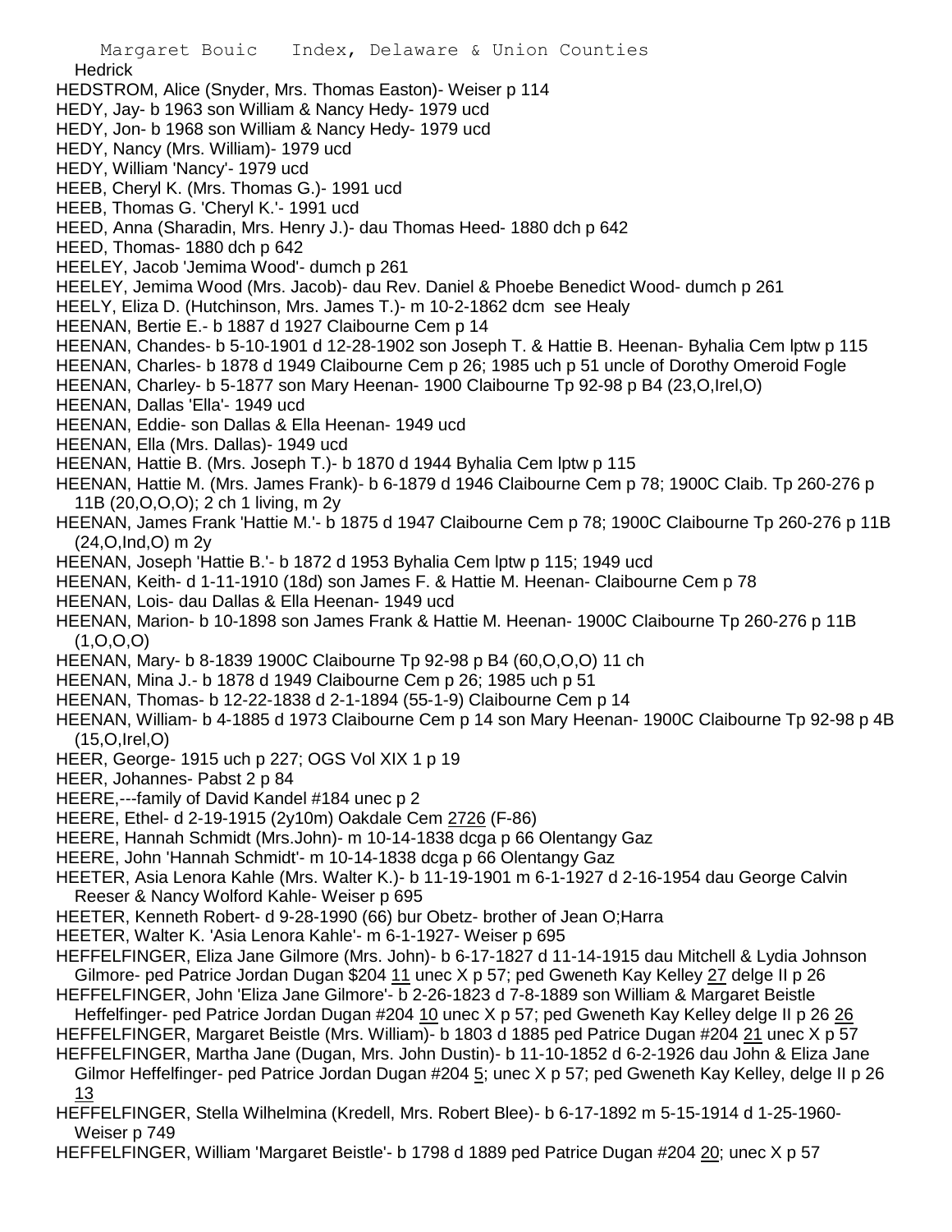Hedrick

HEDSTROM, Alice (Snyder, Mrs. Thomas Easton)- Weiser p 114

HEDY, Jay- b 1963 son William & Nancy Hedy- 1979 ucd

HEDY, Jon- b 1968 son William & Nancy Hedy- 1979 ucd

HEDY, Nancy (Mrs. William)- 1979 ucd

HEDY, William 'Nancy'- 1979 ucd

HEEB, Cheryl K. (Mrs. Thomas G.)- 1991 ucd

HEEB, Thomas G. 'Cheryl K.'- 1991 ucd

HEED, Anna (Sharadin, Mrs. Henry J.)- dau Thomas Heed- 1880 dch p 642

HEED, Thomas- 1880 dch p 642

HEELEY, Jacob 'Jemima Wood'- dumch p 261

HEELEY, Jemima Wood (Mrs. Jacob)- dau Rev. Daniel & Phoebe Benedict Wood- dumch p 261

HEELY, Eliza D. (Hutchinson, Mrs. James T.)- m 10-2-1862 dcm see Healy

HEENAN, Bertie E.- b 1887 d 1927 Claibourne Cem p 14

HEENAN, Chandes- b 5-10-1901 d 12-28-1902 son Joseph T. & Hattie B. Heenan- Byhalia Cem lptw p 115

HEENAN, Charles- b 1878 d 1949 Claibourne Cem p 26; 1985 uch p 51 uncle of Dorothy Omeroid Fogle

HEENAN, Charley- b 5-1877 son Mary Heenan- 1900 Claibourne Tp 92-98 p B4 (23,O,Irel,O)

HEENAN, Dallas 'Ella'- 1949 ucd

HEENAN, Eddie- son Dallas & Ella Heenan- 1949 ucd

HEENAN, Ella (Mrs. Dallas)- 1949 ucd

HEENAN, Hattie B. (Mrs. Joseph T.)- b 1870 d 1944 Byhalia Cem lptw p 115

HEENAN, Hattie M. (Mrs. James Frank)- b 6-1879 d 1946 Claibourne Cem p 78; 1900C Claib. Tp 260-276 p 11B (20,O,O,O); 2 ch 1 living, m 2y

HEENAN, James Frank 'Hattie M.'- b 1875 d 1947 Claibourne Cem p 78; 1900C Claibourne Tp 260-276 p 11B (24,O,Ind,O) m 2y

HEENAN, Joseph 'Hattie B.'- b 1872 d 1953 Byhalia Cem lptw p 115; 1949 ucd

HEENAN, Keith- d 1-11-1910 (18d) son James F. & Hattie M. Heenan- Claibourne Cem p 78

HEENAN, Lois- dau Dallas & Ella Heenan- 1949 ucd

HEENAN, Marion- b 10-1898 son James Frank & Hattie M. Heenan- 1900C Claibourne Tp 260-276 p 11B (1,O,O,O)

HEENAN, Mary- b 8-1839 1900C Claibourne Tp 92-98 p B4 (60,O,O,O) 11 ch

HEENAN, Mina J.- b 1878 d 1949 Claibourne Cem p 26; 1985 uch p 51

HEENAN, Thomas- b 12-22-1838 d 2-1-1894 (55-1-9) Claibourne Cem p 14

HEENAN, William- b 4-1885 d 1973 Claibourne Cem p 14 son Mary Heenan- 1900C Claibourne Tp 92-98 p 4B (15,O,Irel,O)

HEER, George- 1915 uch p 227; OGS Vol XIX 1 p 19

HEER, Johannes- Pabst 2 p 84

HEERE,---family of David Kandel #184 unec p 2

HEERE, Ethel- d 2-19-1915 (2y10m) Oakdale Cem 2726 (F-86)

HEERE, Hannah Schmidt (Mrs.John)- m 10-14-1838 dcga p 66 Olentangy Gaz

HEERE, John 'Hannah Schmidt'- m 10-14-1838 dcga p 66 Olentangy Gaz

HEETER, Asia Lenora Kahle (Mrs. Walter K.)- b 11-19-1901 m 6-1-1927 d 2-16-1954 dau George Calvin Reeser & Nancy Wolford Kahle- Weiser p 695

HEETER, Kenneth Robert- d 9-28-1990 (66) bur Obetz- brother of Jean O;Harra

HEETER, Walter K. 'Asia Lenora Kahle'- m 6-1-1927- Weiser p 695

HEFFELFINGER, Eliza Jane Gilmore (Mrs. John)- b 6-17-1827 d 11-14-1915 dau Mitchell & Lydia Johnson Gilmore- ped Patrice Jordan Dugan $204 11 unec X p 57; ped Gweneth Kay Kelley 27 delge II p 26

HEFFELFINGER, John 'Eliza Jane Gilmore'- b 2-26-1823 d 7-8-1889 son William & Margaret Beistle Heffelfinger- ped Patrice Jordan Dugan #204 10 unec X p 57; ped Gweneth Kay Kelley delge II p 26 26

HEFFELFINGER, Margaret Beistle (Mrs. William)- b 1803 d 1885 ped Patrice Dugan #204 21 unec X p 57

HEFFELFINGER, Martha Jane (Dugan, Mrs. John Dustin)- b 11-10-1852 d 6-2-1926 dau John & Eliza Jane Gilmor Heffelfinger- ped Patrice Jordan Dugan #204 5; unec X p 57; ped Gweneth Kay Kelley, delge II p 26 13

HEFFELFINGER, Stella Wilhelmina (Kredell, Mrs. Robert Blee)- b 6-17-1892 m 5-15-1914 d 1-25-1960- Weiser p 749

HEFFELFINGER, William 'Margaret Beistle'- b 1798 d 1889 ped Patrice Dugan #204 20; unec X p 57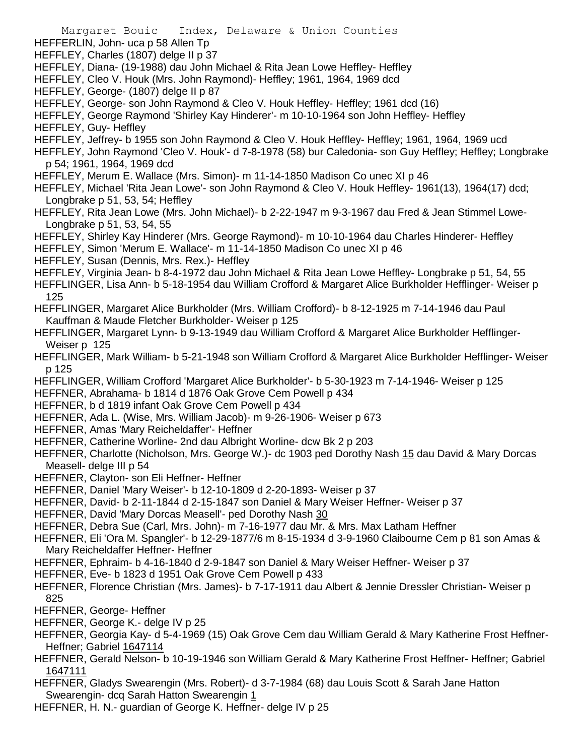HEFFERLIN, John- uca p 58 Allen Tp
HEFFLEY, Charles (1807) delge II p 37
HEFFLEY, Diana- (19-1988) dau John Michael & Rita Jean Lowe Heffley- Heffley
HEFFLEY, Cleo V. Houk (Mrs. John Raymond)- Heffley; 1961, 1964, 1969 dcd
HEFFLEY, George- (1807) delge II p 87
HEFFLEY, George- son John Raymond & Cleo V. Houk Heffley- Heffley; 1961 dcd (16)
HEFFLEY, George Raymond 'Shirley Kay Hinderer'- m 10-10-1964 son John Heffley- Heffley
HEFFLEY, Guy- Heffley
HEFFLEY, Jeffrey- b 1955 son John Raymond & Cleo V. Houk Heffley- Heffley; 1961, 1964, 1969 ucd
HEFFLEY, John Raymond 'Cleo V. Houk'- d 7-8-1978 (58) bur Caledonia- son Guy Heffley; Heffley; Longbrake p 54; 1961, 1964, 1969 dcd
HEFFLEY, Merum E. Wallace (Mrs. Simon)- m 11-14-1850 Madison Co unec XI p 46
HEFFLEY, Michael 'Rita Jean Lowe'- son John Raymond & Cleo V. Houk Heffley- 1961(13), 1964(17) dcd; Longbrake p 51, 53, 54; Heffley
HEFFLEY, Rita Jean Lowe (Mrs. John Michael)- b 2-22-1947 m 9-3-1967 dau Fred & Jean Stimmel Lowe- Longbrake p 51, 53, 54, 55
HEFFLEY, Shirley Kay Hinderer (Mrs. George Raymond)- m 10-10-1964 dau Charles Hinderer- Heffley
HEFFLEY, Simon 'Merum E. Wallace'- m 11-14-1850 Madison Co unec XI p 46
HEFFLEY, Susan (Dennis, Mrs. Rex.)- Heffley
HEFFLEY, Virginia Jean- b 8-4-1972 dau John Michael & Rita Jean Lowe Heffley- Longbrake p 51, 54, 55
HEFFLINGER, Lisa Ann- b 5-18-1954 dau William Crofford & Margaret Alice Burkholder Hefflinger- Weiser p 125
HEFFLINGER, Margaret Alice Burkholder (Mrs. William Crofford)- b 8-12-1925 m 7-14-1946 dau Paul Kauffman & Maude Fletcher Burkholder- Weiser p 125
HEFFLINGER, Margaret Lynn- b 9-13-1949 dau William Crofford & Margaret Alice Burkholder Hefflinger- Weiser p 125
HEFFLINGER, Mark William- b 5-21-1948 son William Crofford & Margaret Alice Burkholder Hefflinger- Weiser p 125
HEFFLINGER, William Crofford 'Margaret Alice Burkholder'- b 5-30-1923 m 7-14-1946- Weiser p 125
HEFFNER, Abrahama- b 1814 d 1876 Oak Grove Cem Powell p 434
HEFFNER, b d 1819 infant Oak Grove Cem Powell p 434
HEFFNER, Ada L. (Wise, Mrs. William Jacob)- m 9-26-1906- Weiser p 673
HEFFNER, Amas 'Mary Reicheldaffer'- Heffner
HEFFNER, Catherine Worline- 2nd dau Albright Worline- dcw Bk 2 p 203
HEFFNER, Charlotte (Nicholson, Mrs. George W.)- dc 1903 ped Dorothy Nash 15 dau David & Mary Dorcas Measell- delge III p 54
HEFFNER, Clayton- son Eli Heffner- Heffner
HEFFNER, Daniel 'Mary Weiser'- b 12-10-1809 d 2-20-1893- Weiser p 37
HEFFNER, David- b 2-11-1844 d 2-15-1847 son Daniel & Mary Weiser Heffner- Weiser p 37
HEFFNER, David 'Mary Dorcas Measell'- ped Dorothy Nash 30
HEFFNER, Debra Sue (Carl, Mrs. John)- m 7-16-1977 dau Mr. & Mrs. Max Latham Heffner
HEFFNER, Eli 'Ora M. Spangler'- b 12-29-1877/6 m 8-15-1934 d 3-9-1960 Claibourne Cem p 81 son Amas & Mary Reicheldaffer Heffner- Heffner
HEFFNER, Ephraim- b 4-16-1840 d 2-9-1847 son Daniel & Mary Weiser Heffner- Weiser p 37
HEFFNER, Eve- b 1823 d 1951 Oak Grove Cem Powell p 433
HEFFNER, Florence Christian (Mrs. James)- b 7-17-1911 dau Albert & Jennie Dressler Christian- Weiser p 825
HEFFNER, George- Heffner
HEFFNER, George K.- delge IV p 25
HEFFNER, Georgia Kay- d 5-4-1969 (15) Oak Grove Cem dau William Gerald & Mary Katherine Frost Heffner- Heffner; Gabriel 1647114
HEFFNER, Gerald Nelson- b 10-19-1946 son William Gerald & Mary Katherine Frost Heffner- Heffner; Gabriel 1647111
HEFFNER, Gladys Swearengin (Mrs. Robert)- d 3-7-1984 (68) dau Louis Scott & Sarah Jane Hatton Swearengin- dcq Sarah Hatton Swearengin 1
HEFFNER, H. N.- guardian of George K. Heffner- delge IV p 25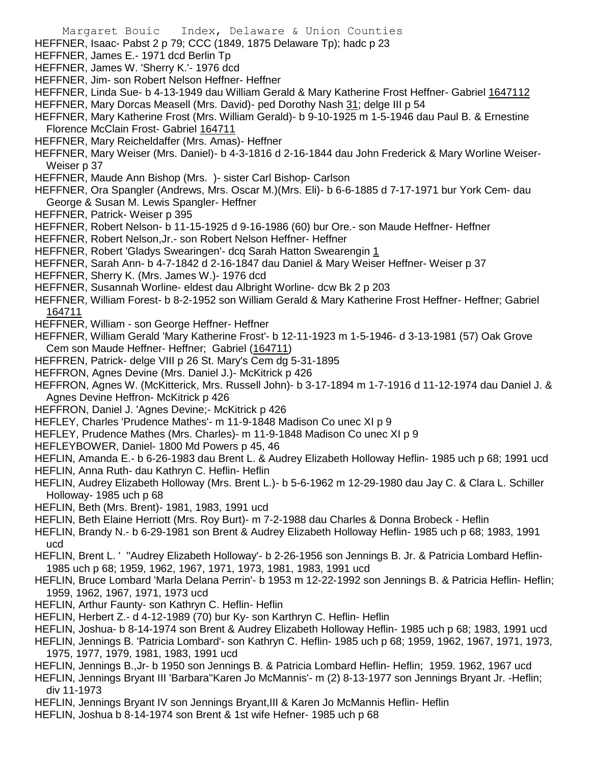HEFFNER, Isaac- Pabst 2 p 79; CCC (1849, 1875 Delaware Tp); hadc p 23
HEFFNER, James E.- 1971 dcd Berlin Tp
HEFFNER, James W. 'Sherry K.'- 1976 dcd
HEFFNER, Jim- son Robert Nelson Heffner- Heffner
HEFFNER, Linda Sue- b 4-13-1949 dau William Gerald & Mary Katherine Frost Heffner- Gabriel 1647112
HEFFNER, Mary Dorcas Measell (Mrs. David)- ped Dorothy Nash 31; delge III p 54
HEFFNER, Mary Katherine Frost (Mrs. William Gerald)- b 9-10-1925 m 1-5-1946 dau Paul B. & Ernestine Florence McClain Frost- Gabriel 164711
HEFFNER, Mary Reicheldaffer (Mrs. Amas)- Heffner
HEFFNER, Mary Weiser (Mrs. Daniel)- b 4-3-1816 d 2-16-1844 dau John Frederick & Mary Worline Weiser- Weiser p 37
HEFFNER, Maude Ann Bishop (Mrs. )- sister Carl Bishop- Carlson
HEFFNER, Ora Spangler (Andrews, Mrs. Oscar M.)(Mrs. Eli)- b 6-6-1885 d 7-17-1971 bur York Cem- dau George & Susan M. Lewis Spangler- Heffner
HEFFNER, Patrick- Weiser p 395
HEFFNER, Robert Nelson- b 11-15-1925 d 9-16-1986 (60) bur Ore.- son Maude Heffner- Heffner
HEFFNER, Robert Nelson,Jr.- son Robert Nelson Heffner- Heffner
HEFFNER, Robert 'Gladys Swearingen'- dcq Sarah Hatton Swearengin 1
HEFFNER, Sarah Ann- b 4-7-1842 d 2-16-1847 dau Daniel & Mary Weiser Heffner- Weiser p 37
HEFFNER, Sherry K. (Mrs. James W.)- 1976 dcd
HEFFNER, Susannah Worline- eldest dau Albright Worline- dcw Bk 2 p 203
HEFFNER, William Forest- b 8-2-1952 son William Gerald & Mary Katherine Frost Heffner- Heffner; Gabriel 164711
HEFFNER, William - son George Heffner- Heffner
HEFFNER, William Gerald 'Mary Katherine Frost'- b 12-11-1923 m 1-5-1946- d 3-13-1981 (57) Oak Grove Cem son Maude Heffner- Heffner; Gabriel (164711)
HEFFREN, Patrick- delge VIII p 26 St. Mary's Cem dg 5-31-1895
HEFFRON, Agnes Devine (Mrs. Daniel J.)- McKitrick p 426
HEFFRON, Agnes W. (McKitterick, Mrs. Russell John)- b 3-17-1894 m 1-7-1916 d 11-12-1974 dau Daniel J. & Agnes Devine Heffron- McKitrick p 426
HEFFRON, Daniel J. 'Agnes Devine;- McKitrick p 426
HEFLEY, Charles 'Prudence Mathes'- m 11-9-1848 Madison Co unec XI p 9
HEFLEY, Prudence Mathes (Mrs. Charles)- m 11-9-1848 Madison Co unec XI p 9
HEFLEYBOWER, Daniel- 1800 Md Powers p 45, 46
HEFLIN, Amanda E.- b 6-26-1983 dau Brent L. & Audrey Elizabeth Holloway Heflin- 1985 uch p 68; 1991 ucd
HEFLIN, Anna Ruth- dau Kathryn C. Heflin- Heflin
HEFLIN, Audrey Elizabeth Holloway (Mrs. Brent L.)- b 5-6-1962 m 12-29-1980 dau Jay C. & Clara L. Schiller Holloway- 1985 uch p 68
HEFLIN, Beth (Mrs. Brent)- 1981, 1983, 1991 ucd
HEFLIN, Beth Elaine Herriott (Mrs. Roy Burt)- m 7-2-1988 dau Charles & Donna Brobeck - Heflin
HEFLIN, Brandy N.- b 6-29-1981 son Brent & Audrey Elizabeth Holloway Heflin- 1985 uch p 68; 1983, 1991 ucd
HEFLIN, Brent L. ' "Audrey Elizabeth Holloway'- b 2-26-1956 son Jennings B. Jr. & Patricia Lombard Heflin- 1985 uch p 68; 1959, 1962, 1967, 1971, 1973, 1981, 1983, 1991 ucd
HEFLIN, Bruce Lombard 'Marla Delana Perrin'- b 1953 m 12-22-1992 son Jennings B. & Patricia Heflin- Heflin; 1959, 1962, 1967, 1971, 1973 ucd
HEFLIN, Arthur Faunty- son Kathryn C. Heflin- Heflin
HEFLIN, Herbert Z.- d 4-12-1989 (70) bur Ky- son Karthryn C. Heflin- Heflin
HEFLIN, Joshua- b 8-14-1974 son Brent & Audrey Elizabeth Holloway Heflin- 1985 uch p 68; 1983, 1991 ucd
HEFLIN, Jennings B. 'Patricia Lombard'- son Kathryn C. Heflin- 1985 uch p 68; 1959, 1962, 1967, 1971, 1973, 1975, 1977, 1979, 1981, 1983, 1991 ucd
HEFLIN, Jennings B.,Jr- b 1950 son Jennings B. & Patricia Lombard Heflin- Heflin; 1959. 1962, 1967 ucd
HEFLIN, Jennings Bryant III 'Barbara''Karen Jo McMannis'- m (2) 8-13-1977 son Jennings Bryant Jr. -Heflin; div 11-1973
HEFLIN, Jennings Bryant IV son Jennings Bryant,III & Karen Jo McMannis Heflin- Heflin
HEFLIN, Joshua b 8-14-1974 son Brent & 1st wife Hefner- 1985 uch p 68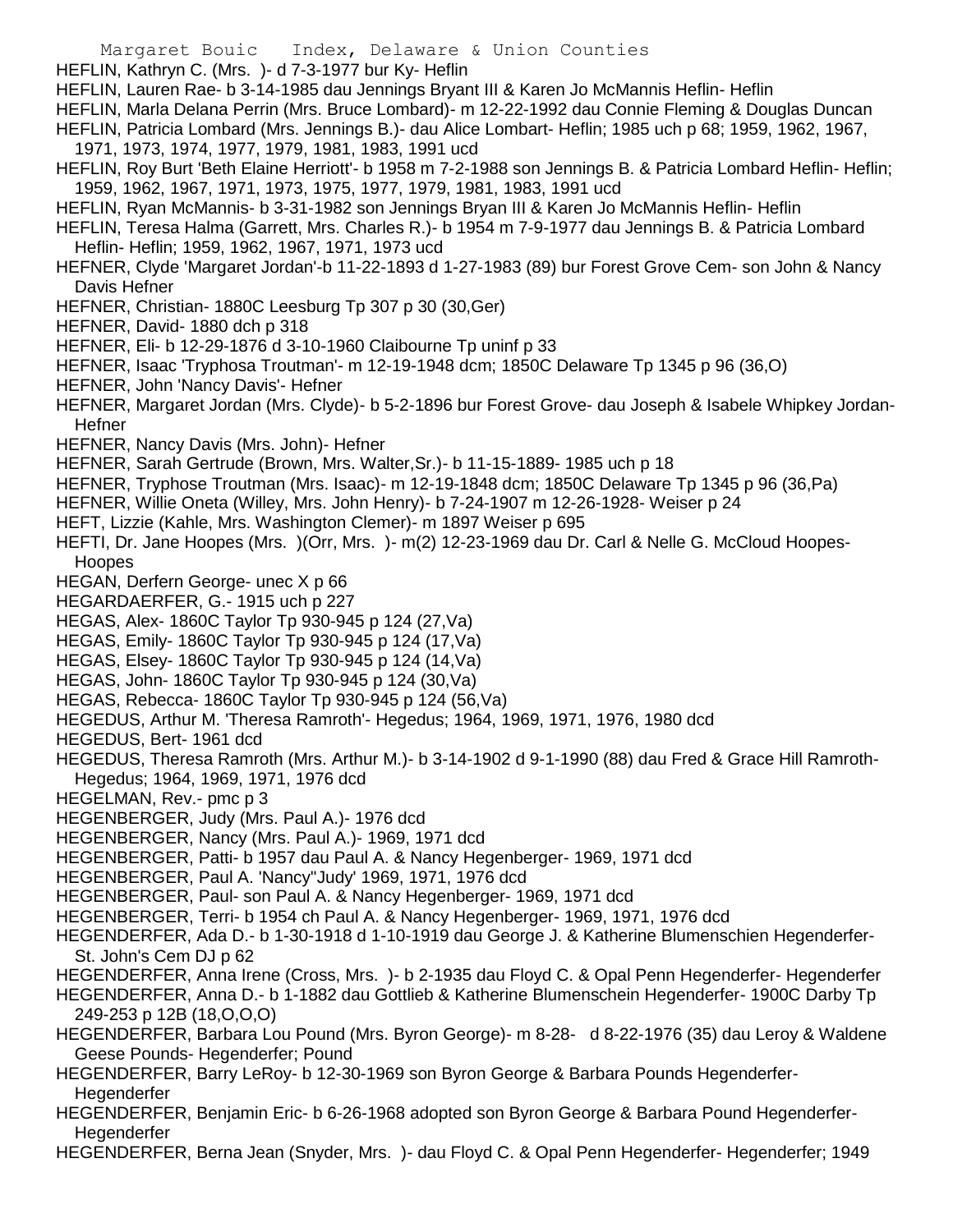HEFLIN, Kathryn C. (Mrs. )- d 7-3-1977 bur Ky- Heflin

HEFLIN, Lauren Rae- b 3-14-1985 dau Jennings Bryant III & Karen Jo McMannis Heflin- Heflin

HEFLIN, Marla Delana Perrin (Mrs. Bruce Lombard)- m 12-22-1992 dau Connie Fleming & Douglas Duncan

HEFLIN, Patricia Lombard (Mrs. Jennings B.)- dau Alice Lombart- Heflin; 1985 uch p 68; 1959, 1962, 1967, 1971, 1973, 1974, 1977, 1979, 1981, 1983, 1991 ucd

HEFLIN, Roy Burt 'Beth Elaine Herriott'- b 1958 m 7-2-1988 son Jennings B. & Patricia Lombard Heflin- Heflin; 1959, 1962, 1967, 1971, 1973, 1975, 1977, 1979, 1981, 1983, 1991 ucd

HEFLIN, Ryan McMannis- b 3-31-1982 son Jennings Bryan III & Karen Jo McMannis Heflin- Heflin

HEFLIN, Teresa Halma (Garrett, Mrs. Charles R.)- b 1954 m 7-9-1977 dau Jennings B. & Patricia Lombard Heflin- Heflin; 1959, 1962, 1967, 1971, 1973 ucd

HEFNER, Clyde 'Margaret Jordan'-b 11-22-1893 d 1-27-1983 (89) bur Forest Grove Cem- son John & Nancy Davis Hefner

HEFNER, Christian- 1880C Leesburg Tp 307 p 30 (30,Ger)

HEFNER, David- 1880 dch p 318

HEFNER, Eli- b 12-29-1876 d 3-10-1960 Claibourne Tp uninf p 33

HEFNER, Isaac 'Tryphosa Troutman'- m 12-19-1948 dcm; 1850C Delaware Tp 1345 p 96 (36,O)

HEFNER, John 'Nancy Davis'- Hefner

HEFNER, Margaret Jordan (Mrs. Clyde)- b 5-2-1896 bur Forest Grove- dau Joseph & Isabele Whipkey Jordan- Hefner

HEFNER, Nancy Davis (Mrs. John)- Hefner

HEFNER, Sarah Gertrude (Brown, Mrs. Walter,Sr.)- b 11-15-1889- 1985 uch p 18

HEFNER, Tryphose Troutman (Mrs. Isaac)- m 12-19-1848 dcm; 1850C Delaware Tp 1345 p 96 (36,Pa)

HEFNER, Willie Oneta (Willey, Mrs. John Henry)- b 7-24-1907 m 12-26-1928- Weiser p 24

HEFT, Lizzie (Kahle, Mrs. Washington Clemer)- m 1897 Weiser p 695

HEFTI, Dr. Jane Hoopes (Mrs. )(Orr, Mrs. )- m(2) 12-23-1969 dau Dr. Carl & Nelle G. McCloud Hoopes- Hoopes

HEGAN, Derfern George- unec X p 66

HEGARDAERFER, G.- 1915 uch p 227

HEGAS, Alex- 1860C Taylor Tp 930-945 p 124 (27,Va)

HEGAS, Emily- 1860C Taylor Tp 930-945 p 124 (17,Va)

HEGAS, Elsey- 1860C Taylor Tp 930-945 p 124 (14,Va)

HEGAS, John- 1860C Taylor Tp 930-945 p 124 (30,Va)

HEGAS, Rebecca- 1860C Taylor Tp 930-945 p 124 (56,Va)

HEGEDUS, Arthur M. 'Theresa Ramroth'- Hegedus; 1964, 1969, 1971, 1976, 1980 dcd

HEGEDUS, Bert- 1961 dcd

HEGEDUS, Theresa Ramroth (Mrs. Arthur M.)- b 3-14-1902 d 9-1-1990 (88) dau Fred & Grace Hill Ramroth- Hegedus; 1964, 1969, 1971, 1976 dcd

HEGELMAN, Rev.- pmc p 3

HEGENBERGER, Judy (Mrs. Paul A.)- 1976 dcd

HEGENBERGER, Nancy (Mrs. Paul A.)- 1969, 1971 dcd

HEGENBERGER, Patti- b 1957 dau Paul A. & Nancy Hegenberger- 1969, 1971 dcd

HEGENBERGER, Paul A. 'Nancy''Judy' 1969, 1971, 1976 dcd

HEGENBERGER, Paul- son Paul A. & Nancy Hegenberger- 1969, 1971 dcd

HEGENBERGER, Terri- b 1954 ch Paul A. & Nancy Hegenberger- 1969, 1971, 1976 dcd

HEGENDERFER, Ada D.- b 1-30-1918 d 1-10-1919 dau George J. & Katherine Blumenschien Hegenderfer- St. John's Cem DJ p 62

HEGENDERFER, Anna Irene (Cross, Mrs. )- b 2-1935 dau Floyd C. & Opal Penn Hegenderfer- Hegenderfer

HEGENDERFER, Anna D.- b 1-1882 dau Gottlieb & Katherine Blumenschein Hegenderfer- 1900C Darby Tp 249-253 p 12B (18,O,O,O)

HEGENDERFER, Barbara Lou Pound (Mrs. Byron George)- m 8-28- d 8-22-1976 (35) dau Leroy & Waldene Geese Pounds- Hegenderfer; Pound

HEGENDERFER, Barry LeRoy- b 12-30-1969 son Byron George & Barbara Pounds Hegenderfer- Hegenderfer

HEGENDERFER, Benjamin Eric- b 6-26-1968 adopted son Byron George & Barbara Pound Hegenderfer- Hegenderfer

HEGENDERFER, Berna Jean (Snyder, Mrs. )- dau Floyd C. & Opal Penn Hegenderfer- Hegenderfer; 1949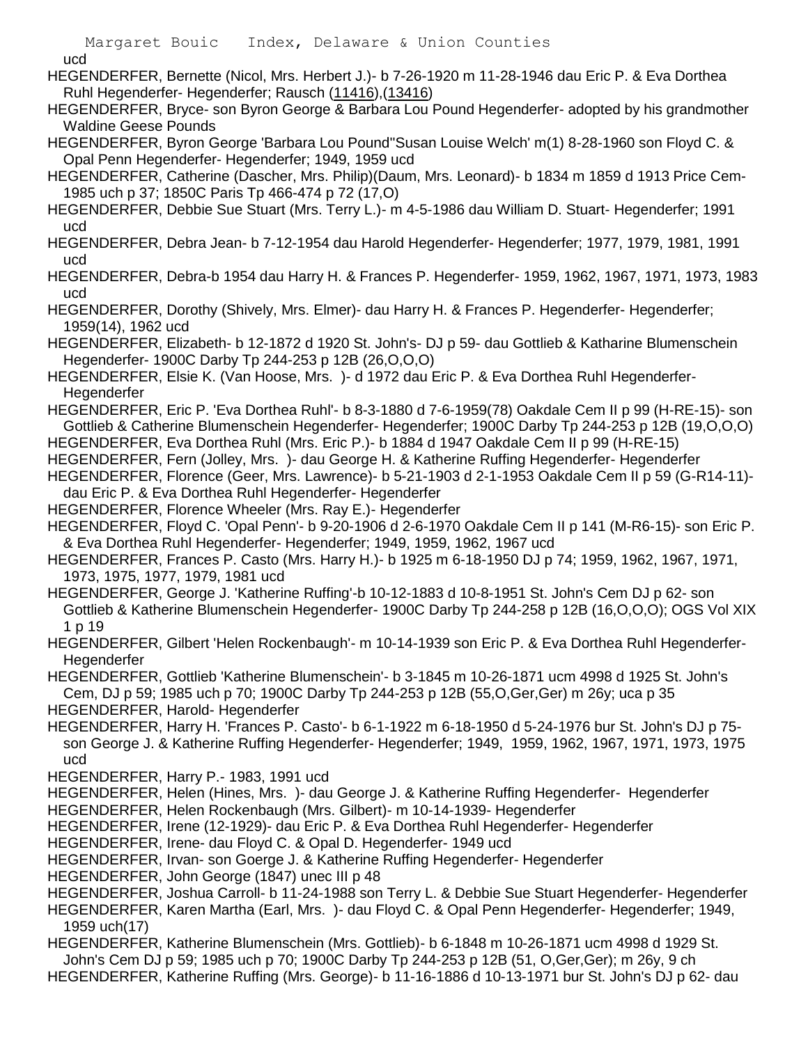ucd

HEGENDERFER, Bernette (Nicol, Mrs. Herbert J.)- b 7-26-1920 m 11-28-1946 dau Eric P. & Eva Dorthea Ruhl Hegenderfer- Hegenderfer; Rausch (11416),(13416)

HEGENDERFER, Bryce- son Byron George & Barbara Lou Pound Hegenderfer- adopted by his grandmother Waldine Geese Pounds

HEGENDERFER, Byron George 'Barbara Lou Pound''Susan Louise Welch' m(1) 8-28-1960 son Floyd C. & Opal Penn Hegenderfer- Hegenderfer; 1949, 1959 ucd

HEGENDERFER, Catherine (Dascher, Mrs. Philip)(Daum, Mrs. Leonard)- b 1834 m 1859 d 1913 Price Cem- 1985 uch p 37; 1850C Paris Tp 466-474 p 72 (17,O)

HEGENDERFER, Debbie Sue Stuart (Mrs. Terry L.)- m 4-5-1986 dau William D. Stuart- Hegenderfer; 1991 ucd

HEGENDERFER, Debra Jean- b 7-12-1954 dau Harold Hegenderfer- Hegenderfer; 1977, 1979, 1981, 1991 ucd

HEGENDERFER, Debra-b 1954 dau Harry H. & Frances P. Hegenderfer- 1959, 1962, 1967, 1971, 1973, 1983 ucd

HEGENDERFER, Dorothy (Shively, Mrs. Elmer)- dau Harry H. & Frances P. Hegenderfer- Hegenderfer; 1959(14), 1962 ucd

HEGENDERFER, Elizabeth- b 12-1872 d 1920 St. John's- DJ p 59- dau Gottlieb & Katharine Blumenschein Hegenderfer- 1900C Darby Tp 244-253 p 12B (26,O,O,O)

HEGENDERFER, Elsie K. (Van Hoose, Mrs. )- d 1972 dau Eric P. & Eva Dorthea Ruhl Hegenderfer- Hegenderfer

HEGENDERFER, Eric P. 'Eva Dorthea Ruhl'- b 8-3-1880 d 7-6-1959(78) Oakdale Cem II p 99 (H-RE-15)- son Gottlieb & Catherine Blumenschein Hegenderfer- Hegenderfer; 1900C Darby Tp 244-253 p 12B (19,O,O,O)

HEGENDERFER, Eva Dorthea Ruhl (Mrs. Eric P.)- b 1884 d 1947 Oakdale Cem II p 99 (H-RE-15)

HEGENDERFER, Fern (Jolley, Mrs. )- dau George H. & Katherine Ruffing Hegenderfer- Hegenderfer

HEGENDERFER, Florence (Geer, Mrs. Lawrence)- b 5-21-1903 d 2-1-1953 Oakdale Cem II p 59 (G-R14-11)- dau Eric P. & Eva Dorthea Ruhl Hegenderfer- Hegenderfer

HEGENDERFER, Florence Wheeler (Mrs. Ray E.)- Hegenderfer

HEGENDERFER, Floyd C. 'Opal Penn'- b 9-20-1906 d 2-6-1970 Oakdale Cem II p 141 (M-R6-15)- son Eric P. & Eva Dorthea Ruhl Hegenderfer- Hegenderfer; 1949, 1959, 1962, 1967 ucd

HEGENDERFER, Frances P. Casto (Mrs. Harry H.)- b 1925 m 6-18-1950 DJ p 74; 1959, 1962, 1967, 1971, 1973, 1975, 1977, 1979, 1981 ucd

HEGENDERFER, George J. 'Katherine Ruffing'-b 10-12-1883 d 10-8-1951 St. John's Cem DJ p 62- son Gottlieb & Katherine Blumenschein Hegenderfer- 1900C Darby Tp 244-258 p 12B (16,O,O,O); OGS Vol XIX 1 p 19

HEGENDERFER, Gilbert 'Helen Rockenbaugh'- m 10-14-1939 son Eric P. & Eva Dorthea Ruhl Hegenderfer- Hegenderfer

HEGENDERFER, Gottlieb 'Katherine Blumenschein'- b 3-1845 m 10-26-1871 ucm 4998 d 1925 St. John's Cem, DJ p 59; 1985 uch p 70; 1900C Darby Tp 244-253 p 12B (55,O,Ger,Ger) m 26y; uca p 35

HEGENDERFER, Harold- Hegenderfer

HEGENDERFER, Harry H. 'Frances P. Casto'- b 6-1-1922 m 6-18-1950 d 5-24-1976 bur St. John's DJ p 75- son George J. & Katherine Ruffing Hegenderfer- Hegenderfer; 1949, 1959, 1962, 1967, 1971, 1973, 1975 ucd

HEGENDERFER, Harry P.- 1983, 1991 ucd

HEGENDERFER, Helen (Hines, Mrs. )- dau George J. & Katherine Ruffing Hegenderfer- Hegenderfer

HEGENDERFER, Helen Rockenbaugh (Mrs. Gilbert)- m 10-14-1939- Hegenderfer

HEGENDERFER, Irene (12-1929)- dau Eric P. & Eva Dorthea Ruhl Hegenderfer- Hegenderfer

HEGENDERFER, Irene- dau Floyd C. & Opal D. Hegenderfer- 1949 ucd

HEGENDERFER, Irvan- son Goerge J. & Katherine Ruffing Hegenderfer- Hegenderfer

HEGENDERFER, John George (1847) unec III p 48

HEGENDERFER, Joshua Carroll- b 11-24-1988 son Terry L. & Debbie Sue Stuart Hegenderfer- Hegenderfer

HEGENDERFER, Karen Martha (Earl, Mrs. )- dau Floyd C. & Opal Penn Hegenderfer- Hegenderfer; 1949, 1959 uch(17)

HEGENDERFER, Katherine Blumenschein (Mrs. Gottlieb)- b 6-1848 m 10-26-1871 ucm 4998 d 1929 St. John's Cem DJ p 59; 1985 uch p 70; 1900C Darby Tp 244-253 p 12B (51, O,Ger,Ger); m 26y, 9 ch

HEGENDERFER, Katherine Ruffing (Mrs. George)- b 11-16-1886 d 10-13-1971 bur St. John's DJ p 62- dau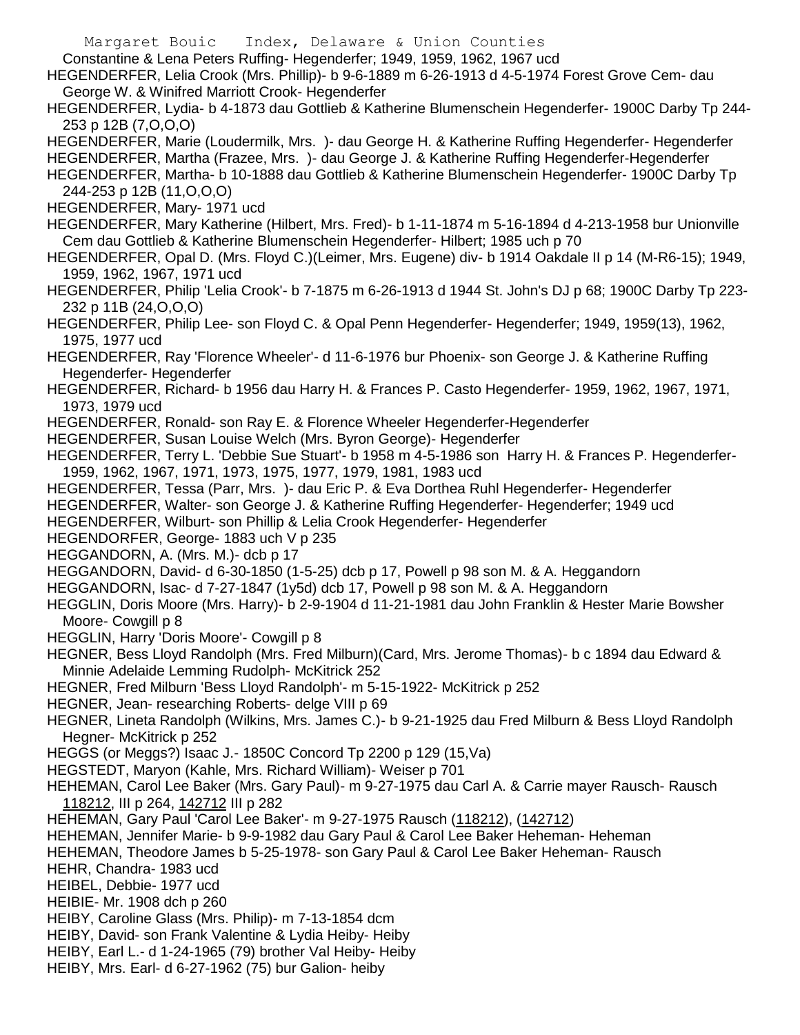Constantine & Lena Peters Ruffing- Hegenderfer; 1949, 1959, 1962, 1967 ucd

HEGENDERFER, Lelia Crook (Mrs. Phillip)- b 9-6-1889 m 6-26-1913 d 4-5-1974 Forest Grove Cem- dau George W. & Winifred Marriott Crook- Hegenderfer

HEGENDERFER, Lydia- b 4-1873 dau Gottlieb & Katherine Blumenschein Hegenderfer- 1900C Darby Tp 244-253 p 12B (7,O,O,O)

HEGENDERFER, Marie (Loudermilk, Mrs. )- dau George H. & Katherine Ruffing Hegenderfer- Hegenderfer

HEGENDERFER, Martha (Frazee, Mrs. )- dau George J. & Katherine Ruffing Hegenderfer-Hegenderfer

HEGENDERFER, Martha- b 10-1888 dau Gottlieb & Katherine Blumenschein Hegenderfer- 1900C Darby Tp 244-253 p 12B (11,O,O,O)

HEGENDERFER, Mary- 1971 ucd

HEGENDERFER, Mary Katherine (Hilbert, Mrs. Fred)- b 1-11-1874 m 5-16-1894 d 4-213-1958 bur Unionville Cem dau Gottlieb & Katherine Blumenschein Hegenderfer- Hilbert; 1985 uch p 70

HEGENDERFER, Opal D. (Mrs. Floyd C.)(Leimer, Mrs. Eugene) div- b 1914 Oakdale II p 14 (M-R6-15); 1949, 1959, 1962, 1967, 1971 ucd

HEGENDERFER, Philip 'Lelia Crook'- b 7-1875 m 6-26-1913 d 1944 St. John's DJ p 68; 1900C Darby Tp 223-232 p 11B (24,O,O,O)

HEGENDERFER, Philip Lee- son Floyd C. & Opal Penn Hegenderfer- Hegenderfer; 1949, 1959(13), 1962, 1975, 1977 ucd

HEGENDERFER, Ray 'Florence Wheeler'- d 11-6-1976 bur Phoenix- son George J. & Katherine Ruffing Hegenderfer- Hegenderfer

HEGENDERFER, Richard- b 1956 dau Harry H. & Frances P. Casto Hegenderfer- 1959, 1962, 1967, 1971, 1973, 1979 ucd

HEGENDERFER, Ronald- son Ray E. & Florence Wheeler Hegenderfer-Hegenderfer

HEGENDERFER, Susan Louise Welch (Mrs. Byron George)- Hegenderfer

HEGENDERFER, Terry L. 'Debbie Sue Stuart'- b 1958 m 4-5-1986 son Harry H. & Frances P. Hegenderfer- 1959, 1962, 1967, 1971, 1973, 1975, 1977, 1979, 1981, 1983 ucd

HEGENDERFER, Tessa (Parr, Mrs. )- dau Eric P. & Eva Dorthea Ruhl Hegenderfer- Hegenderfer

HEGENDERFER, Walter- son George J. & Katherine Ruffing Hegenderfer- Hegenderfer; 1949 ucd

HEGENDERFER, Wilburt- son Phillip & Lelia Crook Hegenderfer- Hegenderfer

HEGENDORFER, George- 1883 uch V p 235

HEGGANDORN, A. (Mrs. M.)- dcb p 17

HEGGANDORN, David- d 6-30-1850 (1-5-25) dcb p 17, Powell p 98 son M. & A. Heggandorn

HEGGANDORN, Isac- d 7-27-1847 (1y5d) dcb 17, Powell p 98 son M. & A. Heggandorn

HEGGLIN, Doris Moore (Mrs. Harry)- b 2-9-1904 d 11-21-1981 dau John Franklin & Hester Marie Bowsher Moore- Cowgill p 8

HEGGLIN, Harry 'Doris Moore'- Cowgill p 8

HEGNER, Bess Lloyd Randolph (Mrs. Fred Milburn)(Card, Mrs. Jerome Thomas)- b c 1894 dau Edward & Minnie Adelaide Lemming Rudolph- McKitrick 252

HEGNER, Fred Milburn 'Bess Lloyd Randolph'- m 5-15-1922- McKitrick p 252

HEGNER, Jean- researching Roberts- delge VIII p 69

HEGNER, Lineta Randolph (Wilkins, Mrs. James C.)- b 9-21-1925 dau Fred Milburn & Bess Lloyd Randolph Hegner- McKitrick p 252

HEGGS (or Meggs?) Isaac J.- 1850C Concord Tp 2200 p 129 (15,Va)

HEGSTEDT, Maryon (Kahle, Mrs. Richard William)- Weiser p 701

HEHEMAN, Carol Lee Baker (Mrs. Gary Paul)- m 9-27-1975 dau Carl A. & Carrie mayer Rausch- Rausch 118212, III p 264, 142712 III p 282

HEHEMAN, Gary Paul 'Carol Lee Baker'- m 9-27-1975 Rausch (118212), (142712)

HEHEMAN, Jennifer Marie- b 9-9-1982 dau Gary Paul & Carol Lee Baker Heheman- Heheman

HEHEMAN, Theodore James b 5-25-1978- son Gary Paul & Carol Lee Baker Heheman- Rausch

HEHR, Chandra- 1983 ucd

HEIBEL, Debbie- 1977 ucd

HEIBIE- Mr. 1908 dch p 260

HEIBY, Caroline Glass (Mrs. Philip)- m 7-13-1854 dcm

HEIBY, David- son Frank Valentine & Lydia Heiby- Heiby

HEIBY, Earl L.- d 1-24-1965 (79) brother Val Heiby- Heiby

HEIBY, Mrs. Earl- d 6-27-1962 (75) bur Galion- heiby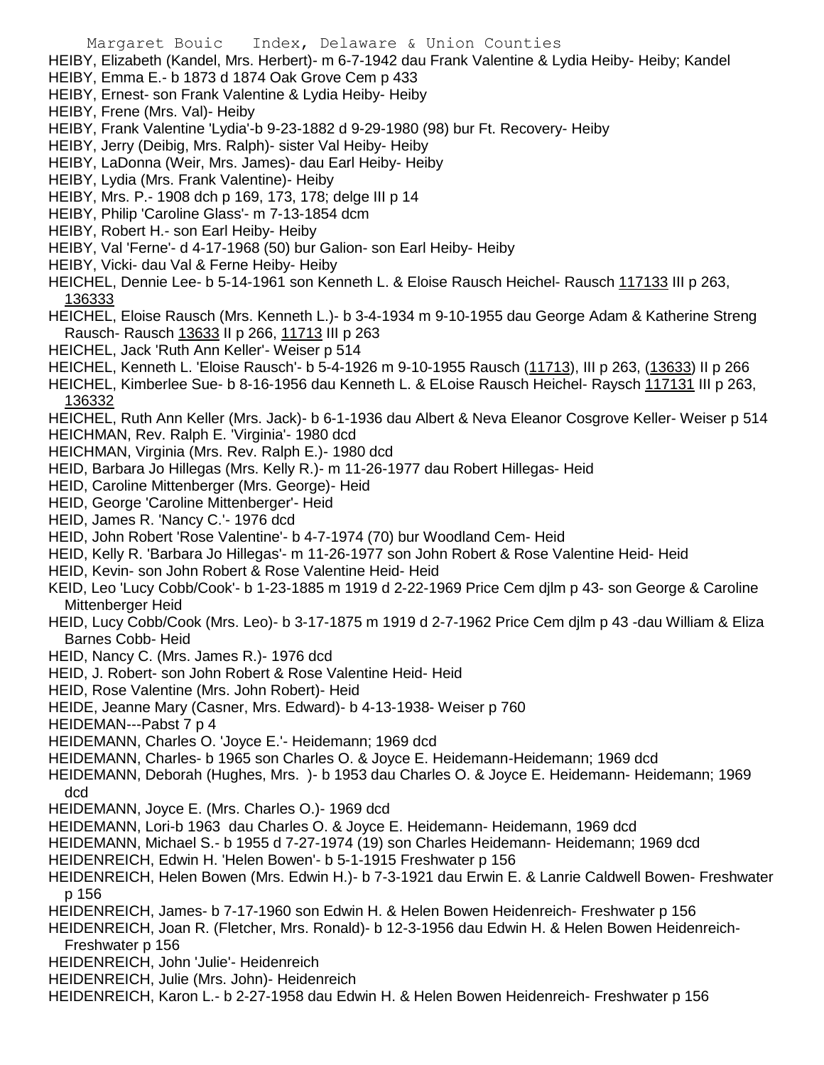HEIBY, Elizabeth (Kandel, Mrs. Herbert)- m 6-7-1942 dau Frank Valentine & Lydia Heiby- Heiby; Kandel
HEIBY, Emma E.- b 1873 d 1874 Oak Grove Cem p 433
HEIBY, Ernest- son Frank Valentine & Lydia Heiby- Heiby
HEIBY, Frene (Mrs. Val)- Heiby
HEIBY, Frank Valentine 'Lydia'-b 9-23-1882 d 9-29-1980 (98) bur Ft. Recovery- Heiby
HEIBY, Jerry (Deibig, Mrs. Ralph)- sister Val Heiby- Heiby
HEIBY, LaDonna (Weir, Mrs. James)- dau Earl Heiby- Heiby
HEIBY, Lydia (Mrs. Frank Valentine)- Heiby
HEIBY, Mrs. P.- 1908 dch p 169, 173, 178; delge III p 14
HEIBY, Philip 'Caroline Glass'- m 7-13-1854 dcm
HEIBY, Robert H.- son Earl Heiby- Heiby
HEIBY, Val 'Ferne'- d 4-17-1968 (50) bur Galion- son Earl Heiby- Heiby
HEIBY, Vicki- dau Val & Ferne Heiby- Heiby
HEICHEL, Dennie Lee- b 5-14-1961 son Kenneth L. & Eloise Rausch Heichel- Rausch 117133 III p 263, 136333
HEICHEL, Eloise Rausch (Mrs. Kenneth L.)- b 3-4-1934 m 9-10-1955 dau George Adam & Katherine Streng Rausch- Rausch 13633 II p 266, 11713 III p 263
HEICHEL, Jack 'Ruth Ann Keller'- Weiser p 514
HEICHEL, Kenneth L. 'Eloise Rausch'- b 5-4-1926 m 9-10-1955 Rausch (11713), III p 263, (13633) II p 266
HEICHEL, Kimberlee Sue- b 8-16-1956 dau Kenneth L. & ELoise Rausch Heichel- Raysch 117131 III p 263, 136332
HEICHEL, Ruth Ann Keller (Mrs. Jack)- b 6-1-1936 dau Albert & Neva Eleanor Cosgrove Keller- Weiser p 514
HEICHMAN, Rev. Ralph E. 'Virginia'- 1980 dcd
HEICHMAN, Virginia (Mrs. Rev. Ralph E.)- 1980 dcd
HEID, Barbara Jo Hillegas (Mrs. Kelly R.)- m 11-26-1977 dau Robert Hillegas- Heid
HEID, Caroline Mittenberger (Mrs. George)- Heid
HEID, George 'Caroline Mittenberger'- Heid
HEID, James R. 'Nancy C.'- 1976 dcd
HEID, John Robert 'Rose Valentine'- b 4-7-1974 (70) bur Woodland Cem- Heid
HEID, Kelly R. 'Barbara Jo Hillegas'- m 11-26-1977 son John Robert & Rose Valentine Heid- Heid
HEID, Kevin- son John Robert & Rose Valentine Heid- Heid
KEID, Leo 'Lucy Cobb/Cook'- b 1-23-1885 m 1919 d 2-22-1969 Price Cem djlm p 43- son George & Caroline Mittenberger Heid
HEID, Lucy Cobb/Cook (Mrs. Leo)- b 3-17-1875 m 1919 d 2-7-1962 Price Cem djlm p 43 -dau William & Eliza Barnes Cobb- Heid
HEID, Nancy C. (Mrs. James R.)- 1976 dcd
HEID, J. Robert- son John Robert & Rose Valentine Heid- Heid
HEID, Rose Valentine (Mrs. John Robert)- Heid
HEIDE, Jeanne Mary (Casner, Mrs. Edward)- b 4-13-1938- Weiser p 760
HEIDEMAN---Pabst 7 p 4
HEIDEMANN, Charles O. 'Joyce E.'- Heidemann; 1969 dcd
HEIDEMANN, Charles- b 1965 son Charles O. & Joyce E. Heidemann-Heidemann; 1969 dcd
HEIDEMANN, Deborah (Hughes, Mrs. )- b 1953 dau Charles O. & Joyce E. Heidemann- Heidemann; 1969 dcd
HEIDEMANN, Joyce E. (Mrs. Charles O.)- 1969 dcd
HEIDEMANN, Lori-b 1963 dau Charles O. & Joyce E. Heidemann- Heidemann, 1969 dcd
HEIDEMANN, Michael S.- b 1955 d 7-27-1974 (19) son Charles Heidemann- Heidemann; 1969 dcd
HEIDENREICH, Edwin H. 'Helen Bowen'- b 5-1-1915 Freshwater p 156
HEIDENREICH, Helen Bowen (Mrs. Edwin H.)- b 7-3-1921 dau Erwin E. & Lanrie Caldwell Bowen- Freshwater p 156
HEIDENREICH, James- b 7-17-1960 son Edwin H. & Helen Bowen Heidenreich- Freshwater p 156
HEIDENREICH, Joan R. (Fletcher, Mrs. Ronald)- b 12-3-1956 dau Edwin H. & Helen Bowen Heidenreich- Freshwater p 156
HEIDENREICH, John 'Julie'- Heidenreich
HEIDENREICH, Julie (Mrs. John)- Heidenreich
HEIDENREICH, Karon L.- b 2-27-1958 dau Edwin H. & Helen Bowen Heidenreich- Freshwater p 156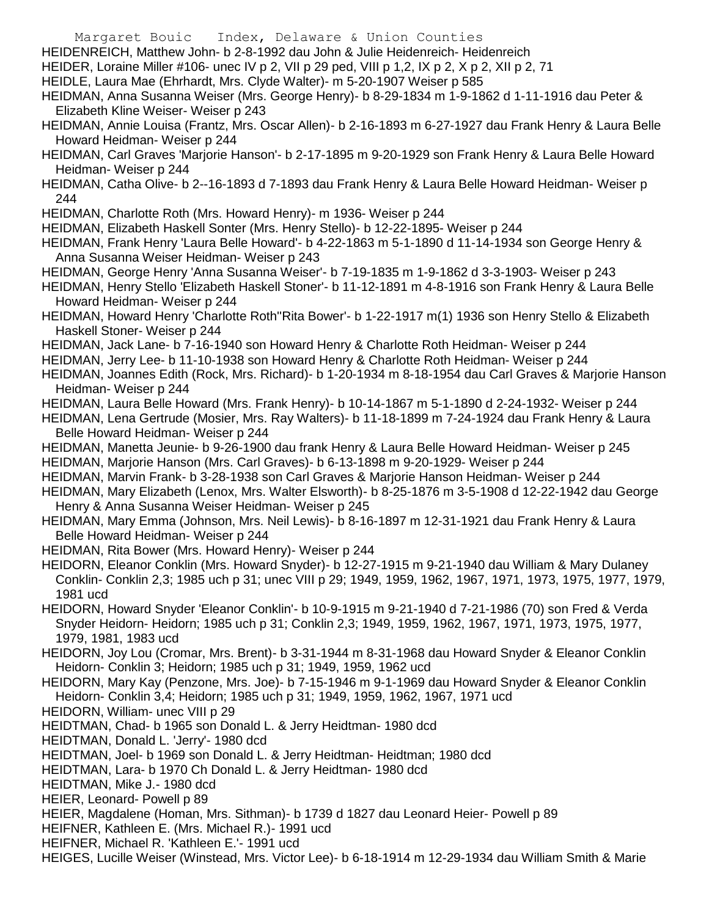HEIDENREICH, Matthew John- b 2-8-1992 dau John & Julie Heidenreich- Heidenreich

HEIDER, Loraine Miller #106- unec IV p 2, VII p 29 ped, VIII p 1,2, IX p 2, X p 2, XII p 2, 71

HEIDLE, Laura Mae (Ehrhardt, Mrs. Clyde Walter)- m 5-20-1907 Weiser p 585

HEIDMAN, Anna Susanna Weiser (Mrs. George Henry)- b 8-29-1834 m 1-9-1862 d 1-11-1916 dau Peter & Elizabeth Kline Weiser- Weiser p 243

HEIDMAN, Annie Louisa (Frantz, Mrs. Oscar Allen)- b 2-16-1893 m 6-27-1927 dau Frank Henry & Laura Belle Howard Heidman- Weiser p 244

HEIDMAN, Carl Graves 'Marjorie Hanson'- b 2-17-1895 m 9-20-1929 son Frank Henry & Laura Belle Howard Heidman- Weiser p 244

HEIDMAN, Catha Olive- b 2--16-1893 d 7-1893 dau Frank Henry & Laura Belle Howard Heidman- Weiser p 244

HEIDMAN, Charlotte Roth (Mrs. Howard Henry)- m 1936- Weiser p 244

HEIDMAN, Elizabeth Haskell Sonter (Mrs. Henry Stello)- b 12-22-1895- Weiser p 244

HEIDMAN, Frank Henry 'Laura Belle Howard'- b 4-22-1863 m 5-1-1890 d 11-14-1934 son George Henry & Anna Susanna Weiser Heidman- Weiser p 243

HEIDMAN, George Henry 'Anna Susanna Weiser'- b 7-19-1835 m 1-9-1862 d 3-3-1903- Weiser p 243

HEIDMAN, Henry Stello 'Elizabeth Haskell Stoner'- b 11-12-1891 m 4-8-1916 son Frank Henry & Laura Belle Howard Heidman- Weiser p 244

HEIDMAN, Howard Henry 'Charlotte Roth''Rita Bower'- b 1-22-1917 m(1) 1936 son Henry Stello & Elizabeth Haskell Stoner- Weiser p 244

HEIDMAN, Jack Lane- b 7-16-1940 son Howard Henry & Charlotte Roth Heidman- Weiser p 244

HEIDMAN, Jerry Lee- b 11-10-1938 son Howard Henry & Charlotte Roth Heidman- Weiser p 244

HEIDMAN, Joannes Edith (Rock, Mrs. Richard)- b 1-20-1934 m 8-18-1954 dau Carl Graves & Marjorie Hanson Heidman- Weiser p 244

HEIDMAN, Laura Belle Howard (Mrs. Frank Henry)- b 10-14-1867 m 5-1-1890 d 2-24-1932- Weiser p 244

HEIDMAN, Lena Gertrude (Mosier, Mrs. Ray Walters)- b 11-18-1899 m 7-24-1924 dau Frank Henry & Laura Belle Howard Heidman- Weiser p 244

HEIDMAN, Manetta Jeunie- b 9-26-1900 dau frank Henry & Laura Belle Howard Heidman- Weiser p 245

HEIDMAN, Marjorie Hanson (Mrs. Carl Graves)- b 6-13-1898 m 9-20-1929- Weiser p 244

HEIDMAN, Marvin Frank- b 3-28-1938 son Carl Graves & Marjorie Hanson Heidman- Weiser p 244

HEIDMAN, Mary Elizabeth (Lenox, Mrs. Walter Elsworth)- b 8-25-1876 m 3-5-1908 d 12-22-1942 dau George Henry & Anna Susanna Weiser Heidman- Weiser p 245

HEIDMAN, Mary Emma (Johnson, Mrs. Neil Lewis)- b 8-16-1897 m 12-31-1921 dau Frank Henry & Laura Belle Howard Heidman- Weiser p 244

HEIDMAN, Rita Bower (Mrs. Howard Henry)- Weiser p 244

HEIDORN, Eleanor Conklin (Mrs. Howard Snyder)- b 12-27-1915 m 9-21-1940 dau William & Mary Dulaney Conklin- Conklin 2,3; 1985 uch p 31; unec VIII p 29; 1949, 1959, 1962, 1967, 1971, 1973, 1975, 1977, 1979, 1981 ucd

HEIDORN, Howard Snyder 'Eleanor Conklin'- b 10-9-1915 m 9-21-1940 d 7-21-1986 (70) son Fred & Verda Snyder Heidorn- Heidorn; 1985 uch p 31; Conklin 2,3; 1949, 1959, 1962, 1967, 1971, 1973, 1975, 1977, 1979, 1981, 1983 ucd

HEIDORN, Joy Lou (Cromar, Mrs. Brent)- b 3-31-1944 m 8-31-1968 dau Howard Snyder & Eleanor Conklin Heidorn- Conklin 3; Heidorn; 1985 uch p 31; 1949, 1959, 1962 ucd

HEIDORN, Mary Kay (Penzone, Mrs. Joe)- b 7-15-1946 m 9-1-1969 dau Howard Snyder & Eleanor Conklin Heidorn- Conklin 3,4; Heidorn; 1985 uch p 31; 1949, 1959, 1962, 1967, 1971 ucd

HEIDORN, William- unec VIII p 29

HEIDTMAN, Chad- b 1965 son Donald L. & Jerry Heidtman- 1980 dcd

HEIDTMAN, Donald L. 'Jerry'- 1980 dcd

HEIDTMAN, Joel- b 1969 son Donald L. & Jerry Heidtman- Heidtman; 1980 dcd

HEIDTMAN, Lara- b 1970 Ch Donald L. & Jerry Heidtman- 1980 dcd

HEIDTMAN, Mike J.- 1980 dcd

HEIER, Leonard- Powell p 89

HEIER, Magdalene (Homan, Mrs. Sithman)- b 1739 d 1827 dau Leonard Heier- Powell p 89

HEIFNER, Kathleen E. (Mrs. Michael R.)- 1991 ucd

HEIFNER, Michael R. 'Kathleen E.'- 1991 ucd

HEIGES, Lucille Weiser (Winstead, Mrs. Victor Lee)- b 6-18-1914 m 12-29-1934 dau William Smith & Marie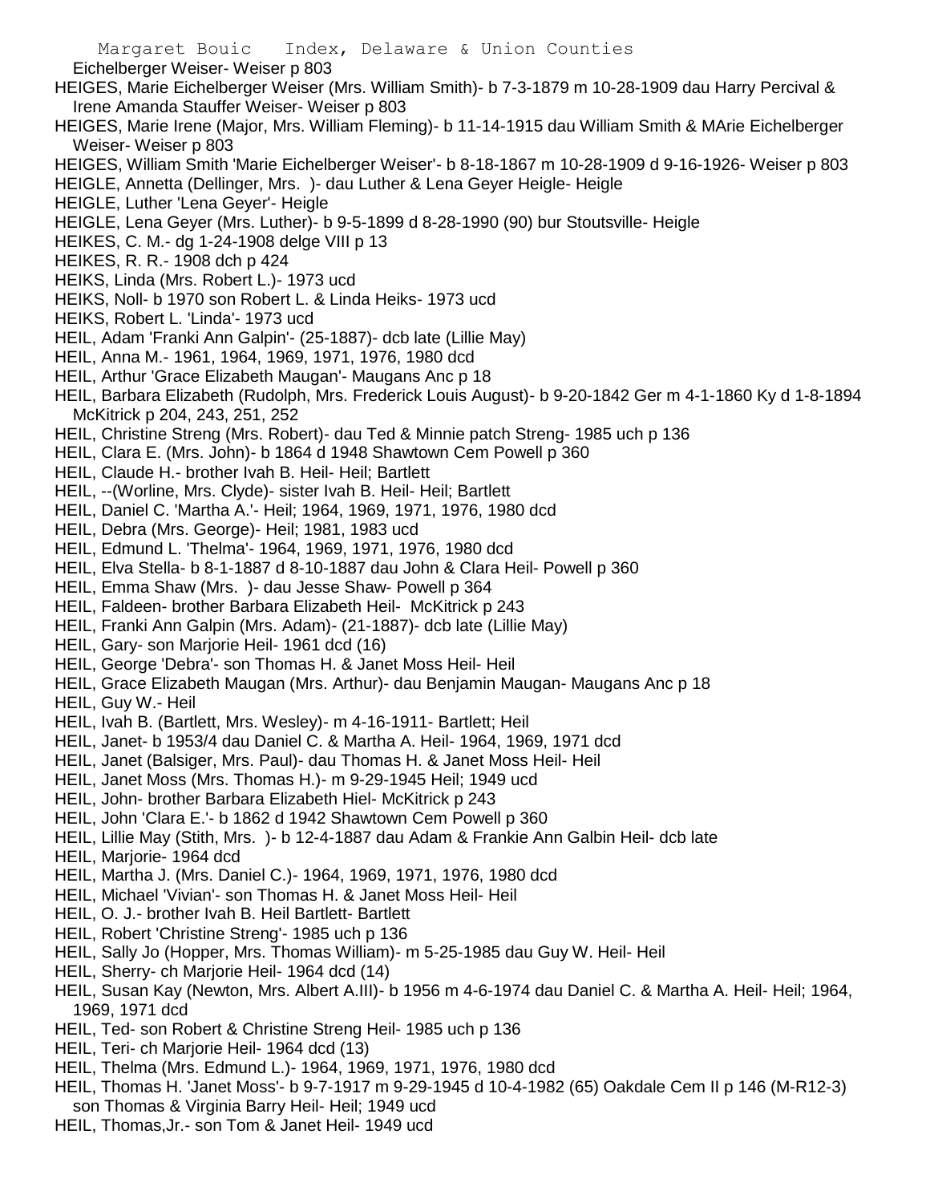Eichelberger Weiser- Weiser p 803

HEIGES, Marie Eichelberger Weiser (Mrs. William Smith)- b 7-3-1879 m 10-28-1909 dau Harry Percival & Irene Amanda Stauffer Weiser- Weiser p 803

HEIGES, Marie Irene (Major, Mrs. William Fleming)- b 11-14-1915 dau William Smith & MArie Eichelberger Weiser- Weiser p 803

HEIGES, William Smith 'Marie Eichelberger Weiser'- b 8-18-1867 m 10-28-1909 d 9-16-1926- Weiser p 803

HEIGLE, Annetta (Dellinger, Mrs. )- dau Luther & Lena Geyer Heigle- Heigle

HEIGLE, Luther 'Lena Geyer'- Heigle

HEIGLE, Lena Geyer (Mrs. Luther)- b 9-5-1899 d 8-28-1990 (90) bur Stoutsville- Heigle

HEIKES, C. M.- dg 1-24-1908 delge VIII p 13

HEIKES, R. R.- 1908 dch p 424

HEIKS, Linda (Mrs. Robert L.)- 1973 ucd

HEIKS, Noll- b 1970 son Robert L. & Linda Heiks- 1973 ucd

HEIKS, Robert L. 'Linda'- 1973 ucd

HEIL, Adam 'Franki Ann Galpin'- (25-1887)- dcb late (Lillie May)

HEIL, Anna M.- 1961, 1964, 1969, 1971, 1976, 1980 dcd

HEIL, Arthur 'Grace Elizabeth Maugan'- Maugans Anc p 18

HEIL, Barbara Elizabeth (Rudolph, Mrs. Frederick Louis August)- b 9-20-1842 Ger m 4-1-1860 Ky d 1-8-1894 McKitrick p 204, 243, 251, 252

HEIL, Christine Streng (Mrs. Robert)- dau Ted & Minnie patch Streng- 1985 uch p 136

HEIL, Clara E. (Mrs. John)- b 1864 d 1948 Shawtown Cem Powell p 360

HEIL, Claude H.- brother Ivah B. Heil- Heil; Bartlett

HEIL, --(Worline, Mrs. Clyde)- sister Ivah B. Heil- Heil; Bartlett

HEIL, Daniel C. 'Martha A.'- Heil; 1964, 1969, 1971, 1976, 1980 dcd

HEIL, Debra (Mrs. George)- Heil; 1981, 1983 ucd

HEIL, Edmund L. 'Thelma'- 1964, 1969, 1971, 1976, 1980 dcd

HEIL, Elva Stella- b 8-1-1887 d 8-10-1887 dau John & Clara Heil- Powell p 360

HEIL, Emma Shaw (Mrs. )- dau Jesse Shaw- Powell p 364

HEIL, Faldeen- brother Barbara Elizabeth Heil- McKitrick p 243

HEIL, Franki Ann Galpin (Mrs. Adam)- (21-1887)- dcb late (Lillie May)

HEIL, Gary- son Marjorie Heil- 1961 dcd (16)

HEIL, George 'Debra'- son Thomas H. & Janet Moss Heil- Heil

HEIL, Grace Elizabeth Maugan (Mrs. Arthur)- dau Benjamin Maugan- Maugans Anc p 18

HEIL, Guy W.- Heil

HEIL, Ivah B. (Bartlett, Mrs. Wesley)- m 4-16-1911- Bartlett; Heil

HEIL, Janet- b 1953/4 dau Daniel C. & Martha A. Heil- 1964, 1969, 1971 dcd

HEIL, Janet (Balsiger, Mrs. Paul)- dau Thomas H. & Janet Moss Heil- Heil

HEIL, Janet Moss (Mrs. Thomas H.)- m 9-29-1945 Heil; 1949 ucd

HEIL, John- brother Barbara Elizabeth Hiel- McKitrick p 243

HEIL, John 'Clara E.'- b 1862 d 1942 Shawtown Cem Powell p 360

HEIL, Lillie May (Stith, Mrs. )- b 12-4-1887 dau Adam & Frankie Ann Galbin Heil- dcb late

HEIL, Marjorie- 1964 dcd

HEIL, Martha J. (Mrs. Daniel C.)- 1964, 1969, 1971, 1976, 1980 dcd

HEIL, Michael 'Vivian'- son Thomas H. & Janet Moss Heil- Heil

HEIL, O. J.- brother Ivah B. Heil Bartlett- Bartlett

HEIL, Robert 'Christine Streng'- 1985 uch p 136

HEIL, Sally Jo (Hopper, Mrs. Thomas William)- m 5-25-1985 dau Guy W. Heil- Heil

HEIL, Sherry- ch Marjorie Heil- 1964 dcd (14)

HEIL, Susan Kay (Newton, Mrs. Albert A.III)- b 1956 m 4-6-1974 dau Daniel C. & Martha A. Heil- Heil; 1964, 1969, 1971 dcd

HEIL, Ted- son Robert & Christine Streng Heil- 1985 uch p 136

HEIL, Teri- ch Marjorie Heil- 1964 dcd (13)

HEIL, Thelma (Mrs. Edmund L.)- 1964, 1969, 1971, 1976, 1980 dcd

HEIL, Thomas H. 'Janet Moss'- b 9-7-1917 m 9-29-1945 d 10-4-1982 (65) Oakdale Cem II p 146 (M-R12-3) son Thomas & Virginia Barry Heil- Heil; 1949 ucd

HEIL, Thomas,Jr.- son Tom & Janet Heil- 1949 ucd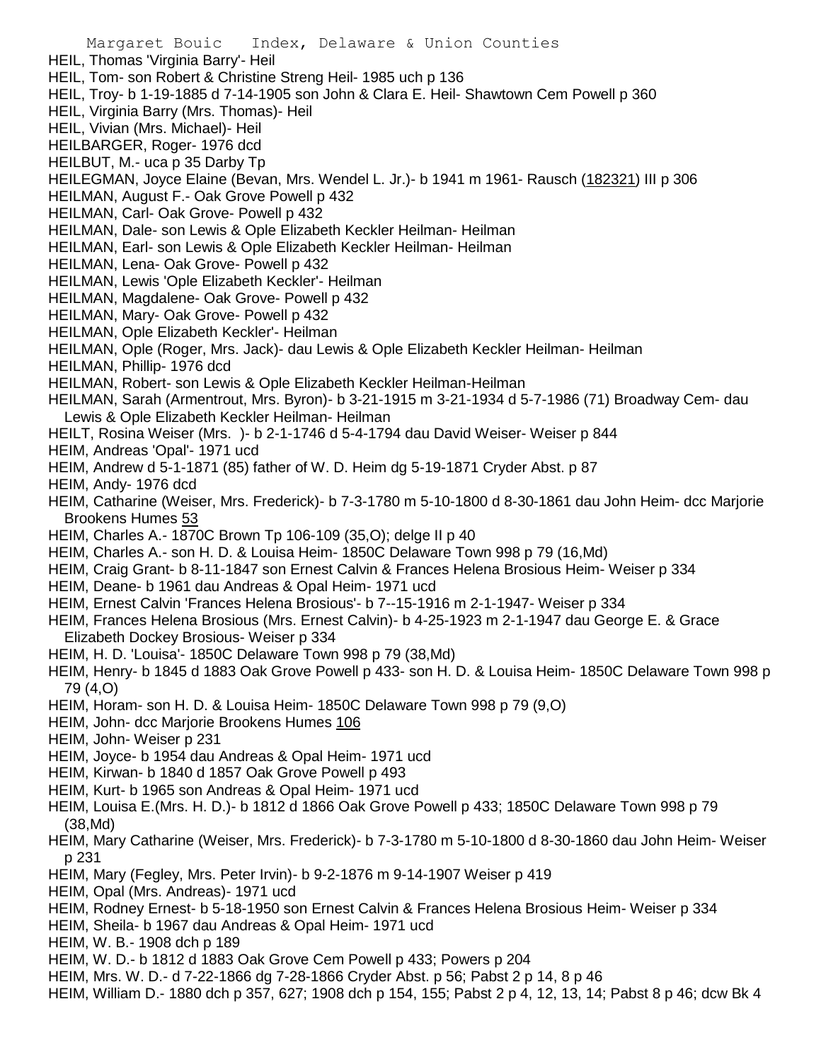HEIL, Thomas 'Virginia Barry'- Heil
HEIL, Tom- son Robert & Christine Streng Heil- 1985 uch p 136
HEIL, Troy- b 1-19-1885 d 7-14-1905 son John & Clara E. Heil- Shawtown Cem Powell p 360
HEIL, Virginia Barry (Mrs. Thomas)- Heil
HEIL, Vivian (Mrs. Michael)- Heil
HEILBARGER, Roger- 1976 dcd
HEILBUT, M.- uca p 35 Darby Tp
HEILEGMAN, Joyce Elaine (Bevan, Mrs. Wendel L. Jr.)- b 1941 m 1961- Rausch (182321) III p 306
HEILMAN, August F.- Oak Grove Powell p 432
HEILMAN, Carl- Oak Grove- Powell p 432
HEILMAN, Dale- son Lewis & Ople Elizabeth Keckler Heilman- Heilman
HEILMAN, Earl- son Lewis & Ople Elizabeth Keckler Heilman- Heilman
HEILMAN, Lena- Oak Grove- Powell p 432
HEILMAN, Lewis 'Ople Elizabeth Keckler'- Heilman
HEILMAN, Magdalene- Oak Grove- Powell p 432
HEILMAN, Mary- Oak Grove- Powell p 432
HEILMAN, Ople Elizabeth Keckler'- Heilman
HEILMAN, Ople (Roger, Mrs. Jack)- dau Lewis & Ople Elizabeth Keckler Heilman- Heilman
HEILMAN, Phillip- 1976 dcd
HEILMAN, Robert- son Lewis & Ople Elizabeth Keckler Heilman-Heilman
HEILMAN, Sarah (Armentrout, Mrs. Byron)- b 3-21-1915 m 3-21-1934 d 5-7-1986 (71) Broadway Cem- dau Lewis & Ople Elizabeth Keckler Heilman- Heilman
HEILT, Rosina Weiser (Mrs. )- b 2-1-1746 d 5-4-1794 dau David Weiser- Weiser p 844
HEIM, Andreas 'Opal'- 1971 ucd
HEIM, Andrew d 5-1-1871 (85) father of W. D. Heim dg 5-19-1871 Cryder Abst. p 87
HEIM, Andy- 1976 dcd
HEIM, Catharine (Weiser, Mrs. Frederick)- b 7-3-1780 m 5-10-1800 d 8-30-1861 dau John Heim- dcc Marjorie Brookens Humes 53
HEIM, Charles A.- 1870C Brown Tp 106-109 (35,O); delge II p 40
HEIM, Charles A.- son H. D. & Louisa Heim- 1850C Delaware Town 998 p 79 (16,Md)
HEIM, Craig Grant- b 8-11-1847 son Ernest Calvin & Frances Helena Brosious Heim- Weiser p 334
HEIM, Deane- b 1961 dau Andreas & Opal Heim- 1971 ucd
HEIM, Ernest Calvin 'Frances Helena Brosious'- b 7--15-1916 m 2-1-1947- Weiser p 334
HEIM, Frances Helena Brosious (Mrs. Ernest Calvin)- b 4-25-1923 m 2-1-1947 dau George E. & Grace Elizabeth Dockey Brosious- Weiser p 334
HEIM, H. D. 'Louisa'- 1850C Delaware Town 998 p 79 (38,Md)
HEIM, Henry- b 1845 d 1883 Oak Grove Powell p 433- son H. D. & Louisa Heim- 1850C Delaware Town 998 p 79 (4,O)
HEIM, Horam- son H. D. & Louisa Heim- 1850C Delaware Town 998 p 79 (9,O)
HEIM, John- dcc Marjorie Brookens Humes 106
HEIM, John- Weiser p 231
HEIM, Joyce- b 1954 dau Andreas & Opal Heim- 1971 ucd
HEIM, Kirwan- b 1840 d 1857 Oak Grove Powell p 493
HEIM, Kurt- b 1965 son Andreas & Opal Heim- 1971 ucd
HEIM, Louisa E.(Mrs. H. D.)- b 1812 d 1866 Oak Grove Powell p 433; 1850C Delaware Town 998 p 79 (38,Md)
HEIM, Mary Catharine (Weiser, Mrs. Frederick)- b 7-3-1780 m 5-10-1800 d 8-30-1860 dau John Heim- Weiser p 231
HEIM, Mary (Fegley, Mrs. Peter Irvin)- b 9-2-1876 m 9-14-1907 Weiser p 419
HEIM, Opal (Mrs. Andreas)- 1971 ucd
HEIM, Rodney Ernest- b 5-18-1950 son Ernest Calvin & Frances Helena Brosious Heim- Weiser p 334
HEIM, Sheila- b 1967 dau Andreas & Opal Heim- 1971 ucd
HEIM, W. B.- 1908 dch p 189
HEIM, W. D.- b 1812 d 1883 Oak Grove Cem Powell p 433; Powers p 204
HEIM, Mrs. W. D.- d 7-22-1866 dg 7-28-1866 Cryder Abst. p 56; Pabst 2 p 14, 8 p 46
HEIM, William D.- 1880 dch p 357, 627; 1908 dch p 154, 155; Pabst 2 p 4, 12, 13, 14; Pabst 8 p 46; dcw Bk 4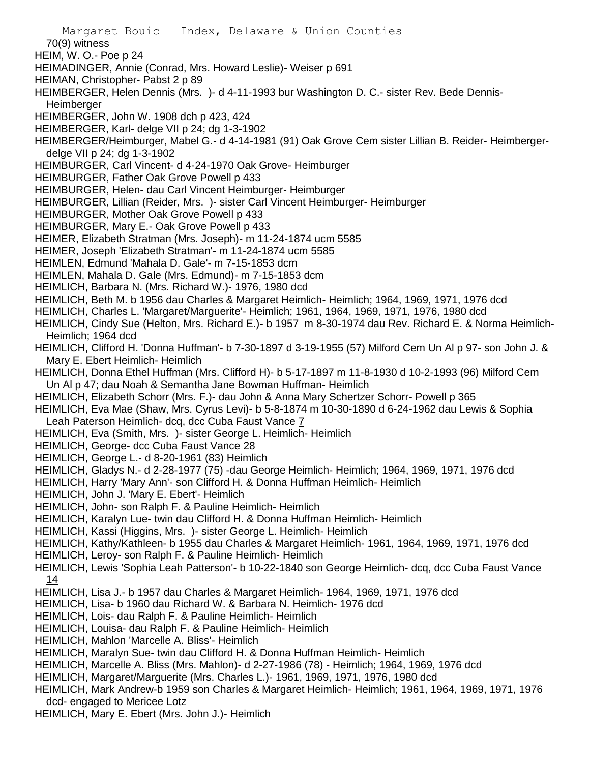70(9) witness
HEIM, W. O.- Poe p 24
HEIMADINGER, Annie (Conrad, Mrs. Howard Leslie)- Weiser p 691
HEIMAN, Christopher- Pabst 2 p 89
HEIMBERGER, Helen Dennis (Mrs. )- d 4-11-1993 bur Washington D. C.- sister Rev. Bede Dennis- Heimberger
HEIMBERGER, John W. 1908 dch p 423, 424
HEIMBERGER, Karl- delge VII p 24; dg 1-3-1902
HEIMBERGER/Heimburger, Mabel G.- d 4-14-1981 (91) Oak Grove Cem sister Lillian B. Reider- Heimberger- delge VII p 24; dg 1-3-1902
HEIMBURGER, Carl Vincent- d 4-24-1970 Oak Grove- Heimburger
HEIMBURGER, Father Oak Grove Powell p 433
HEIMBURGER, Helen- dau Carl Vincent Heimburger- Heimburger
HEIMBURGER, Lillian (Reider, Mrs. )- sister Carl Vincent Heimburger- Heimburger
HEIMBURGER, Mother Oak Grove Powell p 433
HEIMBURGER, Mary E.- Oak Grove Powell p 433
HEIMER, Elizabeth Stratman (Mrs. Joseph)- m 11-24-1874 ucm 5585
HEIMER, Joseph 'Elizabeth Stratman'- m 11-24-1874 ucm 5585
HEIMLEN, Edmund 'Mahala D. Gale'- m 7-15-1853 dcm
HEIMLEN, Mahala D. Gale (Mrs. Edmund)- m 7-15-1853 dcm
HEIMLICH, Barbara N. (Mrs. Richard W.)- 1976, 1980 dcd
HEIMLICH, Beth M. b 1956 dau Charles & Margaret Heimlich- Heimlich; 1964, 1969, 1971, 1976 dcd
HEIMLICH, Charles L. 'Margaret/Marguerite'- Heimlich; 1961, 1964, 1969, 1971, 1976, 1980 dcd
HEIMLICH, Cindy Sue (Helton, Mrs. Richard E.)- b 1957 m 8-30-1974 dau Rev. Richard E. & Norma Heimlich- Heimlich; 1964 dcd
HEIMLICH, Clifford H. 'Donna Huffman'- b 7-30-1897 d 3-19-1955 (57) Milford Cem Un Al p 97- son John J. & Mary E. Ebert Heimlich- Heimlich
HEIMLICH, Donna Ethel Huffman (Mrs. Clifford H)- b 5-17-1897 m 11-8-1930 d 10-2-1993 (96) Milford Cem Un Al p 47; dau Noah & Semantha Jane Bowman Huffman- Heimlich
HEIMLICH, Elizabeth Schorr (Mrs. F.)- dau John & Anna Mary Schertzer Schorr- Powell p 365
HEIMLICH, Eva Mae (Shaw, Mrs. Cyrus Levi)- b 5-8-1874 m 10-30-1890 d 6-24-1962 dau Lewis & Sophia Leah Paterson Heimlich- dcq, dcc Cuba Faust Vance 7
HEIMLICH, Eva (Smith, Mrs. )- sister George L. Heimlich- Heimlich
HEIMLICH, George- dcc Cuba Faust Vance 28
HEIMLICH, George L.- d 8-20-1961 (83) Heimlich
HEIMLICH, Gladys N.- d 2-28-1977 (75) -dau George Heimlich- Heimlich; 1964, 1969, 1971, 1976 dcd
HEIMLICH, Harry 'Mary Ann'- son Clifford H. & Donna Huffman Heimlich- Heimlich
HEIMLICH, John J. 'Mary E. Ebert'- Heimlich
HEIMLICH, John- son Ralph F. & Pauline Heimlich- Heimlich
HEIMLICH, Karalyn Lue- twin dau Clifford H. & Donna Huffman Heimlich- Heimlich
HEIMLICH, Kassi (Higgins, Mrs. )- sister George L. Heimlich- Heimlich
HEIMLICH, Kathy/Kathleen- b 1955 dau Charles & Margaret Heimlich- 1961, 1964, 1969, 1971, 1976 dcd
HEIMLICH, Leroy- son Ralph F. & Pauline Heimlich- Heimlich
HEIMLICH, Lewis 'Sophia Leah Patterson'- b 10-22-1840 son George Heimlich- dcq, dcc Cuba Faust Vance 14
HEIMLICH, Lisa J.- b 1957 dau Charles & Margaret Heimlich- 1964, 1969, 1971, 1976 dcd
HEIMLICH, Lisa- b 1960 dau Richard W. & Barbara N. Heimlich- 1976 dcd
HEIMLICH, Lois- dau Ralph F. & Pauline Heimlich- Heimlich
HEIMLICH, Louisa- dau Ralph F. & Pauline Heimlich- Heimlich
HEIMLICH, Mahlon 'Marcelle A. Bliss'- Heimlich
HEIMLICH, Maralyn Sue- twin dau Clifford H. & Donna Huffman Heimlich- Heimlich
HEIMLICH, Marcelle A. Bliss (Mrs. Mahlon)- d 2-27-1986 (78) - Heimlich; 1964, 1969, 1976 dcd
HEIMLICH, Margaret/Marguerite (Mrs. Charles L.)- 1961, 1969, 1971, 1976, 1980 dcd
HEIMLICH, Mark Andrew-b 1959 son Charles & Margaret Heimlich- Heimlich; 1961, 1964, 1969, 1971, 1976 dcd- engaged to Mericee Lotz
HEIMLICH, Mary E. Ebert (Mrs. John J.)- Heimlich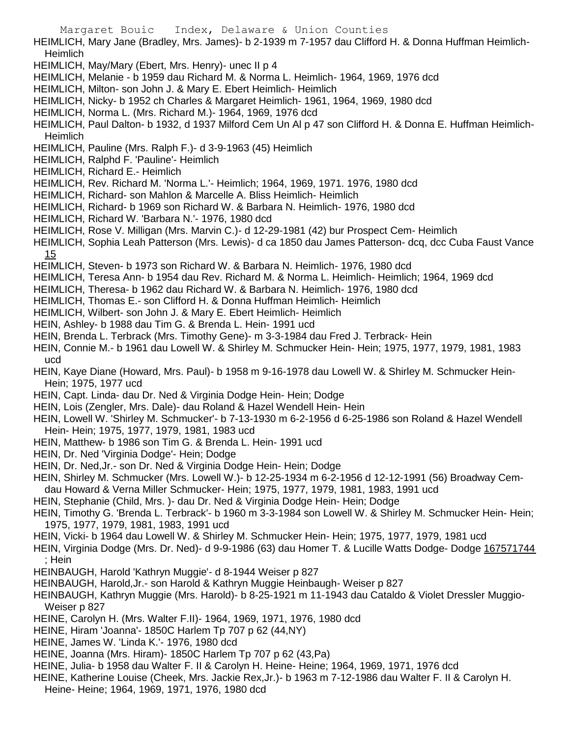HEIMLICH, Mary Jane (Bradley, Mrs. James)- b 2-1939 m 7-1957 dau Clifford H. & Donna Huffman Heimlich- Heimlich

HEIMLICH, May/Mary (Ebert, Mrs. Henry)- unec II p 4

HEIMLICH, Melanie - b 1959 dau Richard M. & Norma L. Heimlich- 1964, 1969, 1976 dcd

HEIMLICH, Milton- son John J. & Mary E. Ebert Heimlich- Heimlich

HEIMLICH, Nicky- b 1952 ch Charles & Margaret Heimlich- 1961, 1964, 1969, 1980 dcd

HEIMLICH, Norma L. (Mrs. Richard M.)- 1964, 1969, 1976 dcd

HEIMLICH, Paul Dalton- b 1932, d 1937 Milford Cem Un Al p 47 son Clifford H. & Donna E. Huffman Heimlich- Heimlich

HEIMLICH, Pauline (Mrs. Ralph F.)- d 3-9-1963 (45) Heimlich

HEIMLICH, Ralphd F. 'Pauline'- Heimlich

HEIMLICH, Richard E.- Heimlich

HEIMLICH, Rev. Richard M. 'Norma L.'- Heimlich; 1964, 1969, 1971. 1976, 1980 dcd

HEIMLICH, Richard- son Mahlon & Marcelle A. Bliss Heimlich- Heimlich

HEIMLICH, Richard- b 1969 son Richard W. & Barbara N. Heimlich- 1976, 1980 dcd

HEIMLICH, Richard W. 'Barbara N.'- 1976, 1980 dcd

HEIMLICH, Rose V. Milligan (Mrs. Marvin C.)- d 12-29-1981 (42) bur Prospect Cem- Heimlich

HEIMLICH, Sophia Leah Patterson (Mrs. Lewis)- d ca 1850 dau James Patterson- dcq, dcc Cuba Faust Vance 15

HEIMLICH, Steven- b 1973 son Richard W. & Barbara N. Heimlich- 1976, 1980 dcd

HEIMLICH, Teresa Ann- b 1954 dau Rev. Richard M. & Norma L. Heimlich- Heimlich; 1964, 1969 dcd

HEIMLICH, Theresa- b 1962 dau Richard W. & Barbara N. Heimlich- 1976, 1980 dcd

HEIMLICH, Thomas E.- son Clifford H. & Donna Huffman Heimlich- Heimlich

HEIMLICH, Wilbert- son John J. & Mary E. Ebert Heimlich- Heimlich

HEIN, Ashley- b 1988 dau Tim G. & Brenda L. Hein- 1991 ucd

HEIN, Brenda L. Terbrack (Mrs. Timothy Gene)- m 3-3-1984 dau Fred J. Terbrack- Hein

HEIN, Connie M.- b 1961 dau Lowell W. & Shirley M. Schmucker Hein- Hein; 1975, 1977, 1979, 1981, 1983 ucd

HEIN, Kaye Diane (Howard, Mrs. Paul)- b 1958 m 9-16-1978 dau Lowell W. & Shirley M. Schmucker Hein- Hein; 1975, 1977 ucd

HEIN, Capt. Linda- dau Dr. Ned & Virginia Dodge Hein- Hein; Dodge

HEIN, Lois (Zengler, Mrs. Dale)- dau Roland & Hazel Wendell Hein- Hein

HEIN, Lowell W. 'Shirley M. Schmucker'- b 7-13-1930 m 6-2-1956 d 6-25-1986 son Roland & Hazel Wendell Hein- Hein; 1975, 1977, 1979, 1981, 1983 ucd

HEIN, Matthew- b 1986 son Tim G. & Brenda L. Hein- 1991 ucd

HEIN, Dr. Ned 'Virginia Dodge'- Hein; Dodge

HEIN, Dr. Ned,Jr.- son Dr. Ned & Virginia Dodge Hein- Hein; Dodge

HEIN, Shirley M. Schmucker (Mrs. Lowell W.)- b 12-25-1934 m 6-2-1956 d 12-12-1991 (56) Broadway Cem- dau Howard & Verna Miller Schmucker- Hein; 1975, 1977, 1979, 1981, 1983, 1991 ucd

HEIN, Stephanie (Child, Mrs. )- dau Dr. Ned & Virginia Dodge Hein- Hein; Dodge

HEIN, Timothy G. 'Brenda L. Terbrack'- b 1960 m 3-3-1984 son Lowell W. & Shirley M. Schmucker Hein- Hein; 1975, 1977, 1979, 1981, 1983, 1991 ucd

HEIN, Vicki- b 1964 dau Lowell W. & Shirley M. Schmucker Hein- Hein; 1975, 1977, 1979, 1981 ucd

HEIN, Virginia Dodge (Mrs. Dr. Ned)- d 9-9-1986 (63) dau Homer T. & Lucille Watts Dodge- Dodge 167571744 ; Hein

HEINBAUGH, Harold 'Kathryn Muggie'- d 8-1944 Weiser p 827

HEINBAUGH, Harold,Jr.- son Harold & Kathryn Muggie Heinbaugh- Weiser p 827

HEINBAUGH, Kathryn Muggie (Mrs. Harold)- b 8-25-1921 m 11-1943 dau Cataldo & Violet Dressler Muggio- Weiser p 827

HEINE, Carolyn H. (Mrs. Walter F.II)- 1964, 1969, 1971, 1976, 1980 dcd

HEINE, Hiram 'Joanna'- 1850C Harlem Tp 707 p 62 (44,NY)

HEINE, James W. 'Linda K.'- 1976, 1980 dcd

HEINE, Joanna (Mrs. Hiram)- 1850C Harlem Tp 707 p 62 (43,Pa)

HEINE, Julia- b 1958 dau Walter F. II & Carolyn H. Heine- Heine; 1964, 1969, 1971, 1976 dcd

HEINE, Katherine Louise (Cheek, Mrs. Jackie Rex,Jr.)- b 1963 m 7-12-1986 dau Walter F. II & Carolyn H. Heine- Heine; 1964, 1969, 1971, 1976, 1980 dcd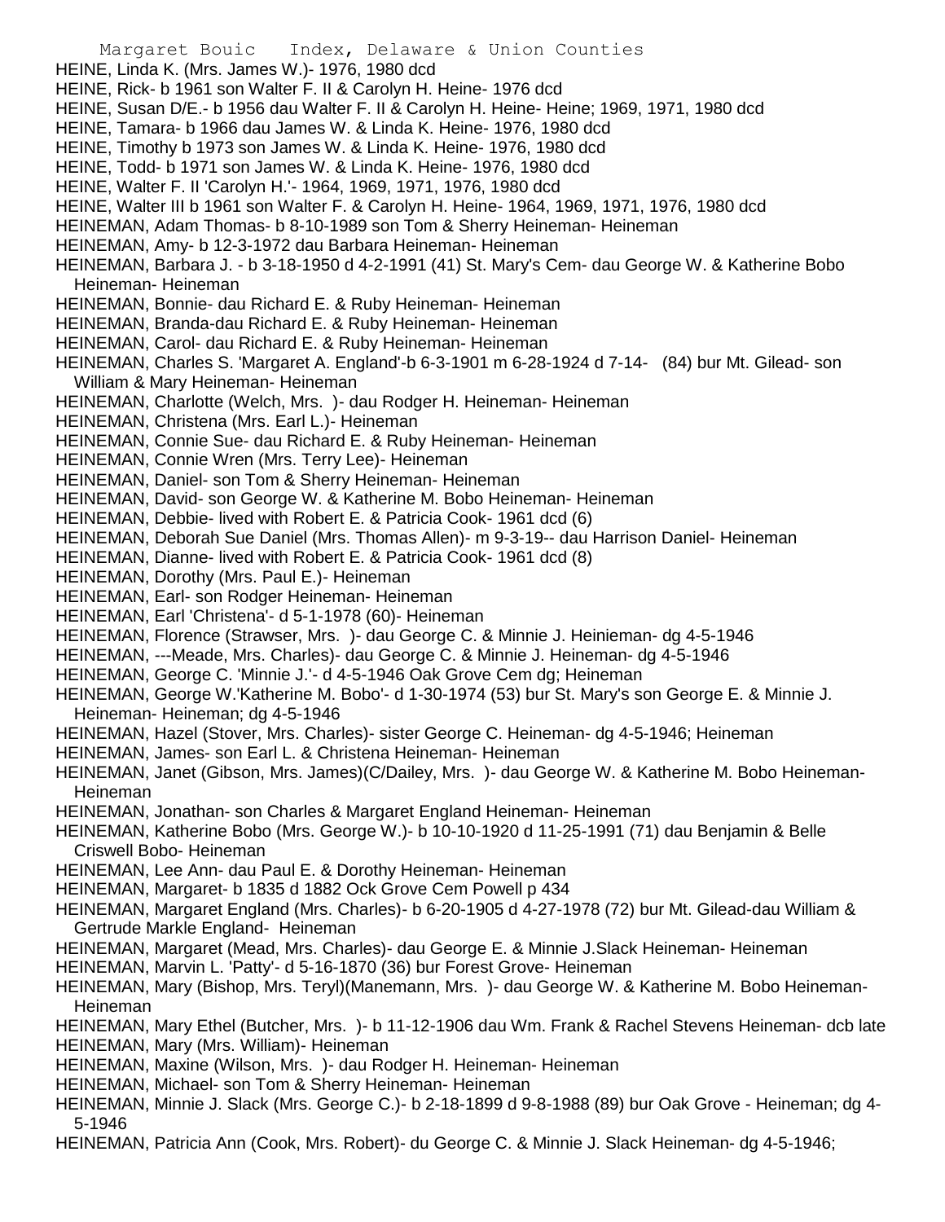HEINE, Linda K. (Mrs. James W.)- 1976, 1980 dcd
HEINE, Rick- b 1961 son Walter F. II & Carolyn H. Heine- 1976 dcd
HEINE, Susan D/E.- b 1956 dau Walter F. II & Carolyn H. Heine- Heine; 1969, 1971, 1980 dcd
HEINE, Tamara- b 1966 dau James W. & Linda K. Heine- 1976, 1980 dcd
HEINE, Timothy b 1973 son James W. & Linda K. Heine- 1976, 1980 dcd
HEINE, Todd- b 1971 son James W. & Linda K. Heine- 1976, 1980 dcd
HEINE, Walter F. II 'Carolyn H.'- 1964, 1969, 1971, 1976, 1980 dcd
HEINE, Walter III b 1961 son Walter F. & Carolyn H. Heine- 1964, 1969, 1971, 1976, 1980 dcd
HEINEMAN, Adam Thomas- b 8-10-1989 son Tom & Sherry Heineman- Heineman
HEINEMAN, Amy- b 12-3-1972 dau Barbara Heineman- Heineman
HEINEMAN, Barbara J. - b 3-18-1950 d 4-2-1991 (41) St. Mary's Cem- dau George W. & Katherine Bobo Heineman- Heineman
HEINEMAN, Bonnie- dau Richard E. & Ruby Heineman- Heineman
HEINEMAN, Branda-dau Richard E. & Ruby Heineman- Heineman
HEINEMAN, Carol- dau Richard E. & Ruby Heineman- Heineman
HEINEMAN, Charles S. 'Margaret A. England'-b 6-3-1901 m 6-28-1924 d 7-14- (84) bur Mt. Gilead- son William & Mary Heineman- Heineman
HEINEMAN, Charlotte (Welch, Mrs. )- dau Rodger H. Heineman- Heineman
HEINEMAN, Christena (Mrs. Earl L.)- Heineman
HEINEMAN, Connie Sue- dau Richard E. & Ruby Heineman- Heineman
HEINEMAN, Connie Wren (Mrs. Terry Lee)- Heineman
HEINEMAN, Daniel- son Tom & Sherry Heineman- Heineman
HEINEMAN, David- son George W. & Katherine M. Bobo Heineman- Heineman
HEINEMAN, Debbie- lived with Robert E. & Patricia Cook- 1961 dcd (6)
HEINEMAN, Deborah Sue Daniel (Mrs. Thomas Allen)- m 9-3-19-- dau Harrison Daniel- Heineman
HEINEMAN, Dianne- lived with Robert E. & Patricia Cook- 1961 dcd (8)
HEINEMAN, Dorothy (Mrs. Paul E.)- Heineman
HEINEMAN, Earl- son Rodger Heineman- Heineman
HEINEMAN, Earl 'Christena'- d 5-1-1978 (60)- Heineman
HEINEMAN, Florence (Strawser, Mrs. )- dau George C. & Minnie J. Heinieman- dg 4-5-1946
HEINEMAN, ---Meade, Mrs. Charles)- dau George C. & Minnie J. Heineman- dg 4-5-1946
HEINEMAN, George C. 'Minnie J.'- d 4-5-1946 Oak Grove Cem dg; Heineman
HEINEMAN, George W.'Katherine M. Bobo'- d 1-30-1974 (53) bur St. Mary's son George E. & Minnie J. Heineman- Heineman; dg 4-5-1946
HEINEMAN, Hazel (Stover, Mrs. Charles)- sister George C. Heineman- dg 4-5-1946; Heineman
HEINEMAN, James- son Earl L. & Christena Heineman- Heineman
HEINEMAN, Janet (Gibson, Mrs. James)(C/Dailey, Mrs. )- dau George W. & Katherine M. Bobo Heineman- Heineman
HEINEMAN, Jonathan- son Charles & Margaret England Heineman- Heineman
HEINEMAN, Katherine Bobo (Mrs. George W.)- b 10-10-1920 d 11-25-1991 (71) dau Benjamin & Belle Criswell Bobo- Heineman
HEINEMAN, Lee Ann- dau Paul E. & Dorothy Heineman- Heineman
HEINEMAN, Margaret- b 1835 d 1882 Ock Grove Cem Powell p 434
HEINEMAN, Margaret England (Mrs. Charles)- b 6-20-1905 d 4-27-1978 (72) bur Mt. Gilead-dau William & Gertrude Markle England- Heineman
HEINEMAN, Margaret (Mead, Mrs. Charles)- dau George E. & Minnie J.Slack Heineman- Heineman
HEINEMAN, Marvin L. 'Patty'- d 5-16-1870 (36) bur Forest Grove- Heineman
HEINEMAN, Mary (Bishop, Mrs. Teryl)(Manemann, Mrs. )- dau George W. & Katherine M. Bobo Heineman- Heineman
HEINEMAN, Mary Ethel (Butcher, Mrs. )- b 11-12-1906 dau Wm. Frank & Rachel Stevens Heineman- dcb late
HEINEMAN, Mary (Mrs. William)- Heineman
HEINEMAN, Maxine (Wilson, Mrs. )- dau Rodger H. Heineman- Heineman
HEINEMAN, Michael- son Tom & Sherry Heineman- Heineman
HEINEMAN, Minnie J. Slack (Mrs. George C.)- b 2-18-1899 d 9-8-1988 (89) bur Oak Grove - Heineman; dg 4-5-1946
HEINEMAN, Patricia Ann (Cook, Mrs. Robert)- du George C. & Minnie J. Slack Heineman- dg 4-5-1946;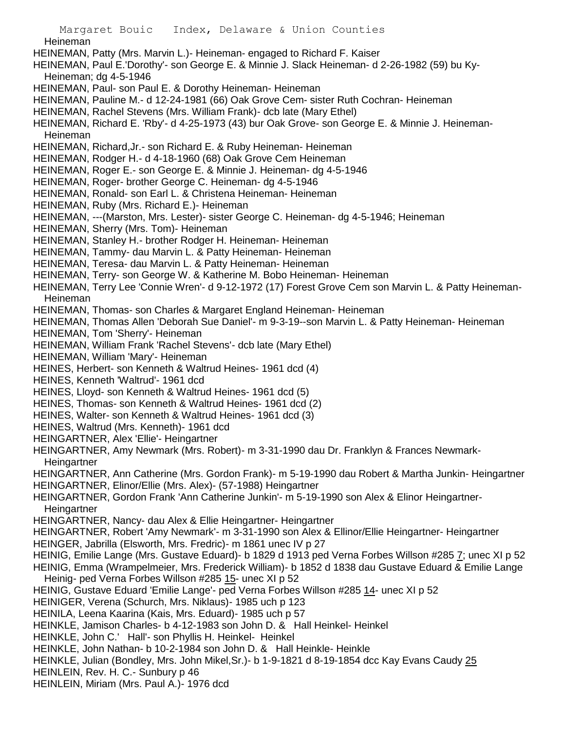Heineman

HEINEMAN, Patty (Mrs. Marvin L.)- Heineman- engaged to Richard F. Kaiser

HEINEMAN, Paul E.'Dorothy'- son George E. & Minnie J. Slack Heineman- d 2-26-1982 (59) bu Ky- Heineman; dg 4-5-1946

HEINEMAN, Paul- son Paul E. & Dorothy Heineman- Heineman

HEINEMAN, Pauline M.- d 12-24-1981 (66) Oak Grove Cem- sister Ruth Cochran- Heineman

HEINEMAN, Rachel Stevens (Mrs. William Frank)- dcb late (Mary Ethel)

HEINEMAN, Richard E. 'Rby'- d 4-25-1973 (43) bur Oak Grove- son George E. & Minnie J. Heineman- Heineman

HEINEMAN, Richard,Jr.- son Richard E. & Ruby Heineman- Heineman

HEINEMAN, Rodger H.- d 4-18-1960 (68) Oak Grove Cem Heineman

HEINEMAN, Roger E.- son George E. & Minnie J. Heineman- dg 4-5-1946

HEINEMAN, Roger- brother George C. Heineman- dg 4-5-1946

HEINEMAN, Ronald- son Earl L. & Christena Heineman- Heineman

HEINEMAN, Ruby (Mrs. Richard E.)- Heineman

HEINEMAN, ---(Marston, Mrs. Lester)- sister George C. Heineman- dg 4-5-1946; Heineman

HEINEMAN, Sherry (Mrs. Tom)- Heineman

HEINEMAN, Stanley H.- brother Rodger H. Heineman- Heineman

HEINEMAN, Tammy- dau Marvin L. & Patty Heineman- Heineman

HEINEMAN, Teresa- dau Marvin L. & Patty Heineman- Heineman

HEINEMAN, Terry- son George W. & Katherine M. Bobo Heineman- Heineman

HEINEMAN, Terry Lee 'Connie Wren'- d 9-12-1972 (17) Forest Grove Cem son Marvin L. & Patty Heineman- Heineman

HEINEMAN, Thomas- son Charles & Margaret England Heineman- Heineman

HEINEMAN, Thomas Allen 'Deborah Sue Daniel'- m 9-3-19--son Marvin L. & Patty Heineman- Heineman

HEINEMAN, Tom 'Sherry'- Heineman

HEINEMAN, William Frank 'Rachel Stevens'- dcb late (Mary Ethel)

HEINEMAN, William 'Mary'- Heineman

HEINES, Herbert- son Kenneth & Waltrud Heines- 1961 dcd (4)

HEINES, Kenneth 'Waltrud'- 1961 dcd

HEINES, Lloyd- son Kenneth & Waltrud Heines- 1961 dcd (5)

HEINES, Thomas- son Kenneth & Waltrud Heines- 1961 dcd (2)

HEINES, Walter- son Kenneth & Waltrud Heines- 1961 dcd (3)

HEINES, Waltrud (Mrs. Kenneth)- 1961 dcd

HEINGARTNER, Alex 'Ellie'- Heingartner

HEINGARTNER, Amy Newmark (Mrs. Robert)- m 3-31-1990 dau Dr. Franklyn & Frances Newmark- Heingartner

HEINGARTNER, Ann Catherine (Mrs. Gordon Frank)- m 5-19-1990 dau Robert & Martha Junkin- Heingartner

HEINGARTNER, Elinor/Ellie (Mrs. Alex)- (57-1988) Heingartner

HEINGARTNER, Gordon Frank 'Ann Catherine Junkin'- m 5-19-1990 son Alex & Elinor Heingartner- Heingartner

HEINGARTNER, Nancy- dau Alex & Ellie Heingartner- Heingartner

HEINGARTNER, Robert 'Amy Newmark'- m 3-31-1990 son Alex & Ellinor/Ellie Heingartner- Heingartner

HEINGER, Jabrilla (Elsworth, Mrs. Fredric)- m 1861 unec IV p 27

HEINIG, Emilie Lange (Mrs. Gustave Eduard)- b 1829 d 1913 ped Verna Forbes Willson #285 7; unec XI p 52

HEINIG, Emma (Wrampelmeier, Mrs. Frederick William)- b 1852 d 1838 dau Gustave Eduard & Emilie Lange Heinig- ped Verna Forbes Willson #285 15- unec XI p 52

HEINIG, Gustave Eduard 'Emilie Lange'- ped Verna Forbes Willson #285 14- unec XI p 52

HEINIGER, Verena (Schurch, Mrs. Niklaus)- 1985 uch p 123

HEINILA, Leena Kaarina (Kais, Mrs. Eduard)- 1985 uch p 57

HEINKLE, Jamison Charles- b 4-12-1983 son John D. & Hall Heinkel- Heinkel

HEINKLE, John C.' Hall'- son Phyllis H. Heinkel- Heinkel

HEINKLE, John Nathan- b 10-2-1984 son John D. & Hall Heinkle- Heinkle

HEINKLE, Julian (Bondley, Mrs. John Mikel,Sr.)- b 1-9-1821 d 8-19-1854 dcc Kay Evans Caudy 25

HEINLEIN, Rev. H. C.- Sunbury p 46

HEINLEIN, Miriam (Mrs. Paul A.)- 1976 dcd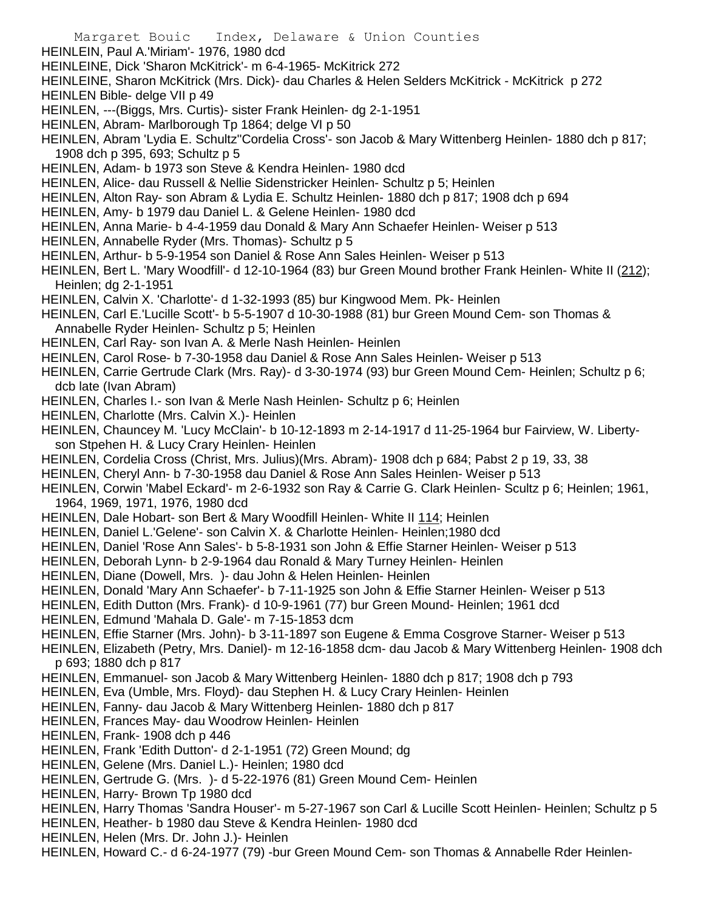HEINLEIN, Paul A.'Miriam'- 1976, 1980 dcd

HEINLEINE, Dick 'Sharon McKitrick'- m 6-4-1965- McKitrick 272

HEINLEINE, Sharon McKitrick (Mrs. Dick)- dau Charles & Helen Selders McKitrick - McKitrick p 272

HEINLEN Bible- delge VII p 49

HEINLEN, ---(Biggs, Mrs. Curtis)- sister Frank Heinlen- dg 2-1-1951

HEINLEN, Abram- Marlborough Tp 1864; delge VI p 50

HEINLEN, Abram 'Lydia E. Schultz''Cordelia Cross'- son Jacob & Mary Wittenberg Heinlen- 1880 dch p 817; 1908 dch p 395, 693; Schultz p 5

HEINLEN, Adam- b 1973 son Steve & Kendra Heinlen- 1980 dcd

HEINLEN, Alice- dau Russell & Nellie Sidenstricker Heinlen- Schultz p 5; Heinlen

HEINLEN, Alton Ray- son Abram & Lydia E. Schultz Heinlen- 1880 dch p 817; 1908 dch p 694

HEINLEN, Amy- b 1979 dau Daniel L. & Gelene Heinlen- 1980 dcd

HEINLEN, Anna Marie- b 4-4-1959 dau Donald & Mary Ann Schaefer Heinlen- Weiser p 513

HEINLEN, Annabelle Ryder (Mrs. Thomas)- Schultz p 5

HEINLEN, Arthur- b 5-9-1954 son Daniel & Rose Ann Sales Heinlen- Weiser p 513

HEINLEN, Bert L. 'Mary Woodfill'- d 12-10-1964 (83) bur Green Mound brother Frank Heinlen- White II (212); Heinlen; dg 2-1-1951

HEINLEN, Calvin X. 'Charlotte'- d 1-32-1993 (85) bur Kingwood Mem. Pk- Heinlen

HEINLEN, Carl E.'Lucille Scott'- b 5-5-1907 d 10-30-1988 (81) bur Green Mound Cem- son Thomas & Annabelle Ryder Heinlen- Schultz p 5; Heinlen

HEINLEN, Carl Ray- son Ivan A. & Merle Nash Heinlen- Heinlen

HEINLEN, Carol Rose- b 7-30-1958 dau Daniel & Rose Ann Sales Heinlen- Weiser p 513

HEINLEN, Carrie Gertrude Clark (Mrs. Ray)- d 3-30-1974 (93) bur Green Mound Cem- Heinlen; Schultz p 6; dcb late (Ivan Abram)

HEINLEN, Charles I.- son Ivan & Merle Nash Heinlen- Schultz p 6; Heinlen

HEINLEN, Charlotte (Mrs. Calvin X.)- Heinlen

HEINLEN, Chauncey M. 'Lucy McClain'- b 10-12-1893 m 2-14-1917 d 11-25-1964 bur Fairview, W. Liberty- son Stpehen H. & Lucy Crary Heinlen- Heinlen

HEINLEN, Cordelia Cross (Christ, Mrs. Julius)(Mrs. Abram)- 1908 dch p 684; Pabst 2 p 19, 33, 38

HEINLEN, Cheryl Ann- b 7-30-1958 dau Daniel & Rose Ann Sales Heinlen- Weiser p 513

HEINLEN, Corwin 'Mabel Eckard'- m 2-6-1932 son Ray & Carrie G. Clark Heinlen- Scultz p 6; Heinlen; 1961, 1964, 1969, 1971, 1976, 1980 dcd

HEINLEN, Dale Hobart- son Bert & Mary Woodfill Heinlen- White II 114; Heinlen

HEINLEN, Daniel L.'Gelene'- son Calvin X. & Charlotte Heinlen- Heinlen;1980 dcd

HEINLEN, Daniel 'Rose Ann Sales'- b 5-8-1931 son John & Effie Starner Heinlen- Weiser p 513

HEINLEN, Deborah Lynn- b 2-9-1964 dau Ronald & Mary Turney Heinlen- Heinlen

HEINLEN, Diane (Dowell, Mrs. )- dau John & Helen Heinlen- Heinlen

HEINLEN, Donald 'Mary Ann Schaefer'- b 7-11-1925 son John & Effie Starner Heinlen- Weiser p 513

HEINLEN, Edith Dutton (Mrs. Frank)- d 10-9-1961 (77) bur Green Mound- Heinlen; 1961 dcd

HEINLEN, Edmund 'Mahala D. Gale'- m 7-15-1853 dcm

HEINLEN, Effie Starner (Mrs. John)- b 3-11-1897 son Eugene & Emma Cosgrove Starner- Weiser p 513

HEINLEN, Elizabeth (Petry, Mrs. Daniel)- m 12-16-1858 dcm- dau Jacob & Mary Wittenberg Heinlen- 1908 dch p 693; 1880 dch p 817

HEINLEN, Emmanuel- son Jacob & Mary Wittenberg Heinlen- 1880 dch p 817; 1908 dch p 793

HEINLEN, Eva (Umble, Mrs. Floyd)- dau Stephen H. & Lucy Crary Heinlen- Heinlen

HEINLEN, Fanny- dau Jacob & Mary Wittenberg Heinlen- 1880 dch p 817

HEINLEN, Frances May- dau Woodrow Heinlen- Heinlen

HEINLEN, Frank- 1908 dch p 446

HEINLEN, Frank 'Edith Dutton'- d 2-1-1951 (72) Green Mound; dg

HEINLEN, Gelene (Mrs. Daniel L.)- Heinlen; 1980 dcd

HEINLEN, Gertrude G. (Mrs. )- d 5-22-1976 (81) Green Mound Cem- Heinlen

HEINLEN, Harry- Brown Tp 1980 dcd

HEINLEN, Harry Thomas 'Sandra Houser'- m 5-27-1967 son Carl & Lucille Scott Heinlen- Heinlen; Schultz p 5

HEINLEN, Heather- b 1980 dau Steve & Kendra Heinlen- 1980 dcd

HEINLEN, Helen (Mrs. Dr. John J.)- Heinlen

HEINLEN, Howard C.- d 6-24-1977 (79) -bur Green Mound Cem- son Thomas & Annabelle Rder Heinlen-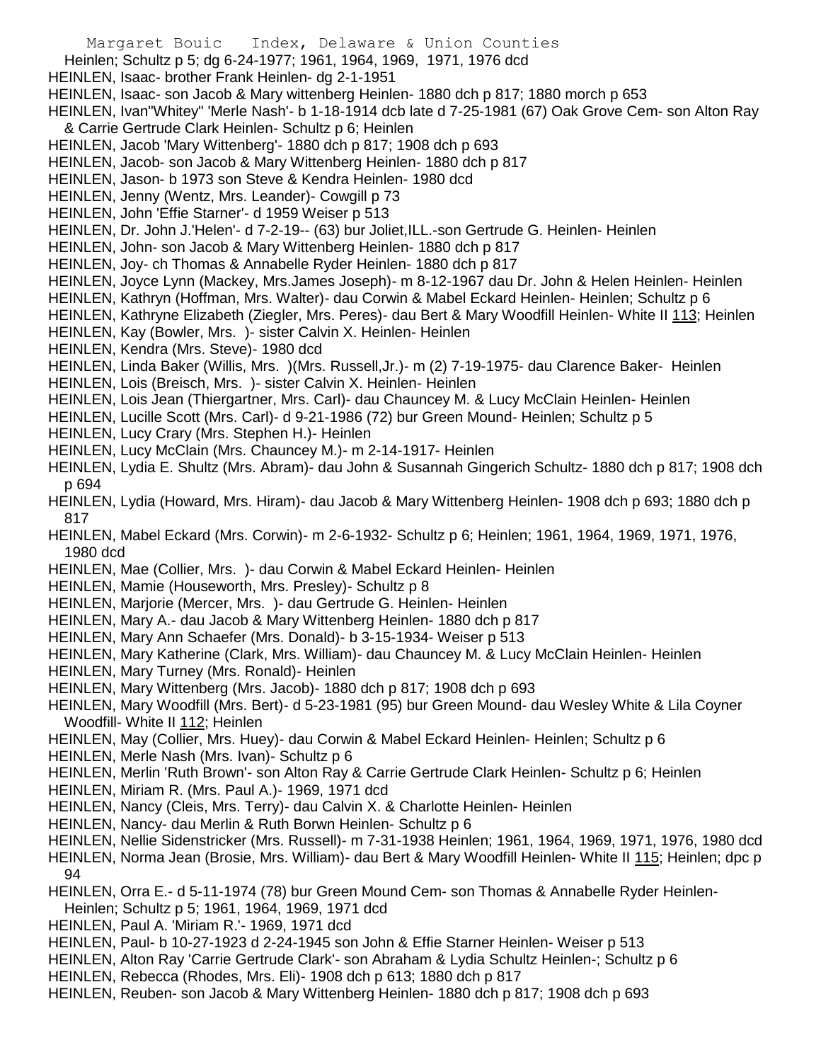Heinlen; Schultz p 5; dg 6-24-1977; 1961, 1964, 1969, 1971, 1976 dcd

HEINLEN, Isaac- brother Frank Heinlen- dg 2-1-1951

HEINLEN, Isaac- son Jacob & Mary wittenberg Heinlen- 1880 dch p 817; 1880 morch p 653

HEINLEN, Ivan"Whitey" 'Merle Nash'- b 1-18-1914 dcb late d 7-25-1981 (67) Oak Grove Cem- son Alton Ray & Carrie Gertrude Clark Heinlen- Schultz p 6; Heinlen

HEINLEN, Jacob 'Mary Wittenberg'- 1880 dch p 817; 1908 dch p 693

HEINLEN, Jacob- son Jacob & Mary Wittenberg Heinlen- 1880 dch p 817

HEINLEN, Jason- b 1973 son Steve & Kendra Heinlen- 1980 dcd

HEINLEN, Jenny (Wentz, Mrs. Leander)- Cowgill p 73

HEINLEN, John 'Effie Starner'- d 1959 Weiser p 513

HEINLEN, Dr. John J.'Helen'- d 7-2-19-- (63) bur Joliet,ILL.-son Gertrude G. Heinlen- Heinlen

HEINLEN, John- son Jacob & Mary Wittenberg Heinlen- 1880 dch p 817

HEINLEN, Joy- ch Thomas & Annabelle Ryder Heinlen- 1880 dch p 817

HEINLEN, Joyce Lynn (Mackey, Mrs.James Joseph)- m 8-12-1967 dau Dr. John & Helen Heinlen- Heinlen

HEINLEN, Kathryn (Hoffman, Mrs. Walter)- dau Corwin & Mabel Eckard Heinlen- Heinlen; Schultz p 6

HEINLEN, Kathryne Elizabeth (Ziegler, Mrs. Peres)- dau Bert & Mary Woodfill Heinlen- White II 113; Heinlen

HEINLEN, Kay (Bowler, Mrs. )- sister Calvin X. Heinlen- Heinlen

HEINLEN, Kendra (Mrs. Steve)- 1980 dcd

HEINLEN, Linda Baker (Willis, Mrs. )(Mrs. Russell,Jr.)- m (2) 7-19-1975- dau Clarence Baker- Heinlen

HEINLEN, Lois (Breisch, Mrs. )- sister Calvin X. Heinlen- Heinlen

HEINLEN, Lois Jean (Thiergartner, Mrs. Carl)- dau Chauncey M. & Lucy McClain Heinlen- Heinlen

HEINLEN, Lucille Scott (Mrs. Carl)- d 9-21-1986 (72) bur Green Mound- Heinlen; Schultz p 5

HEINLEN, Lucy Crary (Mrs. Stephen H.)- Heinlen

HEINLEN, Lucy McClain (Mrs. Chauncey M.)- m 2-14-1917- Heinlen

HEINLEN, Lydia E. Shultz (Mrs. Abram)- dau John & Susannah Gingerich Schultz- 1880 dch p 817; 1908 dch p 694

HEINLEN, Lydia (Howard, Mrs. Hiram)- dau Jacob & Mary Wittenberg Heinlen- 1908 dch p 693; 1880 dch p 817

HEINLEN, Mabel Eckard (Mrs. Corwin)- m 2-6-1932- Schultz p 6; Heinlen; 1961, 1964, 1969, 1971, 1976, 1980 dcd

HEINLEN, Mae (Collier, Mrs. )- dau Corwin & Mabel Eckard Heinlen- Heinlen

HEINLEN, Mamie (Houseworth, Mrs. Presley)- Schultz p 8

HEINLEN, Marjorie (Mercer, Mrs. )- dau Gertrude G. Heinlen- Heinlen

HEINLEN, Mary A.- dau Jacob & Mary Wittenberg Heinlen- 1880 dch p 817

HEINLEN, Mary Ann Schaefer (Mrs. Donald)- b 3-15-1934- Weiser p 513

HEINLEN, Mary Katherine (Clark, Mrs. William)- dau Chauncey M. & Lucy McClain Heinlen- Heinlen

HEINLEN, Mary Turney (Mrs. Ronald)- Heinlen

HEINLEN, Mary Wittenberg (Mrs. Jacob)- 1880 dch p 817; 1908 dch p 693

HEINLEN, Mary Woodfill (Mrs. Bert)- d 5-23-1981 (95) bur Green Mound- dau Wesley White & Lila Coyner Woodfill- White II 112; Heinlen

HEINLEN, May (Collier, Mrs. Huey)- dau Corwin & Mabel Eckard Heinlen- Heinlen; Schultz p 6

HEINLEN, Merle Nash (Mrs. Ivan)- Schultz p 6

HEINLEN, Merlin 'Ruth Brown'- son Alton Ray & Carrie Gertrude Clark Heinlen- Schultz p 6; Heinlen

HEINLEN, Miriam R. (Mrs. Paul A.)- 1969, 1971 dcd

HEINLEN, Nancy (Cleis, Mrs. Terry)- dau Calvin X. & Charlotte Heinlen- Heinlen

HEINLEN, Nancy- dau Merlin & Ruth Borwn Heinlen- Schultz p 6

HEINLEN, Nellie Sidenstricker (Mrs. Russell)- m 7-31-1938 Heinlen; 1961, 1964, 1969, 1971, 1976, 1980 dcd

HEINLEN, Norma Jean (Brosie, Mrs. William)- dau Bert & Mary Woodfill Heinlen- White II 115; Heinlen; dpc p 94

HEINLEN, Orra E.- d 5-11-1974 (78) bur Green Mound Cem- son Thomas & Annabelle Ryder Heinlen- Heinlen; Schultz p 5; 1961, 1964, 1969, 1971 dcd

HEINLEN, Paul A. 'Miriam R.'- 1969, 1971 dcd

HEINLEN, Paul- b 10-27-1923 d 2-24-1945 son John & Effie Starner Heinlen- Weiser p 513

HEINLEN, Alton Ray 'Carrie Gertrude Clark'- son Abraham & Lydia Schultz Heinlen-; Schultz p 6

HEINLEN, Rebecca (Rhodes, Mrs. Eli)- 1908 dch p 613; 1880 dch p 817

HEINLEN, Reuben- son Jacob & Mary Wittenberg Heinlen- 1880 dch p 817; 1908 dch p 693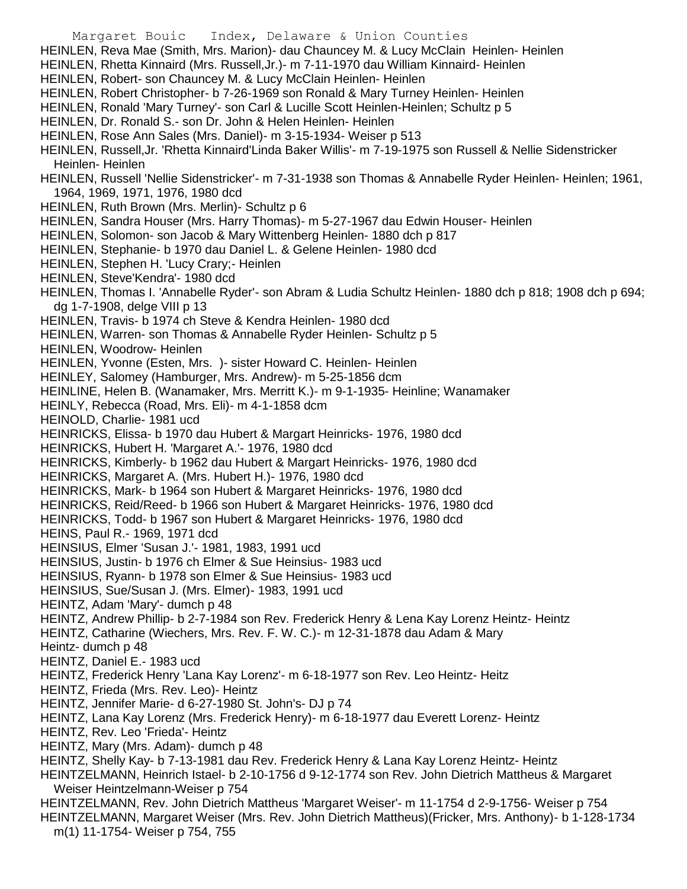HEINLEN, Reva Mae (Smith, Mrs. Marion)- dau Chauncey M. & Lucy McClain Heinlen- Heinlen
HEINLEN, Rhetta Kinnaird (Mrs. Russell,Jr.)- m 7-11-1970 dau William Kinnaird- Heinlen
HEINLEN, Robert- son Chauncey M. & Lucy McClain Heinlen- Heinlen
HEINLEN, Robert Christopher- b 7-26-1969 son Ronald & Mary Turney Heinlen- Heinlen
HEINLEN, Ronald 'Mary Turney'- son Carl & Lucille Scott Heinlen-Heinlen; Schultz p 5
HEINLEN, Dr. Ronald S.- son Dr. John & Helen Heinlen- Heinlen
HEINLEN, Rose Ann Sales (Mrs. Daniel)- m 3-15-1934- Weiser p 513
HEINLEN, Russell,Jr. 'Rhetta Kinnaird'Linda Baker Willis'- m 7-19-1975 son Russell & Nellie Sidenstricker Heinlen- Heinlen
HEINLEN, Russell 'Nellie Sidenstricker'- m 7-31-1938 son Thomas & Annabelle Ryder Heinlen- Heinlen; 1961, 1964, 1969, 1971, 1976, 1980 dcd
HEINLEN, Ruth Brown (Mrs. Merlin)- Schultz p 6
HEINLEN, Sandra Houser (Mrs. Harry Thomas)- m 5-27-1967 dau Edwin Houser- Heinlen
HEINLEN, Solomon- son Jacob & Mary Wittenberg Heinlen- 1880 dch p 817
HEINLEN, Stephanie- b 1970 dau Daniel L. & Gelene Heinlen- 1980 dcd
HEINLEN, Stephen H. 'Lucy Crary;- Heinlen
HEINLEN, Steve'Kendra'- 1980 dcd
HEINLEN, Thomas I. 'Annabelle Ryder'- son Abram & Ludia Schultz Heinlen- 1880 dch p 818; 1908 dch p 694; dg 1-7-1908, delge VIII p 13
HEINLEN, Travis- b 1974 ch Steve & Kendra Heinlen- 1980 dcd
HEINLEN, Warren- son Thomas & Annabelle Ryder Heinlen- Schultz p 5
HEINLEN, Woodrow- Heinlen
HEINLEN, Yvonne (Esten, Mrs. )- sister Howard C. Heinlen- Heinlen
HEINLEY, Salomey (Hamburger, Mrs. Andrew)- m 5-25-1856 dcm
HEINLINE, Helen B. (Wanamaker, Mrs. Merritt K.)- m 9-1-1935- Heinline; Wanamaker
HEINLY, Rebecca (Road, Mrs. Eli)- m 4-1-1858 dcm
HEINOLD, Charlie- 1981 ucd
HEINRICKS, Elissa- b 1970 dau Hubert & Margart Heinricks- 1976, 1980 dcd
HEINRICKS, Hubert H. 'Margaret A.'- 1976, 1980 dcd
HEINRICKS, Kimberly- b 1962 dau Hubert & Margart Heinricks- 1976, 1980 dcd
HEINRICKS, Margaret A. (Mrs. Hubert H.)- 1976, 1980 dcd
HEINRICKS, Mark- b 1964 son Hubert & Margaret Heinricks- 1976, 1980 dcd
HEINRICKS, Reid/Reed- b 1966 son Hubert & Margaret Heinricks- 1976, 1980 dcd
HEINRICKS, Todd- b 1967 son Hubert & Margaret Heinricks- 1976, 1980 dcd
HEINS, Paul R.- 1969, 1971 dcd
HEINSIUS, Elmer 'Susan J.'- 1981, 1983, 1991 ucd
HEINSIUS, Justin- b 1976 ch Elmer & Sue Heinsius- 1983 ucd
HEINSIUS, Ryann- b 1978 son Elmer & Sue Heinsius- 1983 ucd
HEINSIUS, Sue/Susan J. (Mrs. Elmer)- 1983, 1991 ucd
HEINTZ, Adam 'Mary'- dumch p 48
HEINTZ, Andrew Phillip- b 2-7-1984 son Rev. Frederick Henry & Lena Kay Lorenz Heintz- Heintz
HEINTZ, Catharine (Wiechers, Mrs. Rev. F. W. C.)- m 12-31-1878 dau Adam & Mary
Heintz- dumch p 48
HEINTZ, Daniel E.- 1983 ucd
HEINTZ, Frederick Henry 'Lana Kay Lorenz'- m 6-18-1977 son Rev. Leo Heintz- Heitz
HEINTZ, Frieda (Mrs. Rev. Leo)- Heintz
HEINTZ, Jennifer Marie- d 6-27-1980 St. John's- DJ p 74
HEINTZ, Lana Kay Lorenz (Mrs. Frederick Henry)- m 6-18-1977 dau Everett Lorenz- Heintz
HEINTZ, Rev. Leo 'Frieda'- Heintz
HEINTZ, Mary (Mrs. Adam)- dumch p 48
HEINTZ, Shelly Kay- b 7-13-1981 dau Rev. Frederick Henry & Lana Kay Lorenz Heintz- Heintz
HEINTZELMANN, Heinrich Istael- b 2-10-1756 d 9-12-1774 son Rev. John Dietrich Mattheus & Margaret Weiser Heintzelmann-Weiser p 754
HEINTZELMANN, Rev. John Dietrich Mattheus 'Margaret Weiser'- m 11-1754 d 2-9-1756- Weiser p 754
HEINTZELMANN, Margaret Weiser (Mrs. Rev. John Dietrich Mattheus)(Fricker, Mrs. Anthony)- b 1-128-1734 m(1) 11-1754- Weiser p 754, 755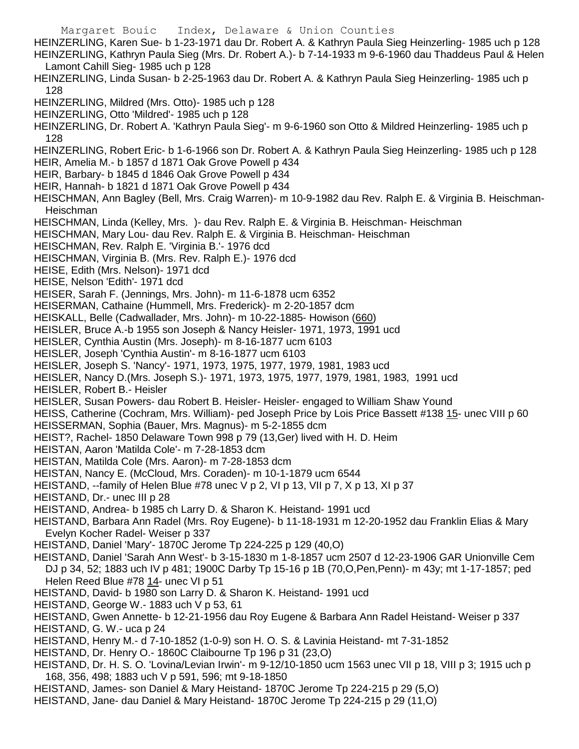HEINZERLING, Karen Sue- b 1-23-1971 dau Dr. Robert A. & Kathryn Paula Sieg Heinzerling- 1985 uch p 128
HEINZERLING, Kathryn Paula Sieg (Mrs. Dr. Robert A.)- b 7-14-1933 m 9-6-1960 dau Thaddeus Paul & Helen Lamont Cahill Sieg- 1985 uch p 128
HEINZERLING, Linda Susan- b 2-25-1963 dau Dr. Robert A. & Kathryn Paula Sieg Heinzerling- 1985 uch p 128
HEINZERLING, Mildred (Mrs. Otto)- 1985 uch p 128
HEINZERLING, Otto 'Mildred'- 1985 uch p 128
HEINZERLING, Dr. Robert A. 'Kathryn Paula Sieg'- m 9-6-1960 son Otto & Mildred Heinzerling- 1985 uch p 128
HEINZERLING, Robert Eric- b 1-6-1966 son Dr. Robert A. & Kathryn Paula Sieg Heinzerling- 1985 uch p 128
HEIR, Amelia M.- b 1857 d 1871 Oak Grove Powell p 434
HEIR, Barbary- b 1845 d 1846 Oak Grove Powell p 434
HEIR, Hannah- b 1821 d 1871 Oak Grove Powell p 434
HEISCHMAN, Ann Bagley (Bell, Mrs. Craig Warren)- m 10-9-1982 dau Rev. Ralph E. & Virginia B. Heischman- Heischman
HEISCHMAN, Linda (Kelley, Mrs. )- dau Rev. Ralph E. & Virginia B. Heischman- Heischman
HEISCHMAN, Mary Lou- dau Rev. Ralph E. & Virginia B. Heischman- Heischman
HEISCHMAN, Rev. Ralph E. 'Virginia B.'- 1976 dcd
HEISCHMAN, Virginia B. (Mrs. Rev. Ralph E.)- 1976 dcd
HEISE, Edith (Mrs. Nelson)- 1971 dcd
HEISE, Nelson 'Edith'- 1971 dcd
HEISER, Sarah F. (Jennings, Mrs. John)- m 11-6-1878 ucm 6352
HEISERMAN, Cathaine (Hummell, Mrs. Frederick)- m 2-20-1857 dcm
HEISKALL, Belle (Cadwallader, Mrs. John)- m 10-22-1885- Howison (660)
HEISLER, Bruce A.-b 1955 son Joseph & Nancy Heisler- 1971, 1973, 1991 ucd
HEISLER, Cynthia Austin (Mrs. Joseph)- m 8-16-1877 ucm 6103
HEISLER, Joseph 'Cynthia Austin'- m 8-16-1877 ucm 6103
HEISLER, Joseph S. 'Nancy'- 1971, 1973, 1975, 1977, 1979, 1981, 1983 ucd
HEISLER, Nancy D.(Mrs. Joseph S.)- 1971, 1973, 1975, 1977, 1979, 1981, 1983, 1991 ucd
HEISLER, Robert B.- Heisler
HEISLER, Susan Powers- dau Robert B. Heisler- Heisler- engaged to William Shaw Yound
HEISS, Catherine (Cochram, Mrs. William)- ped Joseph Price by Lois Price Bassett #138 15- unec VIII p 60
HEISSERMAN, Sophia (Bauer, Mrs. Magnus)- m 5-2-1855 dcm
HEIST?, Rachel- 1850 Delaware Town 998 p 79 (13,Ger) lived with H. D. Heim
HEISTAN, Aaron 'Matilda Cole'- m 7-28-1853 dcm
HEISTAN, Matilda Cole (Mrs. Aaron)- m 7-28-1853 dcm
HEISTAN, Nancy E. (McCloud, Mrs. Coraden)- m 10-1-1879 ucm 6544
HEISTAND, --family of Helen Blue #78 unec V p 2, VI p 13, VII p 7, X p 13, XI p 37
HEISTAND, Dr.- unec III p 28
HEISTAND, Andrea- b 1985 ch Larry D. & Sharon K. Heistand- 1991 ucd
HEISTAND, Barbara Ann Radel (Mrs. Roy Eugene)- b 11-18-1931 m 12-20-1952 dau Franklin Elias & Mary Evelyn Kocher Radel- Weiser p 337
HEISTAND, Daniel 'Mary'- 1870C Jerome Tp 224-225 p 129 (40,O)
HEISTAND, Daniel 'Sarah Ann West'- b 3-15-1830 m 1-8-1857 ucm 2507 d 12-23-1906 GAR Unionville Cem DJ p 34, 52; 1883 uch IV p 481; 1900C Darby Tp 15-16 p 1B (70,O,Pen,Penn)- m 43y; mt 1-17-1857; ped Helen Reed Blue #78 14- unec VI p 51
HEISTAND, David- b 1980 son Larry D. & Sharon K. Heistand- 1991 ucd
HEISTAND, George W.- 1883 uch V p 53, 61
HEISTAND, Gwen Annette- b 12-21-1956 dau Roy Eugene & Barbara Ann Radel Heistand- Weiser p 337
HEISTAND, G. W.- uca p 24
HEISTAND, Henry M.- d 7-10-1852 (1-0-9) son H. O. S. & Lavinia Heistand- mt 7-31-1852
HEISTAND, Dr. Henry O.- 1860C Claibourne Tp 196 p 31 (23,O)
HEISTAND, Dr. H. S. O. 'Lovina/Levian Irwin'- m 9-12/10-1850 ucm 1563 unec VII p 18, VIII p 3; 1915 uch p 168, 356, 498; 1883 uch V p 591, 596; mt 9-18-1850
HEISTAND, James- son Daniel & Mary Heistand- 1870C Jerome Tp 224-215 p 29 (5,O)
HEISTAND, Jane- dau Daniel & Mary Heistand- 1870C Jerome Tp 224-215 p 29 (11,O)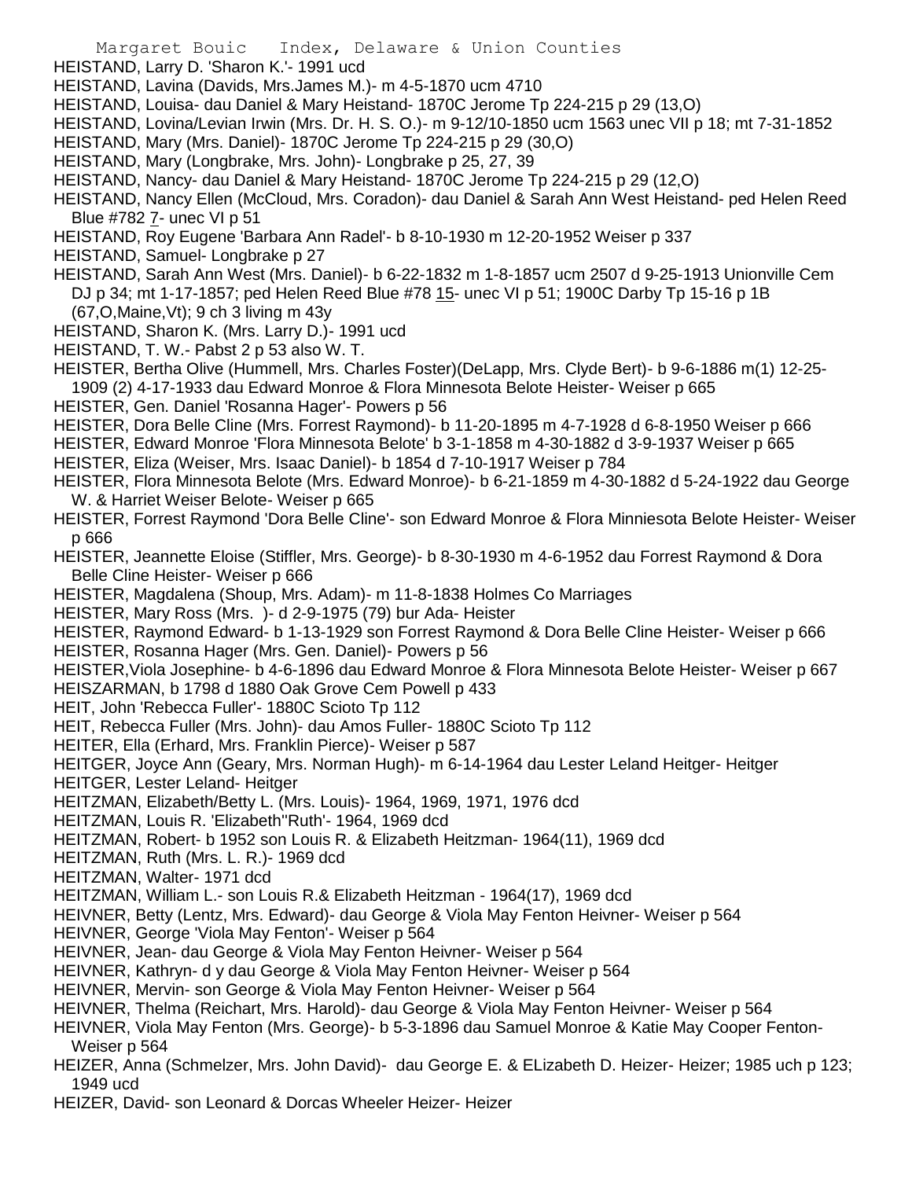HEISTAND, Larry D. 'Sharon K.'- 1991 ucd

HEISTAND, Lavina (Davids, Mrs.James M.)- m 4-5-1870 ucm 4710

HEISTAND, Louisa- dau Daniel & Mary Heistand- 1870C Jerome Tp 224-215 p 29 (13,O)

HEISTAND, Lovina/Levian Irwin (Mrs. Dr. H. S. O.)- m 9-12/10-1850 ucm 1563 unec VII p 18; mt 7-31-1852

HEISTAND, Mary (Mrs. Daniel)- 1870C Jerome Tp 224-215 p 29 (30,O)

HEISTAND, Mary (Longbrake, Mrs. John)- Longbrake p 25, 27, 39

HEISTAND, Nancy- dau Daniel & Mary Heistand- 1870C Jerome Tp 224-215 p 29 (12,O)

HEISTAND, Nancy Ellen (McCloud, Mrs. Coradon)- dau Daniel & Sarah Ann West Heistand- ped Helen Reed Blue #782 7- unec VI p 51

HEISTAND, Roy Eugene 'Barbara Ann Radel'- b 8-10-1930 m 12-20-1952 Weiser p 337

HEISTAND, Samuel- Longbrake p 27

HEISTAND, Sarah Ann West (Mrs. Daniel)- b 6-22-1832 m 1-8-1857 ucm 2507 d 9-25-1913 Unionville Cem DJ p 34; mt 1-17-1857; ped Helen Reed Blue #78 15- unec VI p 51; 1900C Darby Tp 15-16 p 1B (67,O,Maine,Vt); 9 ch 3 living m 43y

HEISTAND, Sharon K. (Mrs. Larry D.)- 1991 ucd

HEISTAND, T. W.- Pabst 2 p 53 also W. T.

HEISTER, Bertha Olive (Hummell, Mrs. Charles Foster)(DeLapp, Mrs. Clyde Bert)- b 9-6-1886 m(1) 12-25-1909 (2) 4-17-1933 dau Edward Monroe & Flora Minnesota Belote Heister- Weiser p 665

HEISTER, Gen. Daniel 'Rosanna Hager'- Powers p 56

HEISTER, Dora Belle Cline (Mrs. Forrest Raymond)- b 11-20-1895 m 4-7-1928 d 6-8-1950 Weiser p 666

HEISTER, Edward Monroe 'Flora Minnesota Belote' b 3-1-1858 m 4-30-1882 d 3-9-1937 Weiser p 665

HEISTER, Eliza (Weiser, Mrs. Isaac Daniel)- b 1854 d 7-10-1917 Weiser p 784

HEISTER, Flora Minnesota Belote (Mrs. Edward Monroe)- b 6-21-1859 m 4-30-1882 d 5-24-1922 dau George W. & Harriet Weiser Belote- Weiser p 665

HEISTER, Forrest Raymond 'Dora Belle Cline'- son Edward Monroe & Flora Minniesota Belote Heister- Weiser p 666

HEISTER, Jeannette Eloise (Stiffler, Mrs. George)- b 8-30-1930 m 4-6-1952 dau Forrest Raymond & Dora Belle Cline Heister- Weiser p 666

HEISTER, Magdalena (Shoup, Mrs. Adam)- m 11-8-1838 Holmes Co Marriages

HEISTER, Mary Ross (Mrs. )- d 2-9-1975 (79) bur Ada- Heister

HEISTER, Raymond Edward- b 1-13-1929 son Forrest Raymond & Dora Belle Cline Heister- Weiser p 666

HEISTER, Rosanna Hager (Mrs. Gen. Daniel)- Powers p 56

HEISTER,Viola Josephine- b 4-6-1896 dau Edward Monroe & Flora Minnesota Belote Heister- Weiser p 667

HEISZARMAN, b 1798 d 1880 Oak Grove Cem Powell p 433

HEIT, John 'Rebecca Fuller'- 1880C Scioto Tp 112

HEIT, Rebecca Fuller (Mrs. John)- dau Amos Fuller- 1880C Scioto Tp 112

HEITER, Ella (Erhard, Mrs. Franklin Pierce)- Weiser p 587

HEITGER, Joyce Ann (Geary, Mrs. Norman Hugh)- m 6-14-1964 dau Lester Leland Heitger- Heitger

HEITGER, Lester Leland- Heitger

HEITZMAN, Elizabeth/Betty L. (Mrs. Louis)- 1964, 1969, 1971, 1976 dcd

HEITZMAN, Louis R. 'Elizabeth''Ruth'- 1964, 1969 dcd

HEITZMAN, Robert- b 1952 son Louis R. & Elizabeth Heitzman- 1964(11), 1969 dcd

HEITZMAN, Ruth (Mrs. L. R.)- 1969 dcd

HEITZMAN, Walter- 1971 dcd

HEITZMAN, William L.- son Louis R.& Elizabeth Heitzman - 1964(17), 1969 dcd

HEIVNER, Betty (Lentz, Mrs. Edward)- dau George & Viola May Fenton Heivner- Weiser p 564

HEIVNER, George 'Viola May Fenton'- Weiser p 564

HEIVNER, Jean- dau George & Viola May Fenton Heivner- Weiser p 564

HEIVNER, Kathryn- d y dau George & Viola May Fenton Heivner- Weiser p 564

HEIVNER, Mervin- son George & Viola May Fenton Heivner- Weiser p 564

HEIVNER, Thelma (Reichart, Mrs. Harold)- dau George & Viola May Fenton Heivner- Weiser p 564

HEIVNER, Viola May Fenton (Mrs. George)- b 5-3-1896 dau Samuel Monroe & Katie May Cooper Fenton- Weiser p 564

HEIZER, Anna (Schmelzer, Mrs. John David)- dau George E. & ELizabeth D. Heizer- Heizer; 1985 uch p 123; 1949 ucd

HEIZER, David- son Leonard & Dorcas Wheeler Heizer- Heizer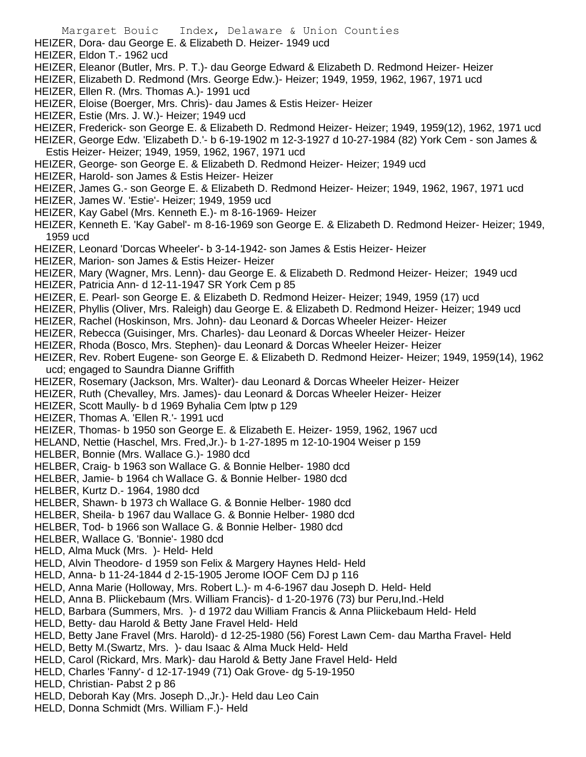HEIZER, Dora- dau George E. & Elizabeth D. Heizer- 1949 ucd
HEIZER, Eldon T.- 1962 ucd
HEIZER, Eleanor (Butler, Mrs. P. T.)- dau George Edward & Elizabeth D. Redmond Heizer- Heizer
HEIZER, Elizabeth D. Redmond (Mrs. George Edw.)- Heizer; 1949, 1959, 1962, 1967, 1971 ucd
HEIZER, Ellen R. (Mrs. Thomas A.)- 1991 ucd
HEIZER, Eloise (Boerger, Mrs. Chris)- dau James & Estis Heizer- Heizer
HEIZER, Estie (Mrs. J. W.)- Heizer; 1949 ucd
HEIZER, Frederick- son George E. & Elizabeth D. Redmond Heizer- Heizer; 1949, 1959(12), 1962, 1971 ucd
HEIZER, George Edw. 'Elizabeth D.'- b 6-19-1902 m 12-3-1927 d 10-27-1984 (82) York Cem - son James & Estis Heizer- Heizer; 1949, 1959, 1962, 1967, 1971 ucd
HEIZER, George- son George E. & Elizabeth D. Redmond Heizer- Heizer; 1949 ucd
HEIZER, Harold- son James & Estis Heizer- Heizer
HEIZER, James G.- son George E. & Elizabeth D. Redmond Heizer- Heizer; 1949, 1962, 1967, 1971 ucd
HEIZER, James W. 'Estie'- Heizer; 1949, 1959 ucd
HEIZER, Kay Gabel (Mrs. Kenneth E.)- m 8-16-1969- Heizer
HEIZER, Kenneth E. 'Kay Gabel'- m 8-16-1969 son George E. & Elizabeth D. Redmond Heizer- Heizer; 1949, 1959 ucd
HEIZER, Leonard 'Dorcas Wheeler'- b 3-14-1942- son James & Estis Heizer- Heizer
HEIZER, Marion- son James & Estis Heizer- Heizer
HEIZER, Mary (Wagner, Mrs. Lenn)- dau George E. & Elizabeth D. Redmond Heizer- Heizer; 1949 ucd
HEIZER, Patricia Ann- d 12-11-1947 SR York Cem p 85
HEIZER, E. Pearl- son George E. & Elizabeth D. Redmond Heizer- Heizer; 1949, 1959 (17) ucd
HEIZER, Phyllis (Oliver, Mrs. Raleigh) dau George E. & Elizabeth D. Redmond Heizer- Heizer; 1949 ucd
HEIZER, Rachel (Hoskinson, Mrs. John)- dau Leonard & Dorcas Wheeler Heizer- Heizer
HEIZER, Rebecca (Guisinger, Mrs. Charles)- dau Leonard & Dorcas Wheeler Heizer- Heizer
HEIZER, Rhoda (Bosco, Mrs. Stephen)- dau Leonard & Dorcas Wheeler Heizer- Heizer
HEIZER, Rev. Robert Eugene- son George E. & Elizabeth D. Redmond Heizer- Heizer; 1949, 1959(14), 1962 ucd; engaged to Saundra Dianne Griffith
HEIZER, Rosemary (Jackson, Mrs. Walter)- dau Leonard & Dorcas Wheeler Heizer- Heizer
HEIZER, Ruth (Chevalley, Mrs. James)- dau Leonard & Dorcas Wheeler Heizer- Heizer
HEIZER, Scott Maully- b d 1969 Byhalia Cem lptw p 129
HEIZER, Thomas A. 'Ellen R.'- 1991 ucd
HEIZER, Thomas- b 1950 son George E. & Elizabeth E. Heizer- 1959, 1962, 1967 ucd
HELAND, Nettie (Haschel, Mrs. Fred,Jr.)- b 1-27-1895 m 12-10-1904 Weiser p 159
HELBER, Bonnie (Mrs. Wallace G.)- 1980 dcd
HELBER, Craig- b 1963 son Wallace G. & Bonnie Helber- 1980 dcd
HELBER, Jamie- b 1964 ch Wallace G. & Bonnie Helber- 1980 dcd
HELBER, Kurtz D.- 1964, 1980 dcd
HELBER, Shawn- b 1973 ch Wallace G. & Bonnie Helber- 1980 dcd
HELBER, Sheila- b 1967 dau Wallace G. & Bonnie Helber- 1980 dcd
HELBER, Tod- b 1966 son Wallace G. & Bonnie Helber- 1980 dcd
HELBER, Wallace G. 'Bonnie'- 1980 dcd
HELD, Alma Muck (Mrs. )- Held- Held
HELD, Alvin Theodore- d 1959 son Felix & Margery Haynes Held- Held
HELD, Anna- b 11-24-1844 d 2-15-1905 Jerome IOOF Cem DJ p 116
HELD, Anna Marie (Holloway, Mrs. Robert L.)- m 4-6-1967 dau Joseph D. Held- Held
HELD, Anna B. Pliickebaum (Mrs. William Francis)- d 1-20-1976 (73) bur Peru,Ind.-Held
HELD, Barbara (Summers, Mrs. )- d 1972 dau William Francis & Anna Pliickebaum Held- Held
HELD, Betty- dau Harold & Betty Jane Fravel Held- Held
HELD, Betty Jane Fravel (Mrs. Harold)- d 12-25-1980 (56) Forest Lawn Cem- dau Martha Fravel- Held
HELD, Betty M.(Swartz, Mrs. )- dau Isaac & Alma Muck Held- Held
HELD, Carol (Rickard, Mrs. Mark)- dau Harold & Betty Jane Fravel Held- Held
HELD, Charles 'Fanny'- d 12-17-1949 (71) Oak Grove- dg 5-19-1950
HELD, Christian- Pabst 2 p 86
HELD, Deborah Kay (Mrs. Joseph D.,Jr.)- Held dau Leo Cain
HELD, Donna Schmidt (Mrs. William F.)- Held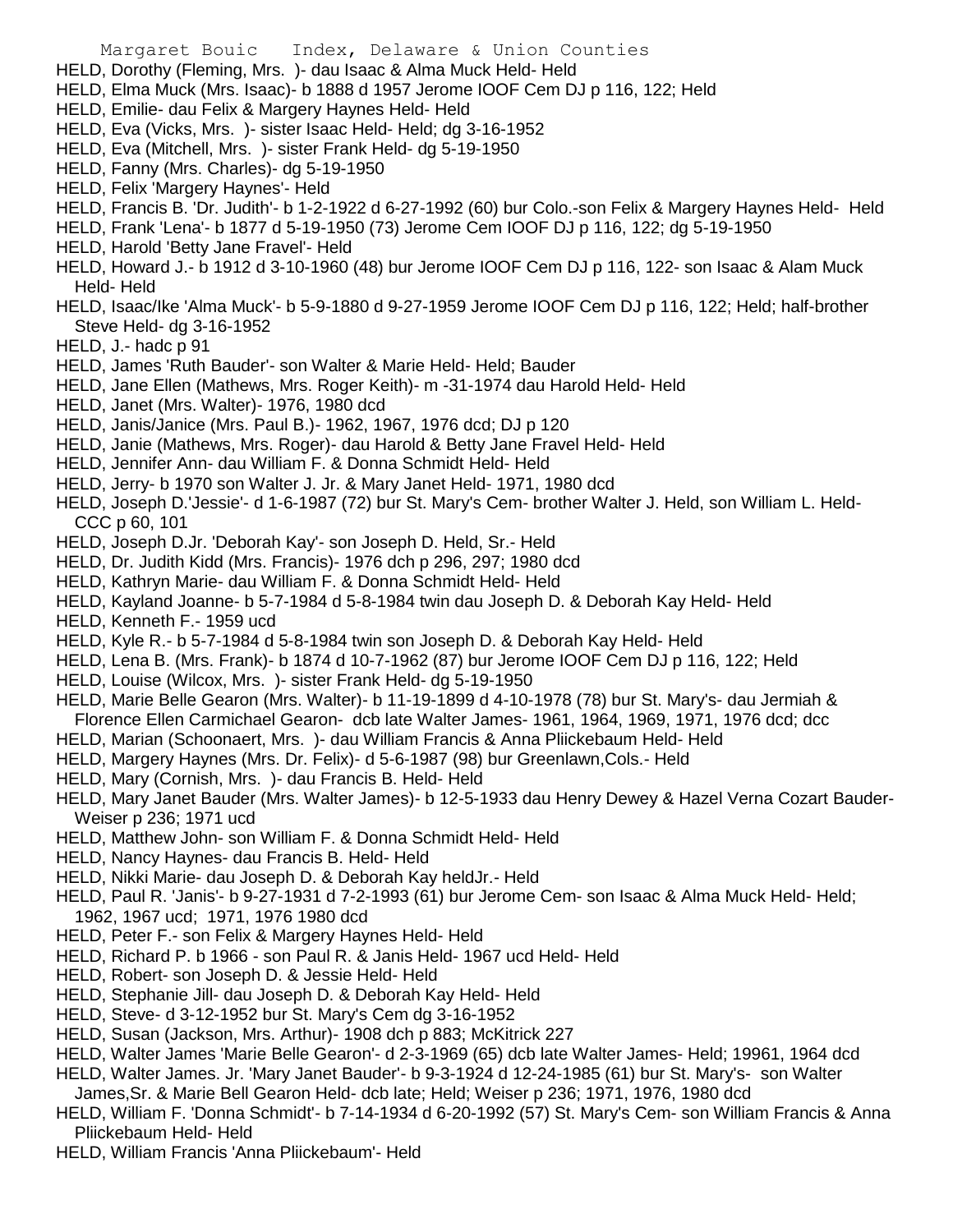HELD, Dorothy (Fleming, Mrs. )- dau Isaac & Alma Muck Held- Held
HELD, Elma Muck (Mrs. Isaac)- b 1888 d 1957 Jerome IOOF Cem DJ p 116, 122; Held
HELD, Emilie- dau Felix & Margery Haynes Held- Held
HELD, Eva (Vicks, Mrs. )- sister Isaac Held- Held; dg 3-16-1952
HELD, Eva (Mitchell, Mrs. )- sister Frank Held- dg 5-19-1950
HELD, Fanny (Mrs. Charles)- dg 5-19-1950
HELD, Felix 'Margery Haynes'- Held
HELD, Francis B. 'Dr. Judith'- b 1-2-1922 d 6-27-1992 (60) bur Colo.-son Felix & Margery Haynes Held- Held
HELD, Frank 'Lena'- b 1877 d 5-19-1950 (73) Jerome Cem IOOF DJ p 116, 122; dg 5-19-1950
HELD, Harold 'Betty Jane Fravel'- Held
HELD, Howard J.- b 1912 d 3-10-1960 (48) bur Jerome IOOF Cem DJ p 116, 122- son Isaac & Alam Muck Held- Held
HELD, Isaac/Ike 'Alma Muck'- b 5-9-1880 d 9-27-1959 Jerome IOOF Cem DJ p 116, 122; Held; half-brother Steve Held- dg 3-16-1952
HELD, J.- hadc p 91
HELD, James 'Ruth Bauder'- son Walter & Marie Held- Held; Bauder
HELD, Jane Ellen (Mathews, Mrs. Roger Keith)- m -31-1974 dau Harold Held- Held
HELD, Janet (Mrs. Walter)- 1976, 1980 dcd
HELD, Janis/Janice (Mrs. Paul B.)- 1962, 1967, 1976 dcd; DJ p 120
HELD, Janie (Mathews, Mrs. Roger)- dau Harold & Betty Jane Fravel Held- Held
HELD, Jennifer Ann- dau William F. & Donna Schmidt Held- Held
HELD, Jerry- b 1970 son Walter J. Jr. & Mary Janet Held- 1971, 1980 dcd
HELD, Joseph D.'Jessie'- d 1-6-1987 (72) bur St. Mary's Cem- brother Walter J. Held, son William L. Held- CCC p 60, 101
HELD, Joseph D.Jr. 'Deborah Kay'- son Joseph D. Held, Sr.- Held
HELD, Dr. Judith Kidd (Mrs. Francis)- 1976 dch p 296, 297; 1980 dcd
HELD, Kathryn Marie- dau William F. & Donna Schmidt Held- Held
HELD, Kayland Joanne- b 5-7-1984 d 5-8-1984 twin dau Joseph D. & Deborah Kay Held- Held
HELD, Kenneth F.- 1959 ucd
HELD, Kyle R.- b 5-7-1984 d 5-8-1984 twin son Joseph D. & Deborah Kay Held- Held
HELD, Lena B. (Mrs. Frank)- b 1874 d 10-7-1962 (87) bur Jerome IOOF Cem DJ p 116, 122; Held
HELD, Louise (Wilcox, Mrs. )- sister Frank Held- dg 5-19-1950
HELD, Marie Belle Gearon (Mrs. Walter)- b 11-19-1899 d 4-10-1978 (78) bur St. Mary's- dau Jermiah & Florence Ellen Carmichael Gearon- dcb late Walter James- 1961, 1964, 1969, 1971, 1976 dcd; dcc
HELD, Marian (Schoonaert, Mrs. )- dau William Francis & Anna Pliickebaum Held- Held
HELD, Margery Haynes (Mrs. Dr. Felix)- d 5-6-1987 (98) bur Greenlawn,Cols.- Held
HELD, Mary (Cornish, Mrs. )- dau Francis B. Held- Held
HELD, Mary Janet Bauder (Mrs. Walter James)- b 12-5-1933 dau Henry Dewey & Hazel Verna Cozart Bauder- Weiser p 236; 1971 ucd
HELD, Matthew John- son William F. & Donna Schmidt Held- Held
HELD, Nancy Haynes- dau Francis B. Held- Held
HELD, Nikki Marie- dau Joseph D. & Deborah Kay heldJr.- Held
HELD, Paul R. 'Janis'- b 9-27-1931 d 7-2-1993 (61) bur Jerome Cem- son Isaac & Alma Muck Held- Held; 1962, 1967 ucd; 1971, 1976 1980 dcd
HELD, Peter F.- son Felix & Margery Haynes Held- Held
HELD, Richard P. b 1966 - son Paul R. & Janis Held- 1967 ucd Held- Held
HELD, Robert- son Joseph D. & Jessie Held- Held
HELD, Stephanie Jill- dau Joseph D. & Deborah Kay Held- Held
HELD, Steve- d 3-12-1952 bur St. Mary's Cem dg 3-16-1952
HELD, Susan (Jackson, Mrs. Arthur)- 1908 dch p 883; McKitrick 227
HELD, Walter James 'Marie Belle Gearon'- d 2-3-1969 (65) dcb late Walter James- Held; 19961, 1964 dcd
HELD, Walter James. Jr. 'Mary Janet Bauder'- b 9-3-1924 d 12-24-1985 (61) bur St. Mary's- son Walter James,Sr. & Marie Bell Gearon Held- dcb late; Held; Weiser p 236; 1971, 1976, 1980 dcd
HELD, William F. 'Donna Schmidt'- b 7-14-1934 d 6-20-1992 (57) St. Mary's Cem- son William Francis & Anna Pliickebaum Held- Held
HELD, William Francis 'Anna Pliickebaum'- Held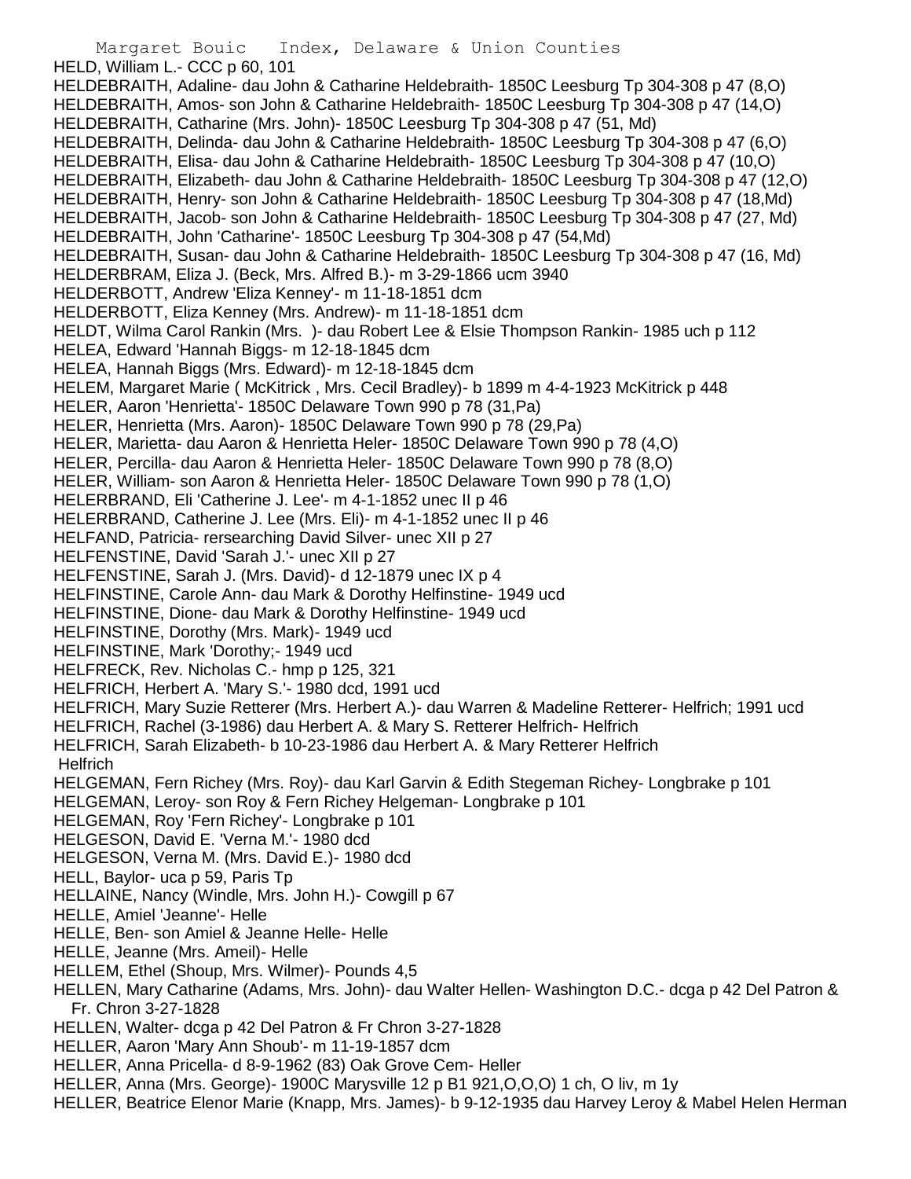HELD, William L.- CCC p 60, 101
HELDEBRAITH, Adaline- dau John & Catharine Heldebraith- 1850C Leesburg Tp 304-308 p 47 (8,O)
HELDEBRAITH, Amos- son John & Catharine Heldebraith- 1850C Leesburg Tp 304-308 p 47 (14,O)
HELDEBRAITH, Catharine (Mrs. John)- 1850C Leesburg Tp 304-308 p 47 (51, Md)
HELDEBRAITH, Delinda- dau John & Catharine Heldebraith- 1850C Leesburg Tp 304-308 p 47 (6,O)
HELDEBRAITH, Elisa- dau John & Catharine Heldebraith- 1850C Leesburg Tp 304-308 p 47 (10,O)
HELDEBRAITH, Elizabeth- dau John & Catharine Heldebraith- 1850C Leesburg Tp 304-308 p 47 (12,O)
HELDEBRAITH, Henry- son John & Catharine Heldebraith- 1850C Leesburg Tp 304-308 p 47 (18,Md)
HELDEBRAITH, Jacob- son John & Catharine Heldebraith- 1850C Leesburg Tp 304-308 p 47 (27, Md)
HELDEBRAITH, John 'Catharine'- 1850C Leesburg Tp 304-308 p 47 (54,Md)
HELDEBRAITH, Susan- dau John & Catharine Heldebraith- 1850C Leesburg Tp 304-308 p 47 (16, Md)
HELDERBRAM, Eliza J. (Beck, Mrs. Alfred B.)- m 3-29-1866 ucm 3940
HELDERBOTT, Andrew 'Eliza Kenney'- m 11-18-1851 dcm
HELDERBOTT, Eliza Kenney (Mrs. Andrew)- m 11-18-1851 dcm
HELDT, Wilma Carol Rankin (Mrs. )- dau Robert Lee & Elsie Thompson Rankin- 1985 uch p 112
HELEA, Edward 'Hannah Biggs- m 12-18-1845 dcm
HELEA, Hannah Biggs (Mrs. Edward)- m 12-18-1845 dcm
HELEM, Margaret Marie ( McKitrick , Mrs. Cecil Bradley)- b 1899 m 4-4-1923 McKitrick p 448
HELER, Aaron 'Henrietta'- 1850C Delaware Town 990 p 78 (31,Pa)
HELER, Henrietta (Mrs. Aaron)- 1850C Delaware Town 990 p 78 (29,Pa)
HELER, Marietta- dau Aaron & Henrietta Heler- 1850C Delaware Town 990 p 78 (4,O)
HELER, Percilla- dau Aaron & Henrietta Heler- 1850C Delaware Town 990 p 78 (8,O)
HELER, William- son Aaron & Henrietta Heler- 1850C Delaware Town 990 p 78 (1,O)
HELERBRAND, Eli 'Catherine J. Lee'- m 4-1-1852 unec II p 46
HELERBRAND, Catherine J. Lee (Mrs. Eli)- m 4-1-1852 unec II p 46
HELFAND, Patricia- rersearching David Silver- unec XII p 27
HELFENSTINE, David 'Sarah J.'- unec XII p 27
HELFENSTINE, Sarah J. (Mrs. David)- d 12-1879 unec IX p 4
HELFINSTINE, Carole Ann- dau Mark & Dorothy Helfinstine- 1949 ucd
HELFINSTINE, Dione- dau Mark & Dorothy Helfinstine- 1949 ucd
HELFINSTINE, Dorothy (Mrs. Mark)- 1949 ucd
HELFINSTINE, Mark 'Dorothy;- 1949 ucd
HELFRECK, Rev. Nicholas C.- hmp p 125, 321
HELFRICH, Herbert A. 'Mary S.'- 1980 dcd, 1991 ucd
HELFRICH, Mary Suzie Retterer (Mrs. Herbert A.)- dau Warren & Madeline Retterer- Helfrich; 1991 ucd
HELFRICH, Rachel (3-1986) dau Herbert A. & Mary S. Retterer Helfrich- Helfrich
HELFRICH, Sarah Elizabeth- b 10-23-1986 dau Herbert A. & Mary Retterer Helfrich
Helfrich
HELGEMAN, Fern Richey (Mrs. Roy)- dau Karl Garvin & Edith Stegeman Richey- Longbrake p 101
HELGEMAN, Leroy- son Roy & Fern Richey Helgeman- Longbrake p 101
HELGEMAN, Roy 'Fern Richey'- Longbrake p 101
HELGESON, David E. 'Verna M.'- 1980 dcd
HELGESON, Verna M. (Mrs. David E.)- 1980 dcd
HELL, Baylor- uca p 59, Paris Tp
HELLAINE, Nancy (Windle, Mrs. John H.)- Cowgill p 67
HELLE, Amiel 'Jeanne'- Helle
HELLE, Ben- son Amiel & Jeanne Helle- Helle
HELLE, Jeanne (Mrs. Ameil)- Helle
HELLEM, Ethel (Shoup, Mrs. Wilmer)- Pounds 4,5
HELLEN, Mary Catharine (Adams, Mrs. John)- dau Walter Hellen- Washington D.C.- dcga p 42 Del Patron & Fr. Chron 3-27-1828
HELLEN, Walter- dcga p 42 Del Patron & Fr Chron 3-27-1828
HELLER, Aaron 'Mary Ann Shoub'- m 11-19-1857 dcm
HELLER, Anna Pricella- d 8-9-1962 (83) Oak Grove Cem- Heller
HELLER, Anna (Mrs. George)- 1900C Marysville 12 p B1 921,O,O,O) 1 ch, O liv, m 1y
HELLER, Beatrice Elenor Marie (Knapp, Mrs. James)- b 9-12-1935 dau Harvey Leroy & Mabel Helen Herman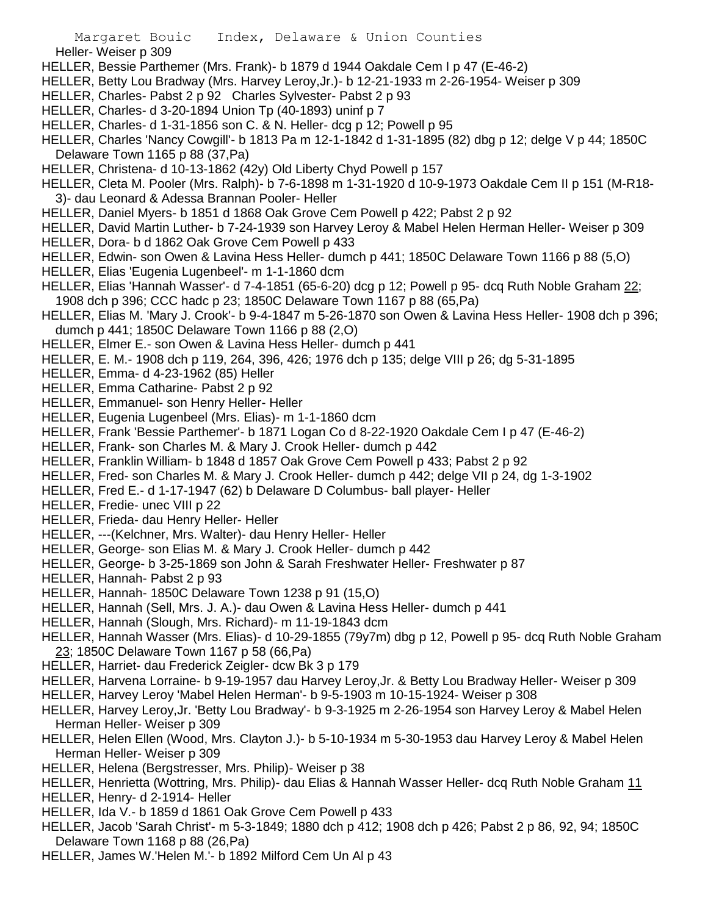Heller- Weiser p 309

HELLER, Bessie Parthemer (Mrs. Frank)- b 1879 d 1944 Oakdale Cem I p 47 (E-46-2)

HELLER, Betty Lou Bradway (Mrs. Harvey Leroy,Jr.)- b 12-21-1933 m 2-26-1954- Weiser p 309

HELLER, Charles- Pabst 2 p 92 Charles Sylvester- Pabst 2 p 93

HELLER, Charles- d 3-20-1894 Union Tp (40-1893) uninf p 7

HELLER, Charles- d 1-31-1856 son C. & N. Heller- dcg p 12; Powell p 95

HELLER, Charles 'Nancy Cowgill'- b 1813 Pa m 12-1-1842 d 1-31-1895 (82) dbg p 12; delge V p 44; 1850C Delaware Town 1165 p 88 (37,Pa)

HELLER, Christena- d 10-13-1862 (42y) Old Liberty Chyd Powell p 157

HELLER, Cleta M. Pooler (Mrs. Ralph)- b 7-6-1898 m 1-31-1920 d 10-9-1973 Oakdale Cem II p 151 (M-R18-3)- dau Leonard & Adessa Brannan Pooler- Heller

HELLER, Daniel Myers- b 1851 d 1868 Oak Grove Cem Powell p 422; Pabst 2 p 92

HELLER, David Martin Luther- b 7-24-1939 son Harvey Leroy & Mabel Helen Herman Heller- Weiser p 309

HELLER, Dora- b d 1862 Oak Grove Cem Powell p 433

HELLER, Edwin- son Owen & Lavina Hess Heller- dumch p 441; 1850C Delaware Town 1166 p 88 (5,O)

HELLER, Elias 'Eugenia Lugenbeel'- m 1-1-1860 dcm

HELLER, Elias 'Hannah Wasser'- d 7-4-1851 (65-6-20) dcg p 12; Powell p 95- dcq Ruth Noble Graham 22; 1908 dch p 396; CCC hadc p 23; 1850C Delaware Town 1167 p 88 (65,Pa)

HELLER, Elias M. 'Mary J. Crook'- b 9-4-1847 m 5-26-1870 son Owen & Lavina Hess Heller- 1908 dch p 396; dumch p 441; 1850C Delaware Town 1166 p 88 (2,O)

HELLER, Elmer E.- son Owen & Lavina Hess Heller- dumch p 441

HELLER, E. M.- 1908 dch p 119, 264, 396, 426; 1976 dch p 135; delge VIII p 26; dg 5-31-1895

HELLER, Emma- d 4-23-1962 (85) Heller

HELLER, Emma Catharine- Pabst 2 p 92

HELLER, Emmanuel- son Henry Heller- Heller

HELLER, Eugenia Lugenbeel (Mrs. Elias)- m 1-1-1860 dcm

HELLER, Frank 'Bessie Parthemer'- b 1871 Logan Co d 8-22-1920 Oakdale Cem I p 47 (E-46-2)

HELLER, Frank- son Charles M. & Mary J. Crook Heller- dumch p 442

HELLER, Franklin William- b 1848 d 1857 Oak Grove Cem Powell p 433; Pabst 2 p 92

HELLER, Fred- son Charles M. & Mary J. Crook Heller- dumch p 442; delge VII p 24, dg 1-3-1902

HELLER, Fred E.- d 1-17-1947 (62) b Delaware D Columbus- ball player- Heller

HELLER, Fredie- unec VIII p 22

HELLER, Frieda- dau Henry Heller- Heller

HELLER, ---(Kelchner, Mrs. Walter)- dau Henry Heller- Heller

HELLER, George- son Elias M. & Mary J. Crook Heller- dumch p 442

HELLER, George- b 3-25-1869 son John & Sarah Freshwater Heller- Freshwater p 87

HELLER, Hannah- Pabst 2 p 93

HELLER, Hannah- 1850C Delaware Town 1238 p 91 (15,O)

HELLER, Hannah (Sell, Mrs. J. A.)- dau Owen & Lavina Hess Heller- dumch p 441

HELLER, Hannah (Slough, Mrs. Richard)- m 11-19-1843 dcm

HELLER, Hannah Wasser (Mrs. Elias)- d 10-29-1855 (79y7m) dbg p 12, Powell p 95- dcq Ruth Noble Graham 23; 1850C Delaware Town 1167 p 58 (66,Pa)

HELLER, Harriet- dau Frederick Zeigler- dcw Bk 3 p 179

HELLER, Harvena Lorraine- b 9-19-1957 dau Harvey Leroy,Jr. & Betty Lou Bradway Heller- Weiser p 309

HELLER, Harvey Leroy 'Mabel Helen Herman'- b 9-5-1903 m 10-15-1924- Weiser p 308

HELLER, Harvey Leroy,Jr. 'Betty Lou Bradway'- b 9-3-1925 m 2-26-1954 son Harvey Leroy & Mabel Helen Herman Heller- Weiser p 309

HELLER, Helen Ellen (Wood, Mrs. Clayton J.)- b 5-10-1934 m 5-30-1953 dau Harvey Leroy & Mabel Helen Herman Heller- Weiser p 309

HELLER, Helena (Bergstresser, Mrs. Philip)- Weiser p 38

HELLER, Henrietta (Wottring, Mrs. Philip)- dau Elias & Hannah Wasser Heller- dcq Ruth Noble Graham 11

HELLER, Henry- d 2-1914- Heller

HELLER, Ida V.- b 1859 d 1861 Oak Grove Cem Powell p 433

HELLER, Jacob 'Sarah Christ'- m 5-3-1849; 1880 dch p 412; 1908 dch p 426; Pabst 2 p 86, 92, 94; 1850C Delaware Town 1168 p 88 (26,Pa)

HELLER, James W.'Helen M.'- b 1892 Milford Cem Un Al p 43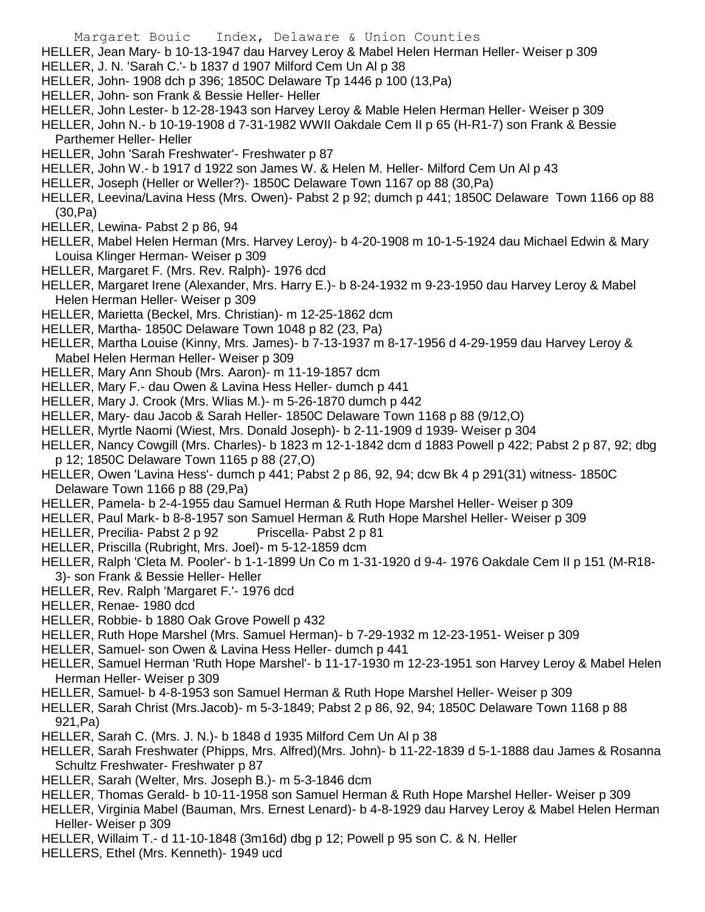HELLER, Jean Mary- b 10-13-1947 dau Harvey Leroy & Mabel Helen Herman Heller- Weiser p 309

HELLER, J. N. 'Sarah C.'- b 1837 d 1907 Milford Cem Un Al p 38

HELLER, John- 1908 dch p 396; 1850C Delaware Tp 1446 p 100 (13,Pa)

HELLER, John- son Frank & Bessie Heller- Heller

HELLER, John Lester- b 12-28-1943 son Harvey Leroy & Mable Helen Herman Heller- Weiser p 309

HELLER, John N.- b 10-19-1908 d 7-31-1982 WWII Oakdale Cem II p 65 (H-R1-7) son Frank & Bessie Parthemer Heller- Heller

HELLER, John 'Sarah Freshwater'- Freshwater p 87

HELLER, John W.- b 1917 d 1922 son James W. & Helen M. Heller- Milford Cem Un Al p 43

HELLER, Joseph (Heller or Weller?)- 1850C Delaware Town 1167 op 88 (30,Pa)

HELLER, Leevina/Lavina Hess (Mrs. Owen)- Pabst 2 p 92; dumch p 441; 1850C Delaware Town 1166 op 88 (30,Pa)

HELLER, Lewina- Pabst 2 p 86, 94

HELLER, Mabel Helen Herman (Mrs. Harvey Leroy)- b 4-20-1908 m 10-1-5-1924 dau Michael Edwin & Mary Louisa Klinger Herman- Weiser p 309

HELLER, Margaret F. (Mrs. Rev. Ralph)- 1976 dcd

HELLER, Margaret Irene (Alexander, Mrs. Harry E.)- b 8-24-1932 m 9-23-1950 dau Harvey Leroy & Mabel Helen Herman Heller- Weiser p 309

HELLER, Marietta (Beckel, Mrs. Christian)- m 12-25-1862 dcm

HELLER, Martha- 1850C Delaware Town 1048 p 82 (23, Pa)

HELLER, Martha Louise (Kinny, Mrs. James)- b 7-13-1937 m 8-17-1956 d 4-29-1959 dau Harvey Leroy & Mabel Helen Herman Heller- Weiser p 309

HELLER, Mary Ann Shoub (Mrs. Aaron)- m 11-19-1857 dcm

HELLER, Mary F.- dau Owen & Lavina Hess Heller- dumch p 441

HELLER, Mary J. Crook (Mrs. Wlias M.)- m 5-26-1870 dumch p 442

HELLER, Mary- dau Jacob & Sarah Heller- 1850C Delaware Town 1168 p 88 (9/12,O)

HELLER, Myrtle Naomi (Wiest, Mrs. Donald Joseph)- b 2-11-1909 d 1939- Weiser p 304

HELLER, Nancy Cowgill (Mrs. Charles)- b 1823 m 12-1-1842 dcm d 1883 Powell p 422; Pabst 2 p 87, 92; dbg p 12; 1850C Delaware Town 1165 p 88 (27,O)

HELLER, Owen 'Lavina Hess'- dumch p 441; Pabst 2 p 86, 92, 94; dcw Bk 4 p 291(31) witness- 1850C Delaware Town 1166 p 88 (29,Pa)

HELLER, Pamela- b 2-4-1955 dau Samuel Herman & Ruth Hope Marshel Heller- Weiser p 309

HELLER, Paul Mark- b 8-8-1957 son Samuel Herman & Ruth Hope Marshel Heller- Weiser p 309

HELLER, Precilia- Pabst 2 p 92 Priscella- Pabst 2 p 81

HELLER, Priscilla (Rubright, Mrs. Joel)- m 5-12-1859 dcm

HELLER, Ralph 'Cleta M. Pooler'- b 1-1-1899 Un Co m 1-31-1920 d 9-4- 1976 Oakdale Cem II p 151 (M-R18-3)- son Frank & Bessie Heller- Heller

HELLER, Rev. Ralph 'Margaret F.'- 1976 dcd

HELLER, Renae- 1980 dcd

HELLER, Robbie- b 1880 Oak Grove Powell p 432

HELLER, Ruth Hope Marshel (Mrs. Samuel Herman)- b 7-29-1932 m 12-23-1951- Weiser p 309

HELLER, Samuel- son Owen & Lavina Hess Heller- dumch p 441

HELLER, Samuel Herman 'Ruth Hope Marshel'- b 11-17-1930 m 12-23-1951 son Harvey Leroy & Mabel Helen Herman Heller- Weiser p 309

HELLER, Samuel- b 4-8-1953 son Samuel Herman & Ruth Hope Marshel Heller- Weiser p 309

HELLER, Sarah Christ (Mrs.Jacob)- m 5-3-1849; Pabst 2 p 86, 92, 94; 1850C Delaware Town 1168 p 88 921,Pa)

HELLER, Sarah C. (Mrs. J. N.)- b 1848 d 1935 Milford Cem Un Al p 38

HELLER, Sarah Freshwater (Phipps, Mrs. Alfred)(Mrs. John)- b 11-22-1839 d 5-1-1888 dau James & Rosanna Schultz Freshwater- Freshwater p 87

HELLER, Sarah (Welter, Mrs. Joseph B.)- m 5-3-1846 dcm

HELLER, Thomas Gerald- b 10-11-1958 son Samuel Herman & Ruth Hope Marshel Heller- Weiser p 309

HELLER, Virginia Mabel (Bauman, Mrs. Ernest Lenard)- b 4-8-1929 dau Harvey Leroy & Mabel Helen Herman Heller- Weiser p 309

HELLER, Willaim T.- d 11-10-1848 (3m16d) dbg p 12; Powell p 95 son C. & N. Heller

HELLERS, Ethel (Mrs. Kenneth)- 1949 ucd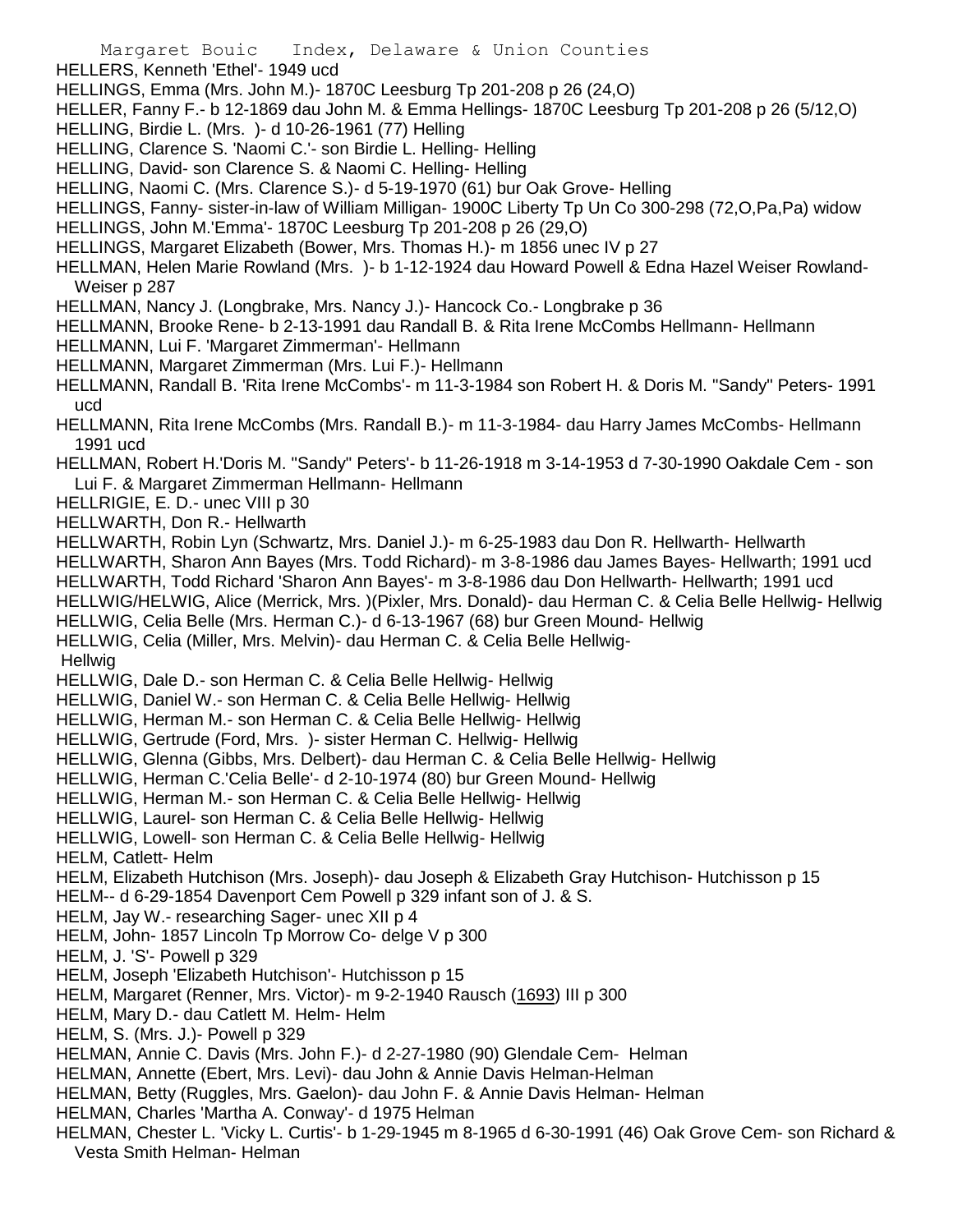HELLERS, Kenneth 'Ethel'- 1949 ucd

HELLINGS, Emma (Mrs. John M.)- 1870C Leesburg Tp 201-208 p 26 (24,O)

HELLER, Fanny F.- b 12-1869 dau John M. & Emma Hellings- 1870C Leesburg Tp 201-208 p 26 (5/12,O)

HELLING, Birdie L. (Mrs. )- d 10-26-1961 (77) Helling

HELLING, Clarence S. 'Naomi C.'- son Birdie L. Helling- Helling

HELLING, David- son Clarence S. & Naomi C. Helling- Helling

HELLING, Naomi C. (Mrs. Clarence S.)- d 5-19-1970 (61) bur Oak Grove- Helling

HELLINGS, Fanny- sister-in-law of William Milligan- 1900C Liberty Tp Un Co 300-298 (72,O,Pa,Pa) widow

HELLINGS, John M.'Emma'- 1870C Leesburg Tp 201-208 p 26 (29,O)

HELLINGS, Margaret Elizabeth (Bower, Mrs. Thomas H.)- m 1856 unec IV p 27

HELLMAN, Helen Marie Rowland (Mrs. )- b 1-12-1924 dau Howard Powell & Edna Hazel Weiser Rowland- Weiser p 287

HELLMAN, Nancy J. (Longbrake, Mrs. Nancy J.)- Hancock Co.- Longbrake p 36

HELLMANN, Brooke Rene- b 2-13-1991 dau Randall B. & Rita Irene McCombs Hellmann- Hellmann

HELLMANN, Lui F. 'Margaret Zimmerman'- Hellmann

HELLMANN, Margaret Zimmerman (Mrs. Lui F.)- Hellmann

HELLMANN, Randall B. 'Rita Irene McCombs'- m 11-3-1984 son Robert H. & Doris M. "Sandy" Peters- 1991 ucd

HELLMANN, Rita Irene McCombs (Mrs. Randall B.)- m 11-3-1984- dau Harry James McCombs- Hellmann 1991 ucd

HELLMAN, Robert H.'Doris M. "Sandy" Peters'- b 11-26-1918 m 3-14-1953 d 7-30-1990 Oakdale Cem - son Lui F. & Margaret Zimmerman Hellmann- Hellmann

HELLRIGIE, E. D.- unec VIII p 30

HELLWARTH, Don R.- Hellwarth

HELLWARTH, Robin Lyn (Schwartz, Mrs. Daniel J.)- m 6-25-1983 dau Don R. Hellwarth- Hellwarth

HELLWARTH, Sharon Ann Bayes (Mrs. Todd Richard)- m 3-8-1986 dau James Bayes- Hellwarth; 1991 ucd

HELLWARTH, Todd Richard 'Sharon Ann Bayes'- m 3-8-1986 dau Don Hellwarth- Hellwarth; 1991 ucd

HELLWIG/HELWIG, Alice (Merrick, Mrs. )(Pixler, Mrs. Donald)- dau Herman C. & Celia Belle Hellwig- Hellwig

HELLWIG, Celia Belle (Mrs. Herman C.)- d 6-13-1967 (68) bur Green Mound- Hellwig

HELLWIG, Celia (Miller, Mrs. Melvin)- dau Herman C. & Celia Belle Hellwig- Hellwig

HELLWIG, Dale D.- son Herman C. & Celia Belle Hellwig- Hellwig

HELLWIG, Daniel W.- son Herman C. & Celia Belle Hellwig- Hellwig

HELLWIG, Herman M.- son Herman C. & Celia Belle Hellwig- Hellwig

HELLWIG, Gertrude (Ford, Mrs. )- sister Herman C. Hellwig- Hellwig

HELLWIG, Glenna (Gibbs, Mrs. Delbert)- dau Herman C. & Celia Belle Hellwig- Hellwig

HELLWIG, Herman C.'Celia Belle'- d 2-10-1974 (80) bur Green Mound- Hellwig

HELLWIG, Herman M.- son Herman C. & Celia Belle Hellwig- Hellwig

HELLWIG, Laurel- son Herman C. & Celia Belle Hellwig- Hellwig

HELLWIG, Lowell- son Herman C. & Celia Belle Hellwig- Hellwig

HELM, Catlett- Helm

HELM, Elizabeth Hutchison (Mrs. Joseph)- dau Joseph & Elizabeth Gray Hutchison- Hutchisson p 15

HELM-- d 6-29-1854 Davenport Cem Powell p 329 infant son of J. & S.

HELM, Jay W.- researching Sager- unec XII p 4

HELM, John- 1857 Lincoln Tp Morrow Co- delge V p 300

HELM, J. 'S'- Powell p 329

HELM, Joseph 'Elizabeth Hutchison'- Hutchisson p 15

HELM, Margaret (Renner, Mrs. Victor)- m 9-2-1940 Rausch (1693) III p 300

HELM, Mary D.- dau Catlett M. Helm- Helm

HELM, S. (Mrs. J.)- Powell p 329

HELMAN, Annie C. Davis (Mrs. John F.)- d 2-27-1980 (90) Glendale Cem- Helman

HELMAN, Annette (Ebert, Mrs. Levi)- dau John & Annie Davis Helman-Helman

HELMAN, Betty (Ruggles, Mrs. Gaelon)- dau John F. & Annie Davis Helman- Helman

HELMAN, Charles 'Martha A. Conway'- d 1975 Helman

HELMAN, Chester L. 'Vicky L. Curtis'- b 1-29-1945 m 8-1965 d 6-30-1991 (46) Oak Grove Cem- son Richard & Vesta Smith Helman- Helman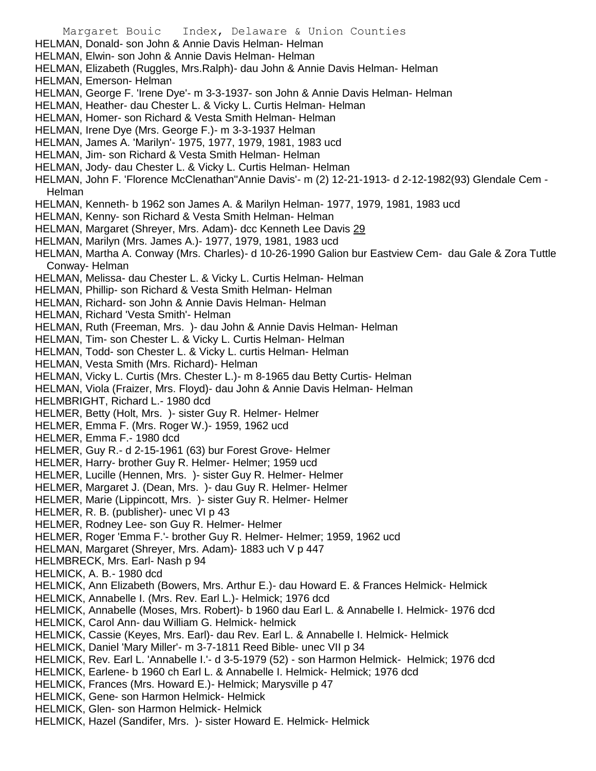HELMAN, Donald- son John & Annie Davis Helman- Helman
HELMAN, Elwin- son John & Annie Davis Helman- Helman
HELMAN, Elizabeth (Ruggles, Mrs.Ralph)- dau John & Annie Davis Helman- Helman
HELMAN, Emerson- Helman
HELMAN, George F. 'Irene Dye'- m 3-3-1937- son John & Annie Davis Helman- Helman
HELMAN, Heather- dau Chester L. & Vicky L. Curtis Helman- Helman
HELMAN, Homer- son Richard & Vesta Smith Helman- Helman
HELMAN, Irene Dye (Mrs. George F.)- m 3-3-1937 Helman
HELMAN, James A. 'Marilyn'- 1975, 1977, 1979, 1981, 1983 ucd
HELMAN, Jim- son Richard & Vesta Smith Helman- Helman
HELMAN, Jody- dau Chester L. & Vicky L. Curtis Helman- Helman
HELMAN, John F. 'Florence McClenathan''Annie Davis'- m (2) 12-21-1913- d 2-12-1982(93) Glendale Cem - Helman
HELMAN, Kenneth- b 1962 son James A. & Marilyn Helman- 1977, 1979, 1981, 1983 ucd
HELMAN, Kenny- son Richard & Vesta Smith Helman- Helman
HELMAN, Margaret (Shreyer, Mrs. Adam)- dcc Kenneth Lee Davis 29
HELMAN, Marilyn (Mrs. James A.)- 1977, 1979, 1981, 1983 ucd
HELMAN, Martha A. Conway (Mrs. Charles)- d 10-26-1990 Galion bur Eastview Cem- dau Gale & Zora Tuttle Conway- Helman
HELMAN, Melissa- dau Chester L. & Vicky L. Curtis Helman- Helman
HELMAN, Phillip- son Richard & Vesta Smith Helman- Helman
HELMAN, Richard- son John & Annie Davis Helman- Helman
HELMAN, Richard 'Vesta Smith'- Helman
HELMAN, Ruth (Freeman, Mrs. )- dau John & Annie Davis Helman- Helman
HELMAN, Tim- son Chester L. & Vicky L. Curtis Helman- Helman
HELMAN, Todd- son Chester L. & Vicky L. curtis Helman- Helman
HELMAN, Vesta Smith (Mrs. Richard)- Helman
HELMAN, Vicky L. Curtis (Mrs. Chester L.)- m 8-1965 dau Betty Curtis- Helman
HELMAN, Viola (Fraizer, Mrs. Floyd)- dau John & Annie Davis Helman- Helman
HELMBRIGHT, Richard L.- 1980 dcd
HELMER, Betty (Holt, Mrs. )- sister Guy R. Helmer- Helmer
HELMER, Emma F. (Mrs. Roger W.)- 1959, 1962 ucd
HELMER, Emma F.- 1980 dcd
HELMER, Guy R.- d 2-15-1961 (63) bur Forest Grove- Helmer
HELMER, Harry- brother Guy R. Helmer- Helmer; 1959 ucd
HELMER, Lucille (Hennen, Mrs. )- sister Guy R. Helmer- Helmer
HELMER, Margaret J. (Dean, Mrs. )- dau Guy R. Helmer- Helmer
HELMER, Marie (Lippincott, Mrs. )- sister Guy R. Helmer- Helmer
HELMER, R. B. (publisher)- unec VI p 43
HELMER, Rodney Lee- son Guy R. Helmer- Helmer
HELMER, Roger 'Emma F.'- brother Guy R. Helmer- Helmer; 1959, 1962 ucd
HELMAN, Margaret (Shreyer, Mrs. Adam)- 1883 uch V p 447
HELMBRECK, Mrs. Earl- Nash p 94
HELMICK, A. B.- 1980 dcd
HELMICK, Ann Elizabeth (Bowers, Mrs. Arthur E.)- dau Howard E. & Frances Helmick- Helmick
HELMICK, Annabelle I. (Mrs. Rev. Earl L.)- Helmick; 1976 dcd
HELMICK, Annabelle (Moses, Mrs. Robert)- b 1960 dau Earl L. & Annabelle I. Helmick- 1976 dcd
HELMICK, Carol Ann- dau William G. Helmick- helmick
HELMICK, Cassie (Keyes, Mrs. Earl)- dau Rev. Earl L. & Annabelle I. Helmick- Helmick
HELMICK, Daniel 'Mary Miller'- m 3-7-1811 Reed Bible- unec VII p 34
HELMICK, Rev. Earl L. 'Annabelle I.'- d 3-5-1979 (52) - son Harmon Helmick- Helmick; 1976 dcd
HELMICK, Earlene- b 1960 ch Earl L. & Annabelle I. Helmick- Helmick; 1976 dcd
HELMICK, Frances (Mrs. Howard E.)- Helmick; Marysville p 47
HELMICK, Gene- son Harmon Helmick- Helmick
HELMICK, Glen- son Harmon Helmick- Helmick
HELMICK, Hazel (Sandifer, Mrs. )- sister Howard E. Helmick- Helmick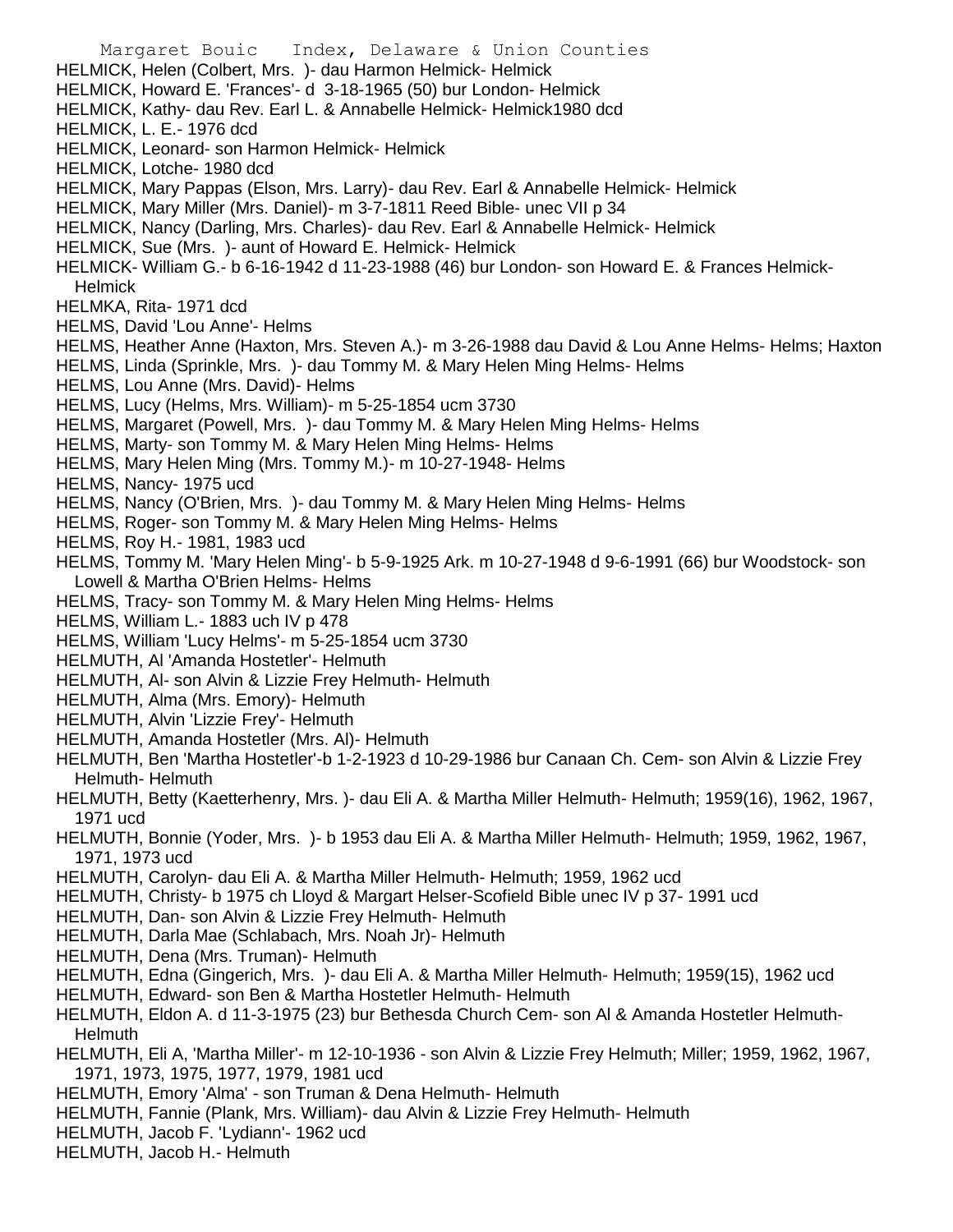HELMICK, Helen (Colbert, Mrs. )- dau Harmon Helmick- Helmick
HELMICK, Howard E. 'Frances'- d 3-18-1965 (50) bur London- Helmick
HELMICK, Kathy- dau Rev. Earl L. & Annabelle Helmick- Helmick1980 dcd
HELMICK, L. E.- 1976 dcd
HELMICK, Leonard- son Harmon Helmick- Helmick
HELMICK, Lotche- 1980 dcd
HELMICK, Mary Pappas (Elson, Mrs. Larry)- dau Rev. Earl & Annabelle Helmick- Helmick
HELMICK, Mary Miller (Mrs. Daniel)- m 3-7-1811 Reed Bible- unec VII p 34
HELMICK, Nancy (Darling, Mrs. Charles)- dau Rev. Earl & Annabelle Helmick- Helmick
HELMICK, Sue (Mrs. )- aunt of Howard E. Helmick- Helmick
HELMICK- William G.- b 6-16-1942 d 11-23-1988 (46) bur London- son Howard E. & Frances Helmick- Helmick
HELMKA, Rita- 1971 dcd
HELMS, David 'Lou Anne'- Helms
HELMS, Heather Anne (Haxton, Mrs. Steven A.)- m 3-26-1988 dau David & Lou Anne Helms- Helms; Haxton
HELMS, Linda (Sprinkle, Mrs. )- dau Tommy M. & Mary Helen Ming Helms- Helms
HELMS, Lou Anne (Mrs. David)- Helms
HELMS, Lucy (Helms, Mrs. William)- m 5-25-1854 ucm 3730
HELMS, Margaret (Powell, Mrs. )- dau Tommy M. & Mary Helen Ming Helms- Helms
HELMS, Marty- son Tommy M. & Mary Helen Ming Helms- Helms
HELMS, Mary Helen Ming (Mrs. Tommy M.)- m 10-27-1948- Helms
HELMS, Nancy- 1975 ucd
HELMS, Nancy (O'Brien, Mrs. )- dau Tommy M. & Mary Helen Ming Helms- Helms
HELMS, Roger- son Tommy M. & Mary Helen Ming Helms- Helms
HELMS, Roy H.- 1981, 1983 ucd
HELMS, Tommy M. 'Mary Helen Ming'- b 5-9-1925 Ark. m 10-27-1948 d 9-6-1991 (66) bur Woodstock- son Lowell & Martha O'Brien Helms- Helms
HELMS, Tracy- son Tommy M. & Mary Helen Ming Helms- Helms
HELMS, William L.- 1883 uch IV p 478
HELMS, William 'Lucy Helms'- m 5-25-1854 ucm 3730
HELMUTH, Al 'Amanda Hostetler'- Helmuth
HELMUTH, Al- son Alvin & Lizzie Frey Helmuth- Helmuth
HELMUTH, Alma (Mrs. Emory)- Helmuth
HELMUTH, Alvin 'Lizzie Frey'- Helmuth
HELMUTH, Amanda Hostetler (Mrs. Al)- Helmuth
HELMUTH, Ben 'Martha Hostetler'-b 1-2-1923 d 10-29-1986 bur Canaan Ch. Cem- son Alvin & Lizzie Frey Helmuth- Helmuth
HELMUTH, Betty (Kaetterhenry, Mrs. )- dau Eli A. & Martha Miller Helmuth- Helmuth; 1959(16), 1962, 1967, 1971 ucd
HELMUTH, Bonnie (Yoder, Mrs. )- b 1953 dau Eli A. & Martha Miller Helmuth- Helmuth; 1959, 1962, 1967, 1971, 1973 ucd
HELMUTH, Carolyn- dau Eli A. & Martha Miller Helmuth- Helmuth; 1959, 1962 ucd
HELMUTH, Christy- b 1975 ch Lloyd & Margart Helser-Scofield Bible unec IV p 37- 1991 ucd
HELMUTH, Dan- son Alvin & Lizzie Frey Helmuth- Helmuth
HELMUTH, Darla Mae (Schlabach, Mrs. Noah Jr)- Helmuth
HELMUTH, Dena (Mrs. Truman)- Helmuth
HELMUTH, Edna (Gingerich, Mrs. )- dau Eli A. & Martha Miller Helmuth- Helmuth; 1959(15), 1962 ucd
HELMUTH, Edward- son Ben & Martha Hostetler Helmuth- Helmuth
HELMUTH, Eldon A. d 11-3-1975 (23) bur Bethesda Church Cem- son Al & Amanda Hostetler Helmuth- Helmuth
HELMUTH, Eli A, 'Martha Miller'- m 12-10-1936 - son Alvin & Lizzie Frey Helmuth; Miller; 1959, 1962, 1967, 1971, 1973, 1975, 1977, 1979, 1981 ucd
HELMUTH, Emory 'Alma' - son Truman & Dena Helmuth- Helmuth
HELMUTH, Fannie (Plank, Mrs. William)- dau Alvin & Lizzie Frey Helmuth- Helmuth
HELMUTH, Jacob F. 'Lydiann'- 1962 ucd
HELMUTH, Jacob H.- Helmuth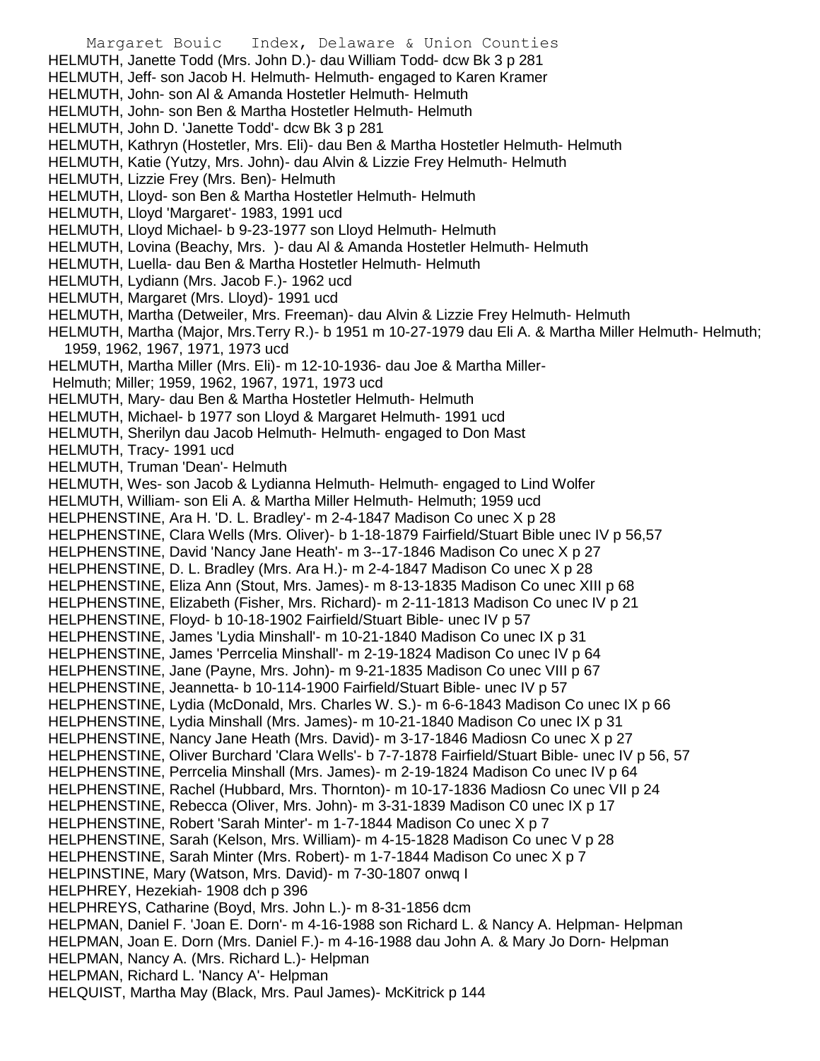HELMUTH, Janette Todd (Mrs. John D.)- dau William Todd- dcw Bk 3 p 281
HELMUTH, Jeff- son Jacob H. Helmuth- Helmuth- engaged to Karen Kramer
HELMUTH, John- son Al & Amanda Hostetler Helmuth- Helmuth
HELMUTH, John- son Ben & Martha Hostetler Helmuth- Helmuth
HELMUTH, John D. 'Janette Todd'- dcw Bk 3 p 281
HELMUTH, Kathryn (Hostetler, Mrs. Eli)- dau Ben & Martha Hostetler Helmuth- Helmuth
HELMUTH, Katie (Yutzy, Mrs. John)- dau Alvin & Lizzie Frey Helmuth- Helmuth
HELMUTH, Lizzie Frey (Mrs. Ben)- Helmuth
HELMUTH, Lloyd- son Ben & Martha Hostetler Helmuth- Helmuth
HELMUTH, Lloyd 'Margaret'- 1983, 1991 ucd
HELMUTH, Lloyd Michael- b 9-23-1977 son Lloyd Helmuth- Helmuth
HELMUTH, Lovina (Beachy, Mrs. )- dau Al & Amanda Hostetler Helmuth- Helmuth
HELMUTH, Luella- dau Ben & Martha Hostetler Helmuth- Helmuth
HELMUTH, Lydiann (Mrs. Jacob F.)- 1962 ucd
HELMUTH, Margaret (Mrs. Lloyd)- 1991 ucd
HELMUTH, Martha (Detweiler, Mrs. Freeman)- dau Alvin & Lizzie Frey Helmuth- Helmuth
HELMUTH, Martha (Major, Mrs.Terry R.)- b 1951 m 10-27-1979 dau Eli A. & Martha Miller Helmuth- Helmuth; 1959, 1962, 1967, 1971, 1973 ucd
HELMUTH, Martha Miller (Mrs. Eli)- m 12-10-1936- dau Joe & Martha Miller- Helmuth; Miller; 1959, 1962, 1967, 1971, 1973 ucd
HELMUTH, Mary- dau Ben & Martha Hostetler Helmuth- Helmuth
HELMUTH, Michael- b 1977 son Lloyd & Margaret Helmuth- 1991 ucd
HELMUTH, Sherilyn dau Jacob Helmuth- Helmuth- engaged to Don Mast
HELMUTH, Tracy- 1991 ucd
HELMUTH, Truman 'Dean'- Helmuth
HELMUTH, Wes- son Jacob & Lydianna Helmuth- Helmuth- engaged to Lind Wolfer
HELMUTH, William- son Eli A. & Martha Miller Helmuth- Helmuth; 1959 ucd
HELPHENSTINE, Ara H. 'D. L. Bradley'- m 2-4-1847 Madison Co unec X p 28
HELPHENSTINE, Clara Wells (Mrs. Oliver)- b 1-18-1879 Fairfield/Stuart Bible unec IV p 56,57
HELPHENSTINE, David 'Nancy Jane Heath'- m 3--17-1846 Madison Co unec X p 27
HELPHENSTINE, D. L. Bradley (Mrs. Ara H.)- m 2-4-1847 Madison Co unec X p 28
HELPHENSTINE, Eliza Ann (Stout, Mrs. James)- m 8-13-1835 Madison Co unec XIII p 68
HELPHENSTINE, Elizabeth (Fisher, Mrs. Richard)- m 2-11-1813 Madison Co unec IV p 21
HELPHENSTINE, Floyd- b 10-18-1902 Fairfield/Stuart Bible- unec IV p 57
HELPHENSTINE, James 'Lydia Minshall'- m 10-21-1840 Madison Co unec IX p 31
HELPHENSTINE, James 'Perrcelia Minshall'- m 2-19-1824 Madison Co unec IV p 64
HELPHENSTINE, Jane (Payne, Mrs. John)- m 9-21-1835 Madison Co unec VIII p 67
HELPHENSTINE, Jeannetta- b 10-114-1900 Fairfield/Stuart Bible- unec IV p 57
HELPHENSTINE, Lydia (McDonald, Mrs. Charles W. S.)- m 6-6-1843 Madison Co unec IX p 66
HELPHENSTINE, Lydia Minshall (Mrs. James)- m 10-21-1840 Madison Co unec IX p 31
HELPHENSTINE, Nancy Jane Heath (Mrs. David)- m 3-17-1846 Madiosn Co unec X p 27
HELPHENSTINE, Oliver Burchard 'Clara Wells'- b 7-7-1878 Fairfield/Stuart Bible- unec IV p 56, 57
HELPHENSTINE, Perrcelia Minshall (Mrs. James)- m 2-19-1824 Madison Co unec IV p 64
HELPHENSTINE, Rachel (Hubbard, Mrs. Thornton)- m 10-17-1836 Madiosn Co unec VII p 24
HELPHENSTINE, Rebecca (Oliver, Mrs. John)- m 3-31-1839 Madison C0 unec IX p 17
HELPHENSTINE, Robert 'Sarah Minter'- m 1-7-1844 Madison Co unec X p 7
HELPHENSTINE, Sarah (Kelson, Mrs. William)- m 4-15-1828 Madison Co unec V p 28
HELPHENSTINE, Sarah Minter (Mrs. Robert)- m 1-7-1844 Madison Co unec X p 7
HELPINSTINE, Mary (Watson, Mrs. David)- m 7-30-1807 onwq I
HELPHREY, Hezekiah- 1908 dch p 396
HELPHREYS, Catharine (Boyd, Mrs. John L.)- m 8-31-1856 dcm
HELPMAN, Daniel F. 'Joan E. Dorn'- m 4-16-1988 son Richard L. & Nancy A. Helpman- Helpman
HELPMAN, Joan E. Dorn (Mrs. Daniel F.)- m 4-16-1988 dau John A. & Mary Jo Dorn- Helpman
HELPMAN, Nancy A. (Mrs. Richard L.)- Helpman
HELPMAN, Richard L. 'Nancy A'- Helpman
HELQUIST, Martha May (Black, Mrs. Paul James)- McKitrick p 144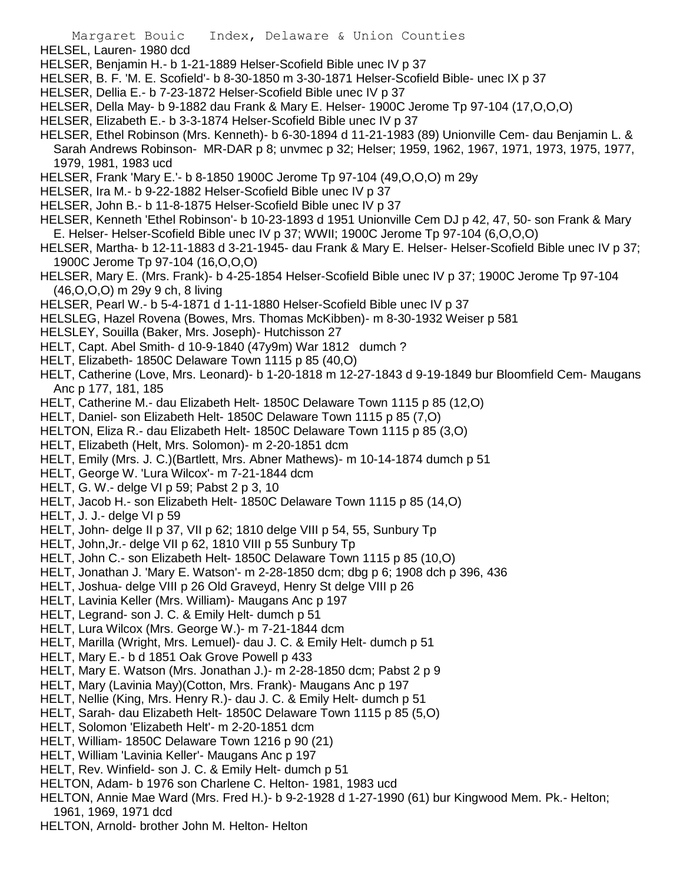HELSEL, Lauren- 1980 dcd

HELSER, Benjamin H.- b 1-21-1889 Helser-Scofield Bible unec IV p 37

HELSER, B. F. 'M. E. Scofield'- b 8-30-1850 m 3-30-1871 Helser-Scofield Bible- unec IX p 37

HELSER, Dellia E.- b 7-23-1872 Helser-Scofield Bible unec IV p 37

HELSER, Della May- b 9-1882 dau Frank & Mary E. Helser- 1900C Jerome Tp 97-104 (17,O,O,O)

HELSER, Elizabeth E.- b 3-3-1874 Helser-Scofield Bible unec IV p 37

HELSER, Ethel Robinson (Mrs. Kenneth)- b 6-30-1894 d 11-21-1983 (89) Unionville Cem- dau Benjamin L. & Sarah Andrews Robinson- MR-DAR p 8; unvmec p 32; Helser; 1959, 1962, 1967, 1971, 1973, 1975, 1977, 1979, 1981, 1983 ucd

HELSER, Frank 'Mary E.'- b 8-1850 1900C Jerome Tp 97-104 (49,O,O,O) m 29y

HELSER, Ira M.- b 9-22-1882 Helser-Scofield Bible unec IV p 37

HELSER, John B.- b 11-8-1875 Helser-Scofield Bible unec IV p 37

HELSER, Kenneth 'Ethel Robinson'- b 10-23-1893 d 1951 Unionville Cem DJ p 42, 47, 50- son Frank & Mary E. Helser- Helser-Scofield Bible unec IV p 37; WWII; 1900C Jerome Tp 97-104 (6,O,O,O)

HELSER, Martha- b 12-11-1883 d 3-21-1945- dau Frank & Mary E. Helser- Helser-Scofield Bible unec IV p 37; 1900C Jerome Tp 97-104 (16,O,O,O)

HELSER, Mary E. (Mrs. Frank)- b 4-25-1854 Helser-Scofield Bible unec IV p 37; 1900C Jerome Tp 97-104 (46,O,O,O) m 29y 9 ch, 8 living

HELSER, Pearl W.- b 5-4-1871 d 1-11-1880 Helser-Scofield Bible unec IV p 37

HELSLEG, Hazel Rovena (Bowes, Mrs. Thomas McKibben)- m 8-30-1932 Weiser p 581

HELSLEY, Souilla (Baker, Mrs. Joseph)- Hutchisson 27

HELT, Capt. Abel Smith- d 10-9-1840 (47y9m) War 1812 dumch ?

HELT, Elizabeth- 1850C Delaware Town 1115 p 85 (40,O)

HELT, Catherine (Love, Mrs. Leonard)- b 1-20-1818 m 12-27-1843 d 9-19-1849 bur Bloomfield Cem- Maugans Anc p 177, 181, 185

HELT, Catherine M.- dau Elizabeth Helt- 1850C Delaware Town 1115 p 85 (12,O)

HELT, Daniel- son Elizabeth Helt- 1850C Delaware Town 1115 p 85 (7,O)

HELTON, Eliza R.- dau Elizabeth Helt- 1850C Delaware Town 1115 p 85 (3,O)

HELT, Elizabeth (Helt, Mrs. Solomon)- m 2-20-1851 dcm

HELT, Emily (Mrs. J. C.)(Bartlett, Mrs. Abner Mathews)- m 10-14-1874 dumch p 51

HELT, George W. 'Lura Wilcox'- m 7-21-1844 dcm

HELT, G. W.- delge VI p 59; Pabst 2 p 3, 10

HELT, Jacob H.- son Elizabeth Helt- 1850C Delaware Town 1115 p 85 (14,O)

HELT, J. J.- delge VI p 59

HELT, John- delge II p 37, VII p 62; 1810 delge VIII p 54, 55, Sunbury Tp

HELT, John,Jr.- delge VII p 62, 1810 VIII p 55 Sunbury Tp

HELT, John C.- son Elizabeth Helt- 1850C Delaware Town 1115 p 85 (10,O)

HELT, Jonathan J. 'Mary E. Watson'- m 2-28-1850 dcm; dbg p 6; 1908 dch p 396, 436

HELT, Joshua- delge VIII p 26 Old Graveyd, Henry St delge VIII p 26

HELT, Lavinia Keller (Mrs. William)- Maugans Anc p 197

HELT, Legrand- son J. C. & Emily Helt- dumch p 51

HELT, Lura Wilcox (Mrs. George W.)- m 7-21-1844 dcm

HELT, Marilla (Wright, Mrs. Lemuel)- dau J. C. & Emily Helt- dumch p 51

HELT, Mary E.- b d 1851 Oak Grove Powell p 433

HELT, Mary E. Watson (Mrs. Jonathan J.)- m 2-28-1850 dcm; Pabst 2 p 9

HELT, Mary (Lavinia May)(Cotton, Mrs. Frank)- Maugans Anc p 197

HELT, Nellie (King, Mrs. Henry R.)- dau J. C. & Emily Helt- dumch p 51

HELT, Sarah- dau Elizabeth Helt- 1850C Delaware Town 1115 p 85 (5,O)

HELT, Solomon 'Elizabeth Helt'- m 2-20-1851 dcm

HELT, William- 1850C Delaware Town 1216 p 90 (21)

HELT, William 'Lavinia Keller'- Maugans Anc p 197

HELT, Rev. Winfield- son J. C. & Emily Helt- dumch p 51

HELTON, Adam- b 1976 son Charlene C. Helton- 1981, 1983 ucd

HELTON, Annie Mae Ward (Mrs. Fred H.)- b 9-2-1928 d 1-27-1990 (61) bur Kingwood Mem. Pk.- Helton; 1961, 1969, 1971 dcd

HELTON, Arnold- brother John M. Helton- Helton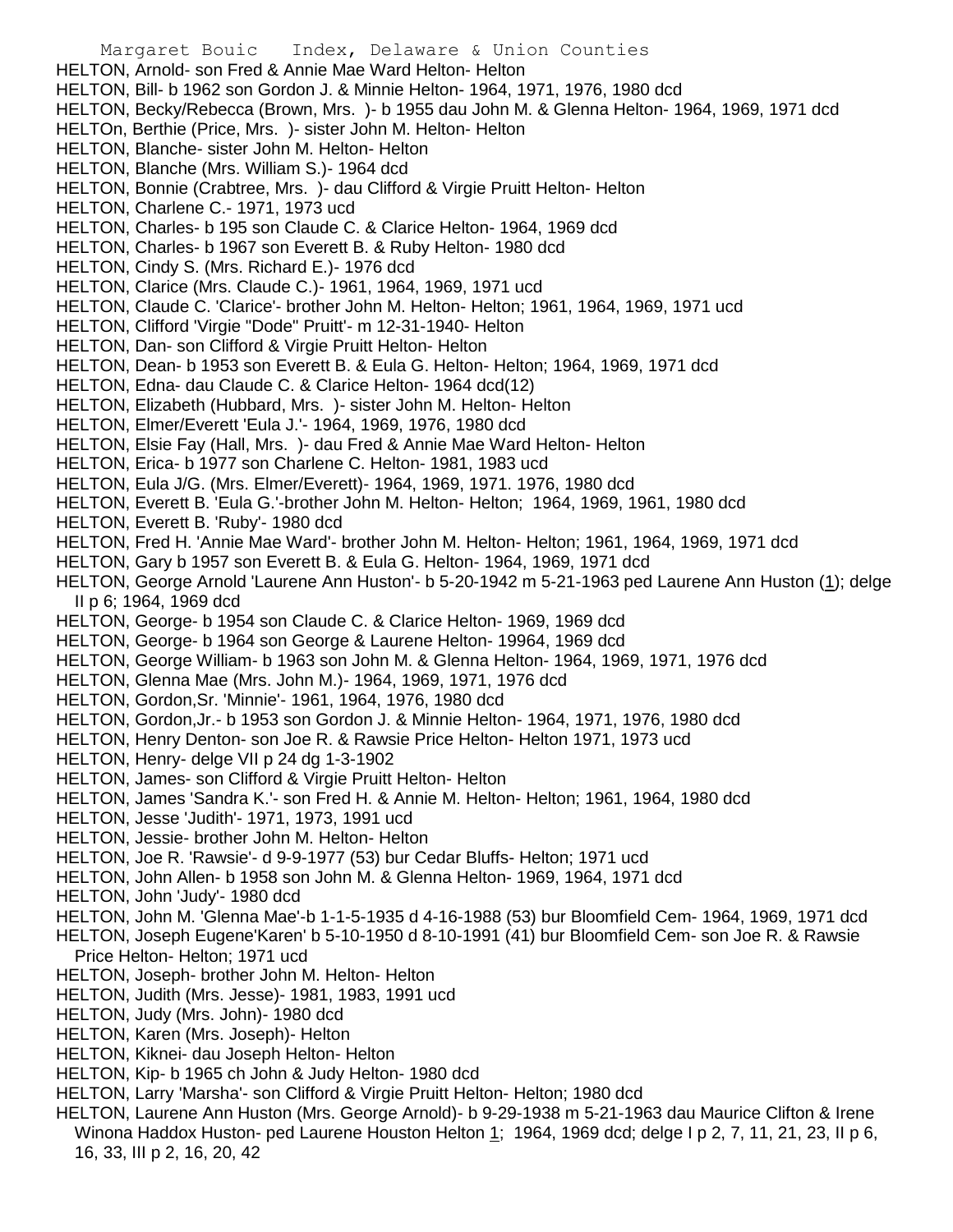HELTON, Arnold- son Fred & Annie Mae Ward Helton- Helton
HELTON, Bill- b 1962 son Gordon J. & Minnie Helton- 1964, 1971, 1976, 1980 dcd
HELTON, Becky/Rebecca (Brown, Mrs. )- b 1955 dau John M. & Glenna Helton- 1964, 1969, 1971 dcd
HELTOn, Berthie (Price, Mrs. )- sister John M. Helton- Helton
HELTON, Blanche- sister John M. Helton- Helton
HELTON, Blanche (Mrs. William S.)- 1964 dcd
HELTON, Bonnie (Crabtree, Mrs. )- dau Clifford & Virgie Pruitt Helton- Helton
HELTON, Charlene C.- 1971, 1973 ucd
HELTON, Charles- b 195 son Claude C. & Clarice Helton- 1964, 1969 dcd
HELTON, Charles- b 1967 son Everett B. & Ruby Helton- 1980 dcd
HELTON, Cindy S. (Mrs. Richard E.)- 1976 dcd
HELTON, Clarice (Mrs. Claude C.)- 1961, 1964, 1969, 1971 ucd
HELTON, Claude C. 'Clarice'- brother John M. Helton- Helton; 1961, 1964, 1969, 1971 ucd
HELTON, Clifford 'Virgie "Dode" Pruitt'- m 12-31-1940- Helton
HELTON, Dan- son Clifford & Virgie Pruitt Helton- Helton
HELTON, Dean- b 1953 son Everett B. & Eula G. Helton- Helton; 1964, 1969, 1971 dcd
HELTON, Edna- dau Claude C. & Clarice Helton- 1964 dcd(12)
HELTON, Elizabeth (Hubbard, Mrs. )- sister John M. Helton- Helton
HELTON, Elmer/Everett 'Eula J.'- 1964, 1969, 1976, 1980 dcd
HELTON, Elsie Fay (Hall, Mrs. )- dau Fred & Annie Mae Ward Helton- Helton
HELTON, Erica- b 1977 son Charlene C. Helton- 1981, 1983 ucd
HELTON, Eula J/G. (Mrs. Elmer/Everett)- 1964, 1969, 1971. 1976, 1980 dcd
HELTON, Everett B. 'Eula G.'-brother John M. Helton- Helton; 1964, 1969, 1961, 1980 dcd
HELTON, Everett B. 'Ruby'- 1980 dcd
HELTON, Fred H. 'Annie Mae Ward'- brother John M. Helton- Helton; 1961, 1964, 1969, 1971 dcd
HELTON, Gary b 1957 son Everett B. & Eula G. Helton- 1964, 1969, 1971 dcd
HELTON, George Arnold 'Laurene Ann Huston'- b 5-20-1942 m 5-21-1963 ped Laurene Ann Huston (1); delge II p 6; 1964, 1969 dcd
HELTON, George- b 1954 son Claude C. & Clarice Helton- 1969, 1969 dcd
HELTON, George- b 1964 son George & Laurene Helton- 19964, 1969 dcd
HELTON, George William- b 1963 son John M. & Glenna Helton- 1964, 1969, 1971, 1976 dcd
HELTON, Glenna Mae (Mrs. John M.)- 1964, 1969, 1971, 1976 dcd
HELTON, Gordon,Sr. 'Minnie'- 1961, 1964, 1976, 1980 dcd
HELTON, Gordon,Jr.- b 1953 son Gordon J. & Minnie Helton- 1964, 1971, 1976, 1980 dcd
HELTON, Henry Denton- son Joe R. & Rawsie Price Helton- Helton 1971, 1973 ucd
HELTON, Henry- delge VII p 24 dg 1-3-1902
HELTON, James- son Clifford & Virgie Pruitt Helton- Helton
HELTON, James 'Sandra K.'- son Fred H. & Annie M. Helton- Helton; 1961, 1964, 1980 dcd
HELTON, Jesse 'Judith'- 1971, 1973, 1991 ucd
HELTON, Jessie- brother John M. Helton- Helton
HELTON, Joe R. 'Rawsie'- d 9-9-1977 (53) bur Cedar Bluffs- Helton; 1971 ucd
HELTON, John Allen- b 1958 son John M. & Glenna Helton- 1969, 1964, 1971 dcd
HELTON, John 'Judy'- 1980 dcd
HELTON, John M. 'Glenna Mae'-b 1-1-5-1935 d 4-16-1988 (53) bur Bloomfield Cem- 1964, 1969, 1971 dcd
HELTON, Joseph Eugene'Karen' b 5-10-1950 d 8-10-1991 (41) bur Bloomfield Cem- son Joe R. & Rawsie Price Helton- Helton; 1971 ucd
HELTON, Joseph- brother John M. Helton- Helton
HELTON, Judith (Mrs. Jesse)- 1981, 1983, 1991 ucd
HELTON, Judy (Mrs. John)- 1980 dcd
HELTON, Karen (Mrs. Joseph)- Helton
HELTON, Kiknei- dau Joseph Helton- Helton
HELTON, Kip- b 1965 ch John & Judy Helton- 1980 dcd
HELTON, Larry 'Marsha'- son Clifford & Virgie Pruitt Helton- Helton; 1980 dcd
HELTON, Laurene Ann Huston (Mrs. George Arnold)- b 9-29-1938 m 5-21-1963 dau Maurice Clifton & Irene Winona Haddox Huston- ped Laurene Houston Helton 1; 1964, 1969 dcd; delge I p 2, 7, 11, 21, 23, II p 6, 16, 33, III p 2, 16, 20, 42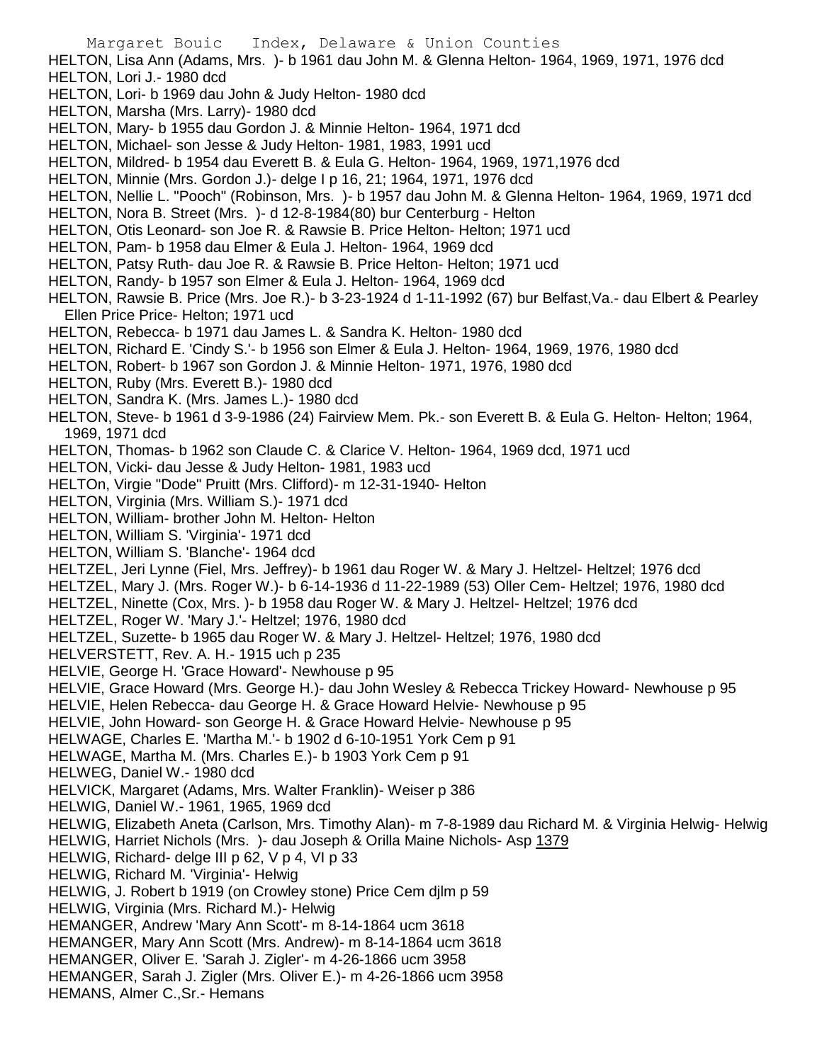HELTON, Lisa Ann (Adams, Mrs. )- b 1961 dau John M. & Glenna Helton- 1964, 1969, 1971, 1976 dcd
HELTON, Lori J.- 1980 dcd
HELTON, Lori- b 1969 dau John & Judy Helton- 1980 dcd
HELTON, Marsha (Mrs. Larry)- 1980 dcd
HELTON, Mary- b 1955 dau Gordon J. & Minnie Helton- 1964, 1971 dcd
HELTON, Michael- son Jesse & Judy Helton- 1981, 1983, 1991 ucd
HELTON, Mildred- b 1954 dau Everett B. & Eula G. Helton- 1964, 1969, 1971,1976 dcd
HELTON, Minnie (Mrs. Gordon J.)- delge I p 16, 21; 1964, 1971, 1976 dcd
HELTON, Nellie L. "Pooch" (Robinson, Mrs. )- b 1957 dau John M. & Glenna Helton- 1964, 1969, 1971 dcd
HELTON, Nora B. Street (Mrs. )- d 12-8-1984(80) bur Centerburg - Helton
HELTON, Otis Leonard- son Joe R. & Rawsie B. Price Helton- Helton; 1971 ucd
HELTON, Pam- b 1958 dau Elmer & Eula J. Helton- 1964, 1969 dcd
HELTON, Patsy Ruth- dau Joe R. & Rawsie B. Price Helton- Helton; 1971 ucd
HELTON, Randy- b 1957 son Elmer & Eula J. Helton- 1964, 1969 dcd
HELTON, Rawsie B. Price (Mrs. Joe R.)- b 3-23-1924 d 1-11-1992 (67) bur Belfast,Va.- dau Elbert & Pearley Ellen Price Price- Helton; 1971 ucd
HELTON, Rebecca- b 1971 dau James L. & Sandra K. Helton- 1980 dcd
HELTON, Richard E. 'Cindy S.'- b 1956 son Elmer & Eula J. Helton- 1964, 1969, 1976, 1980 dcd
HELTON, Robert- b 1967 son Gordon J. & Minnie Helton- 1971, 1976, 1980 dcd
HELTON, Ruby (Mrs. Everett B.)- 1980 dcd
HELTON, Sandra K. (Mrs. James L.)- 1980 dcd
HELTON, Steve- b 1961 d 3-9-1986 (24) Fairview Mem. Pk.- son Everett B. & Eula G. Helton- Helton; 1964, 1969, 1971 dcd
HELTON, Thomas- b 1962 son Claude C. & Clarice V. Helton- 1964, 1969 dcd, 1971 ucd
HELTON, Vicki- dau Jesse & Judy Helton- 1981, 1983 ucd
HELTOn, Virgie "Dode" Pruitt (Mrs. Clifford)- m 12-31-1940- Helton
HELTON, Virginia (Mrs. William S.)- 1971 dcd
HELTON, William- brother John M. Helton- Helton
HELTON, William S. 'Virginia'- 1971 dcd
HELTON, William S. 'Blanche'- 1964 dcd
HELTZEL, Jeri Lynne (Fiel, Mrs. Jeffrey)- b 1961 dau Roger W. & Mary J. Heltzel- Heltzel; 1976 dcd
HELTZEL, Mary J. (Mrs. Roger W.)- b 6-14-1936 d 11-22-1989 (53) Oller Cem- Heltzel; 1976, 1980 dcd
HELTZEL, Ninette (Cox, Mrs. )- b 1958 dau Roger W. & Mary J. Heltzel- Heltzel; 1976 dcd
HELTZEL, Roger W. 'Mary J.'- Heltzel; 1976, 1980 dcd
HELTZEL, Suzette- b 1965 dau Roger W. & Mary J. Heltzel- Heltzel; 1976, 1980 dcd
HELVERSTETT, Rev. A. H.- 1915 uch p 235
HELVIE, George H. 'Grace Howard'- Newhouse p 95
HELVIE, Grace Howard (Mrs. George H.)- dau John Wesley & Rebecca Trickey Howard- Newhouse p 95
HELVIE, Helen Rebecca- dau George H. & Grace Howard Helvie- Newhouse p 95
HELVIE, John Howard- son George H. & Grace Howard Helvie- Newhouse p 95
HELWAGE, Charles E. 'Martha M.'- b 1902 d 6-10-1951 York Cem p 91
HELWAGE, Martha M. (Mrs. Charles E.)- b 1903 York Cem p 91
HELWEG, Daniel W.- 1980 dcd
HELVICK, Margaret (Adams, Mrs. Walter Franklin)- Weiser p 386
HELWIG, Daniel W.- 1961, 1965, 1969 dcd
HELWIG, Elizabeth Aneta (Carlson, Mrs. Timothy Alan)- m 7-8-1989 dau Richard M. & Virginia Helwig- Helwig
HELWIG, Harriet Nichols (Mrs. )- dau Joseph & Orilla Maine Nichols- Asp 1379
HELWIG, Richard- delge III p 62, V p 4, VI p 33
HELWIG, Richard M. 'Virginia'- Helwig
HELWIG, J. Robert b 1919 (on Crowley stone) Price Cem djlm p 59
HELWIG, Virginia (Mrs. Richard M.)- Helwig
HEMANGER, Andrew 'Mary Ann Scott'- m 8-14-1864 ucm 3618
HEMANGER, Mary Ann Scott (Mrs. Andrew)- m 8-14-1864 ucm 3618
HEMANGER, Oliver E. 'Sarah J. Zigler'- m 4-26-1866 ucm 3958
HEMANGER, Sarah J. Zigler (Mrs. Oliver E.)- m 4-26-1866 ucm 3958
HEMANS, Almer C.,Sr.- Hemans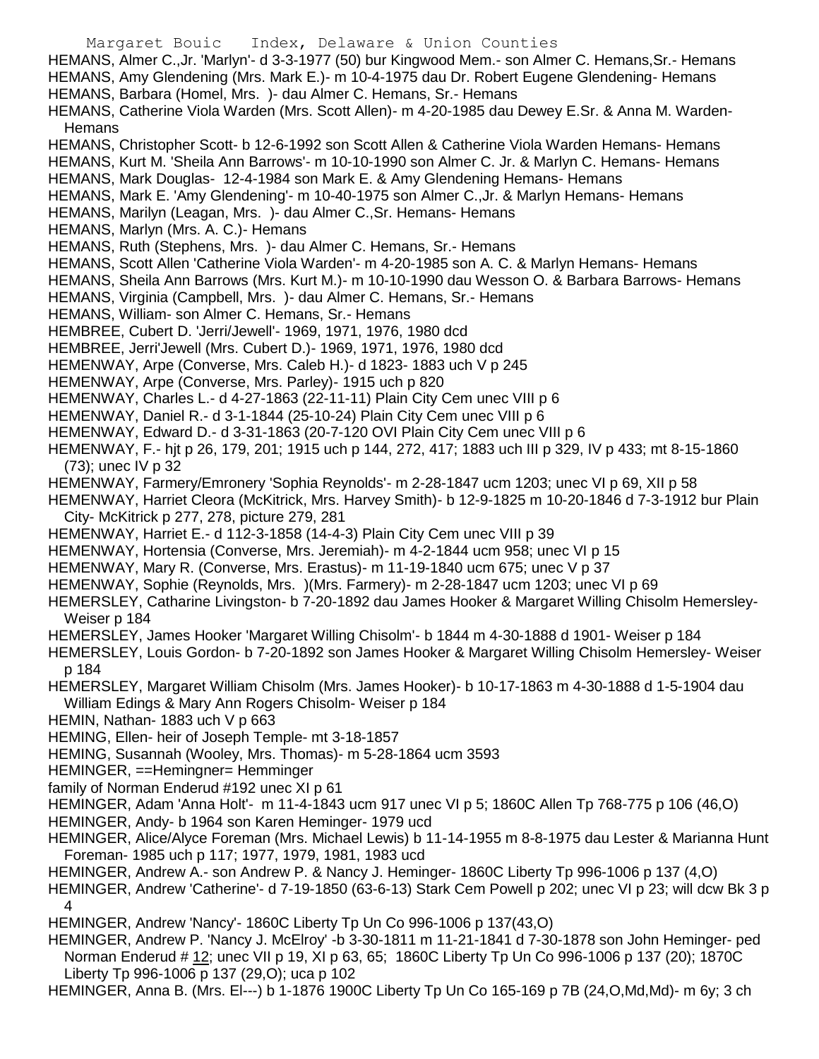HEMANS, Almer C.,Jr. 'Marlyn'- d 3-3-1977 (50) bur Kingwood Mem.- son Almer C. Hemans,Sr.- Hemans

HEMANS, Amy Glendening (Mrs. Mark E.)- m 10-4-1975 dau Dr. Robert Eugene Glendening- Hemans

HEMANS, Barbara (Homel, Mrs. )- dau Almer C. Hemans, Sr.- Hemans

HEMANS, Catherine Viola Warden (Mrs. Scott Allen)- m 4-20-1985 dau Dewey E.Sr. & Anna M. Warden- Hemans

HEMANS, Christopher Scott- b 12-6-1992 son Scott Allen & Catherine Viola Warden Hemans- Hemans

HEMANS, Kurt M. 'Sheila Ann Barrows'- m 10-10-1990 son Almer C. Jr. & Marlyn C. Hemans- Hemans

HEMANS, Mark Douglas- 12-4-1984 son Mark E. & Amy Glendening Hemans- Hemans

HEMANS, Mark E. 'Amy Glendening'- m 10-40-1975 son Almer C.,Jr. & Marlyn Hemans- Hemans

HEMANS, Marilyn (Leagan, Mrs. )- dau Almer C.,Sr. Hemans- Hemans

HEMANS, Marlyn (Mrs. A. C.)- Hemans

HEMANS, Ruth (Stephens, Mrs. )- dau Almer C. Hemans, Sr.- Hemans

HEMANS, Scott Allen 'Catherine Viola Warden'- m 4-20-1985 son A. C. & Marlyn Hemans- Hemans

HEMANS, Sheila Ann Barrows (Mrs. Kurt M.)- m 10-10-1990 dau Wesson O. & Barbara Barrows- Hemans

HEMANS, Virginia (Campbell, Mrs. )- dau Almer C. Hemans, Sr.- Hemans

HEMANS, William- son Almer C. Hemans, Sr.- Hemans

HEMBREE, Cubert D. 'Jerri/Jewell'- 1969, 1971, 1976, 1980 dcd

HEMBREE, Jerri'Jewell (Mrs. Cubert D.)- 1969, 1971, 1976, 1980 dcd

HEMENWAY, Arpe (Converse, Mrs. Caleb H.)- d 1823- 1883 uch V p 245

HEMENWAY, Arpe (Converse, Mrs. Parley)- 1915 uch p 820

HEMENWAY, Charles L.- d 4-27-1863 (22-11-11) Plain City Cem unec VIII p 6

HEMENWAY, Daniel R.- d 3-1-1844 (25-10-24) Plain City Cem unec VIII p 6

HEMENWAY, Edward D.- d 3-31-1863 (20-7-120 OVI Plain City Cem unec VIII p 6

HEMENWAY, F.- hjt p 26, 179, 201; 1915 uch p 144, 272, 417; 1883 uch III p 329, IV p 433; mt 8-15-1860 (73); unec IV p 32

HEMENWAY, Farmery/Emronery 'Sophia Reynolds'- m 2-28-1847 ucm 1203; unec VI p 69, XII p 58

HEMENWAY, Harriet Cleora (McKitrick, Mrs. Harvey Smith)- b 12-9-1825 m 10-20-1846 d 7-3-1912 bur Plain City- McKitrick p 277, 278, picture 279, 281

HEMENWAY, Harriet E.- d 112-3-1858 (14-4-3) Plain City Cem unec VIII p 39

HEMENWAY, Hortensia (Converse, Mrs. Jeremiah)- m 4-2-1844 ucm 958; unec VI p 15

HEMENWAY, Mary R. (Converse, Mrs. Erastus)- m 11-19-1840 ucm 675; unec V p 37

HEMENWAY, Sophie (Reynolds, Mrs. )(Mrs. Farmery)- m 2-28-1847 ucm 1203; unec VI p 69

HEMERSLEY, Catharine Livingston- b 7-20-1892 dau James Hooker & Margaret Willing Chisolm Hemersley- Weiser p 184

HEMERSLEY, James Hooker 'Margaret Willing Chisolm'- b 1844 m 4-30-1888 d 1901- Weiser p 184

HEMERSLEY, Louis Gordon- b 7-20-1892 son James Hooker & Margaret Willing Chisolm Hemersley- Weiser p 184

HEMERSLEY, Margaret William Chisolm (Mrs. James Hooker)- b 10-17-1863 m 4-30-1888 d 1-5-1904 dau William Edings & Mary Ann Rogers Chisolm- Weiser p 184

HEMIN, Nathan- 1883 uch V p 663

HEMING, Ellen- heir of Joseph Temple- mt 3-18-1857

HEMING, Susannah (Wooley, Mrs. Thomas)- m 5-28-1864 ucm 3593

HEMINGER, ==Hemingner= Hemminger

family of Norman Enderud #192 unec XI p 61

HEMINGER, Adam 'Anna Holt'- m 11-4-1843 ucm 917 unec VI p 5; 1860C Allen Tp 768-775 p 106 (46,O)

HEMINGER, Andy- b 1964 son Karen Heminger- 1979 ucd

HEMINGER, Alice/Alyce Foreman (Mrs. Michael Lewis) b 11-14-1955 m 8-8-1975 dau Lester & Marianna Hunt Foreman- 1985 uch p 117; 1977, 1979, 1981, 1983 ucd

HEMINGER, Andrew A.- son Andrew P. & Nancy J. Heminger- 1860C Liberty Tp 996-1006 p 137 (4,O)

HEMINGER, Andrew 'Catherine'- d 7-19-1850 (63-6-13) Stark Cem Powell p 202; unec VI p 23; will dcw Bk 3 p 4

HEMINGER, Andrew 'Nancy'- 1860C Liberty Tp Un Co 996-1006 p 137(43,O)

HEMINGER, Andrew P. 'Nancy J. McElroy' -b 3-30-1811 m 11-21-1841 d 7-30-1878 son John Heminger- ped Norman Enderud # 12; unec VII p 19, XI p 63, 65; 1860C Liberty Tp Un Co 996-1006 p 137 (20); 1870C Liberty Tp 996-1006 p 137 (29,O); uca p 102

HEMINGER, Anna B. (Mrs. El---) b 1-1876 1900C Liberty Tp Un Co 165-169 p 7B (24,O,Md,Md)- m 6y; 3 ch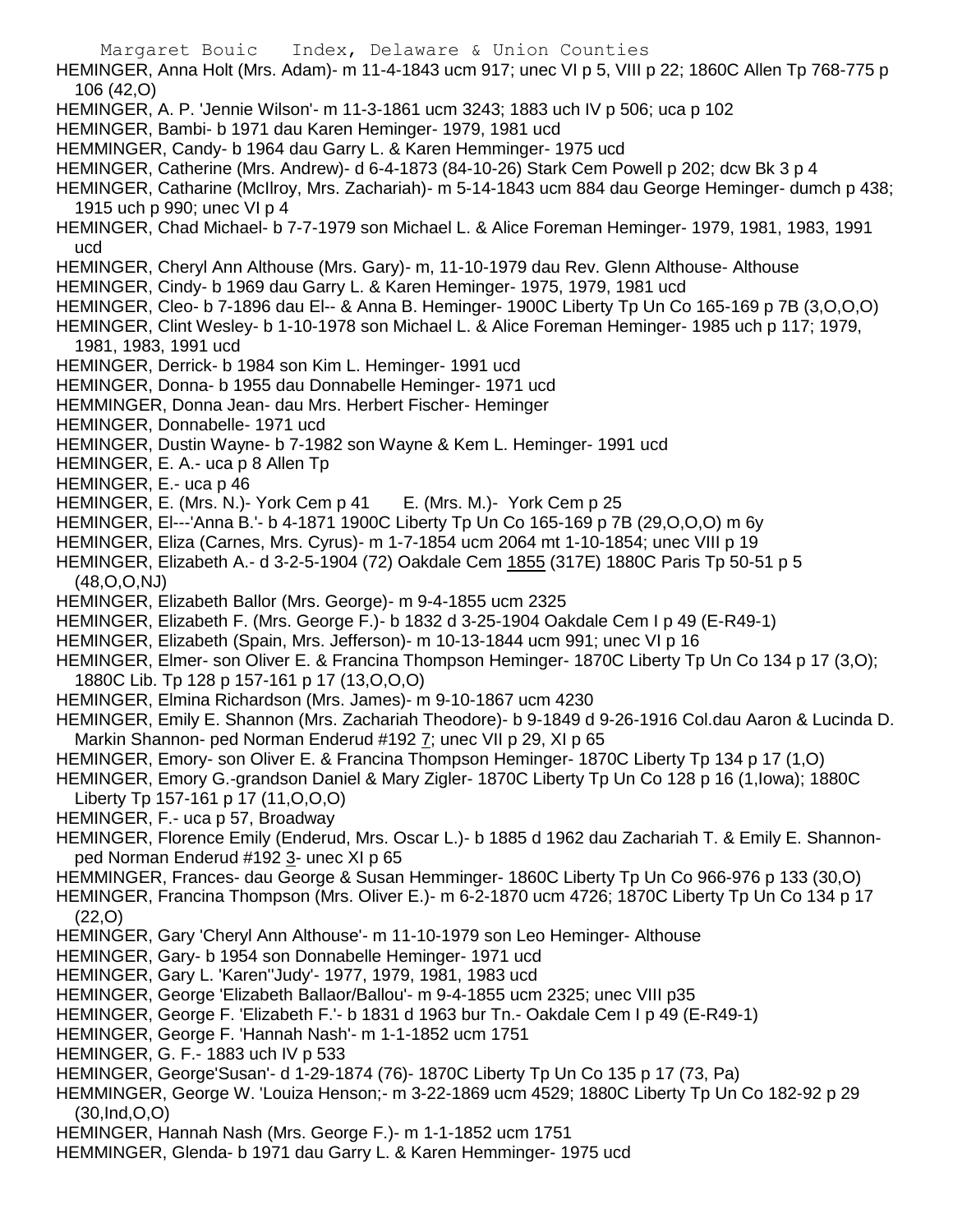HEMINGER, Anna Holt (Mrs. Adam)- m 11-4-1843 ucm 917; unec VI p 5, VIII p 22; 1860C Allen Tp 768-775 p 106 (42,O)

HEMINGER, A. P. 'Jennie Wilson'- m 11-3-1861 ucm 3243; 1883 uch IV p 506; uca p 102

HEMINGER, Bambi- b 1971 dau Karen Heminger- 1979, 1981 ucd

HEMMINGER, Candy- b 1964 dau Garry L. & Karen Hemminger- 1975 ucd

HEMINGER, Catherine (Mrs. Andrew)- d 6-4-1873 (84-10-26) Stark Cem Powell p 202; dcw Bk 3 p 4

HEMINGER, Catharine (McIlroy, Mrs. Zachariah)- m 5-14-1843 ucm 884 dau George Heminger- dumch p 438; 1915 uch p 990; unec VI p 4

HEMINGER, Chad Michael- b 7-7-1979 son Michael L. & Alice Foreman Heminger- 1979, 1981, 1983, 1991 ucd

HEMINGER, Cheryl Ann Althouse (Mrs. Gary)- m, 11-10-1979 dau Rev. Glenn Althouse- Althouse

HEMINGER, Cindy- b 1969 dau Garry L. & Karen Heminger- 1975, 1979, 1981 ucd

HEMINGER, Cleo- b 7-1896 dau El-- & Anna B. Heminger- 1900C Liberty Tp Un Co 165-169 p 7B (3,O,O,O)

HEMINGER, Clint Wesley- b 1-10-1978 son Michael L. & Alice Foreman Heminger- 1985 uch p 117; 1979, 1981, 1983, 1991 ucd

HEMINGER, Derrick- b 1984 son Kim L. Heminger- 1991 ucd

HEMINGER, Donna- b 1955 dau Donnabelle Heminger- 1971 ucd

HEMMINGER, Donna Jean- dau Mrs. Herbert Fischer- Heminger

HEMINGER, Donnabelle- 1971 ucd

HEMINGER, Dustin Wayne- b 7-1982 son Wayne & Kem L. Heminger- 1991 ucd

HEMINGER, E. A.- uca p 8 Allen Tp

HEMINGER, E.- uca p 46

HEMINGER, E. (Mrs. N.)- York Cem p 41       E. (Mrs. M.)- York Cem p 25

HEMINGER, El---'Anna B.'- b 4-1871 1900C Liberty Tp Un Co 165-169 p 7B (29,O,O,O) m 6y

HEMINGER, Eliza (Carnes, Mrs. Cyrus)- m 1-7-1854 ucm 2064 mt 1-10-1854; unec VIII p 19

HEMINGER, Elizabeth A.- d 3-2-5-1904 (72) Oakdale Cem 1855 (317E) 1880C Paris Tp 50-51 p 5 (48,O,O,NJ)

HEMINGER, Elizabeth Ballor (Mrs. George)- m 9-4-1855 ucm 2325

HEMINGER, Elizabeth F. (Mrs. George F.)- b 1832 d 3-25-1904 Oakdale Cem I p 49 (E-R49-1)

HEMINGER, Elizabeth (Spain, Mrs. Jefferson)- m 10-13-1844 ucm 991; unec VI p 16

HEMINGER, Elmer- son Oliver E. & Francina Thompson Heminger- 1870C Liberty Tp Un Co 134 p 17 (3,O); 1880C Lib. Tp 128 p 157-161 p 17 (13,O,O,O)

HEMINGER, Elmina Richardson (Mrs. James)- m 9-10-1867 ucm 4230

HEMINGER, Emily E. Shannon (Mrs. Zachariah Theodore)- b 9-1849 d 9-26-1916 Col.dau Aaron & Lucinda D. Markin Shannon- ped Norman Enderud #192 7; unec VII p 29, XI p 65

HEMINGER, Emory- son Oliver E. & Francina Thompson Heminger- 1870C Liberty Tp 134 p 17 (1,O)

HEMINGER, Emory G.-grandson Daniel & Mary Zigler- 1870C Liberty Tp Un Co 128 p 16 (1,Iowa); 1880C Liberty Tp 157-161 p 17 (11,O,O,O)

HEMINGER, F.- uca p 57, Broadway

HEMINGER, Florence Emily (Enderud, Mrs. Oscar L.)- b 1885 d 1962 dau Zachariah T. & Emily E. Shannon- ped Norman Enderud #192 3- unec XI p 65

HEMMINGER, Frances- dau George & Susan Hemminger- 1860C Liberty Tp Un Co 966-976 p 133 (30,O)

HEMINGER, Francina Thompson (Mrs. Oliver E.)- m 6-2-1870 ucm 4726; 1870C Liberty Tp Un Co 134 p 17 (22,O)

HEMINGER, Gary 'Cheryl Ann Althouse'- m 11-10-1979 son Leo Heminger- Althouse

HEMINGER, Gary- b 1954 son Donnabelle Heminger- 1971 ucd

HEMINGER, Gary L. 'Karen''Judy'- 1977, 1979, 1981, 1983 ucd

HEMINGER, George 'Elizabeth Ballaor/Ballou'- m 9-4-1855 ucm 2325; unec VIII p35

HEMINGER, George F. 'Elizabeth F.'- b 1831 d 1963 bur Tn.- Oakdale Cem I p 49 (E-R49-1)

HEMINGER, George F. 'Hannah Nash'- m 1-1-1852 ucm 1751

HEMINGER, G. F.- 1883 uch IV p 533

HEMINGER, George'Susan'- d 1-29-1874 (76)- 1870C Liberty Tp Un Co 135 p 17 (73, Pa)

HEMMINGER, George W. 'Louiza Henson;- m 3-22-1869 ucm 4529; 1880C Liberty Tp Un Co 182-92 p 29 (30,Ind,O,O)

HEMINGER, Hannah Nash (Mrs. George F.)- m 1-1-1852 ucm 1751

HEMMINGER, Glenda- b 1971 dau Garry L. & Karen Hemminger- 1975 ucd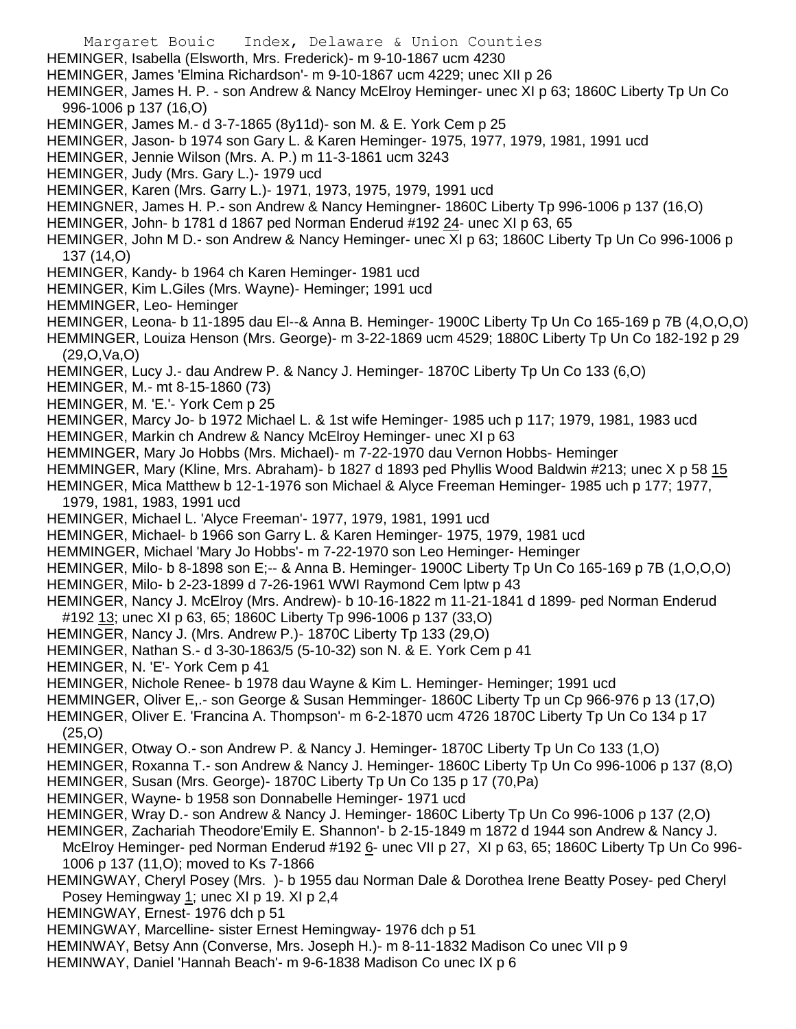HEMINGER, Isabella (Elsworth, Mrs. Frederick)- m 9-10-1867 ucm 4230

HEMINGER, James 'Elmina Richardson'- m 9-10-1867 ucm 4229; unec XII p 26

HEMINGER, James H. P. - son Andrew & Nancy McElroy Heminger- unec XI p 63; 1860C Liberty Tp Un Co 996-1006 p 137 (16,O)

HEMINGER, James M.- d 3-7-1865 (8y11d)- son M. & E. York Cem p 25

HEMINGER, Jason- b 1974 son Gary L. & Karen Heminger- 1975, 1977, 1979, 1981, 1991 ucd

HEMINGER, Jennie Wilson (Mrs. A. P.) m 11-3-1861 ucm 3243

HEMINGER, Judy (Mrs. Gary L.)- 1979 ucd

HEMINGER, Karen (Mrs. Garry L.)- 1971, 1973, 1975, 1979, 1991 ucd

HEMINGNER, James H. P.- son Andrew & Nancy Hemingner- 1860C Liberty Tp 996-1006 p 137 (16,O)

HEMINGER, John- b 1781 d 1867 ped Norman Enderud #192 24- unec XI p 63, 65

HEMINGER, John M D.- son Andrew & Nancy Heminger- unec XI p 63; 1860C Liberty Tp Un Co 996-1006 p 137 (14,O)

HEMINGER, Kandy- b 1964 ch Karen Heminger- 1981 ucd

HEMINGER, Kim L.Giles (Mrs. Wayne)- Heminger; 1991 ucd

HEMMINGER, Leo- Heminger

HEMINGER, Leona- b 11-1895 dau El--& Anna B. Heminger- 1900C Liberty Tp Un Co 165-169 p 7B (4,O,O,O)

HEMMINGER, Louiza Henson (Mrs. George)- m 3-22-1869 ucm 4529; 1880C Liberty Tp Un Co 182-192 p 29 (29,O,Va,O)

HEMINGER, Lucy J.- dau Andrew P. & Nancy J. Heminger- 1870C Liberty Tp Un Co 133 (6,O)

HEMINGER, M.- mt 8-15-1860 (73)

HEMINGER, M. 'E.'- York Cem p 25

HEMINGER, Marcy Jo- b 1972 Michael L. & 1st wife Heminger- 1985 uch p 117; 1979, 1981, 1983 ucd

HEMINGER, Markin ch Andrew & Nancy McElroy Heminger- unec XI p 63

HEMMINGER, Mary Jo Hobbs (Mrs. Michael)- m 7-22-1970 dau Vernon Hobbs- Heminger

HEMMINGER, Mary (Kline, Mrs. Abraham)- b 1827 d 1893 ped Phyllis Wood Baldwin #213; unec X p 58 15

HEMINGER, Mica Matthew b 12-1-1976 son Michael & Alyce Freeman Heminger- 1985 uch p 177; 1977, 1979, 1981, 1983, 1991 ucd

HEMINGER, Michael L. 'Alyce Freeman'- 1977, 1979, 1981, 1991 ucd

HEMINGER, Michael- b 1966 son Garry L. & Karen Heminger- 1975, 1979, 1981 ucd

HEMMINGER, Michael 'Mary Jo Hobbs'- m 7-22-1970 son Leo Heminger- Heminger

HEMINGER, Milo- b 8-1898 son E;-- & Anna B. Heminger- 1900C Liberty Tp Un Co 165-169 p 7B (1,O,O,O)

HEMINGER, Milo- b 2-23-1899 d 7-26-1961 WWI Raymond Cem lptw p 43

HEMINGER, Nancy J. McElroy (Mrs. Andrew)- b 10-16-1822 m 11-21-1841 d 1899- ped Norman Enderud #192 13; unec XI p 63, 65; 1860C Liberty Tp 996-1006 p 137 (33,O)

HEMINGER, Nancy J. (Mrs. Andrew P.)- 1870C Liberty Tp 133 (29,O)

HEMINGER, Nathan S.- d 3-30-1863/5 (5-10-32) son N. & E. York Cem p 41

HEMINGER, N. 'E'- York Cem p 41

HEMINGER, Nichole Renee- b 1978 dau Wayne & Kim L. Heminger- Heminger; 1991 ucd

HEMMINGER, Oliver E,.- son George & Susan Hemminger- 1860C Liberty Tp un Cp 966-976 p 13 (17,O)

HEMINGER, Oliver E. 'Francina A. Thompson'- m 6-2-1870 ucm 4726 1870C Liberty Tp Un Co 134 p 17 (25,O)

HEMINGER, Otway O.- son Andrew P. & Nancy J. Heminger- 1870C Liberty Tp Un Co 133 (1,O)

HEMINGER, Roxanna T.- son Andrew & Nancy J. Heminger- 1860C Liberty Tp Un Co 996-1006 p 137 (8,O)

HEMINGER, Susan (Mrs. George)- 1870C Liberty Tp Un Co 135 p 17 (70,Pa)

HEMINGER, Wayne- b 1958 son Donnabelle Heminger- 1971 ucd

HEMINGER, Wray D.- son Andrew & Nancy J. Heminger- 1860C Liberty Tp Un Co 996-1006 p 137 (2,O)

HEMINGER, Zachariah Theodore'Emily E. Shannon'- b 2-15-1849 m 1872 d 1944 son Andrew & Nancy J. McElroy Heminger- ped Norman Enderud #192 6- unec VII p 27, XI p 63, 65; 1860C Liberty Tp Un Co 996-1006 p 137 (11,O); moved to Ks 7-1866

HEMINGWAY, Cheryl Posey (Mrs. )- b 1955 dau Norman Dale & Dorothea Irene Beatty Posey- ped Cheryl Posey Hemingway 1; unec XI p 19. XI p 2,4

HEMINGWAY, Ernest- 1976 dch p 51

HEMINGWAY, Marcelline- sister Ernest Hemingway- 1976 dch p 51

HEMINWAY, Betsy Ann (Converse, Mrs. Joseph H.)- m 8-11-1832 Madison Co unec VII p 9

HEMINWAY, Daniel 'Hannah Beach'- m 9-6-1838 Madison Co unec IX p 6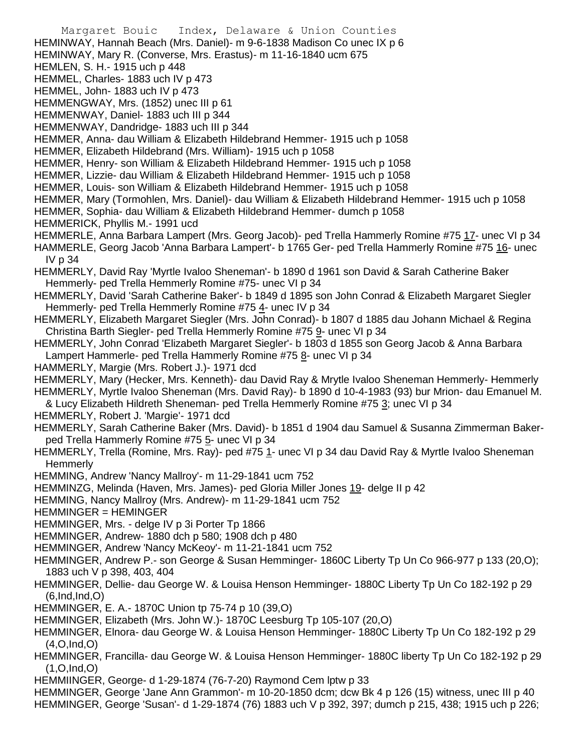HEMINWAY, Hannah Beach (Mrs. Daniel)- m 9-6-1838 Madison Co unec IX p 6
HEMINWAY, Mary R. (Converse, Mrs. Erastus)- m 11-16-1840 ucm 675
HEMLEN, S. H.- 1915 uch p 448
HEMMEL, Charles- 1883 uch IV p 473
HEMMEL, John- 1883 uch IV p 473
HEMMENGWAY, Mrs. (1852) unec III p 61
HEMMENWAY, Daniel- 1883 uch III p 344
HEMMENWAY, Dandridge- 1883 uch III p 344
HEMMER, Anna- dau William & Elizabeth Hildebrand Hemmer- 1915 uch p 1058
HEMMER, Elizabeth Hildebrand (Mrs. William)- 1915 uch p 1058
HEMMER, Henry- son William & Elizabeth Hildebrand Hemmer- 1915 uch p 1058
HEMMER, Lizzie- dau William & Elizabeth Hildebrand Hemmer- 1915 uch p 1058
HEMMER, Louis- son William & Elizabeth Hildebrand Hemmer- 1915 uch p 1058
HEMMER, Mary (Tormohlen, Mrs. Daniel)- dau William & Elizabeth Hildebrand Hemmer- 1915 uch p 1058
HEMMER, Sophia- dau William & Elizabeth Hildebrand Hemmer- dumch p 1058
HEMMERICK, Phyllis M.- 1991 ucd
HEMMERLE, Anna Barbara Lampert (Mrs. Georg Jacob)- ped Trella Hammerly Romine #75 17- unec VI p 34
HAMMERLE, Georg Jacob 'Anna Barbara Lampert'- b 1765 Ger- ped Trella Hammerly Romine #75 16- unec IV p 34
HEMMERLY, David Ray 'Myrtle Ivaloo Sheneman'- b 1890 d 1961 son David & Sarah Catherine Baker Hemmerly- ped Trella Hemmerly Romine #75- unec VI p 34
HEMMERLY, David 'Sarah Catherine Baker'- b 1849 d 1895 son John Conrad & Elizabeth Margaret Siegler Hemmerly- ped Trella Hemmerly Romine #75 4- unec IV p 34
HEMMERLY, Elizabeth Margaret Siegler (Mrs. John Conrad)- b 1807 d 1885 dau Johann Michael & Regina Christina Barth Siegler- ped Trella Hemmerly Romine #75 9- unec VI p 34
HEMMERLY, John Conrad 'Elizabeth Margaret Siegler'- b 1803 d 1855 son Georg Jacob & Anna Barbara Lampert Hammerle- ped Trella Hammerly Romine #75 8- unec VI p 34
HAMMERLY, Margie (Mrs. Robert J.)- 1971 dcd
HEMMERLY, Mary (Hecker, Mrs. Kenneth)- dau David Ray & Mrytle Ivaloo Sheneman Hemmerly- Hemmerly
HEMMERLY, Myrtle Ivaloo Sheneman (Mrs. David Ray)- b 1890 d 10-4-1983 (93) bur Mrion- dau Emanuel M. & Lucy Elizabeth Hildreth Sheneman- ped Trella Hemmerly Romine #75 3; unec VI p 34
HEMMERLY, Robert J. 'Margie'- 1971 dcd
HEMMERLY, Sarah Catherine Baker (Mrs. David)- b 1851 d 1904 dau Samuel & Susanna Zimmerman Baker- ped Trella Hammerly Romine #75 5- unec VI p 34
HEMMERLY, Trella (Romine, Mrs. Ray)- ped #75 1- unec VI p 34 dau David Ray & Myrtle Ivaloo Sheneman Hemmerly
HEMMING, Andrew 'Nancy Mallroy'- m 11-29-1841 ucm 752
HEMMINZG, Melinda (Haven, Mrs. James)- ped Gloria Miller Jones 19- delge II p 42
HEMMING, Nancy Mallroy (Mrs. Andrew)- m 11-29-1841 ucm 752
HEMMINGER = HEMINGER
HEMMINGER, Mrs. - delge IV p 3i Porter Tp 1866
HEMMINGER, Andrew- 1880 dch p 580; 1908 dch p 480
HEMMINGER, Andrew 'Nancy McKeoy'- m 11-21-1841 ucm 752
HEMMINGER, Andrew P.- son George & Susan Hemminger- 1860C Liberty Tp Un Co 966-977 p 133 (20,O); 1883 uch V p 398, 403, 404
HEMMINGER, Dellie- dau George W. & Louisa Henson Hemminger- 1880C Liberty Tp Un Co 182-192 p 29 (6,Ind,Ind,O)
HEMMINGER, E. A.- 1870C Union tp 75-74 p 10 (39,O)
HEMMINGER, Elizabeth (Mrs. John W.)- 1870C Leesburg Tp 105-107 (20,O)
HEMMINGER, Elnora- dau George W. & Louisa Henson Hemminger- 1880C Liberty Tp Un Co 182-192 p 29 (4,O,Ind,O)
HEMMINGER, Francilla- dau George W. & Louisa Henson Hemminger- 1880C liberty Tp Un Co 182-192 p 29 (1,O,Ind,O)
HEMMIINGER, George- d 1-29-1874 (76-7-20) Raymond Cem lptw p 33
HEMMINGER, George 'Jane Ann Grammon'- m 10-20-1850 dcm; dcw Bk 4 p 126 (15) witness, unec III p 40
HEMMINGER, George 'Susan'- d 1-29-1874 (76) 1883 uch V p 392, 397; dumch p 215, 438; 1915 uch p 226;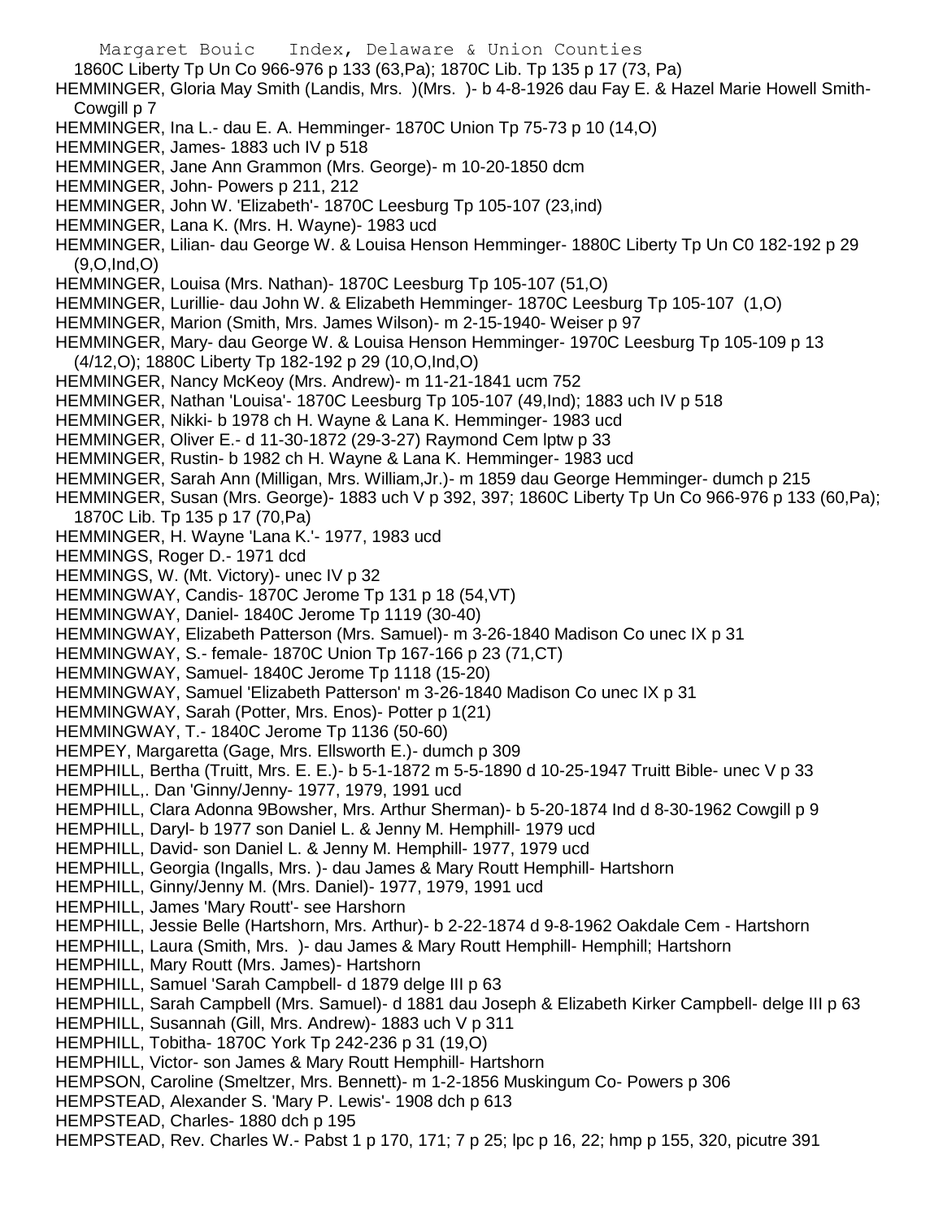1860C Liberty Tp Un Co 966-976 p 133 (63,Pa); 1870C Lib. Tp 135 p 17 (73, Pa)

HEMMINGER, Gloria May Smith (Landis, Mrs. )(Mrs. )- b 4-8-1926 dau Fay E. & Hazel Marie Howell Smith-Cowgill p 7

HEMMINGER, Ina L.- dau E. A. Hemminger- 1870C Union Tp 75-73 p 10 (14,O)

HEMMINGER, James- 1883 uch IV p 518

HEMMINGER, Jane Ann Grammon (Mrs. George)- m 10-20-1850 dcm

HEMMINGER, John- Powers p 211, 212

HEMMINGER, John W. 'Elizabeth'- 1870C Leesburg Tp 105-107 (23,ind)

HEMMINGER, Lana K. (Mrs. H. Wayne)- 1983 ucd

HEMMINGER, Lilian- dau George W. & Louisa Henson Hemminger- 1880C Liberty Tp Un C0 182-192 p 29 (9,O,Ind,O)

HEMMINGER, Louisa (Mrs. Nathan)- 1870C Leesburg Tp 105-107 (51,O)

HEMMINGER, Lurillie- dau John W. & Elizabeth Hemminger- 1870C Leesburg Tp 105-107 (1,O)

HEMMINGER, Marion (Smith, Mrs. James Wilson)- m 2-15-1940- Weiser p 97

HEMMINGER, Mary- dau George W. & Louisa Henson Hemminger- 1970C Leesburg Tp 105-109 p 13 (4/12,O); 1880C Liberty Tp 182-192 p 29 (10,O,Ind,O)

HEMMINGER, Nancy McKeoy (Mrs. Andrew)- m 11-21-1841 ucm 752

HEMMINGER, Nathan 'Louisa'- 1870C Leesburg Tp 105-107 (49,Ind); 1883 uch IV p 518

HEMMINGER, Nikki- b 1978 ch H. Wayne & Lana K. Hemminger- 1983 ucd

HEMMINGER, Oliver E.- d 11-30-1872 (29-3-27) Raymond Cem lptw p 33

HEMMINGER, Rustin- b 1982 ch H. Wayne & Lana K. Hemminger- 1983 ucd

HEMMINGER, Sarah Ann (Milligan, Mrs. William,Jr.)- m 1859 dau George Hemminger- dumch p 215

HEMMINGER, Susan (Mrs. George)- 1883 uch V p 392, 397; 1860C Liberty Tp Un Co 966-976 p 133 (60,Pa); 1870C Lib. Tp 135 p 17 (70,Pa)

HEMMINGER, H. Wayne 'Lana K.'- 1977, 1983 ucd

HEMMINGS, Roger D.- 1971 dcd

HEMMINGS, W. (Mt. Victory)- unec IV p 32

HEMMINGWAY, Candis- 1870C Jerome Tp 131 p 18 (54,VT)

HEMMINGWAY, Daniel- 1840C Jerome Tp 1119 (30-40)

HEMMINGWAY, Elizabeth Patterson (Mrs. Samuel)- m 3-26-1840 Madison Co unec IX p 31

HEMMINGWAY, S.- female- 1870C Union Tp 167-166 p 23 (71,CT)

HEMMINGWAY, Samuel- 1840C Jerome Tp 1118 (15-20)

HEMMINGWAY, Samuel 'Elizabeth Patterson' m 3-26-1840 Madison Co unec IX p 31

HEMMINGWAY, Sarah (Potter, Mrs. Enos)- Potter p 1(21)

HEMMINGWAY, T.- 1840C Jerome Tp 1136 (50-60)

HEMPEY, Margaretta (Gage, Mrs. Ellsworth E.)- dumch p 309

HEMPHILL, Bertha (Truitt, Mrs. E. E.)- b 5-1-1872 m 5-5-1890 d 10-25-1947 Truitt Bible- unec V p 33

HEMPHILL,. Dan 'Ginny/Jenny- 1977, 1979, 1991 ucd

HEMPHILL, Clara Adonna 9Bowsher, Mrs. Arthur Sherman)- b 5-20-1874 Ind d 8-30-1962 Cowgill p 9

HEMPHILL, Daryl- b 1977 son Daniel L. & Jenny M. Hemphill- 1979 ucd

HEMPHILL, David- son Daniel L. & Jenny M. Hemphill- 1977, 1979 ucd

HEMPHILL, Georgia (Ingalls, Mrs. )- dau James & Mary Routt Hemphill- Hartshorn

HEMPHILL, Ginny/Jenny M. (Mrs. Daniel)- 1977, 1979, 1991 ucd

HEMPHILL, James 'Mary Routt'- see Harshorn

HEMPHILL, Jessie Belle (Hartshorn, Mrs. Arthur)- b 2-22-1874 d 9-8-1962 Oakdale Cem - Hartshorn

HEMPHILL, Laura (Smith, Mrs. )- dau James & Mary Routt Hemphill- Hemphill; Hartshorn

HEMPHILL, Mary Routt (Mrs. James)- Hartshorn

HEMPHILL, Samuel 'Sarah Campbell- d 1879 delge III p 63

HEMPHILL, Sarah Campbell (Mrs. Samuel)- d 1881 dau Joseph & Elizabeth Kirker Campbell- delge III p 63

HEMPHILL, Susannah (Gill, Mrs. Andrew)- 1883 uch V p 311

HEMPHILL, Tobitha- 1870C York Tp 242-236 p 31 (19,O)

HEMPHILL, Victor- son James & Mary Routt Hemphill- Hartshorn

HEMPSON, Caroline (Smeltzer, Mrs. Bennett)- m 1-2-1856 Muskingum Co- Powers p 306

HEMPSTEAD, Alexander S. 'Mary P. Lewis'- 1908 dch p 613

HEMPSTEAD, Charles- 1880 dch p 195

HEMPSTEAD, Rev. Charles W.- Pabst 1 p 170, 171; 7 p 25; lpc p 16, 22; hmp p 155, 320, picutre 391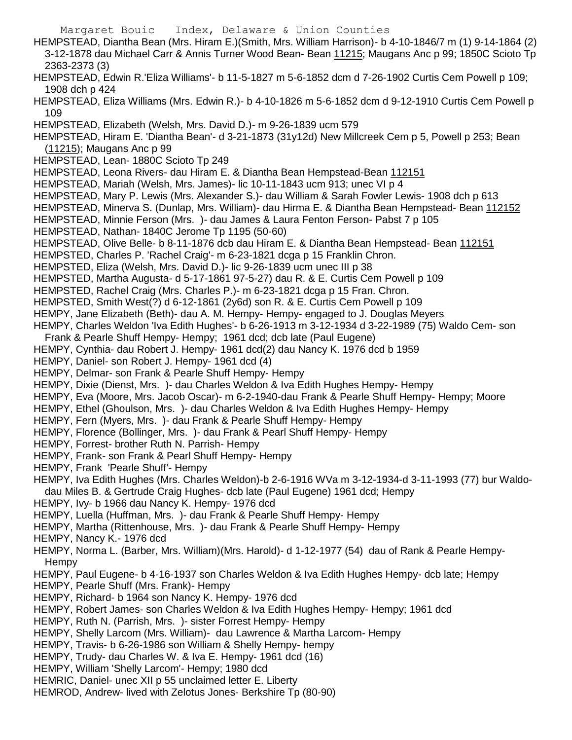HEMPSTEAD, Diantha Bean (Mrs. Hiram E.)(Smith, Mrs. William Harrison)- b 4-10-1846/7 m (1) 9-14-1864 (2) 3-12-1878 dau Michael Carr & Annis Turner Wood Bean- Bean 11215; Maugans Anc p 99; 1850C Scioto Tp 2363-2373 (3)

HEMPSTEAD, Edwin R.'Eliza Williams'- b 11-5-1827 m 5-6-1852 dcm d 7-26-1902 Curtis Cem Powell p 109; 1908 dch p 424

HEMPSTEAD, Eliza Williams (Mrs. Edwin R.)- b 4-10-1826 m 5-6-1852 dcm d 9-12-1910 Curtis Cem Powell p 109

HEMPSTEAD, Elizabeth (Welsh, Mrs. David D.)- m 9-26-1839 ucm 579

HEMPSTEAD, Hiram E. 'Diantha Bean'- d 3-21-1873 (31y12d) New Millcreek Cem p 5, Powell p 253; Bean (11215); Maugans Anc p 99

HEMPSTEAD, Lean- 1880C Scioto Tp 249

HEMPSTEAD, Leona Rivers- dau Hiram E. & Diantha Bean Hempstead-Bean 112151

HEMPSTEAD, Mariah (Welsh, Mrs. James)- lic 10-11-1843 ucm 913; unec VI p 4

HEMPSTEAD, Mary P. Lewis (Mrs. Alexander S.)- dau William & Sarah Fowler Lewis- 1908 dch p 613

HEMPSTEAD, Minerva S. (Dunlap, Mrs. William)- dau Hirma E. & Diantha Bean Hempstead- Bean 112152

HEMPSTEAD, Minnie Ferson (Mrs. )- dau James & Laura Fenton Ferson- Pabst 7 p 105

HEMPSTEAD, Nathan- 1840C Jerome Tp 1195 (50-60)

HEMPSTEAD, Olive Belle- b 8-11-1876 dcb dau Hiram E. & Diantha Bean Hempstead- Bean 112151

HEMPSTED, Charles P. 'Rachel Craig'- m 6-23-1821 dcga p 15 Franklin Chron.

HEMPSTED, Eliza (Welsh, Mrs. David D.)- lic 9-26-1839 ucm unec III p 38

HEMPSTED, Martha Augusta- d 5-17-1861 97-5-27) dau R. & E. Curtis Cem Powell p 109

HEMPSTED, Rachel Craig (Mrs. Charles P.)- m 6-23-1821 dcga p 15 Fran. Chron.

HEMPSTED, Smith West(?) d 6-12-1861 (2y6d) son R. & E. Curtis Cem Powell p 109

HEMPY, Jane Elizabeth (Beth)- dau A. M. Hempy- Hempy- engaged to J. Douglas Meyers

HEMPY, Charles Weldon 'Iva Edith Hughes'- b 6-26-1913 m 3-12-1934 d 3-22-1989 (75) Waldo Cem- son Frank & Pearle Shuff Hempy- Hempy; 1961 dcd; dcb late (Paul Eugene)

HEMPY, Cynthia- dau Robert J. Hempy- 1961 dcd(2) dau Nancy K. 1976 dcd b 1959

HEMPY, Daniel- son Robert J. Hempy- 1961 dcd (4)

HEMPY, Delmar- son Frank & Pearle Shuff Hempy- Hempy

HEMPY, Dixie (Dienst, Mrs. )- dau Charles Weldon & Iva Edith Hughes Hempy- Hempy

HEMPY, Eva (Moore, Mrs. Jacob Oscar)- m 6-2-1940-dau Frank & Pearle Shuff Hempy- Hempy; Moore

HEMPY, Ethel (Ghoulson, Mrs. )- dau Charles Weldon & Iva Edith Hughes Hempy- Hempy

HEMPY, Fern (Myers, Mrs. )- dau Frank & Pearle Shuff Hempy- Hempy

HEMPY, Florence (Bollinger, Mrs. )- dau Frank & Pearl Shuff Hempy- Hempy

HEMPY, Forrest- brother Ruth N. Parrish- Hempy

HEMPY, Frank- son Frank & Pearl Shuff Hempy- Hempy

HEMPY, Frank 'Pearle Shuff'- Hempy

HEMPY, Iva Edith Hughes (Mrs. Charles Weldon)-b 2-6-1916 WVa m 3-12-1934-d 3-11-1993 (77) bur Waldo-dau Miles B. & Gertrude Craig Hughes- dcb late (Paul Eugene) 1961 dcd; Hempy

HEMPY, Ivy- b 1966 dau Nancy K. Hempy- 1976 dcd

HEMPY, Luella (Huffman, Mrs. )- dau Frank & Pearle Shuff Hempy- Hempy

HEMPY, Martha (Rittenhouse, Mrs. )- dau Frank & Pearle Shuff Hempy- Hempy

HEMPY, Nancy K.- 1976 dcd

HEMPY, Norma L. (Barber, Mrs. William)(Mrs. Harold)- d 1-12-1977 (54) dau of Rank & Pearle Hempy- Hempy

HEMPY, Paul Eugene- b 4-16-1937 son Charles Weldon & Iva Edith Hughes Hempy- dcb late; Hempy

HEMPY, Pearle Shuff (Mrs. Frank)- Hempy

HEMPY, Richard- b 1964 son Nancy K. Hempy- 1976 dcd

HEMPY, Robert James- son Charles Weldon & Iva Edith Hughes Hempy- Hempy; 1961 dcd

HEMPY, Ruth N. (Parrish, Mrs. )- sister Forrest Hempy- Hempy

HEMPY, Shelly Larcom (Mrs. William)- dau Lawrence & Martha Larcom- Hempy

HEMPY, Travis- b 6-26-1986 son William & Shelly Hempy- hempy

HEMPY, Trudy- dau Charles W. & Iva E. Hempy- 1961 dcd (16)

HEMPY, William 'Shelly Larcom'- Hempy; 1980 dcd

HEMRIC, Daniel- unec XII p 55 unclaimed letter E. Liberty

HEMROD, Andrew- lived with Zelotus Jones- Berkshire Tp (80-90)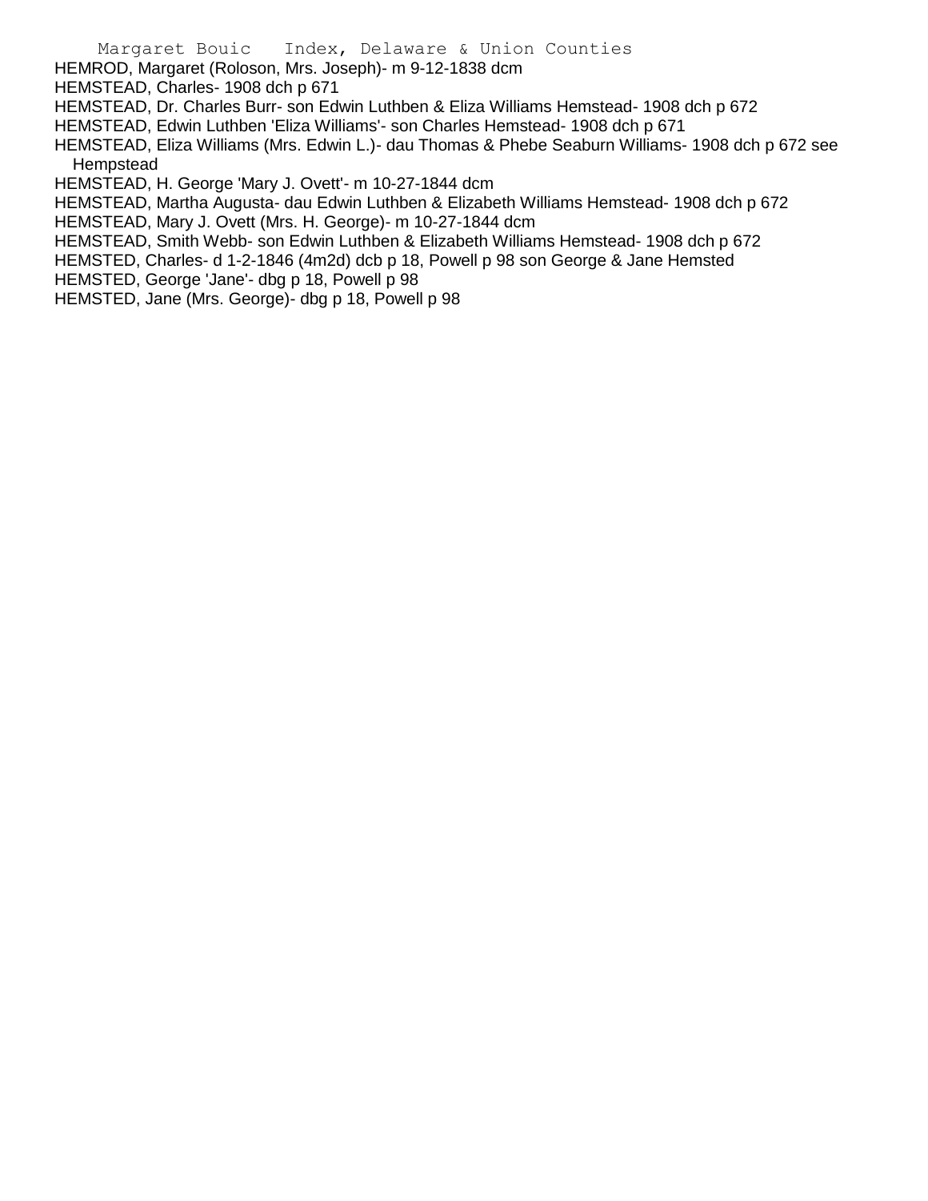HEMROD, Margaret (Roloson, Mrs. Joseph)- m 9-12-1838 dcm

HEMSTEAD, Charles- 1908 dch p 671

HEMSTEAD, Dr. Charles Burr- son Edwin Luthben & Eliza Williams Hemstead- 1908 dch p 672

HEMSTEAD, Edwin Luthben 'Eliza Williams'- son Charles Hemstead- 1908 dch p 671

HEMSTEAD, Eliza Williams (Mrs. Edwin L.)- dau Thomas & Phebe Seaburn Williams- 1908 dch p 672 see Hempstead

HEMSTEAD, H. George 'Mary J. Ovett'- m 10-27-1844 dcm

HEMSTEAD, Martha Augusta- dau Edwin Luthben & Elizabeth Williams Hemstead- 1908 dch p 672

HEMSTEAD, Mary J. Ovett (Mrs. H. George)- m 10-27-1844 dcm

HEMSTEAD, Smith Webb- son Edwin Luthben & Elizabeth Williams Hemstead- 1908 dch p 672

HEMSTED, Charles- d 1-2-1846 (4m2d) dcb p 18, Powell p 98 son George & Jane Hemsted

HEMSTED, George 'Jane'- dbg p 18, Powell p 98

HEMSTED, Jane (Mrs. George)- dbg p 18, Powell p 98